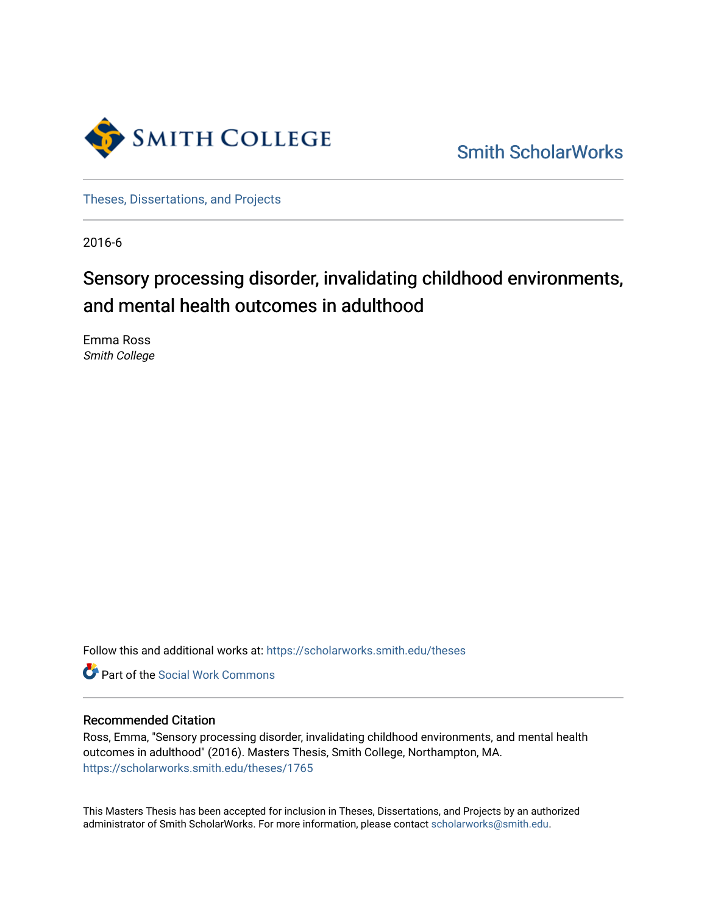Smith College

Smith ScholarWorks

Theses, Dissertations, and Projects

2016-6

# Sensory processing disorder, invalidating childhood environments, and mental health outcomes in adulthood

Emma Ross
*Smith College*

Follow this and additional works at: https://scholarworks.smith.edu/theses

Part of the Social Work Commons

## Recommended Citation

Ross, Emma, "Sensory processing disorder, invalidating childhood environments, and mental health outcomes in adulthood" (2016). Masters Thesis, Smith College, Northampton, MA.
https://scholarworks.smith.edu/theses/1765

This Masters Thesis has been accepted for inclusion in Theses, Dissertations, and Projects by an authorized administrator of Smith ScholarWorks. For more information, please contact scholarworks@smith.edu.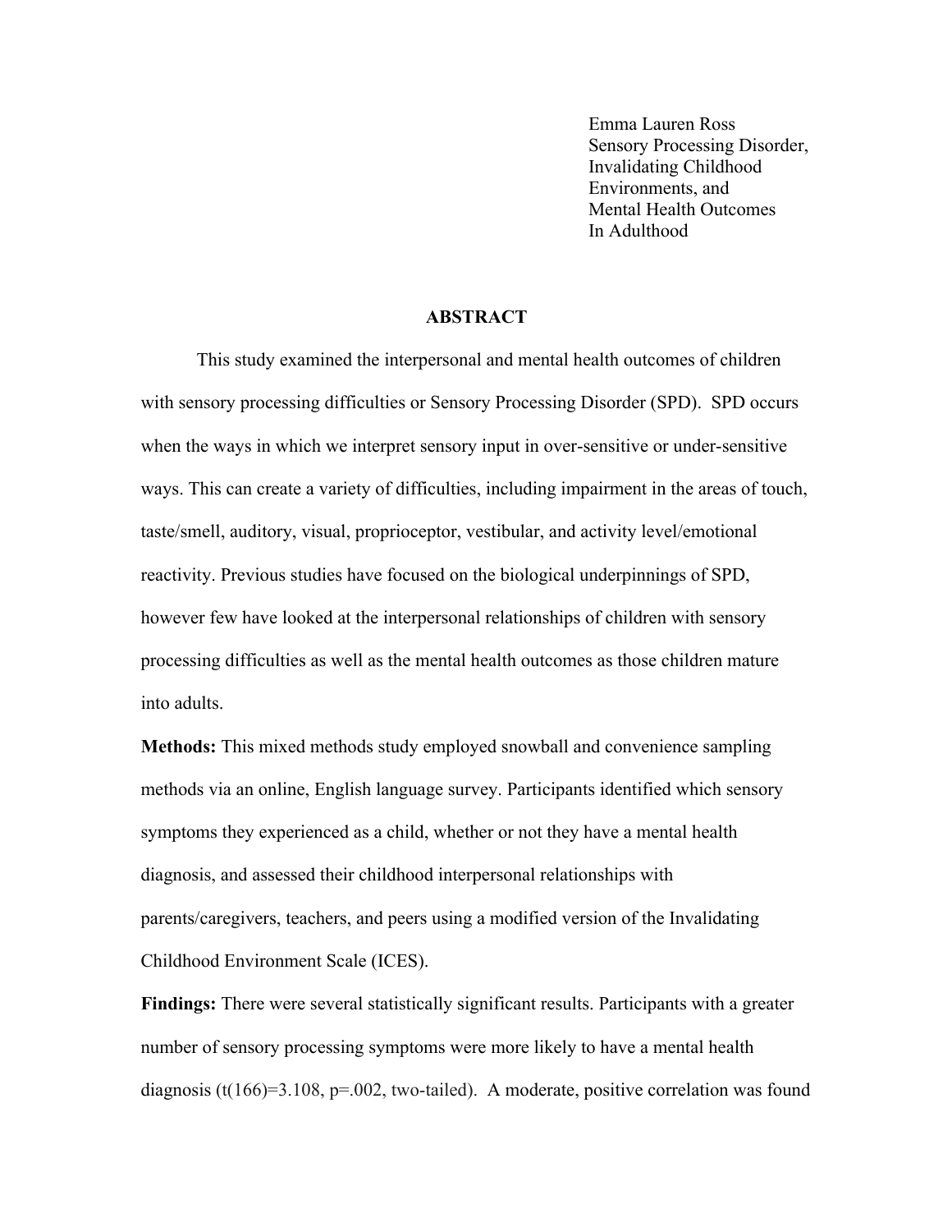Emma Lauren Ross
Sensory Processing Disorder,
Invalidating Childhood
Environments, and
Mental Health Outcomes
In Adulthood

## ABSTRACT

This study examined the interpersonal and mental health outcomes of children with sensory processing difficulties or Sensory Processing Disorder (SPD). SPD occurs when the ways in which we interpret sensory input in over-sensitive or under-sensitive ways. This can create a variety of difficulties, including impairment in the areas of touch, taste/smell, auditory, visual, proprioceptor, vestibular, and activity level/emotional reactivity. Previous studies have focused on the biological underpinnings of SPD, however few have looked at the interpersonal relationships of children with sensory processing difficulties as well as the mental health outcomes as those children mature into adults.

**Methods:** This mixed methods study employed snowball and convenience sampling methods via an online, English language survey. Participants identified which sensory symptoms they experienced as a child, whether or not they have a mental health diagnosis, and assessed their childhood interpersonal relationships with parents/caregivers, teachers, and peers using a modified version of the Invalidating Childhood Environment Scale (ICES).

**Findings:** There were several statistically significant results. Participants with a greater number of sensory processing symptoms were more likely to have a mental health diagnosis ($t(166)=3.108$, $p=.002$, two-tailed). A moderate, positive correlation was found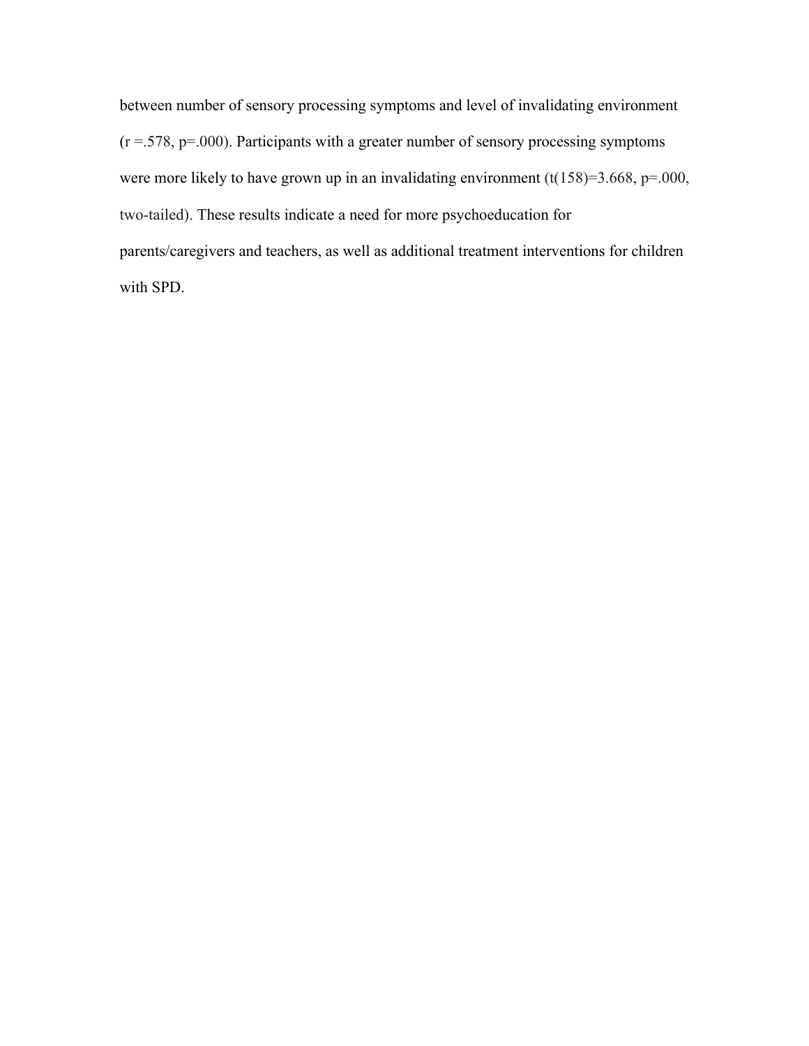between number of sensory processing symptoms and level of invalidating environment ($r = .578$, $p = .000$). Participants with a greater number of sensory processing symptoms were more likely to have grown up in an invalidating environment ($t(158) = 3.668$, $p = .000$, two-tailed). These results indicate a need for more psychoeducation for parents/caregivers and teachers, as well as additional treatment interventions for children with SPD.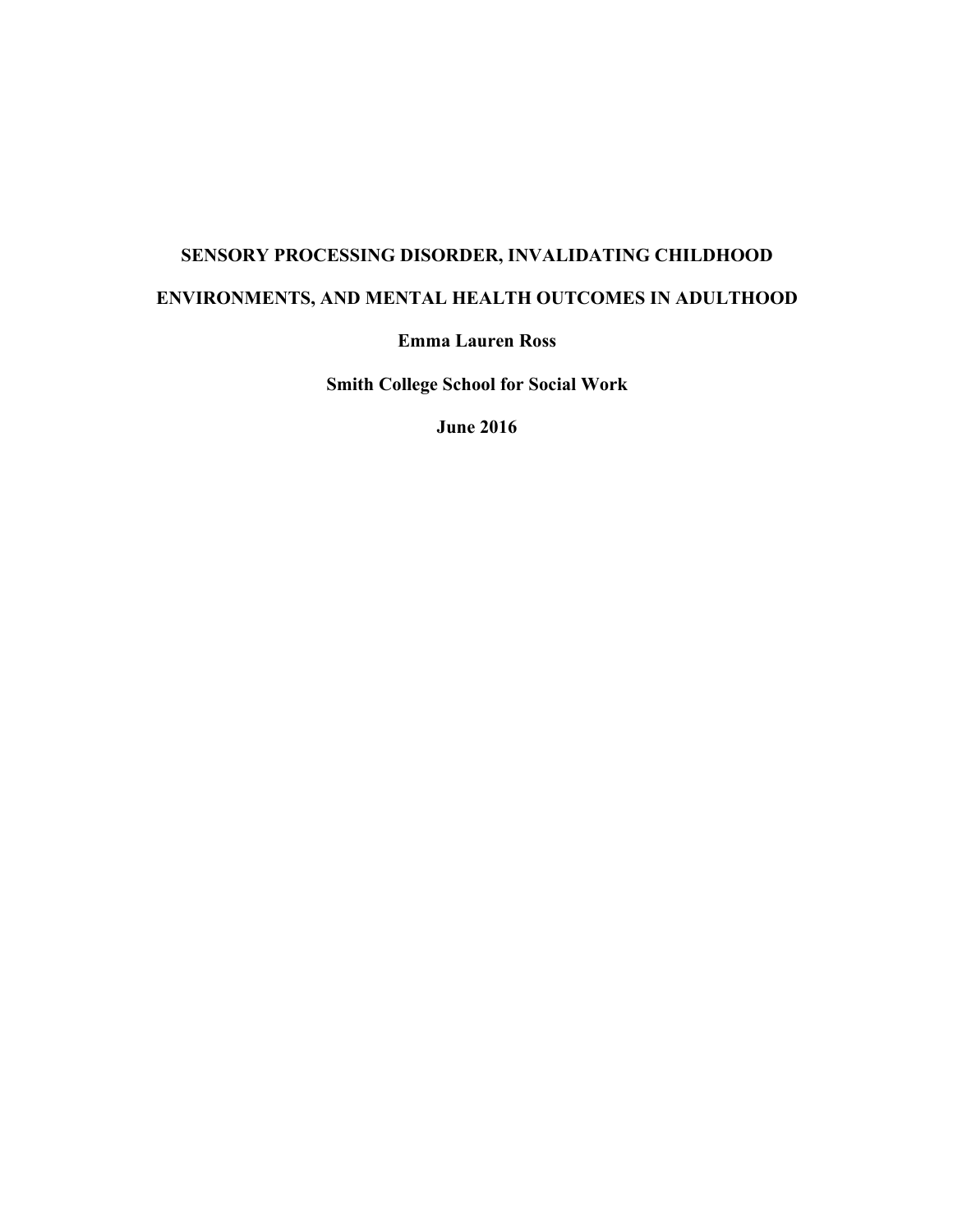**SENSORY PROCESSING DISORDER, INVALIDATING CHILDHOOD ENVIRONMENTS, AND MENTAL HEALTH OUTCOMES IN ADULTHOOD**

**Emma Lauren Ross**

**Smith College School for Social Work**

**June 2016**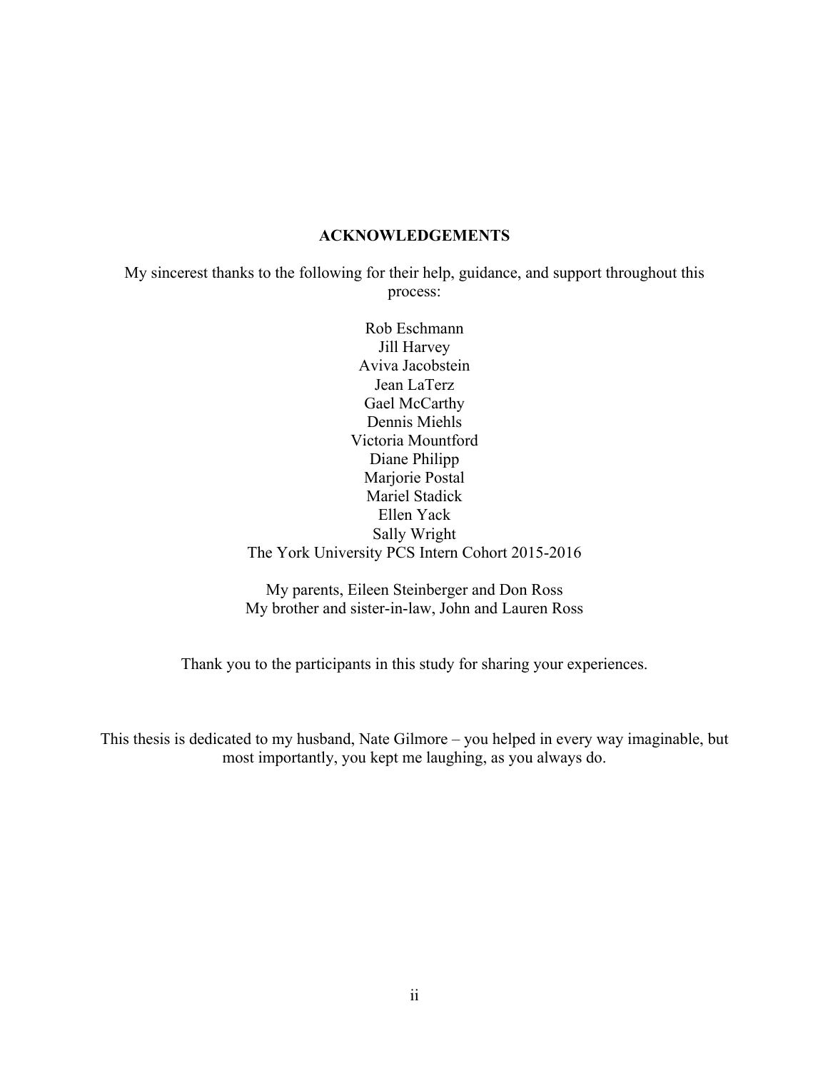# ACKNOWLEDGEMENTS

My sincerest thanks to the following for their help, guidance, and support throughout this process:

Rob Eschmann  
Jill Harvey  
Aviva Jacobstein  
Jean LaTerz  
Gael McCarthy  
Dennis Miehls  
Victoria Mountford  
Diane Philipp  
Marjorie Postal  
Mariel Stadick  
Ellen Yack  
Sally Wright  
The York University PCS Intern Cohort 2015-2016

My parents, Eileen Steinberger and Don Ross  
My brother and sister-in-law, John and Lauren Ross

Thank you to the participants in this study for sharing your experiences.

This thesis is dedicated to my husband, Nate Gilmore – you helped in every way imaginable, but most importantly, you kept me laughing, as you always do.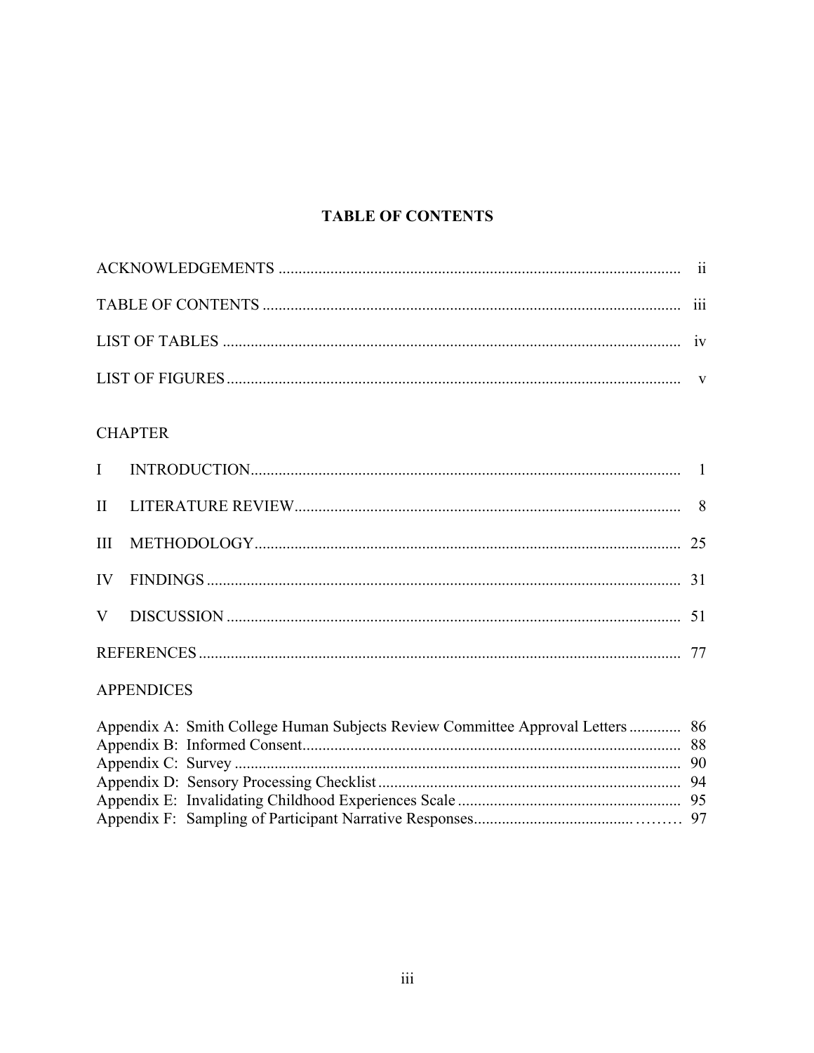# TABLE OF CONTENTS

| | |
|---|---|
| ACKNOWLEDGEMENTS | ii |
| TABLE OF CONTENTS | iii |
| LIST OF TABLES | iv |
| LIST OF FIGURES | v |

CHAPTER

| | | |
|---|---|---|
| I | INTRODUCTION | 1 |
| II | LITERATURE REVIEW | 8 |
| III | METHODOLOGY | 25 |
| IV | FINDINGS | 31 |
| V | DISCUSSION | 51 |
| | REFERENCES | 77 |

APPENDICES

| | |
|---|---|
| Appendix A: Smith College Human Subjects Review Committee Approval Letters | 86 |
| Appendix B: Informed Consent | 88 |
| Appendix C: Survey | 90 |
| Appendix D: Sensory Processing Checklist | 94 |
| Appendix E: Invalidating Childhood Experiences Scale | 95 |
| Appendix F: Sampling of Participant Narrative Responses | 97 |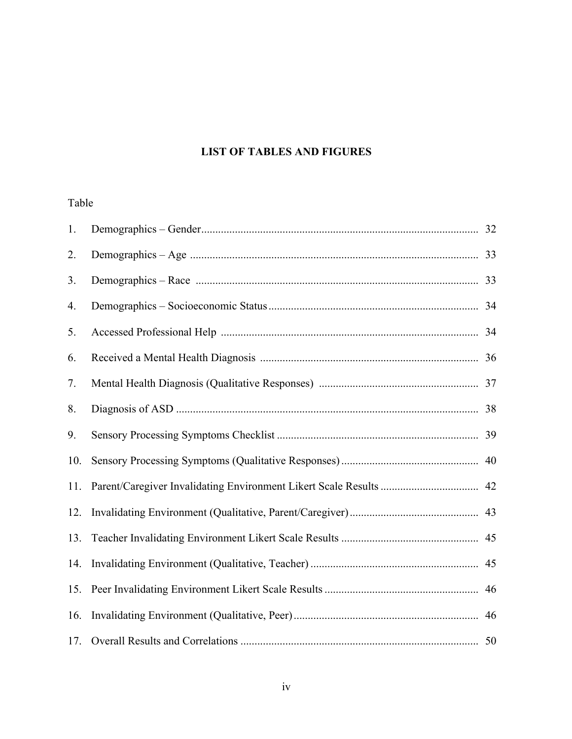# LIST OF TABLES AND FIGURES

Table

| | | |
|---|---|---|
| 1. | Demographics – Gender | 32 |
| 2. | Demographics – Age | 33 |
| 3. | Demographics – Race | 33 |
| 4. | Demographics – Socioeconomic Status | 34 |
| 5. | Accessed Professional Help | 34 |
| 6. | Received a Mental Health Diagnosis | 36 |
| 7. | Mental Health Diagnosis (Qualitative Responses) | 37 |
| 8. | Diagnosis of ASD | 38 |
| 9. | Sensory Processing Symptoms Checklist | 39 |
| 10. | Sensory Processing Symptoms (Qualitative Responses) | 40 |
| 11. | Parent/Caregiver Invalidating Environment Likert Scale Results | 42 |
| 12. | Invalidating Environment (Qualitative, Parent/Caregiver) | 43 |
| 13. | Teacher Invalidating Environment Likert Scale Results | 45 |
| 14. | Invalidating Environment (Qualitative, Teacher) | 45 |
| 15. | Peer Invalidating Environment Likert Scale Results | 46 |
| 16. | Invalidating Environment (Qualitative, Peer) | 46 |
| 17. | Overall Results and Correlations | 50 |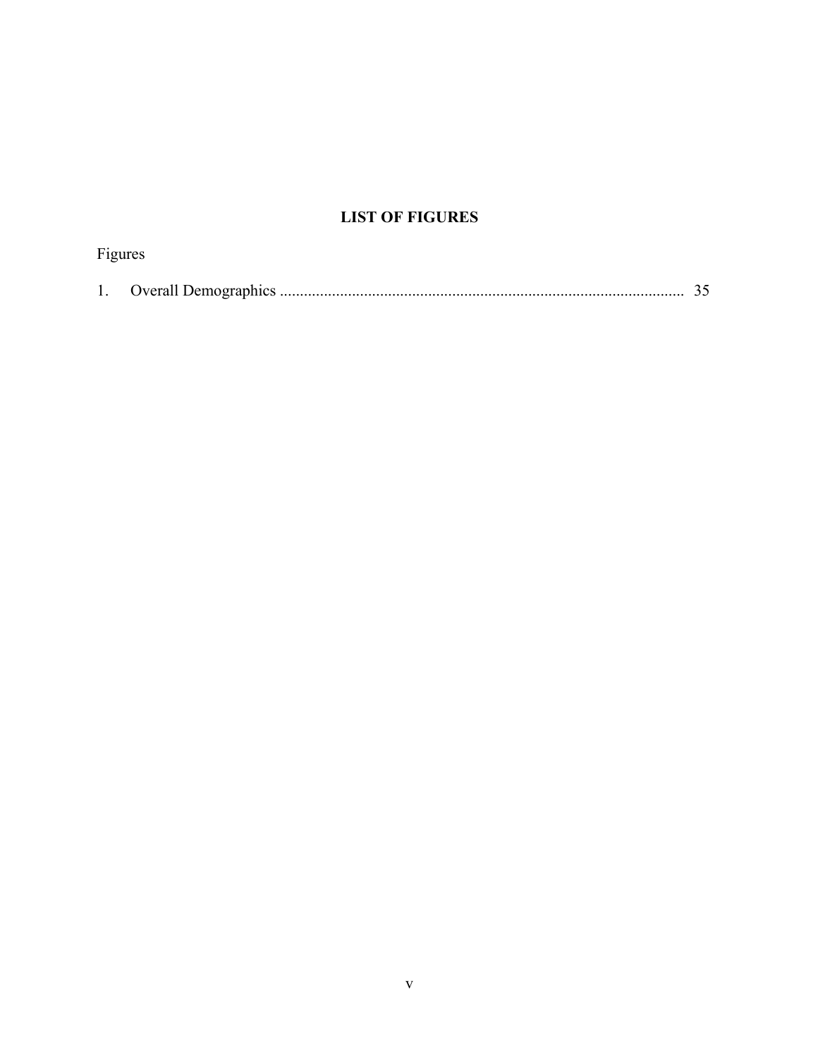# LIST OF FIGURES

Figures

1. Overall Demographics .................................................................................................... 35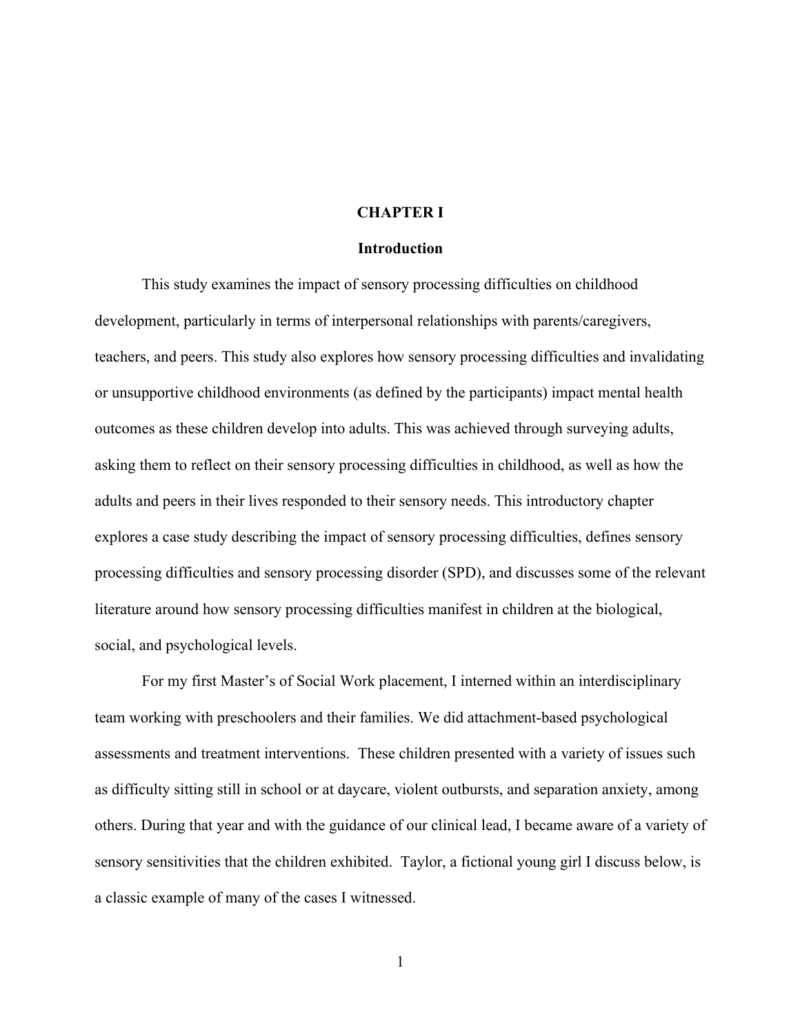# CHAPTER I

## Introduction

This study examines the impact of sensory processing difficulties on childhood development, particularly in terms of interpersonal relationships with parents/caregivers, teachers, and peers. This study also explores how sensory processing difficulties and invalidating or unsupportive childhood environments (as defined by the participants) impact mental health outcomes as these children develop into adults. This was achieved through surveying adults, asking them to reflect on their sensory processing difficulties in childhood, as well as how the adults and peers in their lives responded to their sensory needs. This introductory chapter explores a case study describing the impact of sensory processing difficulties, defines sensory processing difficulties and sensory processing disorder (SPD), and discusses some of the relevant literature around how sensory processing difficulties manifest in children at the biological, social, and psychological levels.

For my first Master's of Social Work placement, I interned within an interdisciplinary team working with preschoolers and their families. We did attachment-based psychological assessments and treatment interventions. These children presented with a variety of issues such as difficulty sitting still in school or at daycare, violent outbursts, and separation anxiety, among others. During that year and with the guidance of our clinical lead, I became aware of a variety of sensory sensitivities that the children exhibited. Taylor, a fictional young girl I discuss below, is a classic example of many of the cases I witnessed.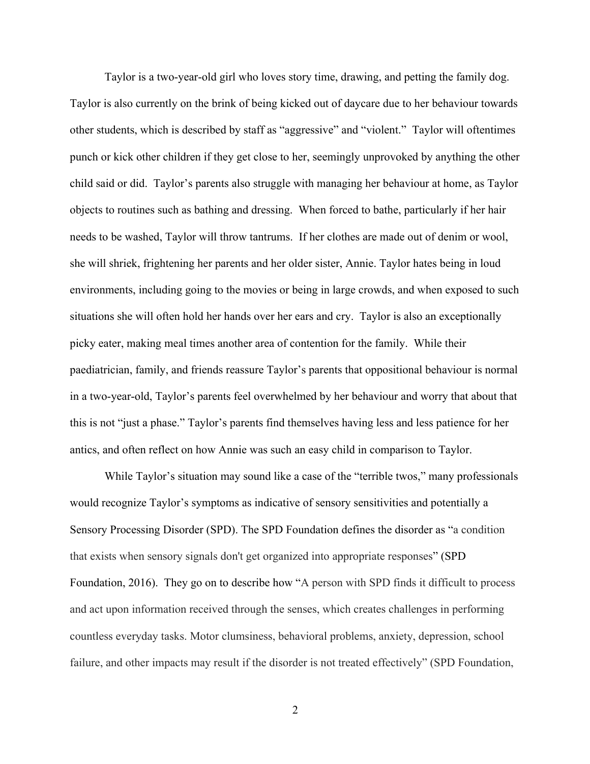Taylor is a two-year-old girl who loves story time, drawing, and petting the family dog. Taylor is also currently on the brink of being kicked out of daycare due to her behaviour towards other students, which is described by staff as "aggressive" and "violent." Taylor will oftentimes punch or kick other children if they get close to her, seemingly unprovoked by anything the other child said or did. Taylor's parents also struggle with managing her behaviour at home, as Taylor objects to routines such as bathing and dressing. When forced to bathe, particularly if her hair needs to be washed, Taylor will throw tantrums. If her clothes are made out of denim or wool, she will shriek, frightening her parents and her older sister, Annie. Taylor hates being in loud environments, including going to the movies or being in large crowds, and when exposed to such situations she will often hold her hands over her ears and cry. Taylor is also an exceptionally picky eater, making meal times another area of contention for the family. While their paediatrician, family, and friends reassure Taylor's parents that oppositional behaviour is normal in a two-year-old, Taylor's parents feel overwhelmed by her behaviour and worry that about that this is not "just a phase." Taylor's parents find themselves having less and less patience for her antics, and often reflect on how Annie was such an easy child in comparison to Taylor.

While Taylor's situation may sound like a case of the "terrible twos," many professionals would recognize Taylor's symptoms as indicative of sensory sensitivities and potentially a Sensory Processing Disorder (SPD). The SPD Foundation defines the disorder as "a condition that exists when sensory signals don't get organized into appropriate responses" (SPD Foundation, 2016). They go on to describe how "A person with SPD finds it difficult to process and act upon information received through the senses, which creates challenges in performing countless everyday tasks. Motor clumsiness, behavioral problems, anxiety, depression, school failure, and other impacts may result if the disorder is not treated effectively" (SPD Foundation,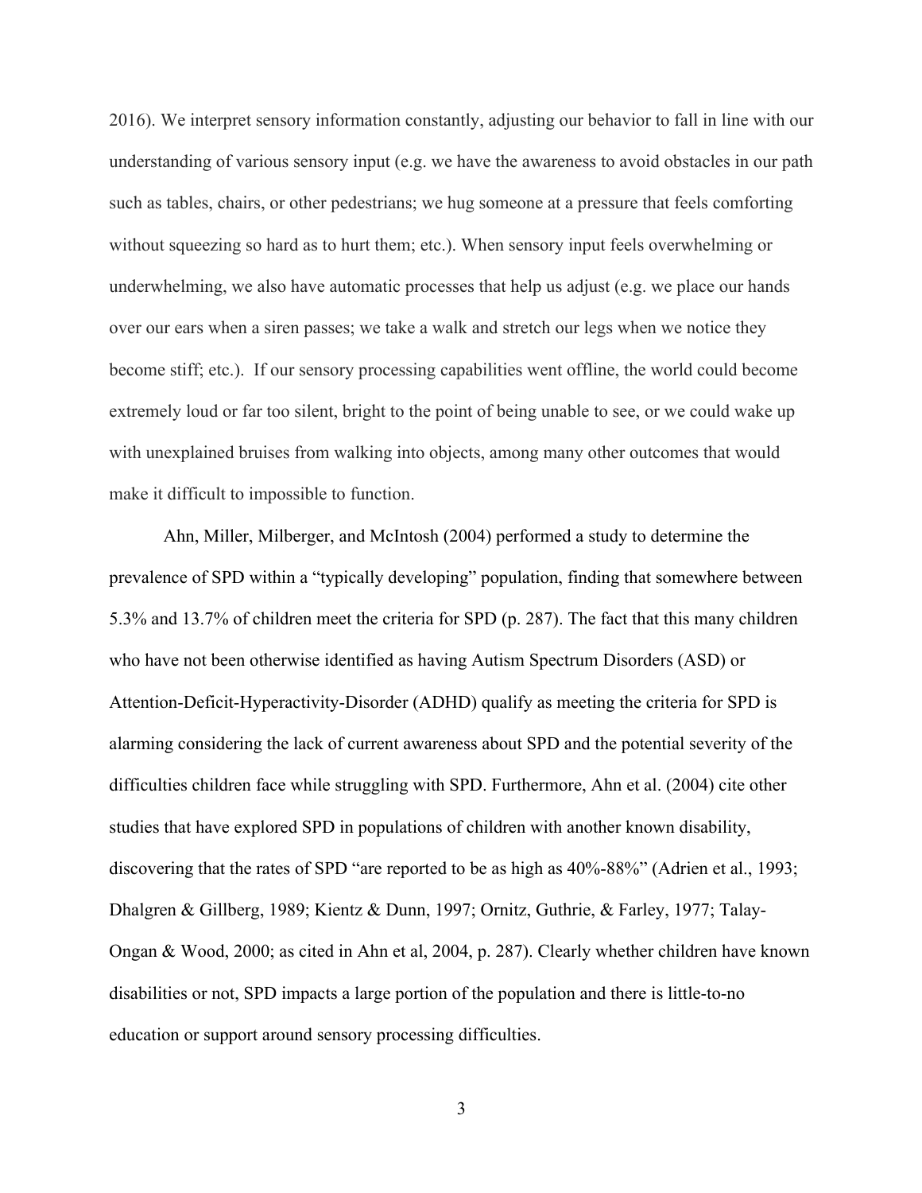2016). We interpret sensory information constantly, adjusting our behavior to fall in line with our understanding of various sensory input (e.g. we have the awareness to avoid obstacles in our path such as tables, chairs, or other pedestrians; we hug someone at a pressure that feels comforting without squeezing so hard as to hurt them; etc.). When sensory input feels overwhelming or underwhelming, we also have automatic processes that help us adjust (e.g. we place our hands over our ears when a siren passes; we take a walk and stretch our legs when we notice they become stiff; etc.). If our sensory processing capabilities went offline, the world could become extremely loud or far too silent, bright to the point of being unable to see, or we could wake up with unexplained bruises from walking into objects, among many other outcomes that would make it difficult to impossible to function.

Ahn, Miller, Milberger, and McIntosh (2004) performed a study to determine the prevalence of SPD within a "typically developing" population, finding that somewhere between 5.3% and 13.7% of children meet the criteria for SPD (p. 287). The fact that this many children who have not been otherwise identified as having Autism Spectrum Disorders (ASD) or Attention-Deficit-Hyperactivity-Disorder (ADHD) qualify as meeting the criteria for SPD is alarming considering the lack of current awareness about SPD and the potential severity of the difficulties children face while struggling with SPD. Furthermore, Ahn et al. (2004) cite other studies that have explored SPD in populations of children with another known disability, discovering that the rates of SPD "are reported to be as high as 40%-88%" (Adrien et al., 1993; Dhalgren & Gillberg, 1989; Kientz & Dunn, 1997; Ornitz, Guthrie, & Farley, 1977; Talay-Ongan & Wood, 2000; as cited in Ahn et al, 2004, p. 287). Clearly whether children have known disabilities or not, SPD impacts a large portion of the population and there is little-to-no education or support around sensory processing difficulties.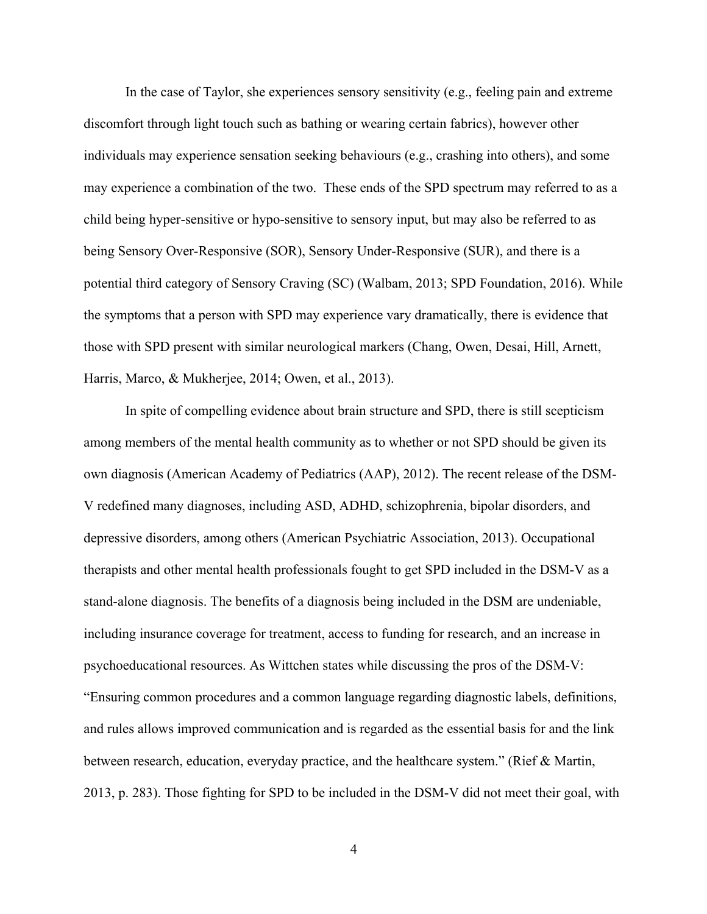In the case of Taylor, she experiences sensory sensitivity (e.g., feeling pain and extreme discomfort through light touch such as bathing or wearing certain fabrics), however other individuals may experience sensation seeking behaviours (e.g., crashing into others), and some may experience a combination of the two.  These ends of the SPD spectrum may referred to as a child being hyper-sensitive or hypo-sensitive to sensory input, but may also be referred to as being Sensory Over-Responsive (SOR), Sensory Under-Responsive (SUR), and there is a potential third category of Sensory Craving (SC) (Walbam, 2013; SPD Foundation, 2016). While the symptoms that a person with SPD may experience vary dramatically, there is evidence that those with SPD present with similar neurological markers (Chang, Owen, Desai, Hill, Arnett, Harris, Marco, & Mukherjee, 2014; Owen, et al., 2013).

In spite of compelling evidence about brain structure and SPD, there is still scepticism among members of the mental health community as to whether or not SPD should be given its own diagnosis (American Academy of Pediatrics (AAP), 2012). The recent release of the DSM-V redefined many diagnoses, including ASD, ADHD, schizophrenia, bipolar disorders, and depressive disorders, among others (American Psychiatric Association, 2013). Occupational therapists and other mental health professionals fought to get SPD included in the DSM-V as a stand-alone diagnosis. The benefits of a diagnosis being included in the DSM are undeniable, including insurance coverage for treatment, access to funding for research, and an increase in psychoeducational resources. As Wittchen states while discussing the pros of the DSM-V: "Ensuring common procedures and a common language regarding diagnostic labels, definitions, and rules allows improved communication and is regarded as the essential basis for and the link between research, education, everyday practice, and the healthcare system." (Rief & Martin, 2013, p. 283). Those fighting for SPD to be included in the DSM-V did not meet their goal, with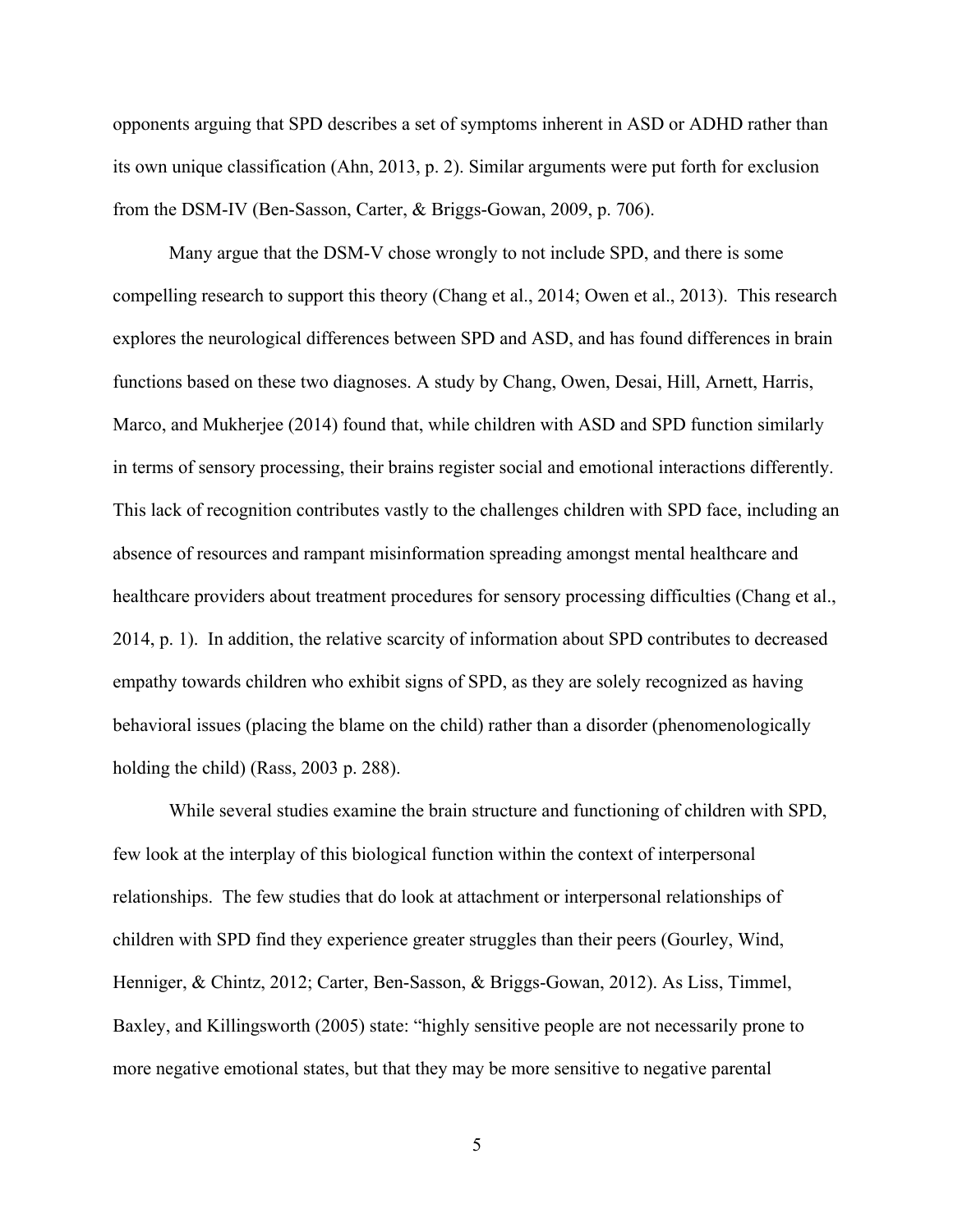opponents arguing that SPD describes a set of symptoms inherent in ASD or ADHD rather than its own unique classification (Ahn, 2013, p. 2). Similar arguments were put forth for exclusion from the DSM-IV (Ben-Sasson, Carter, & Briggs-Gowan, 2009, p. 706).

Many argue that the DSM-V chose wrongly to not include SPD, and there is some compelling research to support this theory (Chang et al., 2014; Owen et al., 2013). This research explores the neurological differences between SPD and ASD, and has found differences in brain functions based on these two diagnoses. A study by Chang, Owen, Desai, Hill, Arnett, Harris, Marco, and Mukherjee (2014) found that, while children with ASD and SPD function similarly in terms of sensory processing, their brains register social and emotional interactions differently. This lack of recognition contributes vastly to the challenges children with SPD face, including an absence of resources and rampant misinformation spreading amongst mental healthcare and healthcare providers about treatment procedures for sensory processing difficulties (Chang et al., 2014, p. 1). In addition, the relative scarcity of information about SPD contributes to decreased empathy towards children who exhibit signs of SPD, as they are solely recognized as having behavioral issues (placing the blame on the child) rather than a disorder (phenomenologically holding the child) (Rass, 2003 p. 288).

While several studies examine the brain structure and functioning of children with SPD, few look at the interplay of this biological function within the context of interpersonal relationships. The few studies that do look at attachment or interpersonal relationships of children with SPD find they experience greater struggles than their peers (Gourley, Wind, Henniger, & Chintz, 2012; Carter, Ben-Sasson, & Briggs-Gowan, 2012). As Liss, Timmel, Baxley, and Killingsworth (2005) state: "highly sensitive people are not necessarily prone to more negative emotional states, but that they may be more sensitive to negative parental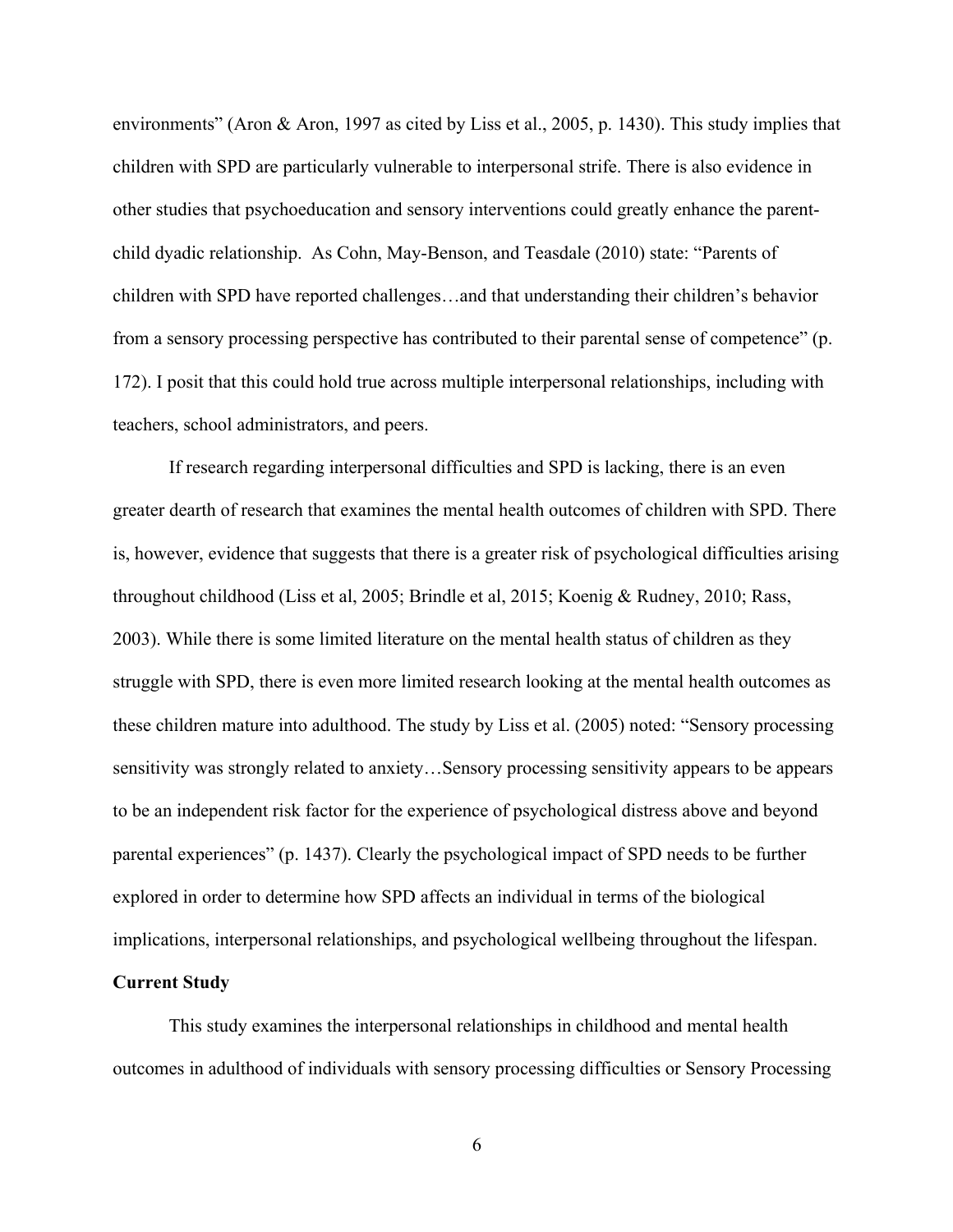environments" (Aron & Aron, 1997 as cited by Liss et al., 2005, p. 1430). This study implies that children with SPD are particularly vulnerable to interpersonal strife. There is also evidence in other studies that psychoeducation and sensory interventions could greatly enhance the parent-child dyadic relationship. As Cohn, May-Benson, and Teasdale (2010) state: "Parents of children with SPD have reported challenges…and that understanding their children's behavior from a sensory processing perspective has contributed to their parental sense of competence" (p. 172). I posit that this could hold true across multiple interpersonal relationships, including with teachers, school administrators, and peers.

If research regarding interpersonal difficulties and SPD is lacking, there is an even greater dearth of research that examines the mental health outcomes of children with SPD. There is, however, evidence that suggests that there is a greater risk of psychological difficulties arising throughout childhood (Liss et al, 2005; Brindle et al, 2015; Koenig & Rudney, 2010; Rass, 2003). While there is some limited literature on the mental health status of children as they struggle with SPD, there is even more limited research looking at the mental health outcomes as these children mature into adulthood. The study by Liss et al. (2005) noted: "Sensory processing sensitivity was strongly related to anxiety…Sensory processing sensitivity appears to be appears to be an independent risk factor for the experience of psychological distress above and beyond parental experiences" (p. 1437). Clearly the psychological impact of SPD needs to be further explored in order to determine how SPD affects an individual in terms of the biological implications, interpersonal relationships, and psychological wellbeing throughout the lifespan.

**Current Study**

This study examines the interpersonal relationships in childhood and mental health outcomes in adulthood of individuals with sensory processing difficulties or Sensory Processing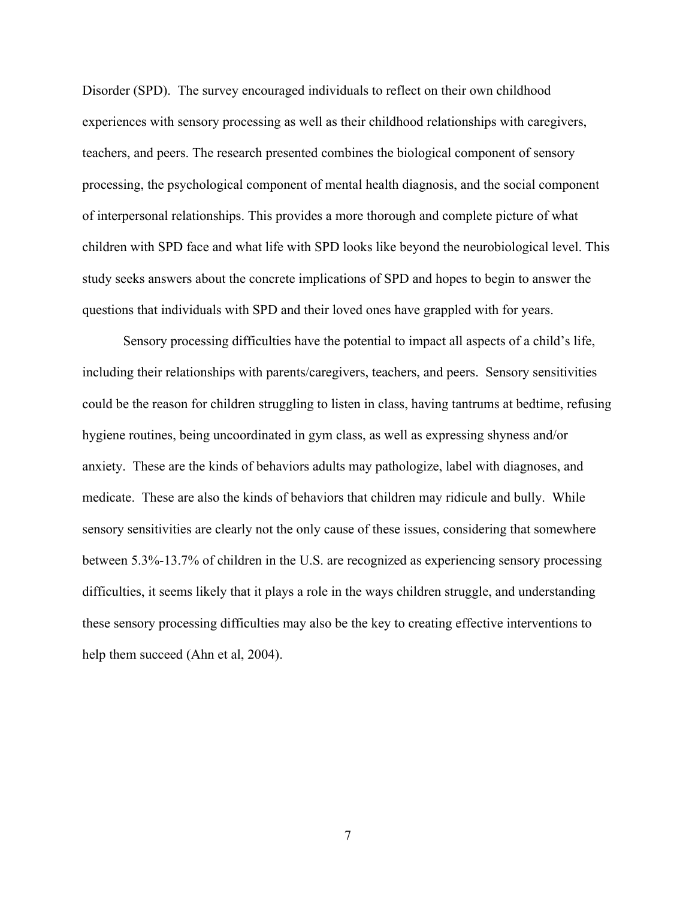Disorder (SPD). The survey encouraged individuals to reflect on their own childhood experiences with sensory processing as well as their childhood relationships with caregivers, teachers, and peers. The research presented combines the biological component of sensory processing, the psychological component of mental health diagnosis, and the social component of interpersonal relationships. This provides a more thorough and complete picture of what children with SPD face and what life with SPD looks like beyond the neurobiological level. This study seeks answers about the concrete implications of SPD and hopes to begin to answer the questions that individuals with SPD and their loved ones have grappled with for years.

Sensory processing difficulties have the potential to impact all aspects of a child's life, including their relationships with parents/caregivers, teachers, and peers. Sensory sensitivities could be the reason for children struggling to listen in class, having tantrums at bedtime, refusing hygiene routines, being uncoordinated in gym class, as well as expressing shyness and/or anxiety. These are the kinds of behaviors adults may pathologize, label with diagnoses, and medicate. These are also the kinds of behaviors that children may ridicule and bully. While sensory sensitivities are clearly not the only cause of these issues, considering that somewhere between 5.3%-13.7% of children in the U.S. are recognized as experiencing sensory processing difficulties, it seems likely that it plays a role in the ways children struggle, and understanding these sensory processing difficulties may also be the key to creating effective interventions to help them succeed (Ahn et al, 2004).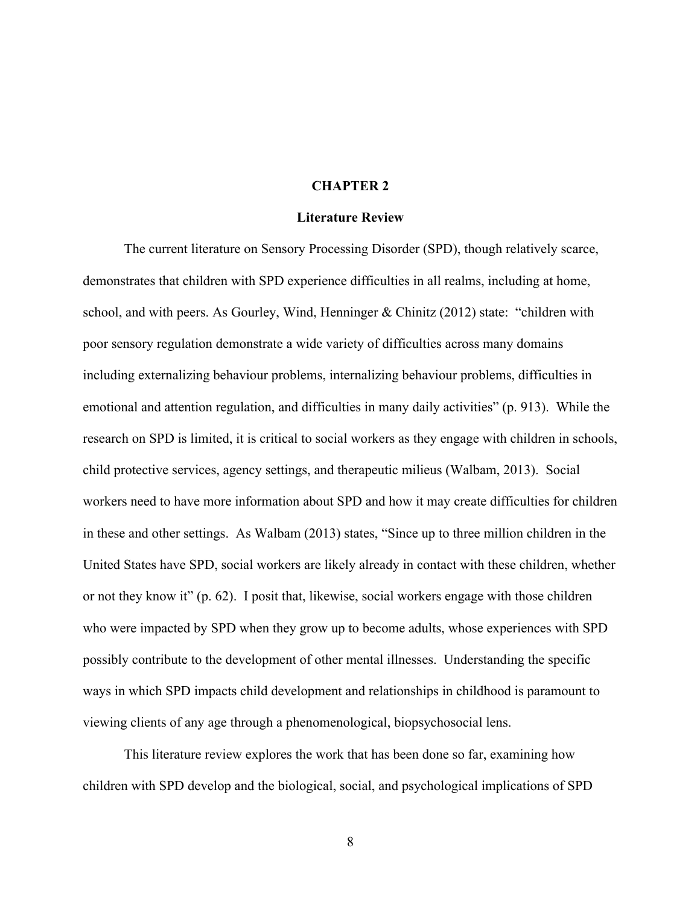# CHAPTER 2

## Literature Review

The current literature on Sensory Processing Disorder (SPD), though relatively scarce, demonstrates that children with SPD experience difficulties in all realms, including at home, school, and with peers. As Gourley, Wind, Henninger & Chinitz (2012) state: "children with poor sensory regulation demonstrate a wide variety of difficulties across many domains including externalizing behaviour problems, internalizing behaviour problems, difficulties in emotional and attention regulation, and difficulties in many daily activities" (p. 913). While the research on SPD is limited, it is critical to social workers as they engage with children in schools, child protective services, agency settings, and therapeutic milieus (Walbam, 2013). Social workers need to have more information about SPD and how it may create difficulties for children in these and other settings. As Walbam (2013) states, "Since up to three million children in the United States have SPD, social workers are likely already in contact with these children, whether or not they know it" (p. 62). I posit that, likewise, social workers engage with those children who were impacted by SPD when they grow up to become adults, whose experiences with SPD possibly contribute to the development of other mental illnesses. Understanding the specific ways in which SPD impacts child development and relationships in childhood is paramount to viewing clients of any age through a phenomenological, biopsychosocial lens.

This literature review explores the work that has been done so far, examining how children with SPD develop and the biological, social, and psychological implications of SPD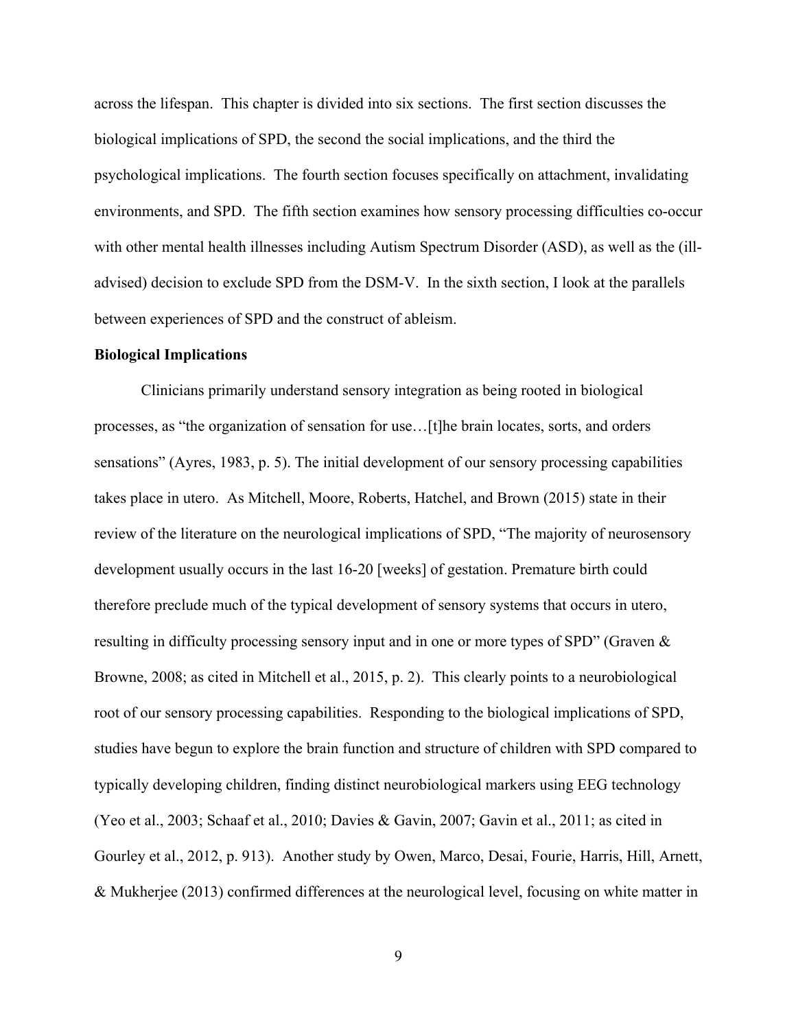across the lifespan. This chapter is divided into six sections. The first section discusses the biological implications of SPD, the second the social implications, and the third the psychological implications. The fourth section focuses specifically on attachment, invalidating environments, and SPD. The fifth section examines how sensory processing difficulties co-occur with other mental health illnesses including Autism Spectrum Disorder (ASD), as well as the (ill-advised) decision to exclude SPD from the DSM-V. In the sixth section, I look at the parallels between experiences of SPD and the construct of ableism.

**Biological Implications**

Clinicians primarily understand sensory integration as being rooted in biological processes, as "the organization of sensation for use…[t]he brain locates, sorts, and orders sensations" (Ayres, 1983, p. 5). The initial development of our sensory processing capabilities takes place in utero. As Mitchell, Moore, Roberts, Hatchel, and Brown (2015) state in their review of the literature on the neurological implications of SPD, "The majority of neurosensory development usually occurs in the last 16-20 [weeks] of gestation. Premature birth could therefore preclude much of the typical development of sensory systems that occurs in utero, resulting in difficulty processing sensory input and in one or more types of SPD" (Graven & Browne, 2008; as cited in Mitchell et al., 2015, p. 2). This clearly points to a neurobiological root of our sensory processing capabilities. Responding to the biological implications of SPD, studies have begun to explore the brain function and structure of children with SPD compared to typically developing children, finding distinct neurobiological markers using EEG technology (Yeo et al., 2003; Schaaf et al., 2010; Davies & Gavin, 2007; Gavin et al., 2011; as cited in Gourley et al., 2012, p. 913). Another study by Owen, Marco, Desai, Fourie, Harris, Hill, Arnett, & Mukherjee (2013) confirmed differences at the neurological level, focusing on white matter in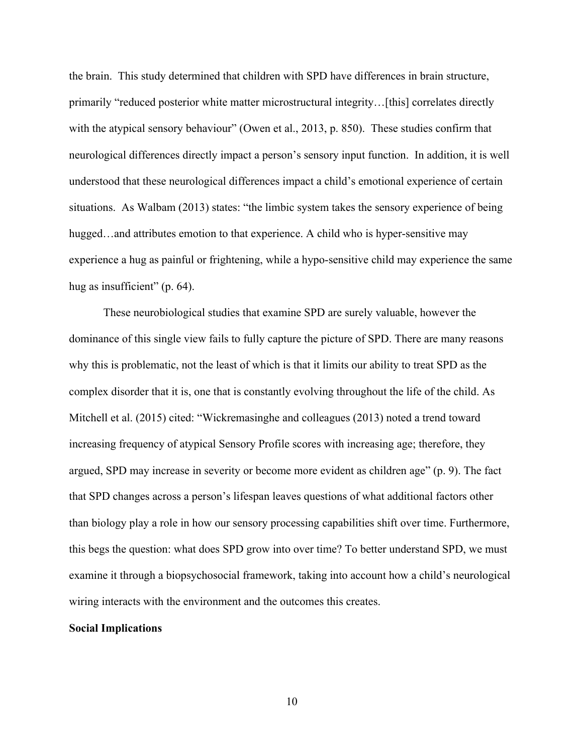the brain. This study determined that children with SPD have differences in brain structure, primarily "reduced posterior white matter microstructural integrity…[this] correlates directly with the atypical sensory behaviour" (Owen et al., 2013, p. 850). These studies confirm that neurological differences directly impact a person's sensory input function. In addition, it is well understood that these neurological differences impact a child's emotional experience of certain situations. As Walbam (2013) states: "the limbic system takes the sensory experience of being hugged…and attributes emotion to that experience. A child who is hyper-sensitive may experience a hug as painful or frightening, while a hypo-sensitive child may experience the same hug as insufficient" (p. 64).

These neurobiological studies that examine SPD are surely valuable, however the dominance of this single view fails to fully capture the picture of SPD. There are many reasons why this is problematic, not the least of which is that it limits our ability to treat SPD as the complex disorder that it is, one that is constantly evolving throughout the life of the child. As Mitchell et al. (2015) cited: "Wickremasinghe and colleagues (2013) noted a trend toward increasing frequency of atypical Sensory Profile scores with increasing age; therefore, they argued, SPD may increase in severity or become more evident as children age" (p. 9). The fact that SPD changes across a person's lifespan leaves questions of what additional factors other than biology play a role in how our sensory processing capabilities shift over time. Furthermore, this begs the question: what does SPD grow into over time? To better understand SPD, we must examine it through a biopsychosocial framework, taking into account how a child's neurological wiring interacts with the environment and the outcomes this creates.

**Social Implications**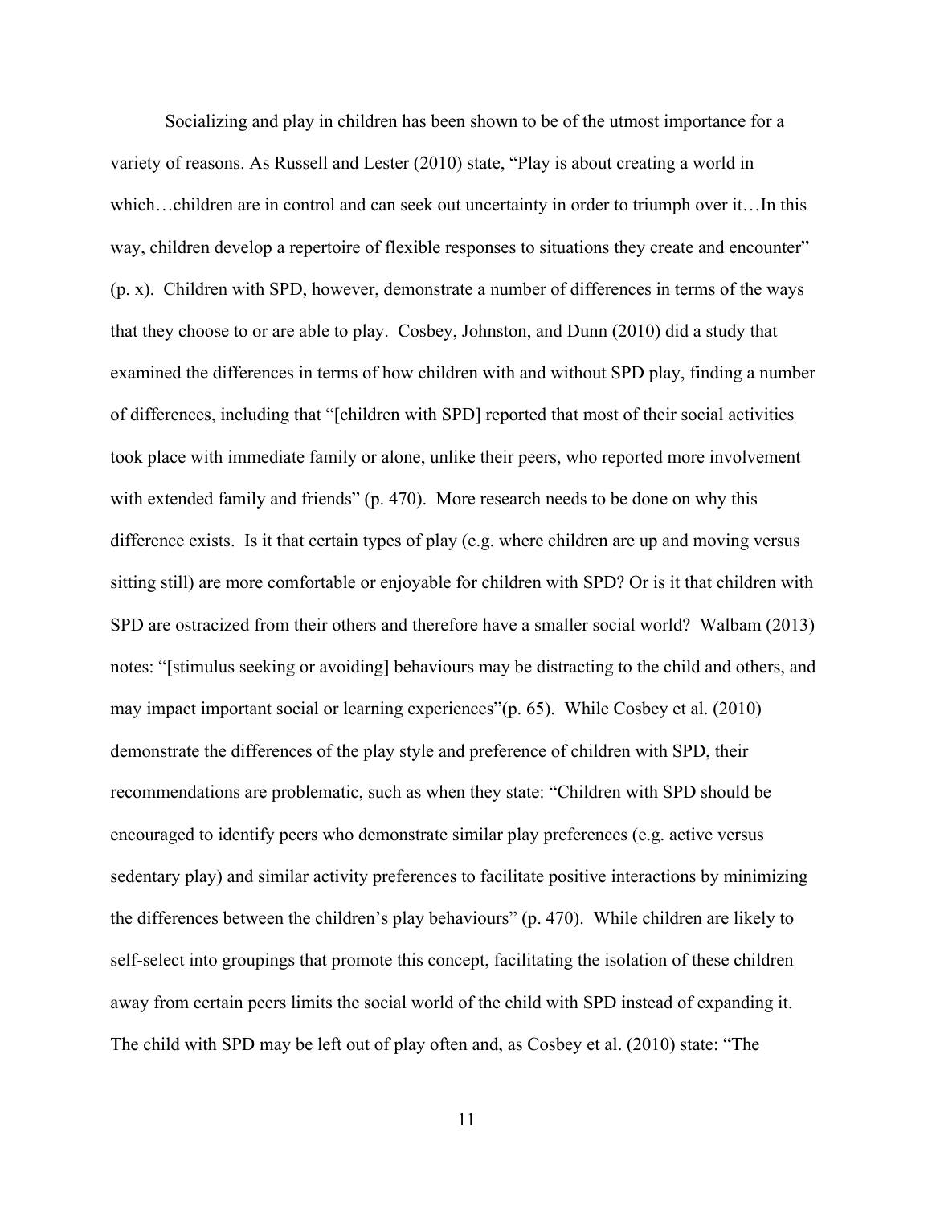Socializing and play in children has been shown to be of the utmost importance for a variety of reasons. As Russell and Lester (2010) state, "Play is about creating a world in which…children are in control and can seek out uncertainty in order to triumph over it…In this way, children develop a repertoire of flexible responses to situations they create and encounter" (p. x). Children with SPD, however, demonstrate a number of differences in terms of the ways that they choose to or are able to play. Cosbey, Johnston, and Dunn (2010) did a study that examined the differences in terms of how children with and without SPD play, finding a number of differences, including that "[children with SPD] reported that most of their social activities took place with immediate family or alone, unlike their peers, who reported more involvement with extended family and friends" (p. 470). More research needs to be done on why this difference exists. Is it that certain types of play (e.g. where children are up and moving versus sitting still) are more comfortable or enjoyable for children with SPD? Or is it that children with SPD are ostracized from their others and therefore have a smaller social world? Walbam (2013) notes: "[stimulus seeking or avoiding] behaviours may be distracting to the child and others, and may impact important social or learning experiences"(p. 65). While Cosbey et al. (2010) demonstrate the differences of the play style and preference of children with SPD, their recommendations are problematic, such as when they state: "Children with SPD should be encouraged to identify peers who demonstrate similar play preferences (e.g. active versus sedentary play) and similar activity preferences to facilitate positive interactions by minimizing the differences between the children's play behaviours" (p. 470). While children are likely to self-select into groupings that promote this concept, facilitating the isolation of these children away from certain peers limits the social world of the child with SPD instead of expanding it. The child with SPD may be left out of play often and, as Cosbey et al. (2010) state: "The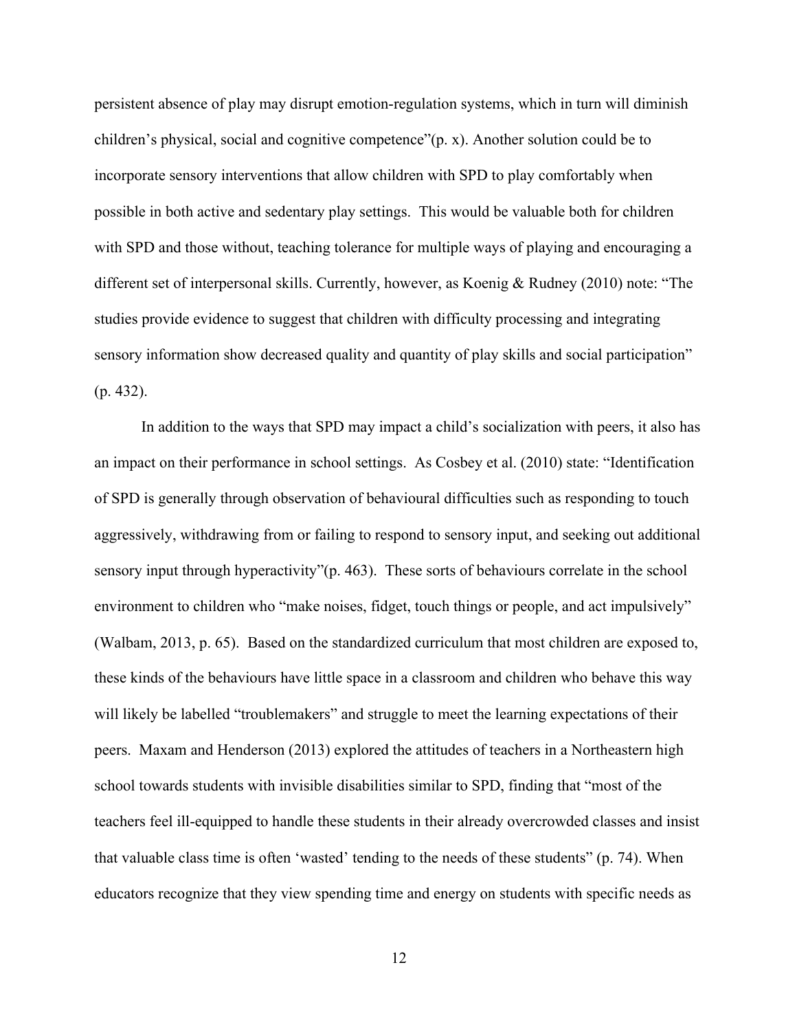persistent absence of play may disrupt emotion-regulation systems, which in turn will diminish children's physical, social and cognitive competence"(p. x). Another solution could be to incorporate sensory interventions that allow children with SPD to play comfortably when possible in both active and sedentary play settings. This would be valuable both for children with SPD and those without, teaching tolerance for multiple ways of playing and encouraging a different set of interpersonal skills. Currently, however, as Koenig & Rudney (2010) note: "The studies provide evidence to suggest that children with difficulty processing and integrating sensory information show decreased quality and quantity of play skills and social participation" (p. 432).

In addition to the ways that SPD may impact a child's socialization with peers, it also has an impact on their performance in school settings. As Cosbey et al. (2010) state: "Identification of SPD is generally through observation of behavioural difficulties such as responding to touch aggressively, withdrawing from or failing to respond to sensory input, and seeking out additional sensory input through hyperactivity"(p. 463). These sorts of behaviours correlate in the school environment to children who "make noises, fidget, touch things or people, and act impulsively" (Walbam, 2013, p. 65). Based on the standardized curriculum that most children are exposed to, these kinds of the behaviours have little space in a classroom and children who behave this way will likely be labelled "troublemakers" and struggle to meet the learning expectations of their peers. Maxam and Henderson (2013) explored the attitudes of teachers in a Northeastern high school towards students with invisible disabilities similar to SPD, finding that "most of the teachers feel ill-equipped to handle these students in their already overcrowded classes and insist that valuable class time is often 'wasted' tending to the needs of these students" (p. 74). When educators recognize that they view spending time and energy on students with specific needs as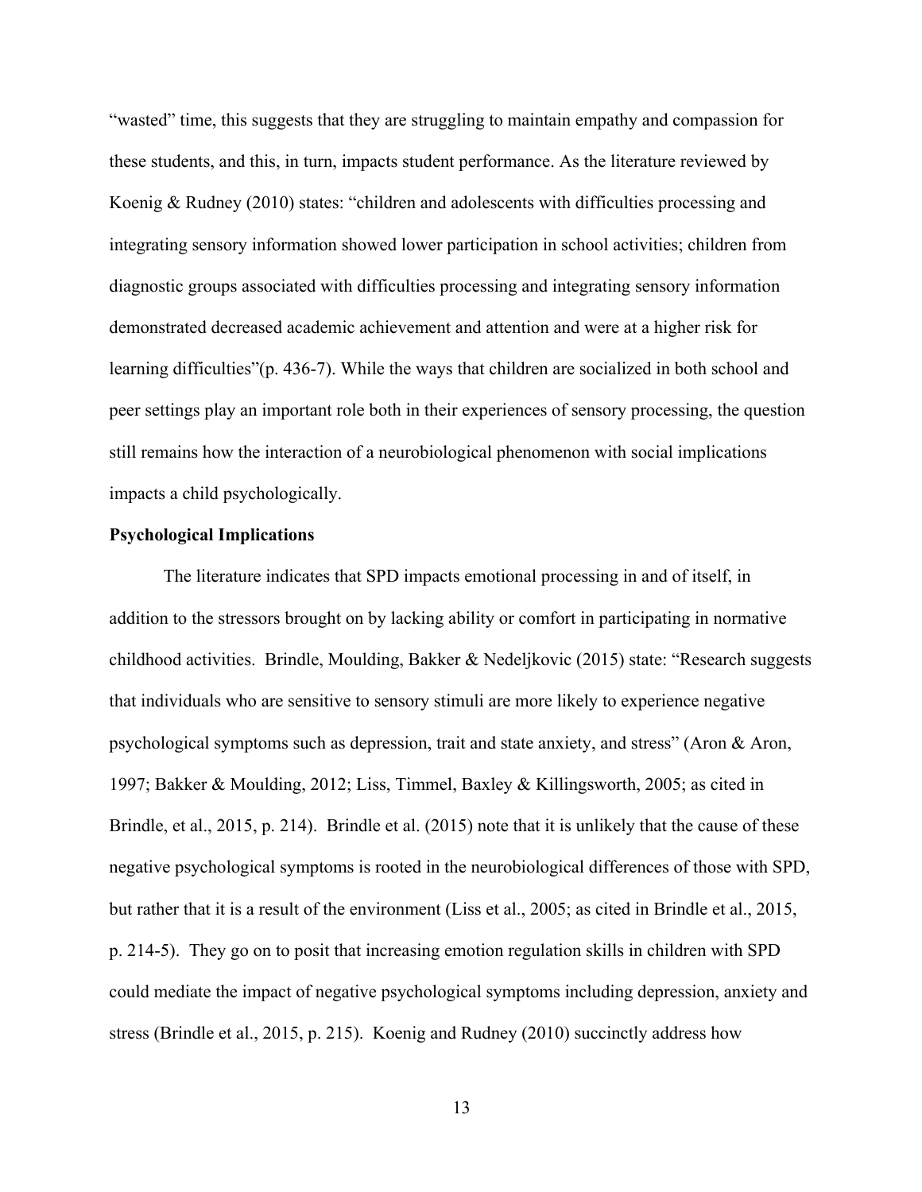"wasted" time, this suggests that they are struggling to maintain empathy and compassion for these students, and this, in turn, impacts student performance. As the literature reviewed by Koenig & Rudney (2010) states: "children and adolescents with difficulties processing and integrating sensory information showed lower participation in school activities; children from diagnostic groups associated with difficulties processing and integrating sensory information demonstrated decreased academic achievement and attention and were at a higher risk for learning difficulties"(p. 436-7). While the ways that children are socialized in both school and peer settings play an important role both in their experiences of sensory processing, the question still remains how the interaction of a neurobiological phenomenon with social implications impacts a child psychologically.

**Psychological Implications**

The literature indicates that SPD impacts emotional processing in and of itself, in addition to the stressors brought on by lacking ability or comfort in participating in normative childhood activities. Brindle, Moulding, Bakker & Nedeljkovic (2015) state: "Research suggests that individuals who are sensitive to sensory stimuli are more likely to experience negative psychological symptoms such as depression, trait and state anxiety, and stress" (Aron & Aron, 1997; Bakker & Moulding, 2012; Liss, Timmel, Baxley & Killingsworth, 2005; as cited in Brindle, et al., 2015, p. 214). Brindle et al. (2015) note that it is unlikely that the cause of these negative psychological symptoms is rooted in the neurobiological differences of those with SPD, but rather that it is a result of the environment (Liss et al., 2005; as cited in Brindle et al., 2015, p. 214-5). They go on to posit that increasing emotion regulation skills in children with SPD could mediate the impact of negative psychological symptoms including depression, anxiety and stress (Brindle et al., 2015, p. 215). Koenig and Rudney (2010) succinctly address how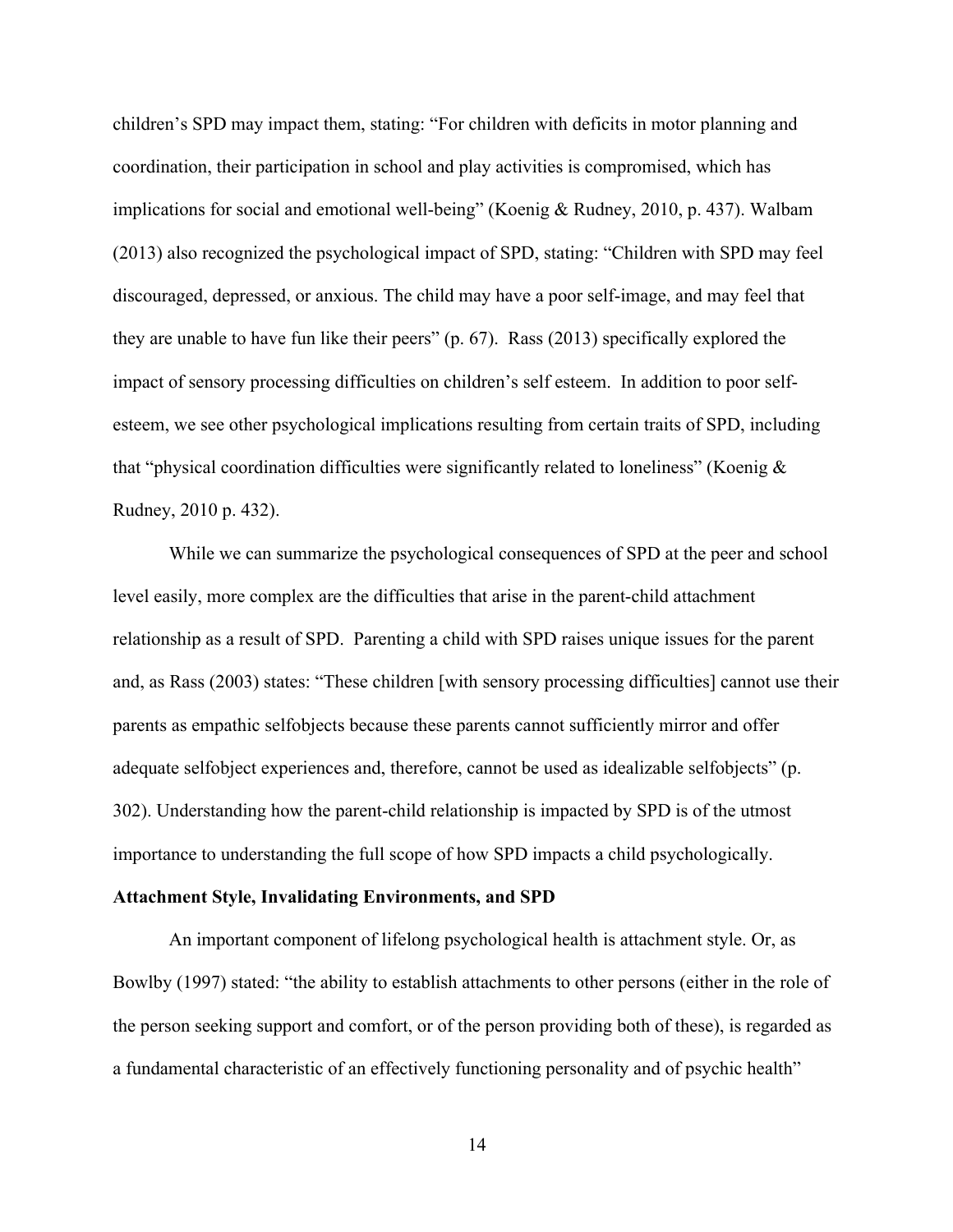children's SPD may impact them, stating: "For children with deficits in motor planning and coordination, their participation in school and play activities is compromised, which has implications for social and emotional well-being" (Koenig & Rudney, 2010, p. 437). Walbam (2013) also recognized the psychological impact of SPD, stating: "Children with SPD may feel discouraged, depressed, or anxious. The child may have a poor self-image, and may feel that they are unable to have fun like their peers" (p. 67). Rass (2013) specifically explored the impact of sensory processing difficulties on children's self esteem. In addition to poor self-esteem, we see other psychological implications resulting from certain traits of SPD, including that "physical coordination difficulties were significantly related to loneliness" (Koenig & Rudney, 2010 p. 432).

While we can summarize the psychological consequences of SPD at the peer and school level easily, more complex are the difficulties that arise in the parent-child attachment relationship as a result of SPD. Parenting a child with SPD raises unique issues for the parent and, as Rass (2003) states: "These children [with sensory processing difficulties] cannot use their parents as empathic selfobjects because these parents cannot sufficiently mirror and offer adequate selfobject experiences and, therefore, cannot be used as idealizable selfobjects" (p. 302). Understanding how the parent-child relationship is impacted by SPD is of the utmost importance to understanding the full scope of how SPD impacts a child psychologically.

**Attachment Style, Invalidating Environments, and SPD**

An important component of lifelong psychological health is attachment style. Or, as Bowlby (1997) stated: "the ability to establish attachments to other persons (either in the role of the person seeking support and comfort, or of the person providing both of these), is regarded as a fundamental characteristic of an effectively functioning personality and of psychic health"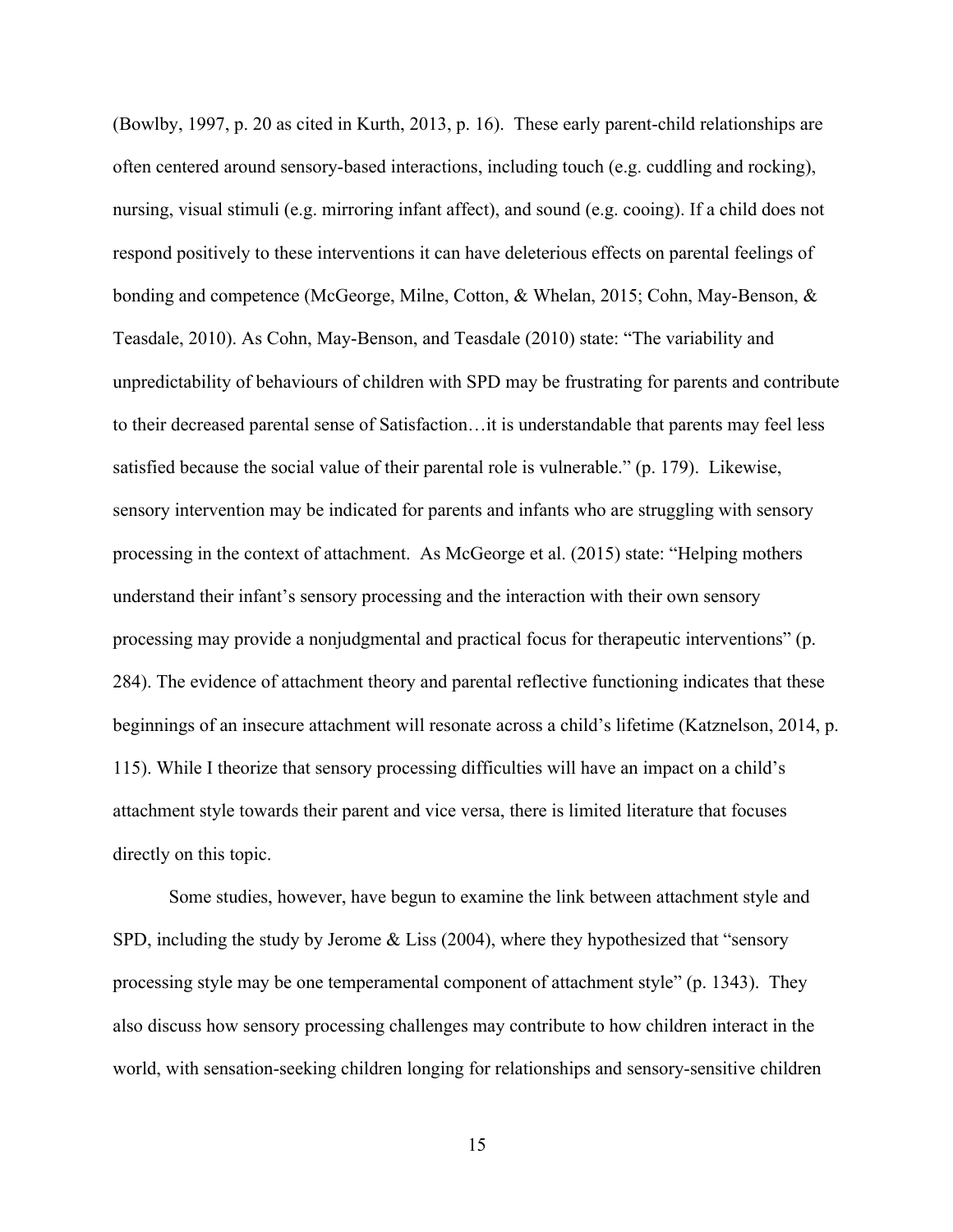(Bowlby, 1997, p. 20 as cited in Kurth, 2013, p. 16). These early parent-child relationships are often centered around sensory-based interactions, including touch (e.g. cuddling and rocking), nursing, visual stimuli (e.g. mirroring infant affect), and sound (e.g. cooing). If a child does not respond positively to these interventions it can have deleterious effects on parental feelings of bonding and competence (McGeorge, Milne, Cotton, & Whelan, 2015; Cohn, May-Benson, & Teasdale, 2010). As Cohn, May-Benson, and Teasdale (2010) state: "The variability and unpredictability of behaviours of children with SPD may be frustrating for parents and contribute to their decreased parental sense of Satisfaction…it is understandable that parents may feel less satisfied because the social value of their parental role is vulnerable." (p. 179). Likewise, sensory intervention may be indicated for parents and infants who are struggling with sensory processing in the context of attachment. As McGeorge et al. (2015) state: "Helping mothers understand their infant's sensory processing and the interaction with their own sensory processing may provide a nonjudgmental and practical focus for therapeutic interventions" (p. 284). The evidence of attachment theory and parental reflective functioning indicates that these beginnings of an insecure attachment will resonate across a child's lifetime (Katznelson, 2014, p. 115). While I theorize that sensory processing difficulties will have an impact on a child's attachment style towards their parent and vice versa, there is limited literature that focuses directly on this topic.

Some studies, however, have begun to examine the link between attachment style and SPD, including the study by Jerome & Liss (2004), where they hypothesized that "sensory processing style may be one temperamental component of attachment style" (p. 1343). They also discuss how sensory processing challenges may contribute to how children interact in the world, with sensation-seeking children longing for relationships and sensory-sensitive children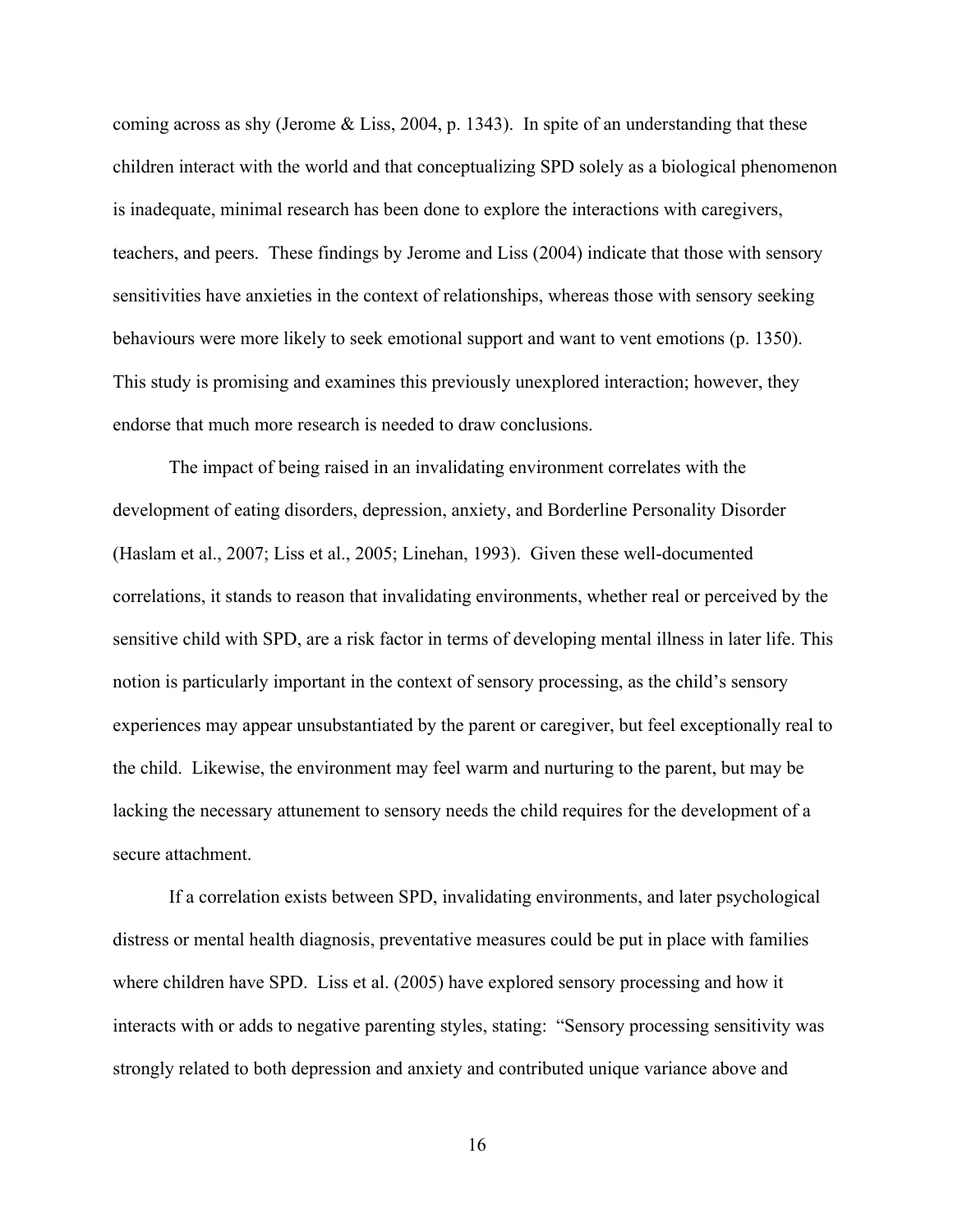coming across as shy (Jerome & Liss, 2004, p. 1343). In spite of an understanding that these children interact with the world and that conceptualizing SPD solely as a biological phenomenon is inadequate, minimal research has been done to explore the interactions with caregivers, teachers, and peers. These findings by Jerome and Liss (2004) indicate that those with sensory sensitivities have anxieties in the context of relationships, whereas those with sensory seeking behaviours were more likely to seek emotional support and want to vent emotions (p. 1350). This study is promising and examines this previously unexplored interaction; however, they endorse that much more research is needed to draw conclusions.

The impact of being raised in an invalidating environment correlates with the development of eating disorders, depression, anxiety, and Borderline Personality Disorder (Haslam et al., 2007; Liss et al., 2005; Linehan, 1993). Given these well-documented correlations, it stands to reason that invalidating environments, whether real or perceived by the sensitive child with SPD, are a risk factor in terms of developing mental illness in later life. This notion is particularly important in the context of sensory processing, as the child's sensory experiences may appear unsubstantiated by the parent or caregiver, but feel exceptionally real to the child. Likewise, the environment may feel warm and nurturing to the parent, but may be lacking the necessary attunement to sensory needs the child requires for the development of a secure attachment.

If a correlation exists between SPD, invalidating environments, and later psychological distress or mental health diagnosis, preventative measures could be put in place with families where children have SPD. Liss et al. (2005) have explored sensory processing and how it interacts with or adds to negative parenting styles, stating: "Sensory processing sensitivity was strongly related to both depression and anxiety and contributed unique variance above and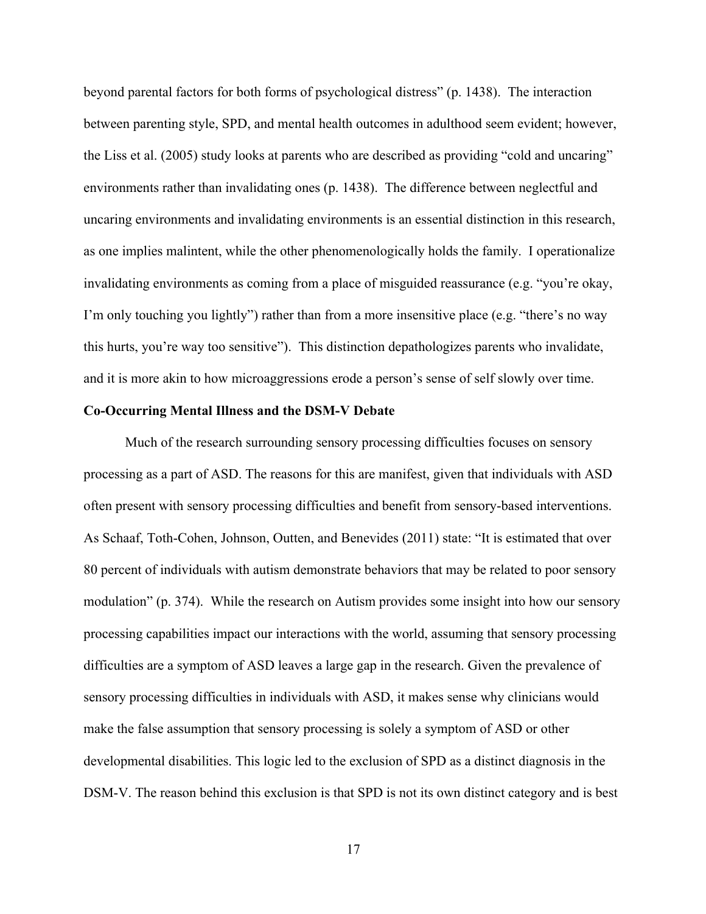beyond parental factors for both forms of psychological distress" (p. 1438). The interaction between parenting style, SPD, and mental health outcomes in adulthood seem evident; however, the Liss et al. (2005) study looks at parents who are described as providing "cold and uncaring" environments rather than invalidating ones (p. 1438). The difference between neglectful and uncaring environments and invalidating environments is an essential distinction in this research, as one implies malintent, while the other phenomenologically holds the family. I operationalize invalidating environments as coming from a place of misguided reassurance (e.g. "you're okay, I'm only touching you lightly") rather than from a more insensitive place (e.g. "there's no way this hurts, you're way too sensitive"). This distinction depathologizes parents who invalidate, and it is more akin to how microaggressions erode a person's sense of self slowly over time.

**Co-Occurring Mental Illness and the DSM-V Debate**

Much of the research surrounding sensory processing difficulties focuses on sensory processing as a part of ASD. The reasons for this are manifest, given that individuals with ASD often present with sensory processing difficulties and benefit from sensory-based interventions. As Schaaf, Toth-Cohen, Johnson, Outten, and Benevides (2011) state: "It is estimated that over 80 percent of individuals with autism demonstrate behaviors that may be related to poor sensory modulation" (p. 374). While the research on Autism provides some insight into how our sensory processing capabilities impact our interactions with the world, assuming that sensory processing difficulties are a symptom of ASD leaves a large gap in the research. Given the prevalence of sensory processing difficulties in individuals with ASD, it makes sense why clinicians would make the false assumption that sensory processing is solely a symptom of ASD or other developmental disabilities. This logic led to the exclusion of SPD as a distinct diagnosis in the DSM-V. The reason behind this exclusion is that SPD is not its own distinct category and is best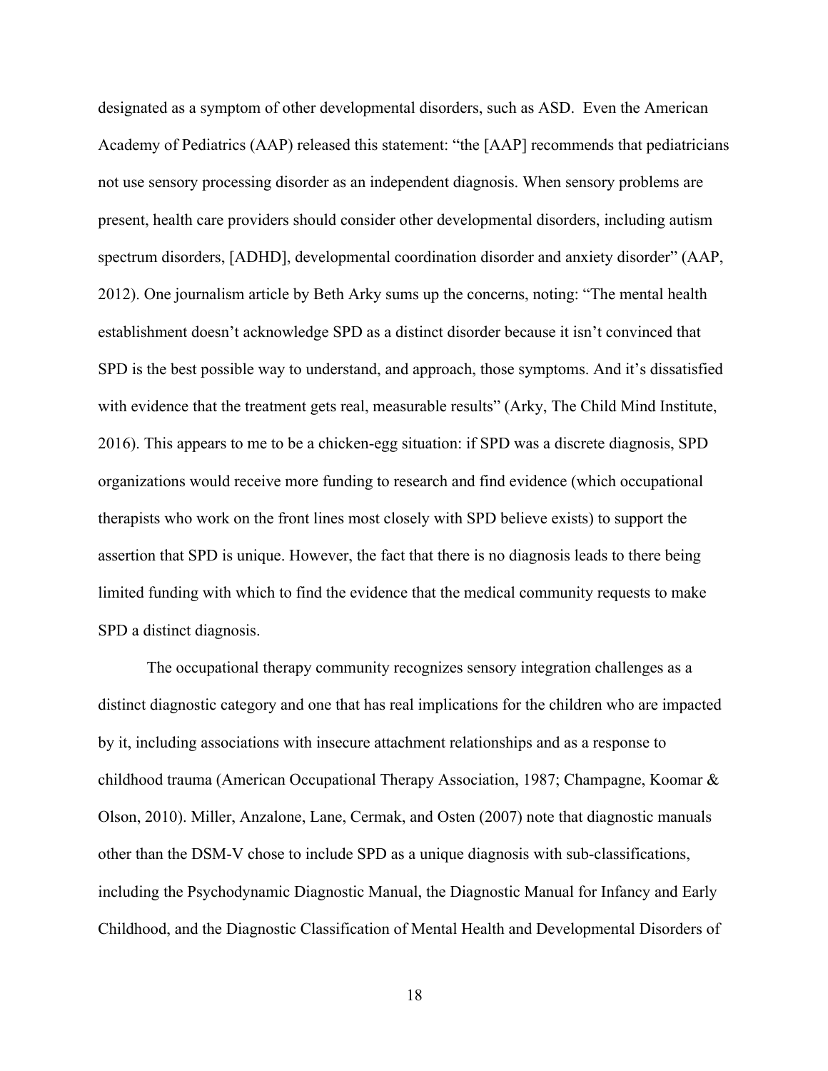designated as a symptom of other developmental disorders, such as ASD. Even the American Academy of Pediatrics (AAP) released this statement: "the [AAP] recommends that pediatricians not use sensory processing disorder as an independent diagnosis. When sensory problems are present, health care providers should consider other developmental disorders, including autism spectrum disorders, [ADHD], developmental coordination disorder and anxiety disorder" (AAP, 2012). One journalism article by Beth Arky sums up the concerns, noting: "The mental health establishment doesn't acknowledge SPD as a distinct disorder because it isn't convinced that SPD is the best possible way to understand, and approach, those symptoms. And it's dissatisfied with evidence that the treatment gets real, measurable results" (Arky, The Child Mind Institute, 2016). This appears to me to be a chicken-egg situation: if SPD was a discrete diagnosis, SPD organizations would receive more funding to research and find evidence (which occupational therapists who work on the front lines most closely with SPD believe exists) to support the assertion that SPD is unique. However, the fact that there is no diagnosis leads to there being limited funding with which to find the evidence that the medical community requests to make SPD a distinct diagnosis.

The occupational therapy community recognizes sensory integration challenges as a distinct diagnostic category and one that has real implications for the children who are impacted by it, including associations with insecure attachment relationships and as a response to childhood trauma (American Occupational Therapy Association, 1987; Champagne, Koomar & Olson, 2010). Miller, Anzalone, Lane, Cermak, and Osten (2007) note that diagnostic manuals other than the DSM-V chose to include SPD as a unique diagnosis with sub-classifications, including the Psychodynamic Diagnostic Manual, the Diagnostic Manual for Infancy and Early Childhood, and the Diagnostic Classification of Mental Health and Developmental Disorders of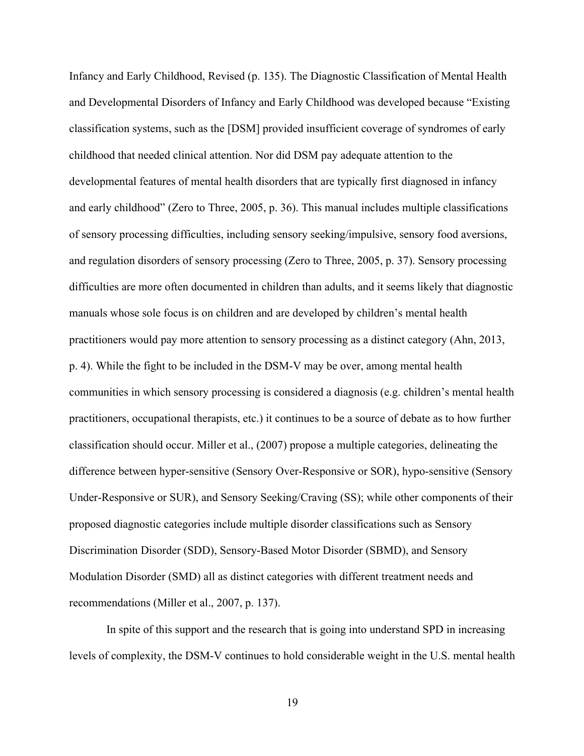Infancy and Early Childhood, Revised (p. 135). The Diagnostic Classification of Mental Health and Developmental Disorders of Infancy and Early Childhood was developed because "Existing classification systems, such as the [DSM] provided insufficient coverage of syndromes of early childhood that needed clinical attention. Nor did DSM pay adequate attention to the developmental features of mental health disorders that are typically first diagnosed in infancy and early childhood" (Zero to Three, 2005, p. 36). This manual includes multiple classifications of sensory processing difficulties, including sensory seeking/impulsive, sensory food aversions, and regulation disorders of sensory processing (Zero to Three, 2005, p. 37). Sensory processing difficulties are more often documented in children than adults, and it seems likely that diagnostic manuals whose sole focus is on children and are developed by children's mental health practitioners would pay more attention to sensory processing as a distinct category (Ahn, 2013, p. 4). While the fight to be included in the DSM-V may be over, among mental health communities in which sensory processing is considered a diagnosis (e.g. children's mental health practitioners, occupational therapists, etc.) it continues to be a source of debate as to how further classification should occur. Miller et al., (2007) propose a multiple categories, delineating the difference between hyper-sensitive (Sensory Over-Responsive or SOR), hypo-sensitive (Sensory Under-Responsive or SUR), and Sensory Seeking/Craving (SS); while other components of their proposed diagnostic categories include multiple disorder classifications such as Sensory Discrimination Disorder (SDD), Sensory-Based Motor Disorder (SBMD), and Sensory Modulation Disorder (SMD) all as distinct categories with different treatment needs and recommendations (Miller et al., 2007, p. 137).

In spite of this support and the research that is going into understand SPD in increasing levels of complexity, the DSM-V continues to hold considerable weight in the U.S. mental health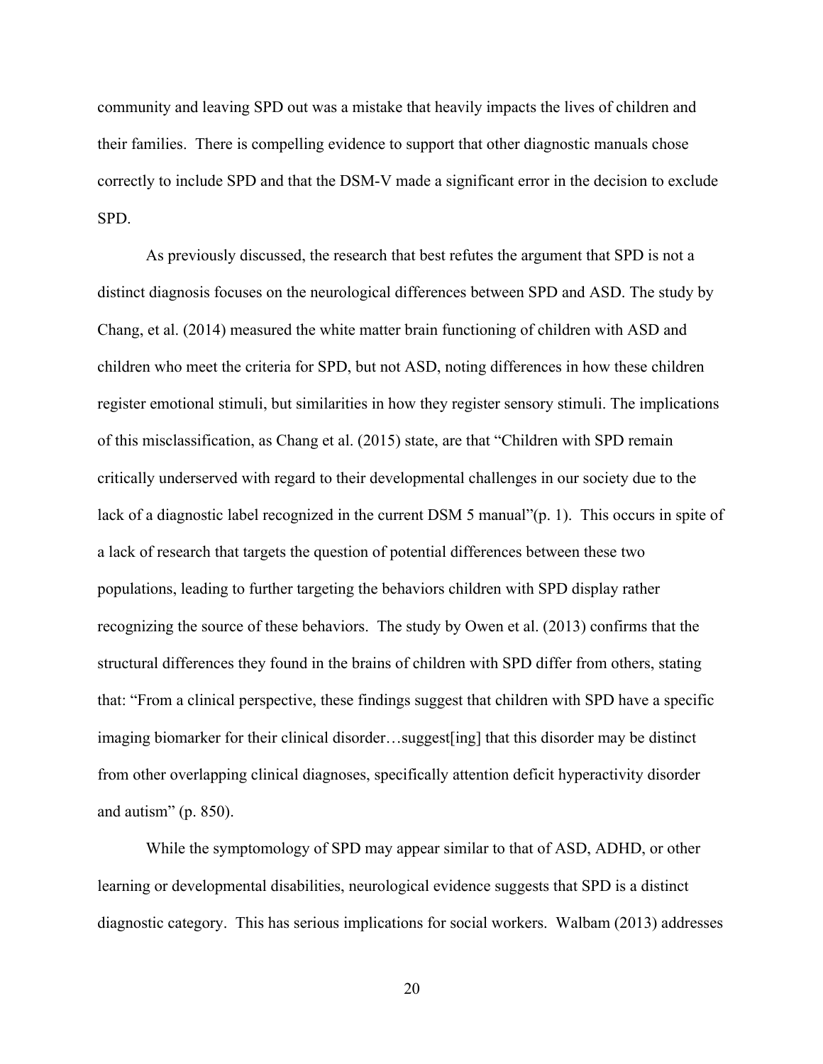community and leaving SPD out was a mistake that heavily impacts the lives of children and their families. There is compelling evidence to support that other diagnostic manuals chose correctly to include SPD and that the DSM-V made a significant error in the decision to exclude SPD.

As previously discussed, the research that best refutes the argument that SPD is not a distinct diagnosis focuses on the neurological differences between SPD and ASD. The study by Chang, et al. (2014) measured the white matter brain functioning of children with ASD and children who meet the criteria for SPD, but not ASD, noting differences in how these children register emotional stimuli, but similarities in how they register sensory stimuli. The implications of this misclassification, as Chang et al. (2015) state, are that "Children with SPD remain critically underserved with regard to their developmental challenges in our society due to the lack of a diagnostic label recognized in the current DSM 5 manual"(p. 1). This occurs in spite of a lack of research that targets the question of potential differences between these two populations, leading to further targeting the behaviors children with SPD display rather recognizing the source of these behaviors. The study by Owen et al. (2013) confirms that the structural differences they found in the brains of children with SPD differ from others, stating that: "From a clinical perspective, these findings suggest that children with SPD have a specific imaging biomarker for their clinical disorder…suggest[ing] that this disorder may be distinct from other overlapping clinical diagnoses, specifically attention deficit hyperactivity disorder and autism" (p. 850).

While the symptomology of SPD may appear similar to that of ASD, ADHD, or other learning or developmental disabilities, neurological evidence suggests that SPD is a distinct diagnostic category. This has serious implications for social workers. Walbam (2013) addresses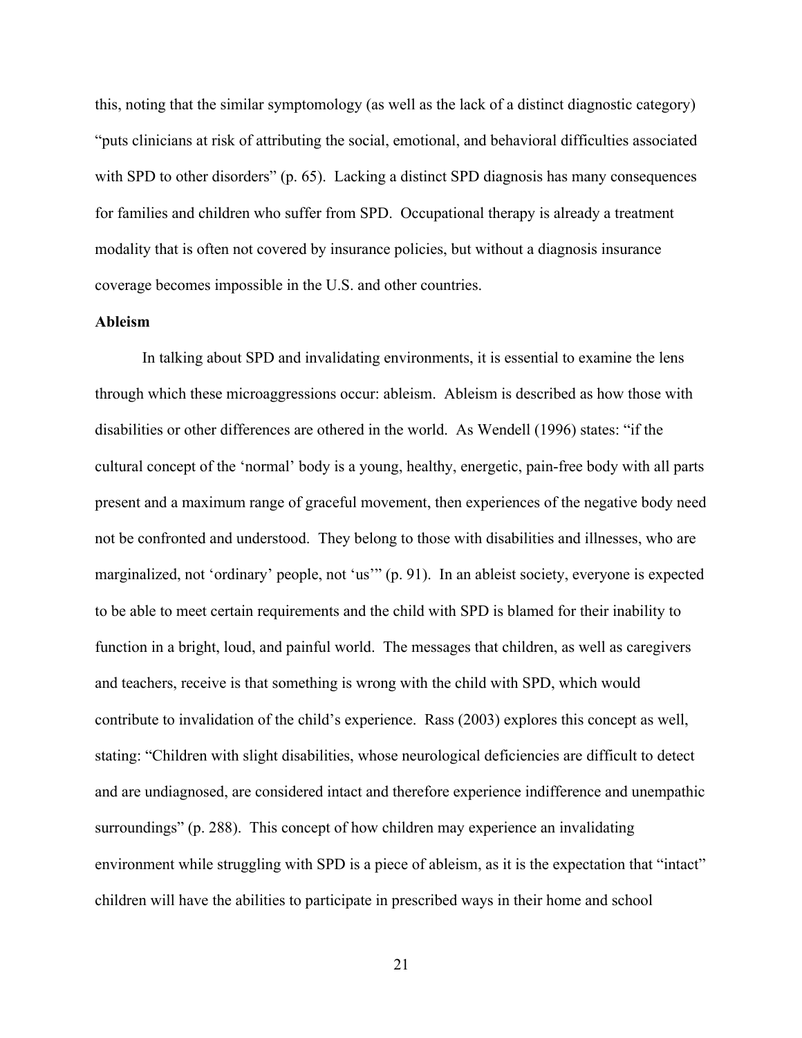this, noting that the similar symptomology (as well as the lack of a distinct diagnostic category) "puts clinicians at risk of attributing the social, emotional, and behavioral difficulties associated with SPD to other disorders" (p. 65). Lacking a distinct SPD diagnosis has many consequences for families and children who suffer from SPD. Occupational therapy is already a treatment modality that is often not covered by insurance policies, but without a diagnosis insurance coverage becomes impossible in the U.S. and other countries.

**Ableism**

In talking about SPD and invalidating environments, it is essential to examine the lens through which these microaggressions occur: ableism. Ableism is described as how those with disabilities or other differences are othered in the world. As Wendell (1996) states: "if the cultural concept of the 'normal' body is a young, healthy, energetic, pain-free body with all parts present and a maximum range of graceful movement, then experiences of the negative body need not be confronted and understood. They belong to those with disabilities and illnesses, who are marginalized, not 'ordinary' people, not 'us'" (p. 91). In an ableist society, everyone is expected to be able to meet certain requirements and the child with SPD is blamed for their inability to function in a bright, loud, and painful world. The messages that children, as well as caregivers and teachers, receive is that something is wrong with the child with SPD, which would contribute to invalidation of the child's experience. Rass (2003) explores this concept as well, stating: "Children with slight disabilities, whose neurological deficiencies are difficult to detect and are undiagnosed, are considered intact and therefore experience indifference and unempathic surroundings" (p. 288). This concept of how children may experience an invalidating environment while struggling with SPD is a piece of ableism, as it is the expectation that "intact" children will have the abilities to participate in prescribed ways in their home and school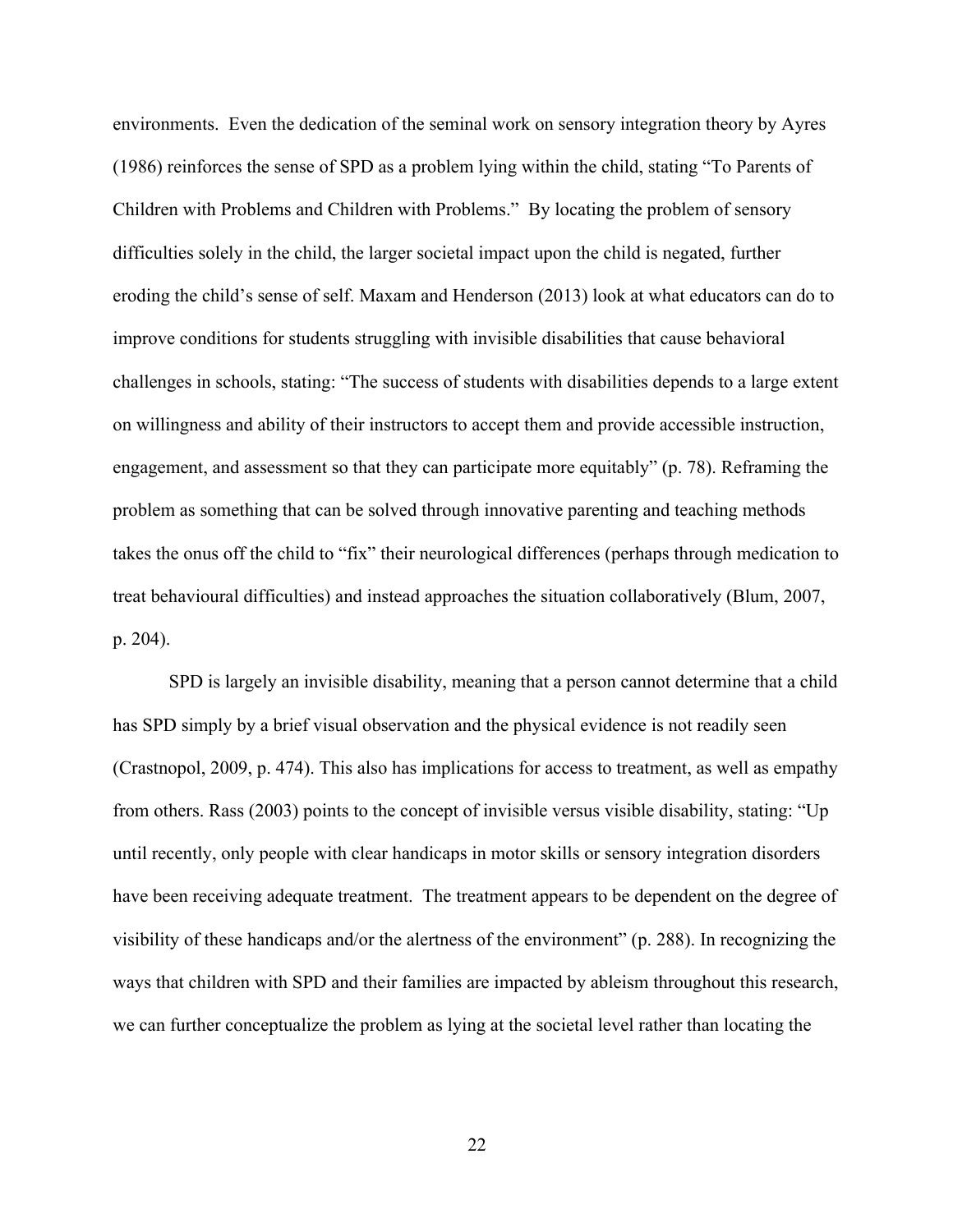environments. Even the dedication of the seminal work on sensory integration theory by Ayres (1986) reinforces the sense of SPD as a problem lying within the child, stating "To Parents of Children with Problems and Children with Problems." By locating the problem of sensory difficulties solely in the child, the larger societal impact upon the child is negated, further eroding the child's sense of self. Maxam and Henderson (2013) look at what educators can do to improve conditions for students struggling with invisible disabilities that cause behavioral challenges in schools, stating: "The success of students with disabilities depends to a large extent on willingness and ability of their instructors to accept them and provide accessible instruction, engagement, and assessment so that they can participate more equitably" (p. 78). Reframing the problem as something that can be solved through innovative parenting and teaching methods takes the onus off the child to "fix" their neurological differences (perhaps through medication to treat behavioural difficulties) and instead approaches the situation collaboratively (Blum, 2007, p. 204).

SPD is largely an invisible disability, meaning that a person cannot determine that a child has SPD simply by a brief visual observation and the physical evidence is not readily seen (Crastnopol, 2009, p. 474). This also has implications for access to treatment, as well as empathy from others. Rass (2003) points to the concept of invisible versus visible disability, stating: "Up until recently, only people with clear handicaps in motor skills or sensory integration disorders have been receiving adequate treatment. The treatment appears to be dependent on the degree of visibility of these handicaps and/or the alertness of the environment" (p. 288). In recognizing the ways that children with SPD and their families are impacted by ableism throughout this research, we can further conceptualize the problem as lying at the societal level rather than locating the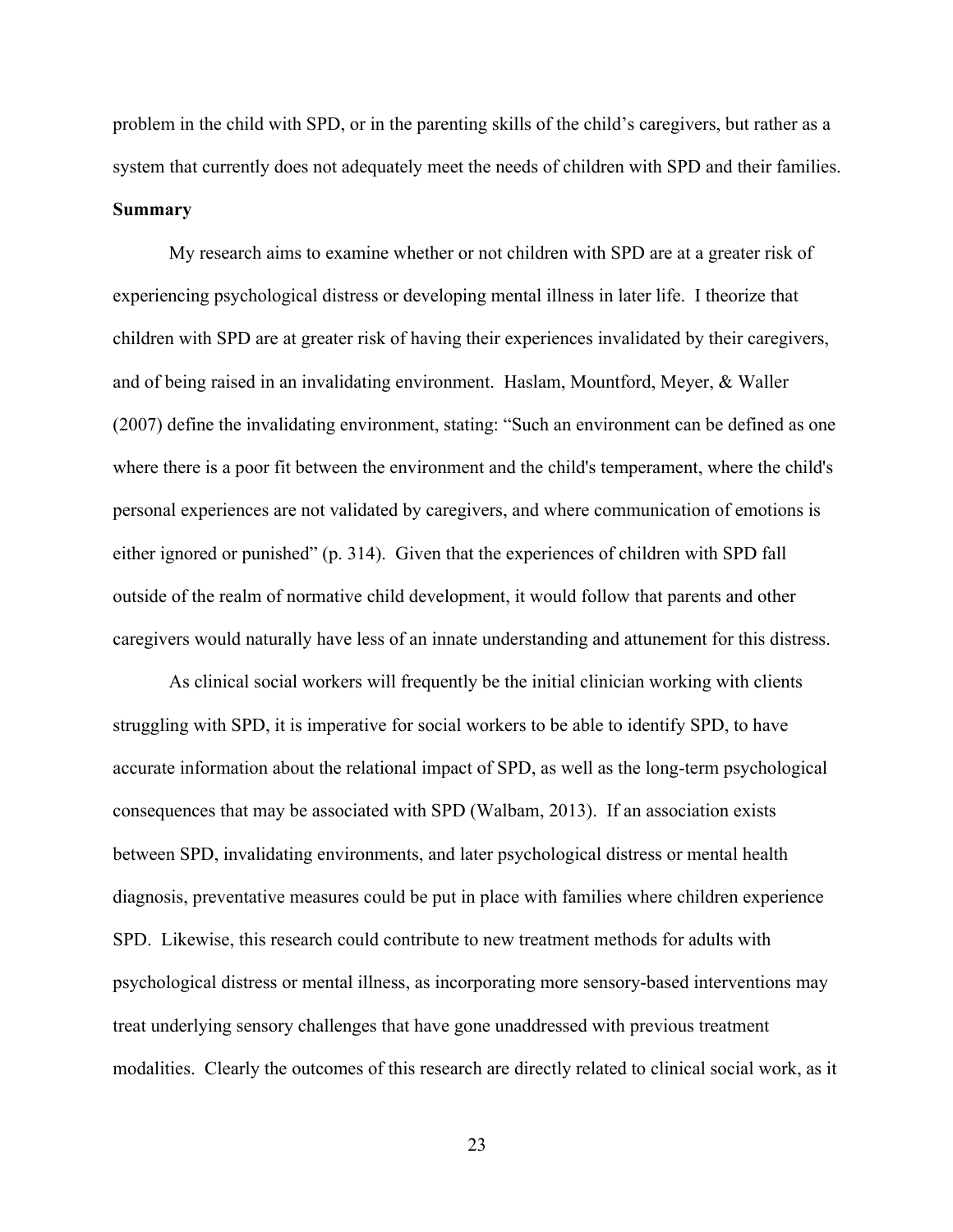problem in the child with SPD, or in the parenting skills of the child's caregivers, but rather as a system that currently does not adequately meet the needs of children with SPD and their families.

**Summary**

My research aims to examine whether or not children with SPD are at a greater risk of experiencing psychological distress or developing mental illness in later life. I theorize that children with SPD are at greater risk of having their experiences invalidated by their caregivers, and of being raised in an invalidating environment. Haslam, Mountford, Meyer, & Waller (2007) define the invalidating environment, stating: "Such an environment can be defined as one where there is a poor fit between the environment and the child's temperament, where the child's personal experiences are not validated by caregivers, and where communication of emotions is either ignored or punished" (p. 314). Given that the experiences of children with SPD fall outside of the realm of normative child development, it would follow that parents and other caregivers would naturally have less of an innate understanding and attunement for this distress.

As clinical social workers will frequently be the initial clinician working with clients struggling with SPD, it is imperative for social workers to be able to identify SPD, to have accurate information about the relational impact of SPD, as well as the long-term psychological consequences that may be associated with SPD (Walbam, 2013). If an association exists between SPD, invalidating environments, and later psychological distress or mental health diagnosis, preventative measures could be put in place with families where children experience SPD. Likewise, this research could contribute to new treatment methods for adults with psychological distress or mental illness, as incorporating more sensory-based interventions may treat underlying sensory challenges that have gone unaddressed with previous treatment modalities. Clearly the outcomes of this research are directly related to clinical social work, as it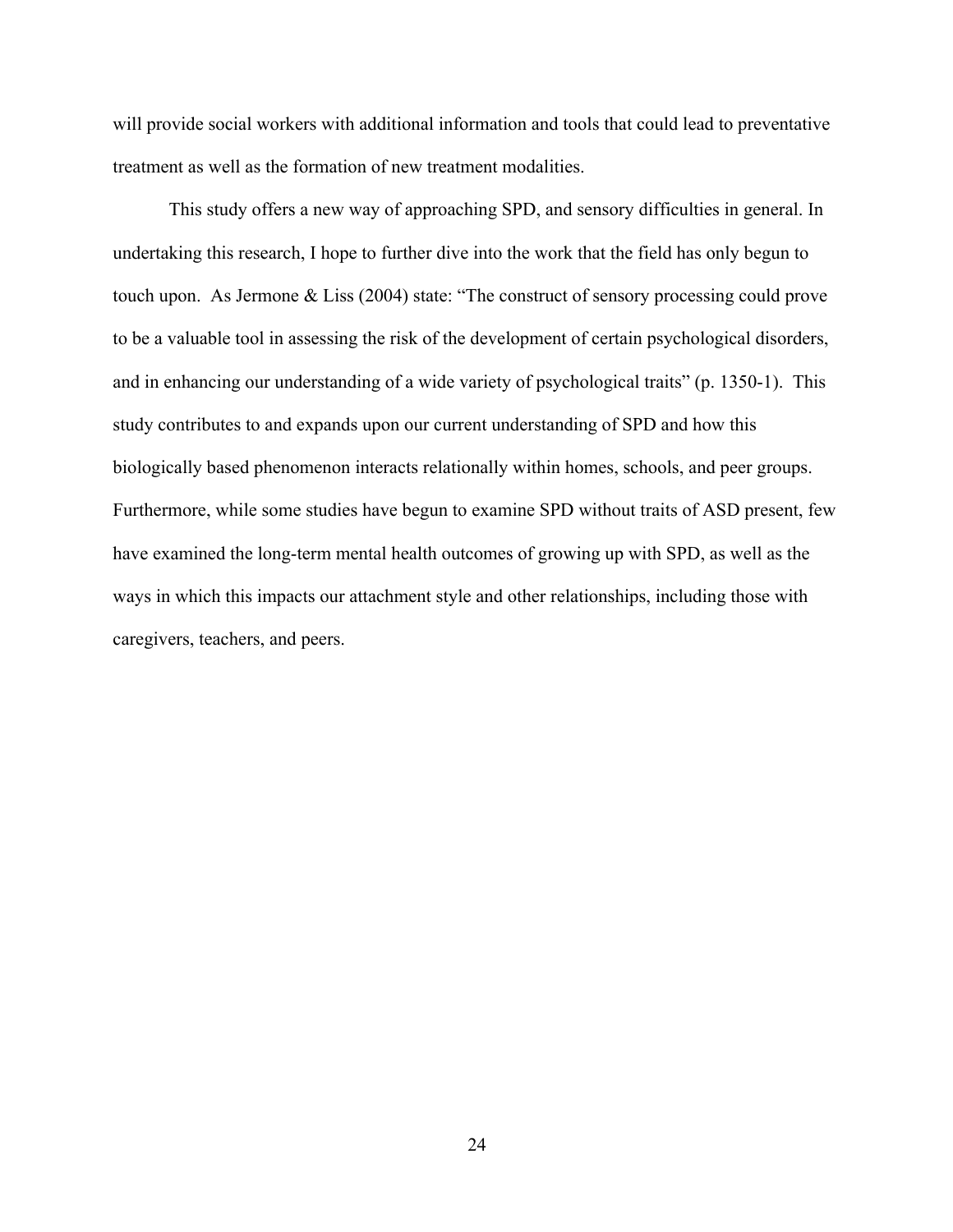will provide social workers with additional information and tools that could lead to preventative treatment as well as the formation of new treatment modalities.

This study offers a new way of approaching SPD, and sensory difficulties in general. In undertaking this research, I hope to further dive into the work that the field has only begun to touch upon. As Jermone & Liss (2004) state: "The construct of sensory processing could prove to be a valuable tool in assessing the risk of the development of certain psychological disorders, and in enhancing our understanding of a wide variety of psychological traits" (p. 1350-1). This study contributes to and expands upon our current understanding of SPD and how this biologically based phenomenon interacts relationally within homes, schools, and peer groups. Furthermore, while some studies have begun to examine SPD without traits of ASD present, few have examined the long-term mental health outcomes of growing up with SPD, as well as the ways in which this impacts our attachment style and other relationships, including those with caregivers, teachers, and peers.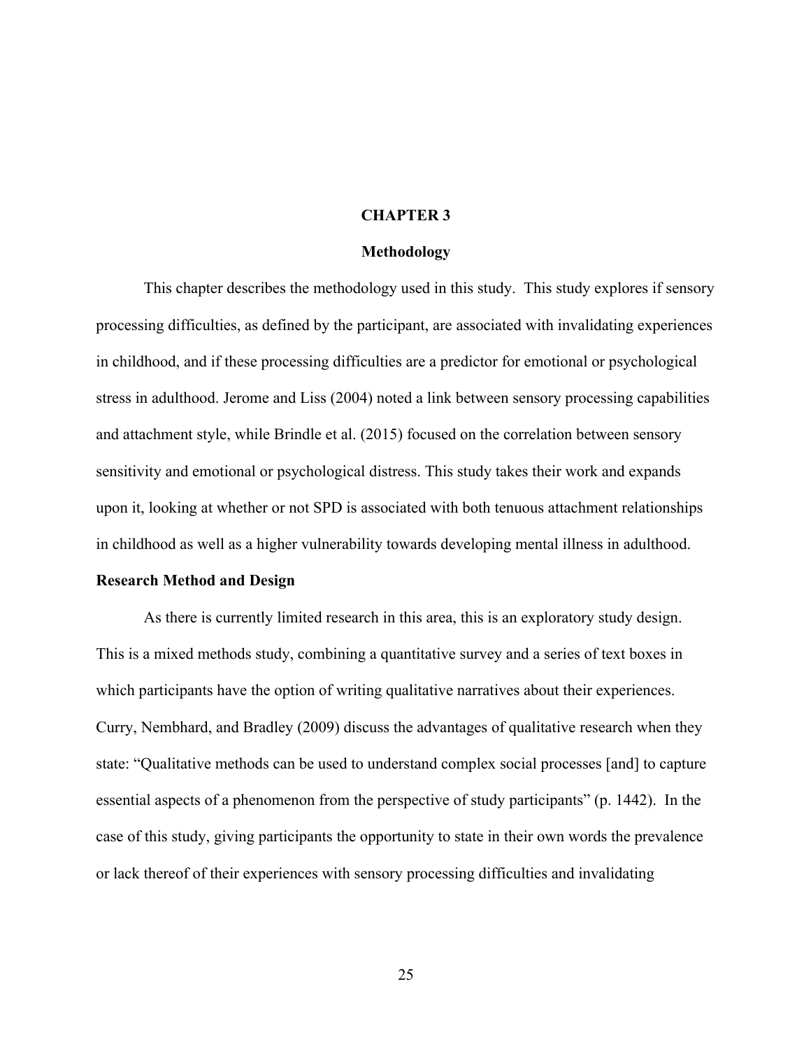# CHAPTER 3

## Methodology

This chapter describes the methodology used in this study. This study explores if sensory processing difficulties, as defined by the participant, are associated with invalidating experiences in childhood, and if these processing difficulties are a predictor for emotional or psychological stress in adulthood. Jerome and Liss (2004) noted a link between sensory processing capabilities and attachment style, while Brindle et al. (2015) focused on the correlation between sensory sensitivity and emotional or psychological distress. This study takes their work and expands upon it, looking at whether or not SPD is associated with both tenuous attachment relationships in childhood as well as a higher vulnerability towards developing mental illness in adulthood.

### Research Method and Design

As there is currently limited research in this area, this is an exploratory study design. This is a mixed methods study, combining a quantitative survey and a series of text boxes in which participants have the option of writing qualitative narratives about their experiences. Curry, Nembhard, and Bradley (2009) discuss the advantages of qualitative research when they state: "Qualitative methods can be used to understand complex social processes [and] to capture essential aspects of a phenomenon from the perspective of study participants" (p. 1442). In the case of this study, giving participants the opportunity to state in their own words the prevalence or lack thereof of their experiences with sensory processing difficulties and invalidating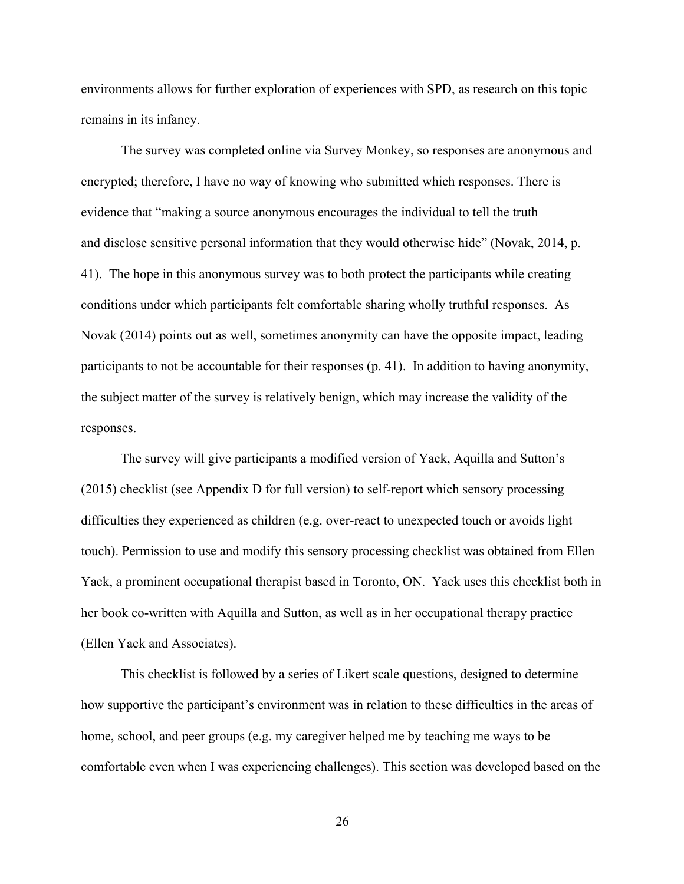environments allows for further exploration of experiences with SPD, as research on this topic remains in its infancy.

The survey was completed online via Survey Monkey, so responses are anonymous and encrypted; therefore, I have no way of knowing who submitted which responses. There is evidence that "making a source anonymous encourages the individual to tell the truth and disclose sensitive personal information that they would otherwise hide" (Novak, 2014, p. 41). The hope in this anonymous survey was to both protect the participants while creating conditions under which participants felt comfortable sharing wholly truthful responses. As Novak (2014) points out as well, sometimes anonymity can have the opposite impact, leading participants to not be accountable for their responses (p. 41). In addition to having anonymity, the subject matter of the survey is relatively benign, which may increase the validity of the responses.

The survey will give participants a modified version of Yack, Aquilla and Sutton's (2015) checklist (see Appendix D for full version) to self-report which sensory processing difficulties they experienced as children (e.g. over-react to unexpected touch or avoids light touch). Permission to use and modify this sensory processing checklist was obtained from Ellen Yack, a prominent occupational therapist based in Toronto, ON. Yack uses this checklist both in her book co-written with Aquilla and Sutton, as well as in her occupational therapy practice (Ellen Yack and Associates).

This checklist is followed by a series of Likert scale questions, designed to determine how supportive the participant's environment was in relation to these difficulties in the areas of home, school, and peer groups (e.g. my caregiver helped me by teaching me ways to be comfortable even when I was experiencing challenges). This section was developed based on the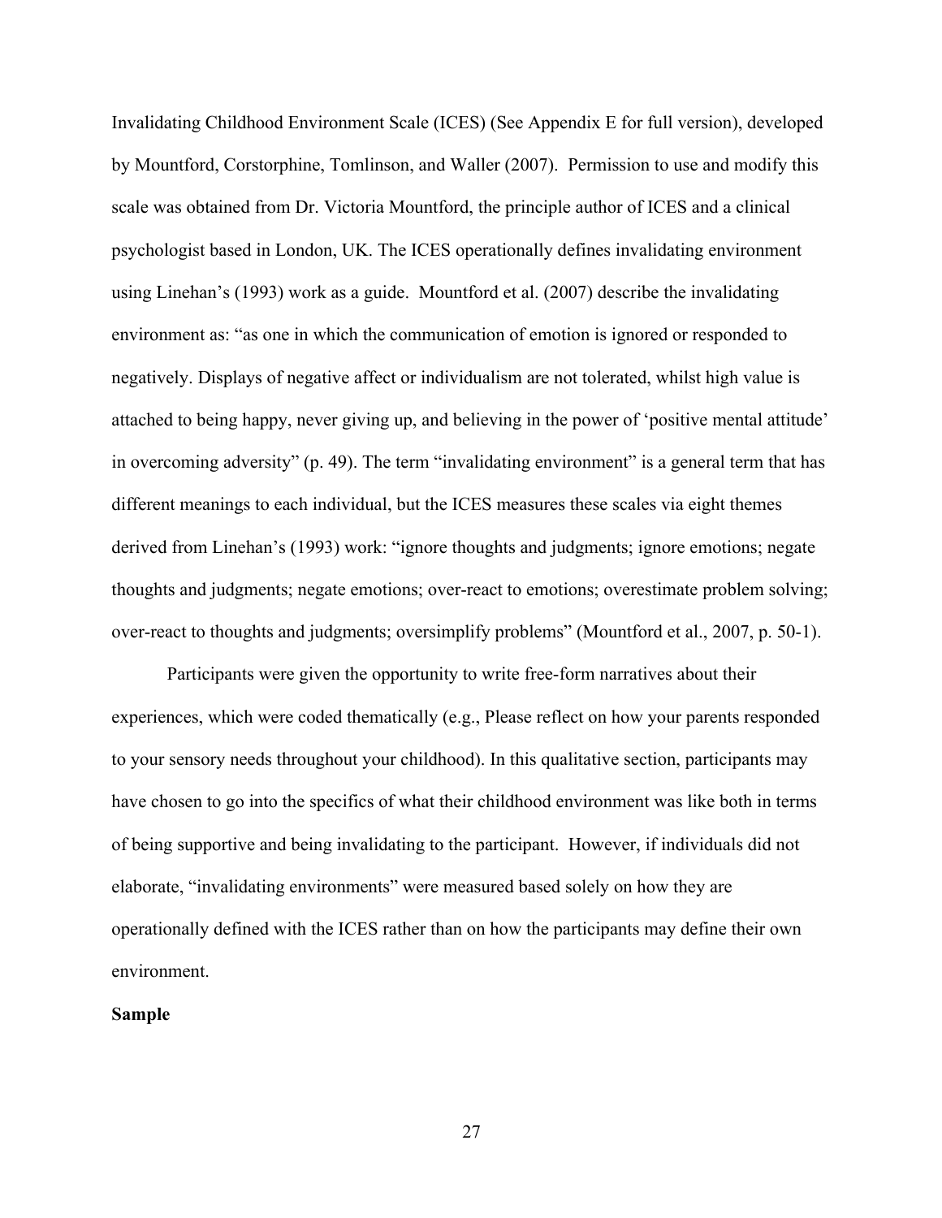Invalidating Childhood Environment Scale (ICES) (See Appendix E for full version), developed by Mountford, Corstorphine, Tomlinson, and Waller (2007). Permission to use and modify this scale was obtained from Dr. Victoria Mountford, the principle author of ICES and a clinical psychologist based in London, UK. The ICES operationally defines invalidating environment using Linehan's (1993) work as a guide. Mountford et al. (2007) describe the invalidating environment as: "as one in which the communication of emotion is ignored or responded to negatively. Displays of negative affect or individualism are not tolerated, whilst high value is attached to being happy, never giving up, and believing in the power of 'positive mental attitude' in overcoming adversity" (p. 49). The term "invalidating environment" is a general term that has different meanings to each individual, but the ICES measures these scales via eight themes derived from Linehan's (1993) work: "ignore thoughts and judgments; ignore emotions; negate thoughts and judgments; negate emotions; over-react to emotions; overestimate problem solving; over-react to thoughts and judgments; oversimplify problems" (Mountford et al., 2007, p. 50-1).

Participants were given the opportunity to write free-form narratives about their experiences, which were coded thematically (e.g., Please reflect on how your parents responded to your sensory needs throughout your childhood). In this qualitative section, participants may have chosen to go into the specifics of what their childhood environment was like both in terms of being supportive and being invalidating to the participant. However, if individuals did not elaborate, "invalidating environments" were measured based solely on how they are operationally defined with the ICES rather than on how the participants may define their own environment.

**Sample**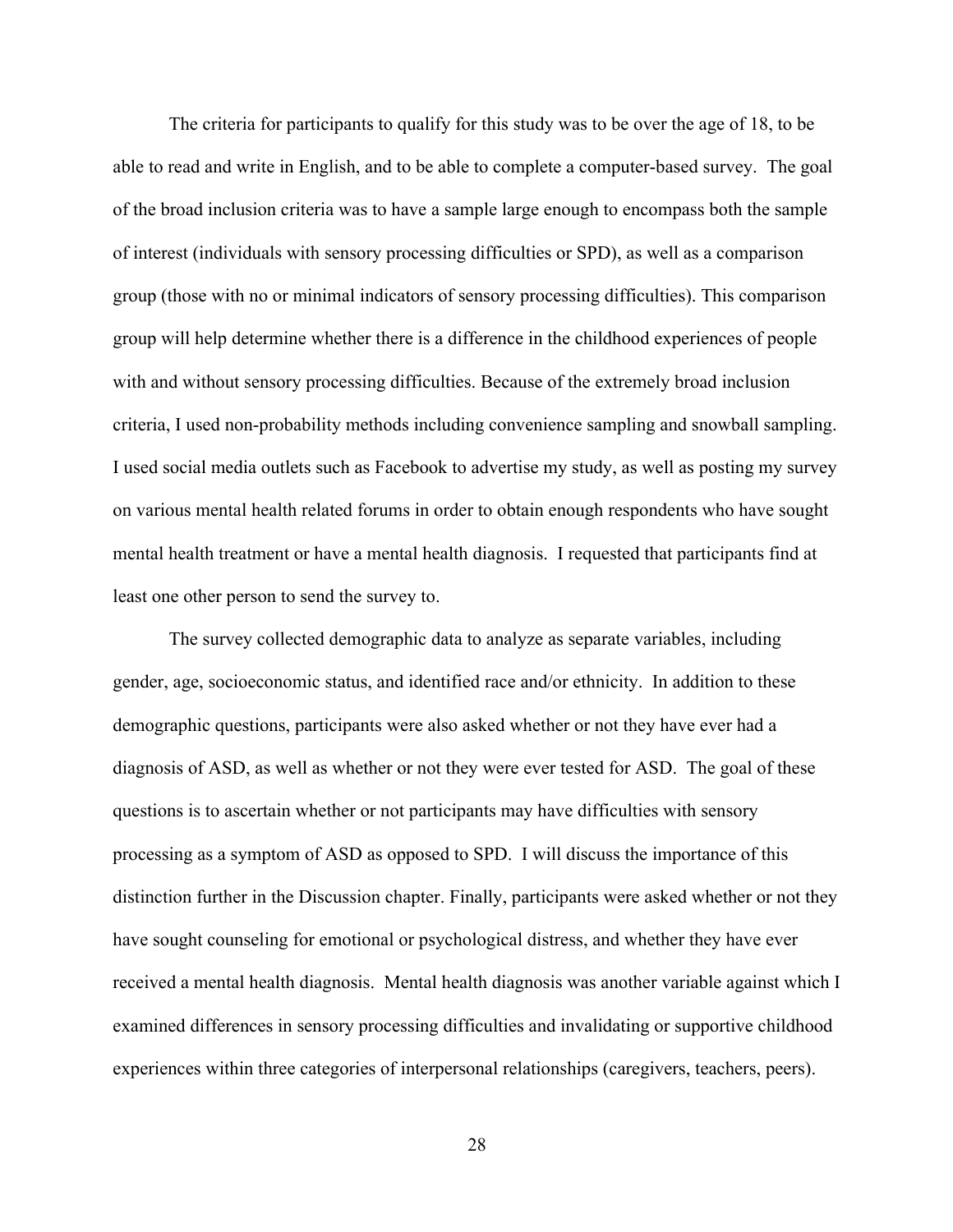The criteria for participants to qualify for this study was to be over the age of 18, to be able to read and write in English, and to be able to complete a computer-based survey. The goal of the broad inclusion criteria was to have a sample large enough to encompass both the sample of interest (individuals with sensory processing difficulties or SPD), as well as a comparison group (those with no or minimal indicators of sensory processing difficulties). This comparison group will help determine whether there is a difference in the childhood experiences of people with and without sensory processing difficulties. Because of the extremely broad inclusion criteria, I used non-probability methods including convenience sampling and snowball sampling. I used social media outlets such as Facebook to advertise my study, as well as posting my survey on various mental health related forums in order to obtain enough respondents who have sought mental health treatment or have a mental health diagnosis. I requested that participants find at least one other person to send the survey to.

The survey collected demographic data to analyze as separate variables, including gender, age, socioeconomic status, and identified race and/or ethnicity. In addition to these demographic questions, participants were also asked whether or not they have ever had a diagnosis of ASD, as well as whether or not they were ever tested for ASD. The goal of these questions is to ascertain whether or not participants may have difficulties with sensory processing as a symptom of ASD as opposed to SPD. I will discuss the importance of this distinction further in the Discussion chapter. Finally, participants were asked whether or not they have sought counseling for emotional or psychological distress, and whether they have ever received a mental health diagnosis. Mental health diagnosis was another variable against which I examined differences in sensory processing difficulties and invalidating or supportive childhood experiences within three categories of interpersonal relationships (caregivers, teachers, peers).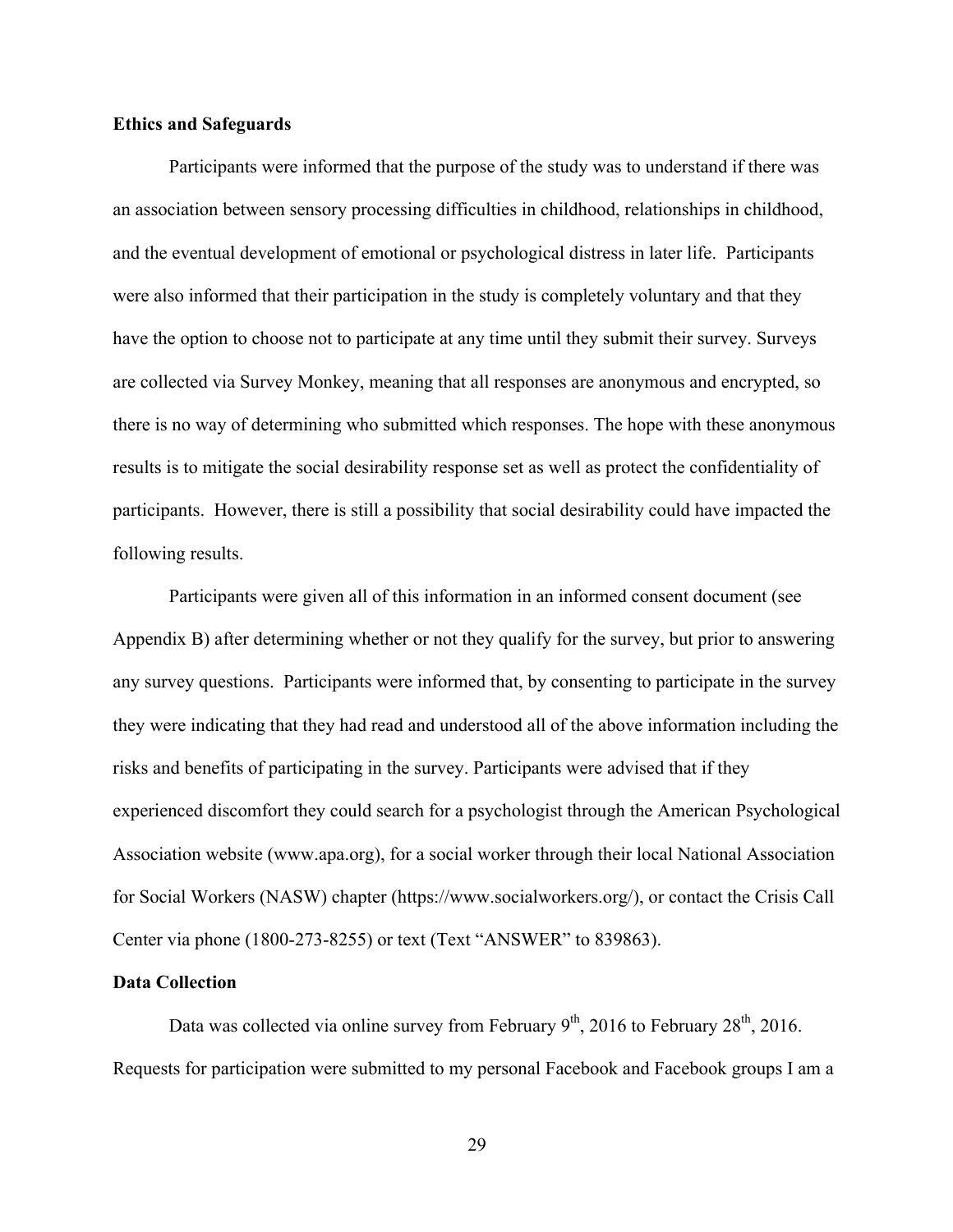**Ethics and Safeguards**

Participants were informed that the purpose of the study was to understand if there was an association between sensory processing difficulties in childhood, relationships in childhood, and the eventual development of emotional or psychological distress in later life. Participants were also informed that their participation in the study is completely voluntary and that they have the option to choose not to participate at any time until they submit their survey. Surveys are collected via Survey Monkey, meaning that all responses are anonymous and encrypted, so there is no way of determining who submitted which responses. The hope with these anonymous results is to mitigate the social desirability response set as well as protect the confidentiality of participants. However, there is still a possibility that social desirability could have impacted the following results.

Participants were given all of this information in an informed consent document (see Appendix B) after determining whether or not they qualify for the survey, but prior to answering any survey questions. Participants were informed that, by consenting to participate in the survey they were indicating that they had read and understood all of the above information including the risks and benefits of participating in the survey. Participants were advised that if they experienced discomfort they could search for a psychologist through the American Psychological Association website (www.apa.org), for a social worker through their local National Association for Social Workers (NASW) chapter (https://www.socialworkers.org/), or contact the Crisis Call Center via phone (1800-273-8255) or text (Text "ANSWER" to 839863).

**Data Collection**

Data was collected via online survey from February 9th, 2016 to February 28th, 2016. Requests for participation were submitted to my personal Facebook and Facebook groups I am a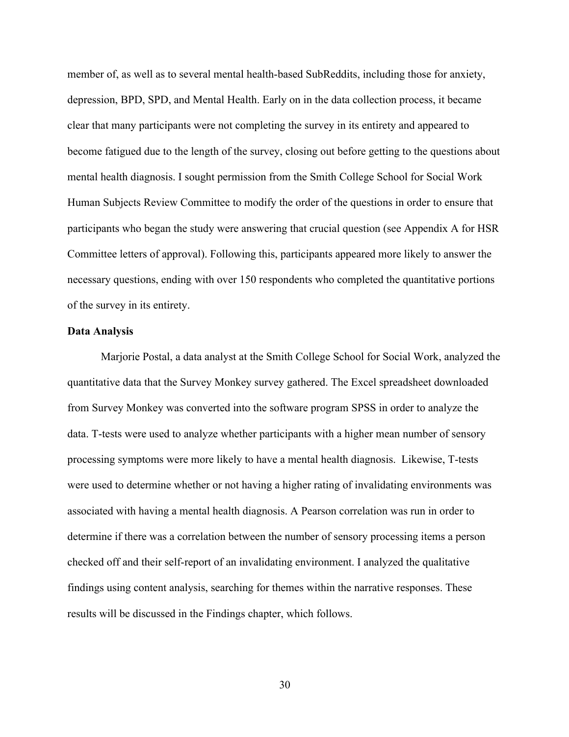member of, as well as to several mental health-based SubReddits, including those for anxiety, depression, BPD, SPD, and Mental Health. Early on in the data collection process, it became clear that many participants were not completing the survey in its entirety and appeared to become fatigued due to the length of the survey, closing out before getting to the questions about mental health diagnosis. I sought permission from the Smith College School for Social Work Human Subjects Review Committee to modify the order of the questions in order to ensure that participants who began the study were answering that crucial question (see Appendix A for HSR Committee letters of approval). Following this, participants appeared more likely to answer the necessary questions, ending with over 150 respondents who completed the quantitative portions of the survey in its entirety.

**Data Analysis**

Marjorie Postal, a data analyst at the Smith College School for Social Work, analyzed the quantitative data that the Survey Monkey survey gathered. The Excel spreadsheet downloaded from Survey Monkey was converted into the software program SPSS in order to analyze the data. T-tests were used to analyze whether participants with a higher mean number of sensory processing symptoms were more likely to have a mental health diagnosis. Likewise, T-tests were used to determine whether or not having a higher rating of invalidating environments was associated with having a mental health diagnosis. A Pearson correlation was run in order to determine if there was a correlation between the number of sensory processing items a person checked off and their self-report of an invalidating environment. I analyzed the qualitative findings using content analysis, searching for themes within the narrative responses. These results will be discussed in the Findings chapter, which follows.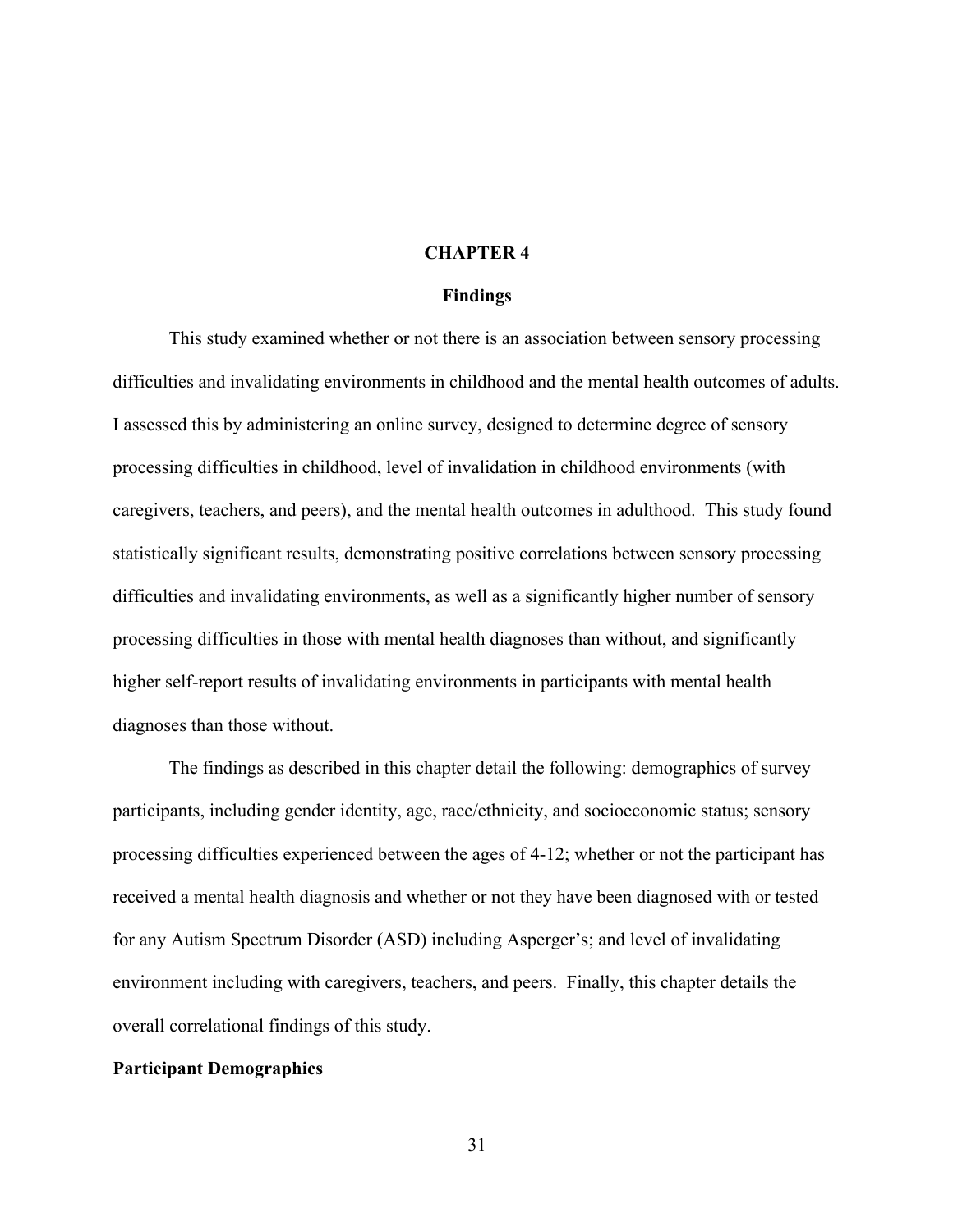# CHAPTER 4

## Findings

This study examined whether or not there is an association between sensory processing difficulties and invalidating environments in childhood and the mental health outcomes of adults. I assessed this by administering an online survey, designed to determine degree of sensory processing difficulties in childhood, level of invalidation in childhood environments (with caregivers, teachers, and peers), and the mental health outcomes in adulthood. This study found statistically significant results, demonstrating positive correlations between sensory processing difficulties and invalidating environments, as well as a significantly higher number of sensory processing difficulties in those with mental health diagnoses than without, and significantly higher self-report results of invalidating environments in participants with mental health diagnoses than those without.

The findings as described in this chapter detail the following: demographics of survey participants, including gender identity, age, race/ethnicity, and socioeconomic status; sensory processing difficulties experienced between the ages of 4-12; whether or not the participant has received a mental health diagnosis and whether or not they have been diagnosed with or tested for any Autism Spectrum Disorder (ASD) including Asperger's; and level of invalidating environment including with caregivers, teachers, and peers. Finally, this chapter details the overall correlational findings of this study.

### Participant Demographics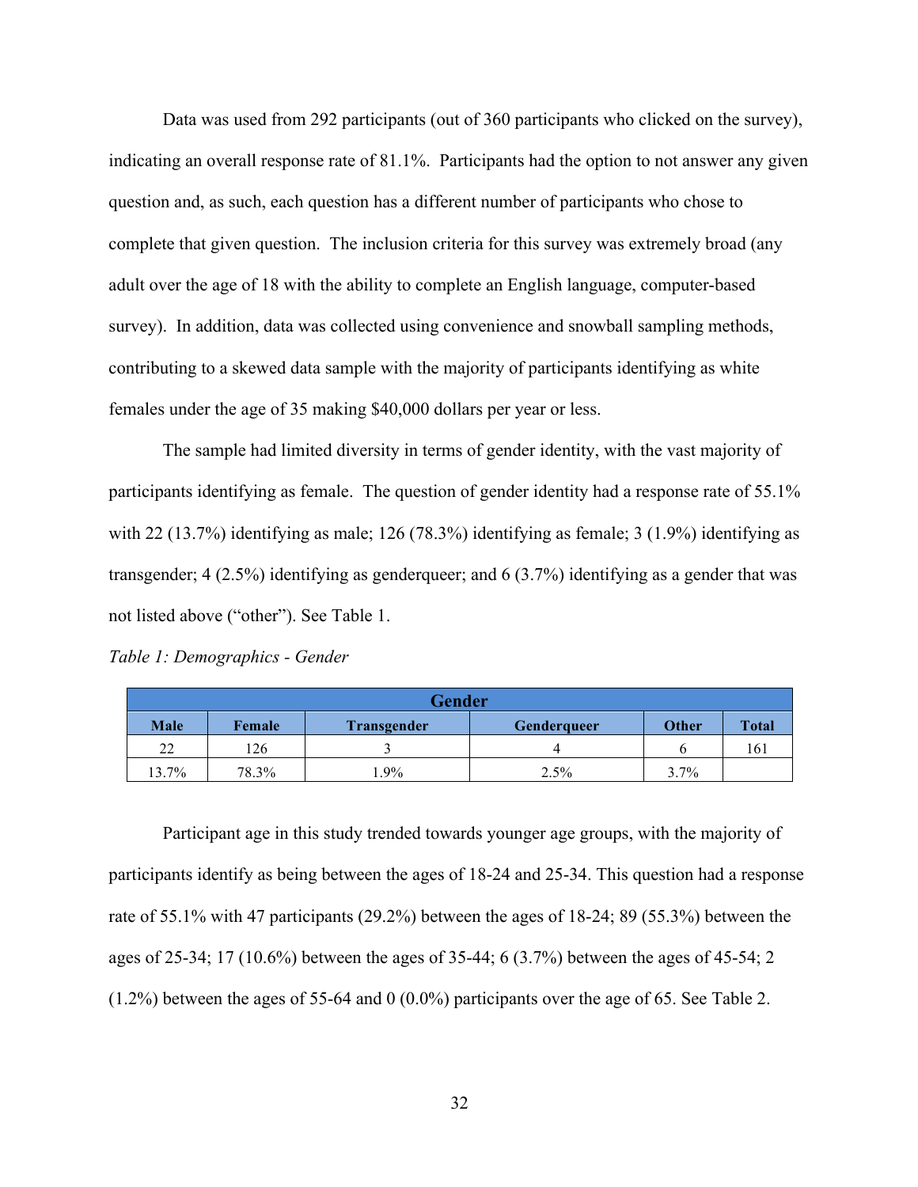Data was used from 292 participants (out of 360 participants who clicked on the survey), indicating an overall response rate of 81.1%. Participants had the option to not answer any given question and, as such, each question has a different number of participants who chose to complete that given question. The inclusion criteria for this survey was extremely broad (any adult over the age of 18 with the ability to complete an English language, computer-based survey). In addition, data was collected using convenience and snowball sampling methods, contributing to a skewed data sample with the majority of participants identifying as white females under the age of 35 making $40,000 dollars per year or less.

The sample had limited diversity in terms of gender identity, with the vast majority of participants identifying as female. The question of gender identity had a response rate of 55.1% with 22 (13.7%) identifying as male; 126 (78.3%) identifying as female; 3 (1.9%) identifying as transgender; 4 (2.5%) identifying as genderqueer; and 6 (3.7%) identifying as a gender that was not listed above ("other"). See Table 1.

*Table 1: Demographics - Gender*

| Gender | | | | | |
|---|---|---|---|---|---|
| **Male** | **Female** | **Transgender** | **Genderqueer** | **Other** | **Total** |
| 22 | 126 | 3 | 4 | 6 | 161 |
| 13.7% | 78.3% | 1.9% | 2.5% | 3.7% | |

Participant age in this study trended towards younger age groups, with the majority of participants identify as being between the ages of 18-24 and 25-34. This question had a response rate of 55.1% with 47 participants (29.2%) between the ages of 18-24; 89 (55.3%) between the ages of 25-34; 17 (10.6%) between the ages of 35-44; 6 (3.7%) between the ages of 45-54; 2 (1.2%) between the ages of 55-64 and 0 (0.0%) participants over the age of 65. See Table 2.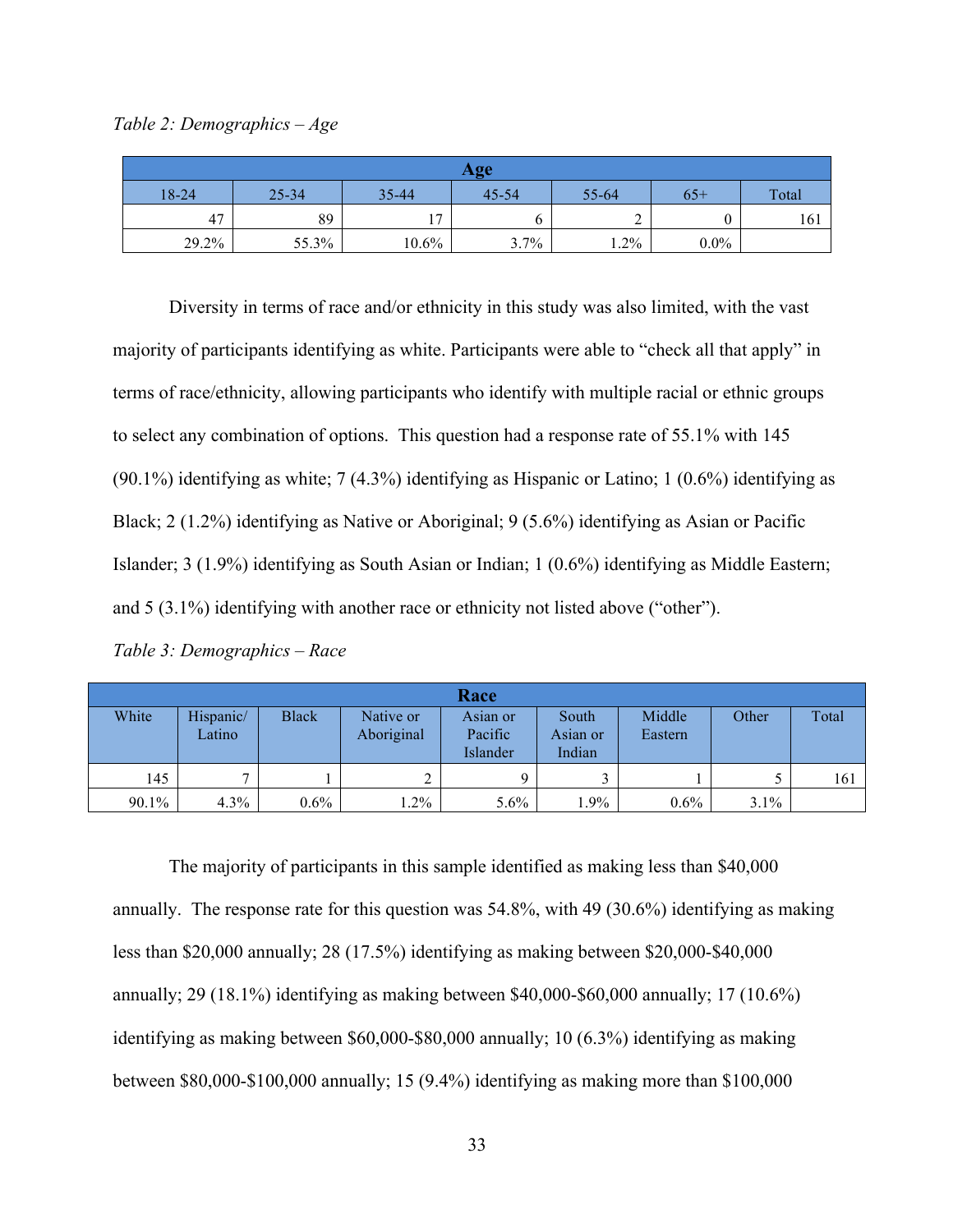*Table 2: Demographics – Age*

| Age | | | | | | |
|---|---|---|---|---|---|---|
| 18-24 | 25-34 | 35-44 | 45-54 | 55-64 | 65+ | Total |
| 47 | 89 | 17 | 6 | 2 | 0 | 161 |
| 29.2% | 55.3% | 10.6% | 3.7% | 1.2% | 0.0% | |

Diversity in terms of race and/or ethnicity in this study was also limited, with the vast majority of participants identifying as white. Participants were able to "check all that apply" in terms of race/ethnicity, allowing participants who identify with multiple racial or ethnic groups to select any combination of options. This question had a response rate of 55.1% with 145 (90.1%) identifying as white; 7 (4.3%) identifying as Hispanic or Latino; 1 (0.6%) identifying as Black; 2 (1.2%) identifying as Native or Aboriginal; 9 (5.6%) identifying as Asian or Pacific Islander; 3 (1.9%) identifying as South Asian or Indian; 1 (0.6%) identifying as Middle Eastern; and 5 (3.1%) identifying with another race or ethnicity not listed above ("other").

*Table 3: Demographics – Race*

| Race | | | | | | | | |
|---|---|---|---|---|---|---|---|---|
| White | Hispanic/ Latino | Black | Native or Aboriginal | Asian or Pacific Islander | South Asian or Indian | Middle Eastern | Other | Total |
| 145 | 7 | 1 | 2 | 9 | 3 | 1 | 5 | 161 |
| 90.1% | 4.3% | 0.6% | 1.2% | 5.6% | 1.9% | 0.6% | 3.1% | |

The majority of participants in this sample identified as making less than $40,000 annually. The response rate for this question was 54.8%, with 49 (30.6%) identifying as making less than $20,000 annually; 28 (17.5%) identifying as making between $20,000-$40,000 annually; 29 (18.1%) identifying as making between $40,000-$60,000 annually; 17 (10.6%) identifying as making between $60,000-$80,000 annually; 10 (6.3%) identifying as making between $80,000-$100,000 annually; 15 (9.4%) identifying as making more than $100,000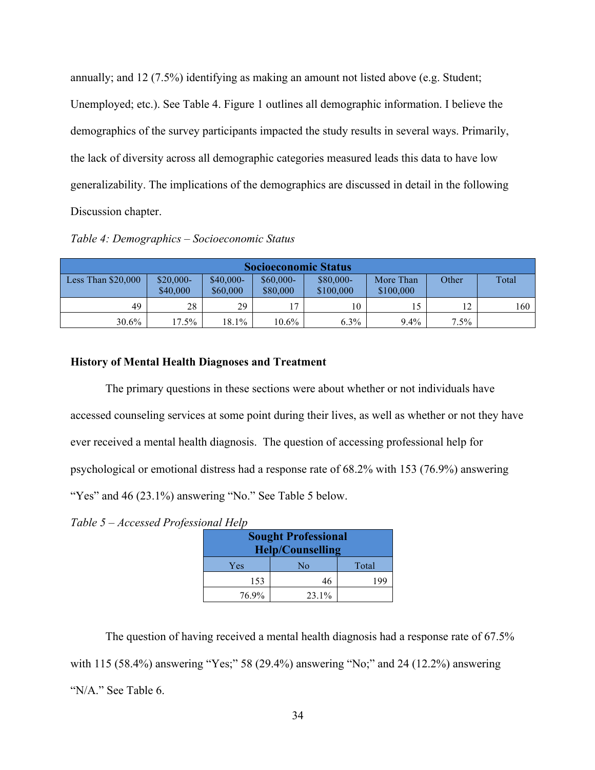annually; and 12 (7.5%) identifying as making an amount not listed above (e.g. Student; Unemployed; etc.). See Table 4. Figure 1 outlines all demographic information. I believe the demographics of the survey participants impacted the study results in several ways. Primarily, the lack of diversity across all demographic categories measured leads this data to have low generalizability. The implications of the demographics are discussed in detail in the following Discussion chapter.

*Table 4: Demographics – Socioeconomic Status*

| Socioeconomic Status | | | | | | | |
|---|---|---|---|---|---|---|---|
| Less Than $20,000 | $20,000-$40,000 | $40,000-$60,000 | $60,000-$80,000 | $80,000-$100,000 | More Than $100,000 | Other | Total |
| 49 | 28 | 29 | 17 | 10 | 15 | 12 | 160 |
| 30.6% | 17.5% | 18.1% | 10.6% | 6.3% | 9.4% | 7.5% | |

**History of Mental Health Diagnoses and Treatment**

The primary questions in these sections were about whether or not individuals have accessed counseling services at some point during their lives, as well as whether or not they have ever received a mental health diagnosis. The question of accessing professional help for psychological or emotional distress had a response rate of 68.2% with 153 (76.9%) answering "Yes" and 46 (23.1%) answering "No." See Table 5 below.

*Table 5 – Accessed Professional Help*

| Sought Professional Help/Counselling | | |
|---|---|---|
| Yes | No | Total |
| 153 | 46 | 199 |
| 76.9% | 23.1% | |

The question of having received a mental health diagnosis had a response rate of 67.5% with 115 (58.4%) answering "Yes;" 58 (29.4%) answering "No;" and 24 (12.2%) answering "N/A." See Table 6.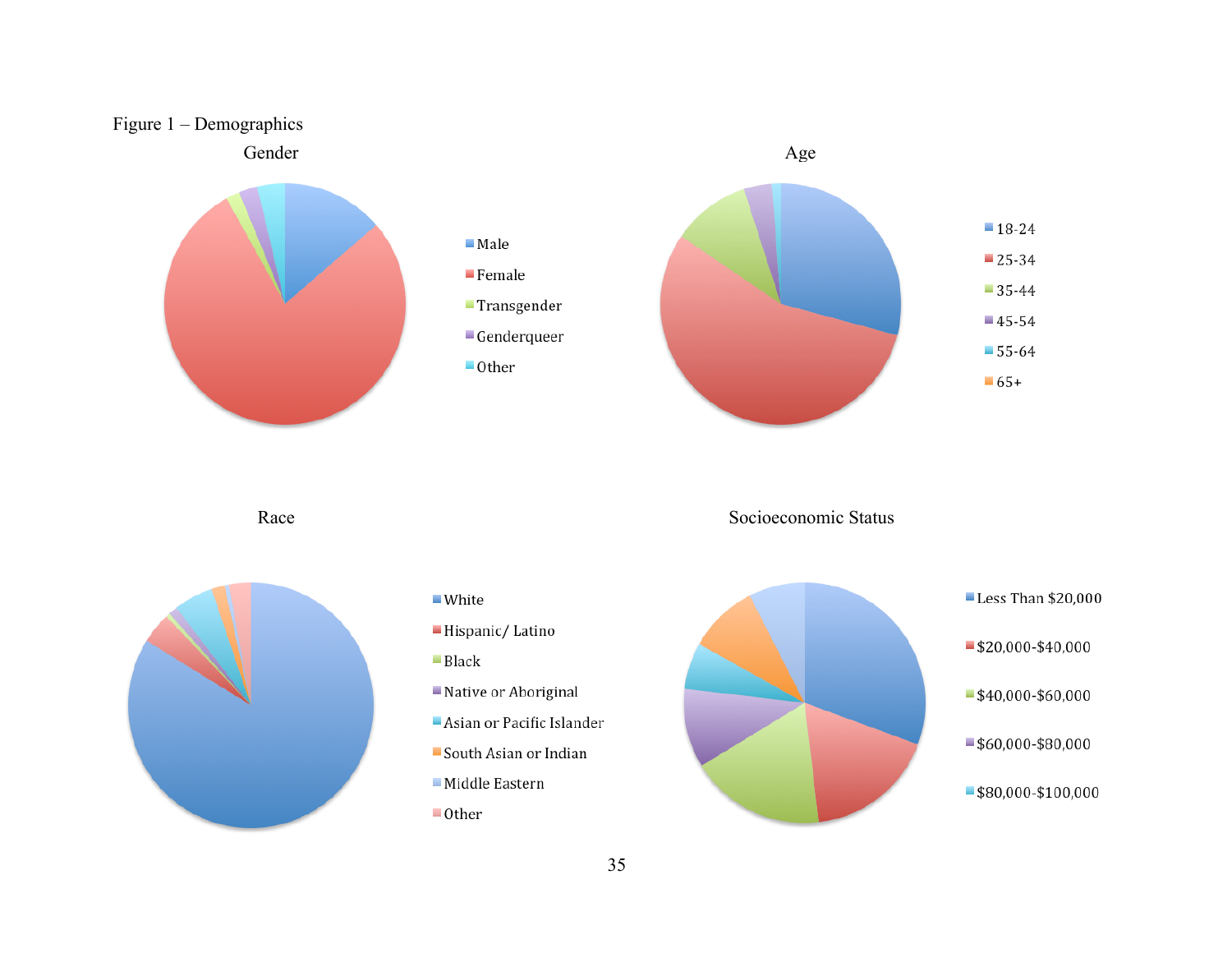Figure 1 – Demographics

Gender

- Male
- Female
- Transgender
- Genderqueer
- Other

Age

- 18-24
- 25-34
- 35-44
- 45-54
- 55-64
- 65+

Race

- White
- Hispanic/ Latino
- Black
- Native or Aboriginal
- Asian or Pacific Islander
- South Asian or Indian
- Middle Eastern
- Other

Socioeconomic Status

- Less Than $20,000
- $20,000-$40,000
- $40,000-$60,000
- $60,000-$80,000
- $80,000-$100,000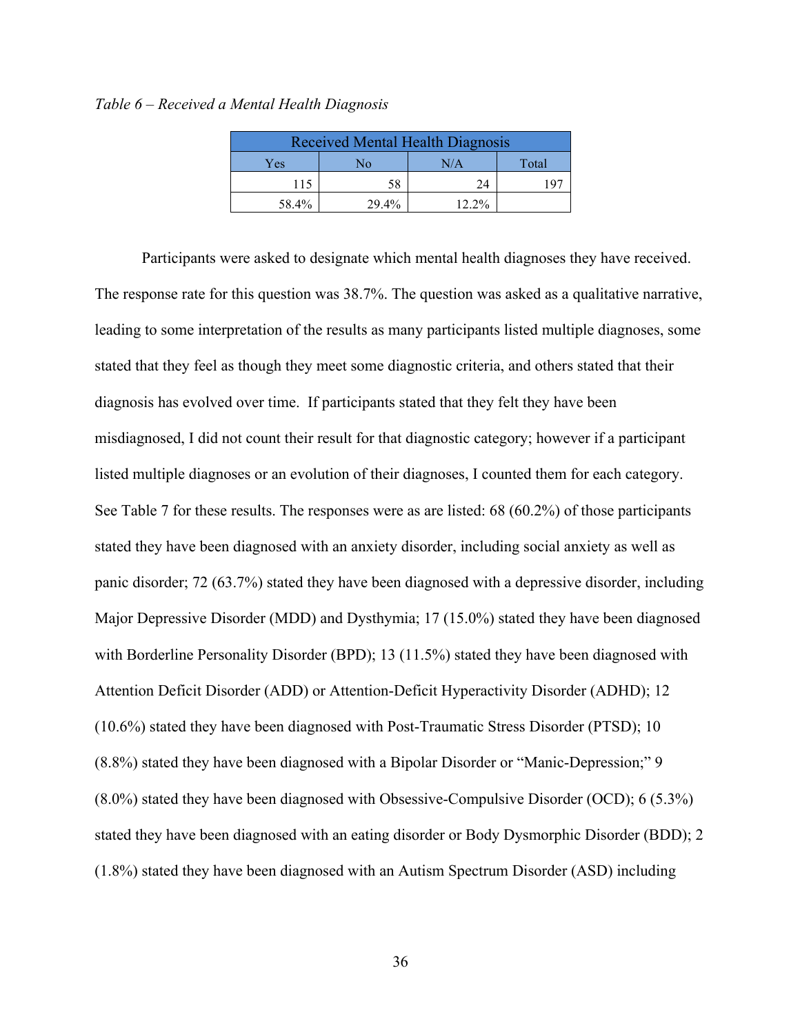*Table 6 – Received a Mental Health Diagnosis*

| Received Mental Health Diagnosis | | | |
|---|---|---|---|
| Yes | No | N/A | Total |
| 115 | 58 | 24 | 197 |
| 58.4% | 29.4% | 12.2% | |

Participants were asked to designate which mental health diagnoses they have received. The response rate for this question was 38.7%. The question was asked as a qualitative narrative, leading to some interpretation of the results as many participants listed multiple diagnoses, some stated that they feel as though they meet some diagnostic criteria, and others stated that their diagnosis has evolved over time. If participants stated that they felt they have been misdiagnosed, I did not count their result for that diagnostic category; however if a participant listed multiple diagnoses or an evolution of their diagnoses, I counted them for each category. See Table 7 for these results. The responses were as are listed: 68 (60.2%) of those participants stated they have been diagnosed with an anxiety disorder, including social anxiety as well as panic disorder; 72 (63.7%) stated they have been diagnosed with a depressive disorder, including Major Depressive Disorder (MDD) and Dysthymia; 17 (15.0%) stated they have been diagnosed with Borderline Personality Disorder (BPD); 13 (11.5%) stated they have been diagnosed with Attention Deficit Disorder (ADD) or Attention-Deficit Hyperactivity Disorder (ADHD); 12 (10.6%) stated they have been diagnosed with Post-Traumatic Stress Disorder (PTSD); 10 (8.8%) stated they have been diagnosed with a Bipolar Disorder or "Manic-Depression;" 9 (8.0%) stated they have been diagnosed with Obsessive-Compulsive Disorder (OCD); 6 (5.3%) stated they have been diagnosed with an eating disorder or Body Dysmorphic Disorder (BDD); 2 (1.8%) stated they have been diagnosed with an Autism Spectrum Disorder (ASD) including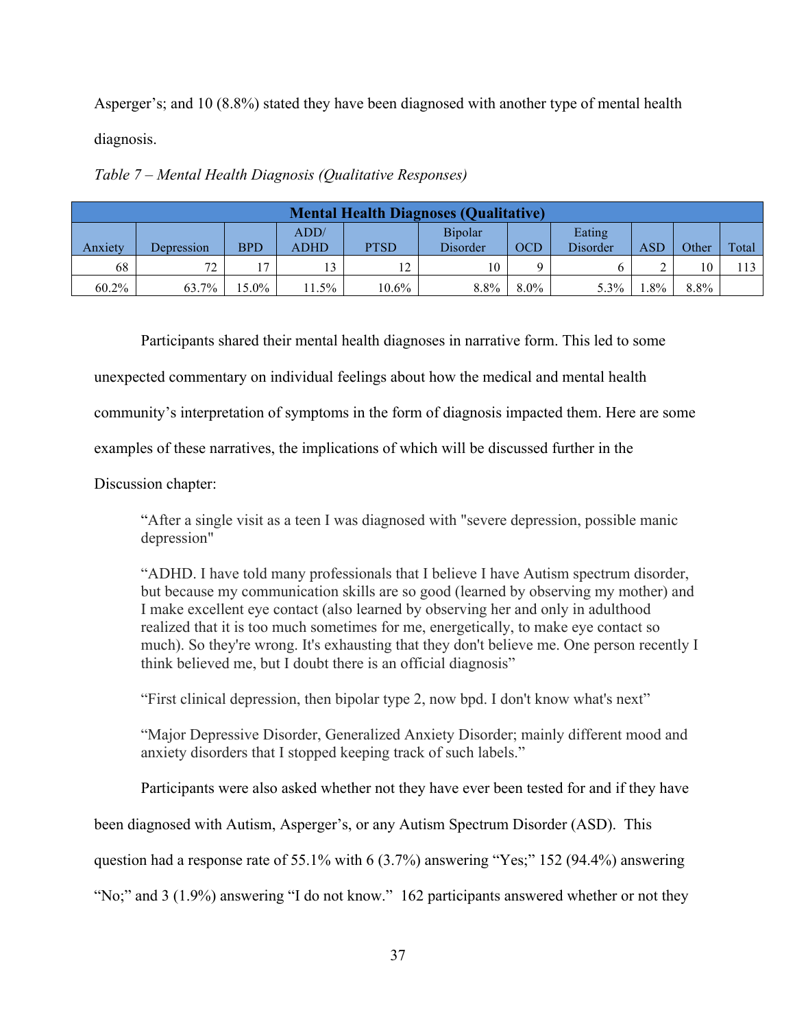Asperger's; and 10 (8.8%) stated they have been diagnosed with another type of mental health diagnosis.

*Table 7 – Mental Health Diagnosis (Qualitative Responses)*

| **Mental Health Diagnoses (Qualitative)** | | | | | | | | | | |
|---|---|---|---|---|---|---|---|---|---|---|
| Anxiety | Depression | BPD | ADD/ ADHD | PTSD | Bipolar Disorder | OCD | Eating Disorder | ASD | Other | Total |
| 68 | 72 | 17 | 13 | 12 | 10 | 9 | 6 | 2 | 10 | 113 |
| 60.2% | 63.7% | 15.0% | 11.5% | 10.6% | 8.8% | 8.0% | 5.3% | 1.8% | 8.8% | |

Participants shared their mental health diagnoses in narrative form. This led to some unexpected commentary on individual feelings about how the medical and mental health community's interpretation of symptoms in the form of diagnosis impacted them. Here are some examples of these narratives, the implications of which will be discussed further in the Discussion chapter:

> "After a single visit as a teen I was diagnosed with "severe depression, possible manic depression"
>
> "ADHD. I have told many professionals that I believe I have Autism spectrum disorder, but because my communication skills are so good (learned by observing my mother) and I make excellent eye contact (also learned by observing her and only in adulthood realized that it is too much sometimes for me, energetically, to make eye contact so much). So they're wrong. It's exhausting that they don't believe me. One person recently I think believed me, but I doubt there is an official diagnosis"
>
> "First clinical depression, then bipolar type 2, now bpd. I don't know what's next"
>
> "Major Depressive Disorder, Generalized Anxiety Disorder; mainly different mood and anxiety disorders that I stopped keeping track of such labels."

Participants were also asked whether not they have ever been tested for and if they have been diagnosed with Autism, Asperger's, or any Autism Spectrum Disorder (ASD). This question had a response rate of 55.1% with 6 (3.7%) answering "Yes;" 152 (94.4%) answering "No;" and 3 (1.9%) answering "I do not know." 162 participants answered whether or not they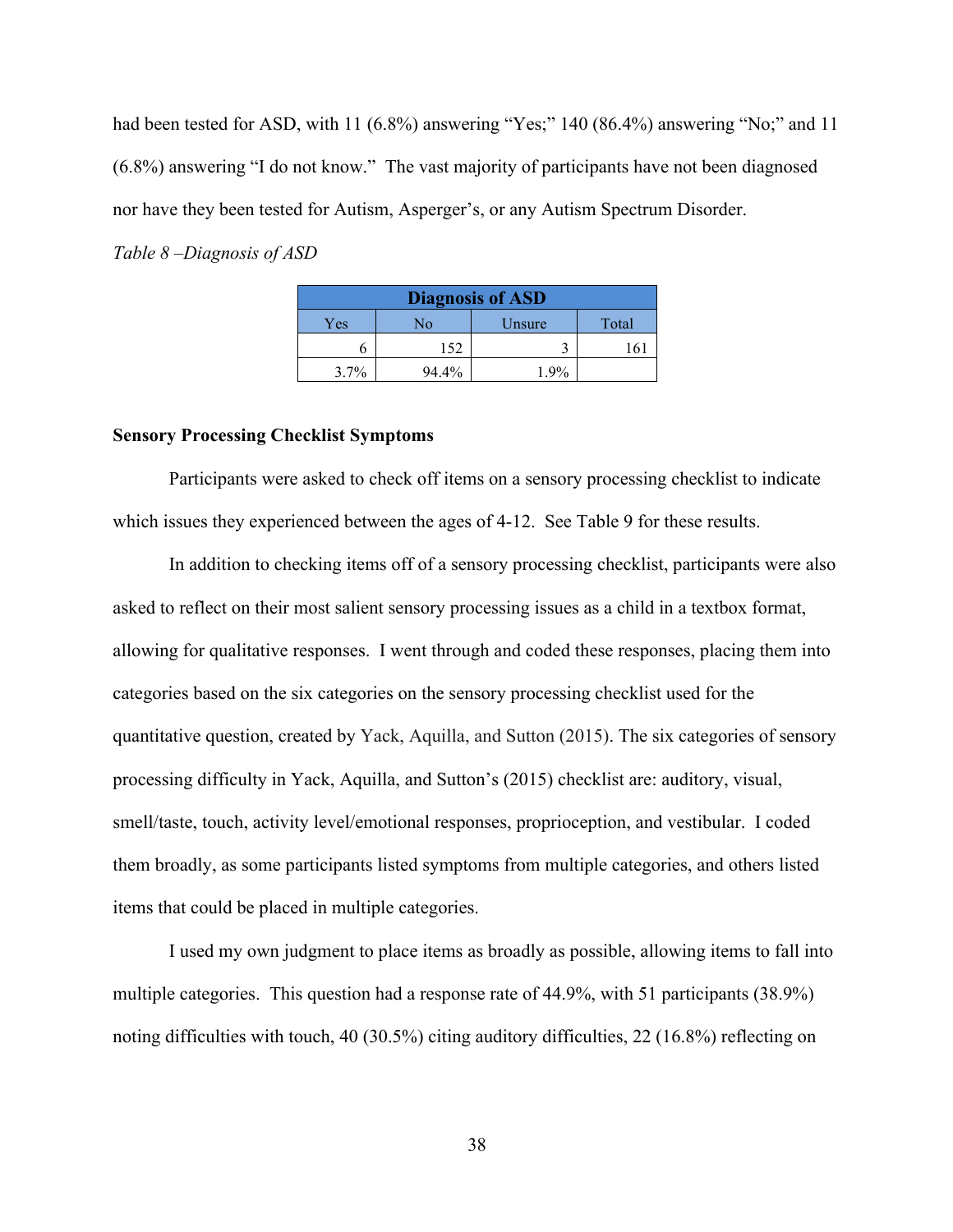had been tested for ASD, with 11 (6.8%) answering "Yes;" 140 (86.4%) answering "No;" and 11 (6.8%) answering "I do not know." The vast majority of participants have not been diagnosed nor have they been tested for Autism, Asperger's, or any Autism Spectrum Disorder.

*Table 8 –Diagnosis of ASD*

| Diagnosis of ASD | | | |
|---|---|---|---|
| Yes | No | Unsure | Total |
| 6 | 152 | 3 | 161 |
| 3.7% | 94.4% | 1.9% | |

**Sensory Processing Checklist Symptoms**

Participants were asked to check off items on a sensory processing checklist to indicate which issues they experienced between the ages of 4-12. See Table 9 for these results.

In addition to checking items off of a sensory processing checklist, participants were also asked to reflect on their most salient sensory processing issues as a child in a textbox format, allowing for qualitative responses. I went through and coded these responses, placing them into categories based on the six categories on the sensory processing checklist used for the quantitative question, created by Yack, Aquilla, and Sutton (2015). The six categories of sensory processing difficulty in Yack, Aquilla, and Sutton's (2015) checklist are: auditory, visual, smell/taste, touch, activity level/emotional responses, proprioception, and vestibular. I coded them broadly, as some participants listed symptoms from multiple categories, and others listed items that could be placed in multiple categories.

I used my own judgment to place items as broadly as possible, allowing items to fall into multiple categories. This question had a response rate of 44.9%, with 51 participants (38.9%) noting difficulties with touch, 40 (30.5%) citing auditory difficulties, 22 (16.8%) reflecting on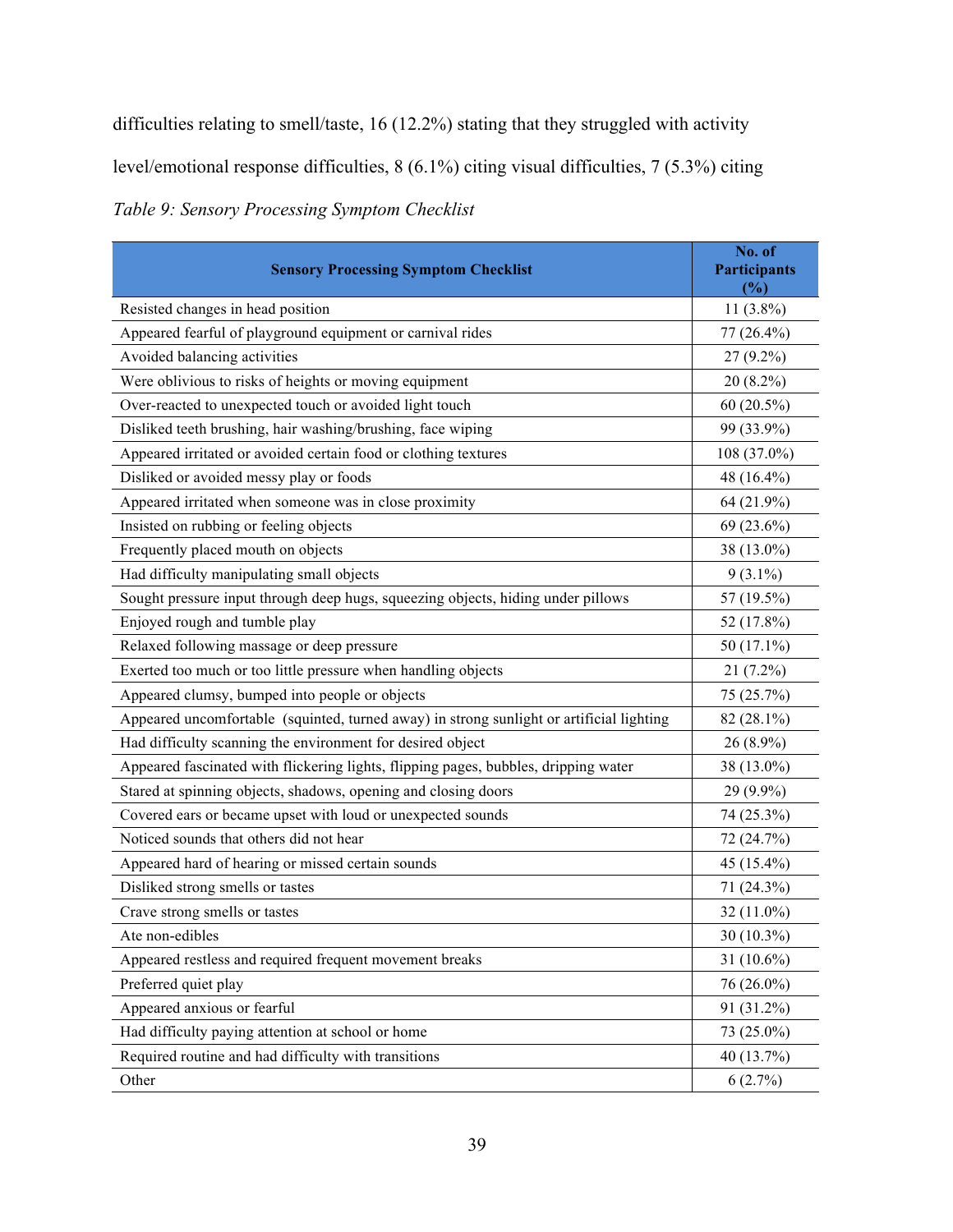difficulties relating to smell/taste, 16 (12.2%) stating that they struggled with activity level/emotional response difficulties, 8 (6.1%) citing visual difficulties, 7 (5.3%) citing

*Table 9: Sensory Processing Symptom Checklist*

| Sensory Processing Symptom Checklist | No. of Participants (%) |
|---|---|
| Resisted changes in head position | 11 (3.8%) |
| Appeared fearful of playground equipment or carnival rides | 77 (26.4%) |
| Avoided balancing activities | 27 (9.2%) |
| Were oblivious to risks of heights or moving equipment | 20 (8.2%) |
| Over-reacted to unexpected touch or avoided light touch | 60 (20.5%) |
| Disliked teeth brushing, hair washing/brushing, face wiping | 99 (33.9%) |
| Appeared irritated or avoided certain food or clothing textures | 108 (37.0%) |
| Disliked or avoided messy play or foods | 48 (16.4%) |
| Appeared irritated when someone was in close proximity | 64 (21.9%) |
| Insisted on rubbing or feeling objects | 69 (23.6%) |
| Frequently placed mouth on objects | 38 (13.0%) |
| Had difficulty manipulating small objects | 9 (3.1%) |
| Sought pressure input through deep hugs, squeezing objects, hiding under pillows | 57 (19.5%) |
| Enjoyed rough and tumble play | 52 (17.8%) |
| Relaxed following massage or deep pressure | 50 (17.1%) |
| Exerted too much or too little pressure when handling objects | 21 (7.2%) |
| Appeared clumsy, bumped into people or objects | 75 (25.7%) |
| Appeared uncomfortable (squinted, turned away) in strong sunlight or artificial lighting | 82 (28.1%) |
| Had difficulty scanning the environment for desired object | 26 (8.9%) |
| Appeared fascinated with flickering lights, flipping pages, bubbles, dripping water | 38 (13.0%) |
| Stared at spinning objects, shadows, opening and closing doors | 29 (9.9%) |
| Covered ears or became upset with loud or unexpected sounds | 74 (25.3%) |
| Noticed sounds that others did not hear | 72 (24.7%) |
| Appeared hard of hearing or missed certain sounds | 45 (15.4%) |
| Disliked strong smells or tastes | 71 (24.3%) |
| Crave strong smells or tastes | 32 (11.0%) |
| Ate non-edibles | 30 (10.3%) |
| Appeared restless and required frequent movement breaks | 31 (10.6%) |
| Preferred quiet play | 76 (26.0%) |
| Appeared anxious or fearful | 91 (31.2%) |
| Had difficulty paying attention at school or home | 73 (25.0%) |
| Required routine and had difficulty with transitions | 40 (13.7%) |
| Other | 6 (2.7%) |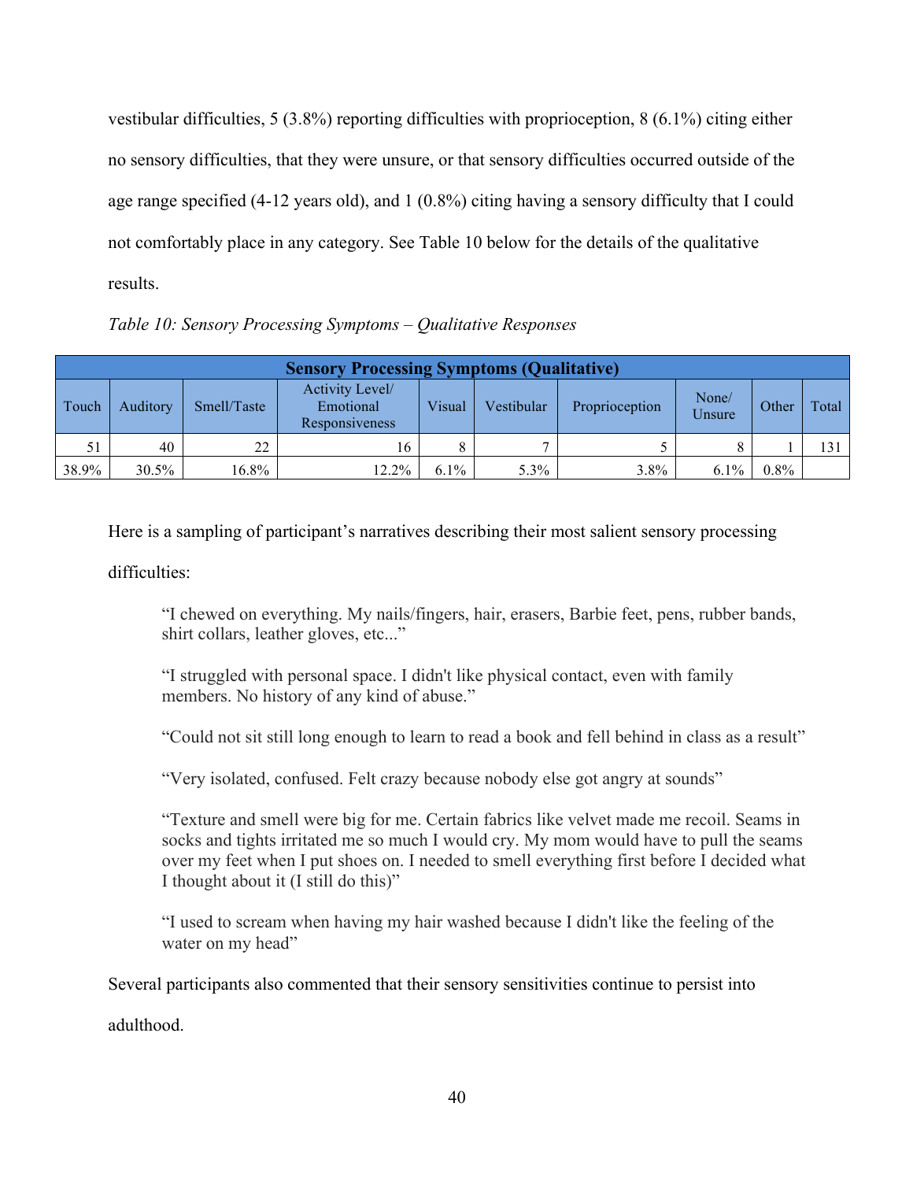vestibular difficulties, 5 (3.8%) reporting difficulties with proprioception, 8 (6.1%) citing either no sensory difficulties, that they were unsure, or that sensory difficulties occurred outside of the age range specified (4-12 years old), and 1 (0.8%) citing having a sensory difficulty that I could not comfortably place in any category. See Table 10 below for the details of the qualitative results.

*Table 10: Sensory Processing Symptoms – Qualitative Responses*

| **Sensory Processing Symptoms (Qualitative)** | | | | | | | | | |
|---|---|---|---|---|---|---|---|---|---|
| Touch | Auditory | Smell/Taste | Activity Level/ Emotional Responsiveness | Visual | Vestibular | Proprioception | None/ Unsure | Other | Total |
| 51 | 40 | 22 | 16 | 8 | 7 | 5 | 8 | 1 | 131 |
| 38.9% | 30.5% | 16.8% | 12.2% | 6.1% | 5.3% | 3.8% | 6.1% | 0.8% | |

Here is a sampling of participant's narratives describing their most salient sensory processing difficulties:

> "I chewed on everything. My nails/fingers, hair, erasers, Barbie feet, pens, rubber bands, shirt collars, leather gloves, etc..."
>
> "I struggled with personal space. I didn't like physical contact, even with family members. No history of any kind of abuse."
>
> "Could not sit still long enough to learn to read a book and fell behind in class as a result"
>
> "Very isolated, confused. Felt crazy because nobody else got angry at sounds"
>
> "Texture and smell were big for me. Certain fabrics like velvet made me recoil. Seams in socks and tights irritated me so much I would cry. My mom would have to pull the seams over my feet when I put shoes on. I needed to smell everything first before I decided what I thought about it (I still do this)"
>
> "I used to scream when having my hair washed because I didn't like the feeling of the water on my head"

Several participants also commented that their sensory sensitivities continue to persist into adulthood.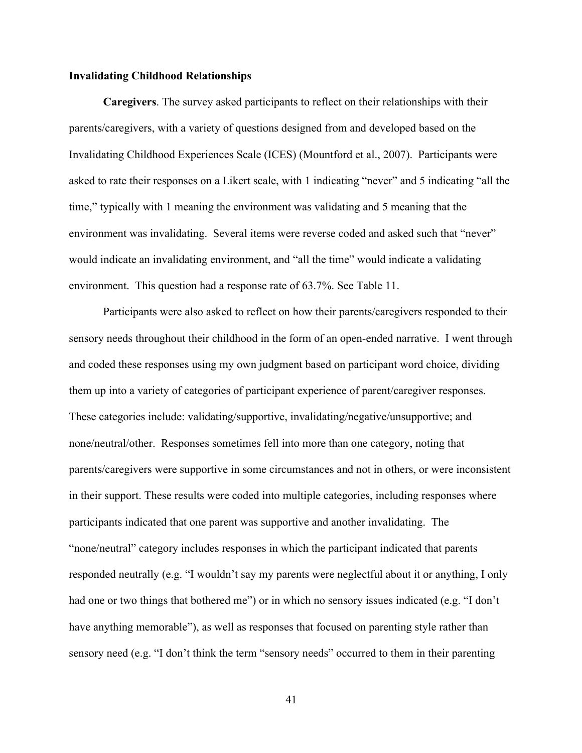**Invalidating Childhood Relationships**

**Caregivers**. The survey asked participants to reflect on their relationships with their parents/caregivers, with a variety of questions designed from and developed based on the Invalidating Childhood Experiences Scale (ICES) (Mountford et al., 2007). Participants were asked to rate their responses on a Likert scale, with 1 indicating "never" and 5 indicating "all the time," typically with 1 meaning the environment was validating and 5 meaning that the environment was invalidating. Several items were reverse coded and asked such that "never" would indicate an invalidating environment, and "all the time" would indicate a validating environment. This question had a response rate of 63.7%. See Table 11.

Participants were also asked to reflect on how their parents/caregivers responded to their sensory needs throughout their childhood in the form of an open-ended narrative. I went through and coded these responses using my own judgment based on participant word choice, dividing them up into a variety of categories of participant experience of parent/caregiver responses. These categories include: validating/supportive, invalidating/negative/unsupportive; and none/neutral/other. Responses sometimes fell into more than one category, noting that parents/caregivers were supportive in some circumstances and not in others, or were inconsistent in their support. These results were coded into multiple categories, including responses where participants indicated that one parent was supportive and another invalidating. The "none/neutral" category includes responses in which the participant indicated that parents responded neutrally (e.g. "I wouldn't say my parents were neglectful about it or anything, I only had one or two things that bothered me") or in which no sensory issues indicated (e.g. "I don't have anything memorable"), as well as responses that focused on parenting style rather than sensory need (e.g. "I don't think the term "sensory needs" occurred to them in their parenting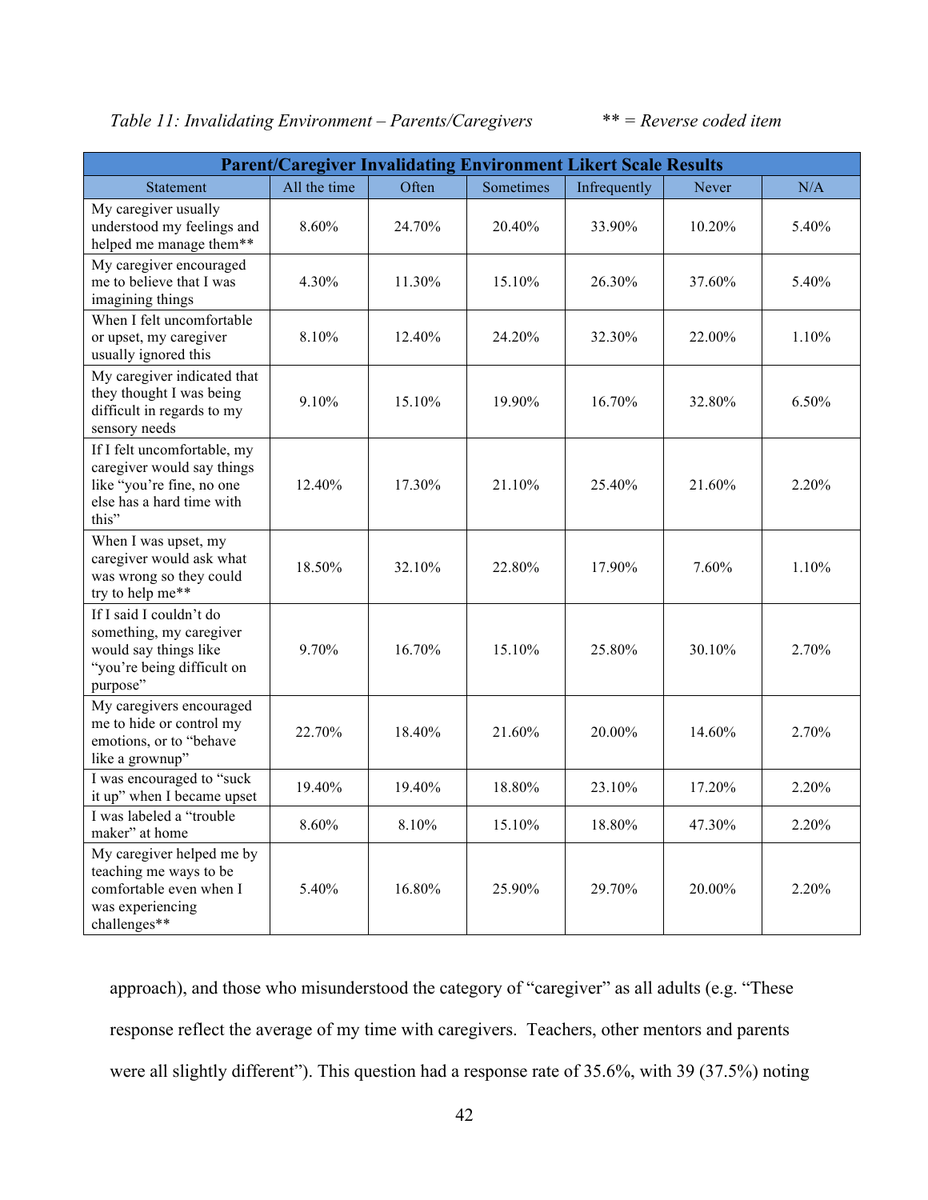*Table 11: Invalidating Environment – Parents/Caregivers* *** = Reverse coded item*

| Parent/Caregiver Invalidating Environment Likert Scale Results | | | | | | |
|---|---|---|---|---|---|---|
| Statement | All the time | Often | Sometimes | Infrequently | Never | N/A |
| My caregiver usually understood my feelings and helped me manage them** | 8.60% | 24.70% | 20.40% | 33.90% | 10.20% | 5.40% |
| My caregiver encouraged me to believe that I was imagining things | 4.30% | 11.30% | 15.10% | 26.30% | 37.60% | 5.40% |
| When I felt uncomfortable or upset, my caregiver usually ignored this | 8.10% | 12.40% | 24.20% | 32.30% | 22.00% | 1.10% |
| My caregiver indicated that they thought I was being difficult in regards to my sensory needs | 9.10% | 15.10% | 19.90% | 16.70% | 32.80% | 6.50% |
| If I felt uncomfortable, my caregiver would say things like "you're fine, no one else has a hard time with this" | 12.40% | 17.30% | 21.10% | 25.40% | 21.60% | 2.20% |
| When I was upset, my caregiver would ask what was wrong so they could try to help me** | 18.50% | 32.10% | 22.80% | 17.90% | 7.60% | 1.10% |
| If I said I couldn't do something, my caregiver would say things like "you're being difficult on purpose" | 9.70% | 16.70% | 15.10% | 25.80% | 30.10% | 2.70% |
| My caregivers encouraged me to hide or control my emotions, or to "behave like a grownup" | 22.70% | 18.40% | 21.60% | 20.00% | 14.60% | 2.70% |
| I was encouraged to "suck it up" when I became upset | 19.40% | 19.40% | 18.80% | 23.10% | 17.20% | 2.20% |
| I was labeled a "trouble maker" at home | 8.60% | 8.10% | 15.10% | 18.80% | 47.30% | 2.20% |
| My caregiver helped me by teaching me ways to be comfortable even when I was experiencing challenges** | 5.40% | 16.80% | 25.90% | 29.70% | 20.00% | 2.20% |

approach), and those who misunderstood the category of "caregiver" as all adults (e.g. "These response reflect the average of my time with caregivers. Teachers, other mentors and parents were all slightly different"). This question had a response rate of 35.6%, with 39 (37.5%) noting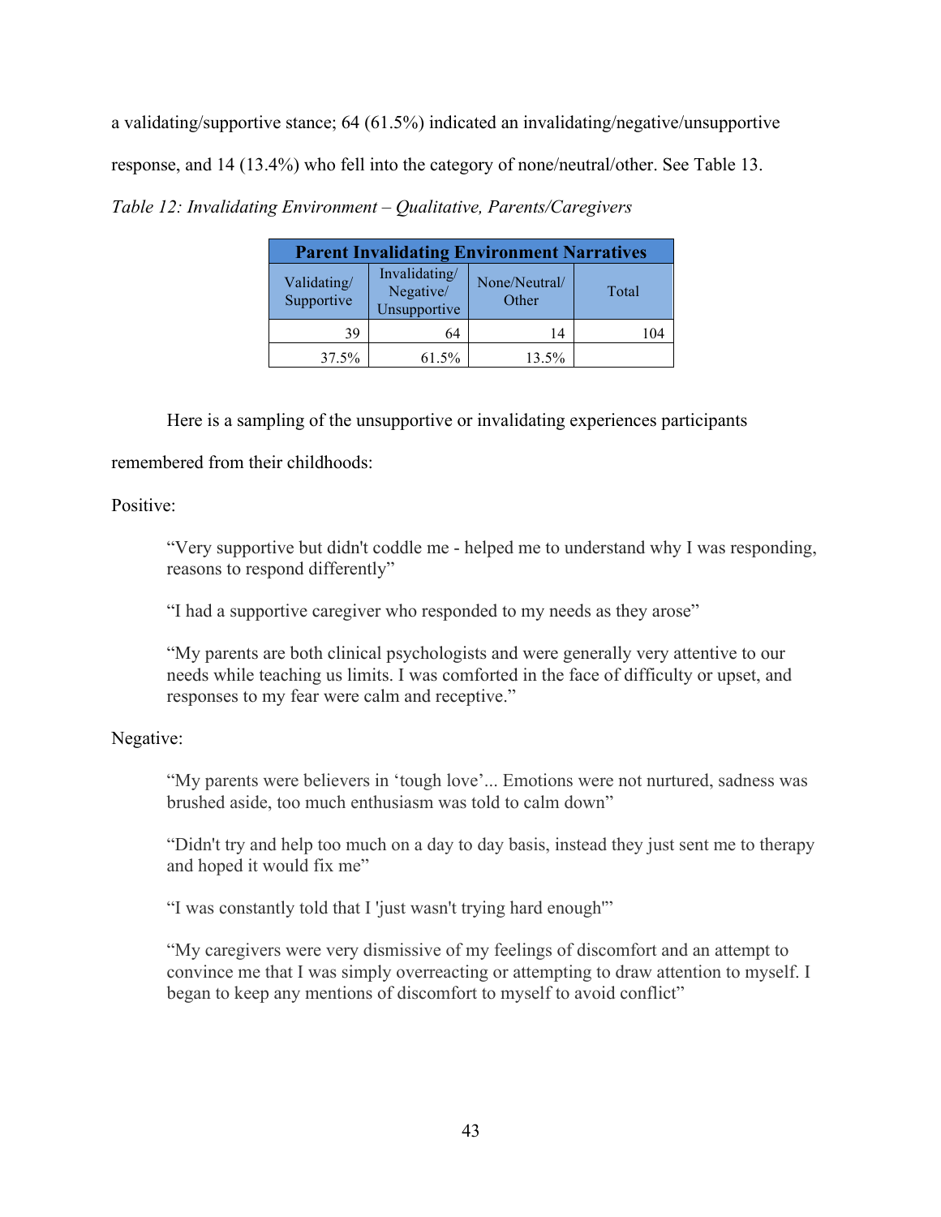a validating/supportive stance; 64 (61.5%) indicated an invalidating/negative/unsupportive response, and 14 (13.4%) who fell into the category of none/neutral/other. See Table 13.

*Table 12: Invalidating Environment – Qualitative, Parents/Caregivers*

| Parent Invalidating Environment Narratives | | | |
|---|---|---|---|
| Validating/ Supportive | Invalidating/ Negative/ Unsupportive | None/Neutral/ Other | Total |
| 39 | 64 | 14 | 104 |
| 37.5% | 61.5% | 13.5% | |

Here is a sampling of the unsupportive or invalidating experiences participants remembered from their childhoods:

Positive:

> “Very supportive but didn't coddle me - helped me to understand why I was responding, reasons to respond differently”
>
> “I had a supportive caregiver who responded to my needs as they arose”
>
> “My parents are both clinical psychologists and were generally very attentive to our needs while teaching us limits. I was comforted in the face of difficulty or upset, and responses to my fear were calm and receptive.”

Negative:

> “My parents were believers in ‘tough love’... Emotions were not nurtured, sadness was brushed aside, too much enthusiasm was told to calm down”
>
> “Didn't try and help too much on a day to day basis, instead they just sent me to therapy and hoped it would fix me”
>
> “I was constantly told that I 'just wasn't trying hard enough'”
>
> “My caregivers were very dismissive of my feelings of discomfort and an attempt to convince me that I was simply overreacting or attempting to draw attention to myself. I began to keep any mentions of discomfort to myself to avoid conflict”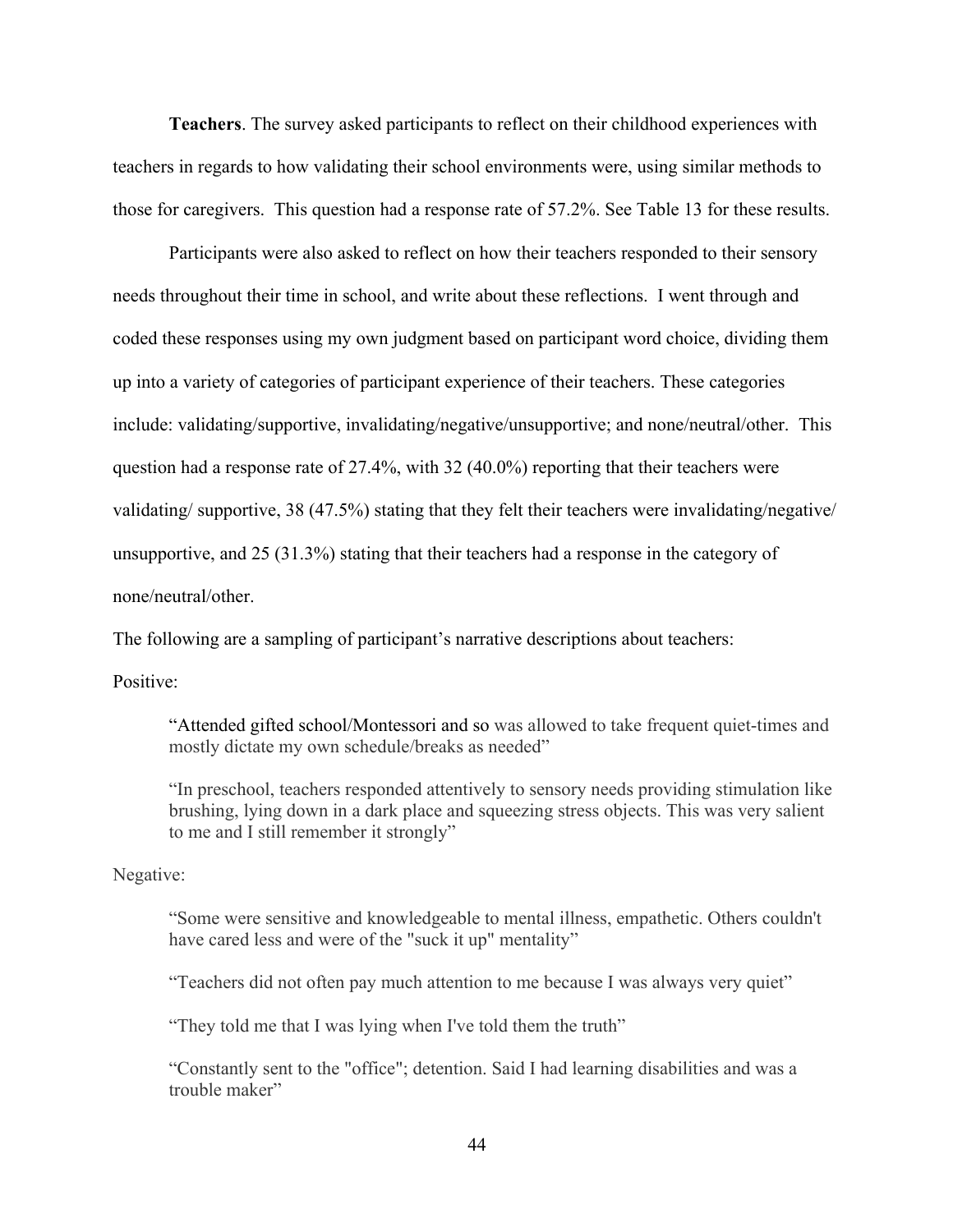**Teachers**. The survey asked participants to reflect on their childhood experiences with teachers in regards to how validating their school environments were, using similar methods to those for caregivers. This question had a response rate of 57.2%. See Table 13 for these results.

Participants were also asked to reflect on how their teachers responded to their sensory needs throughout their time in school, and write about these reflections. I went through and coded these responses using my own judgment based on participant word choice, dividing them up into a variety of categories of participant experience of their teachers. These categories include: validating/supportive, invalidating/negative/unsupportive; and none/neutral/other. This question had a response rate of 27.4%, with 32 (40.0%) reporting that their teachers were validating/ supportive, 38 (47.5%) stating that they felt their teachers were invalidating/negative/ unsupportive, and 25 (31.3%) stating that their teachers had a response in the category of none/neutral/other.

The following are a sampling of participant's narrative descriptions about teachers:

Positive:

> "Attended gifted school/Montessori and so was allowed to take frequent quiet-times and mostly dictate my own schedule/breaks as needed"

> "In preschool, teachers responded attentively to sensory needs providing stimulation like brushing, lying down in a dark place and squeezing stress objects. This was very salient to me and I still remember it strongly"

Negative:

> "Some were sensitive and knowledgeable to mental illness, empathetic. Others couldn't have cared less and were of the "suck it up" mentality"

> "Teachers did not often pay much attention to me because I was always very quiet"

> "They told me that I was lying when I've told them the truth"

> "Constantly sent to the "office"; detention. Said I had learning disabilities and was a trouble maker"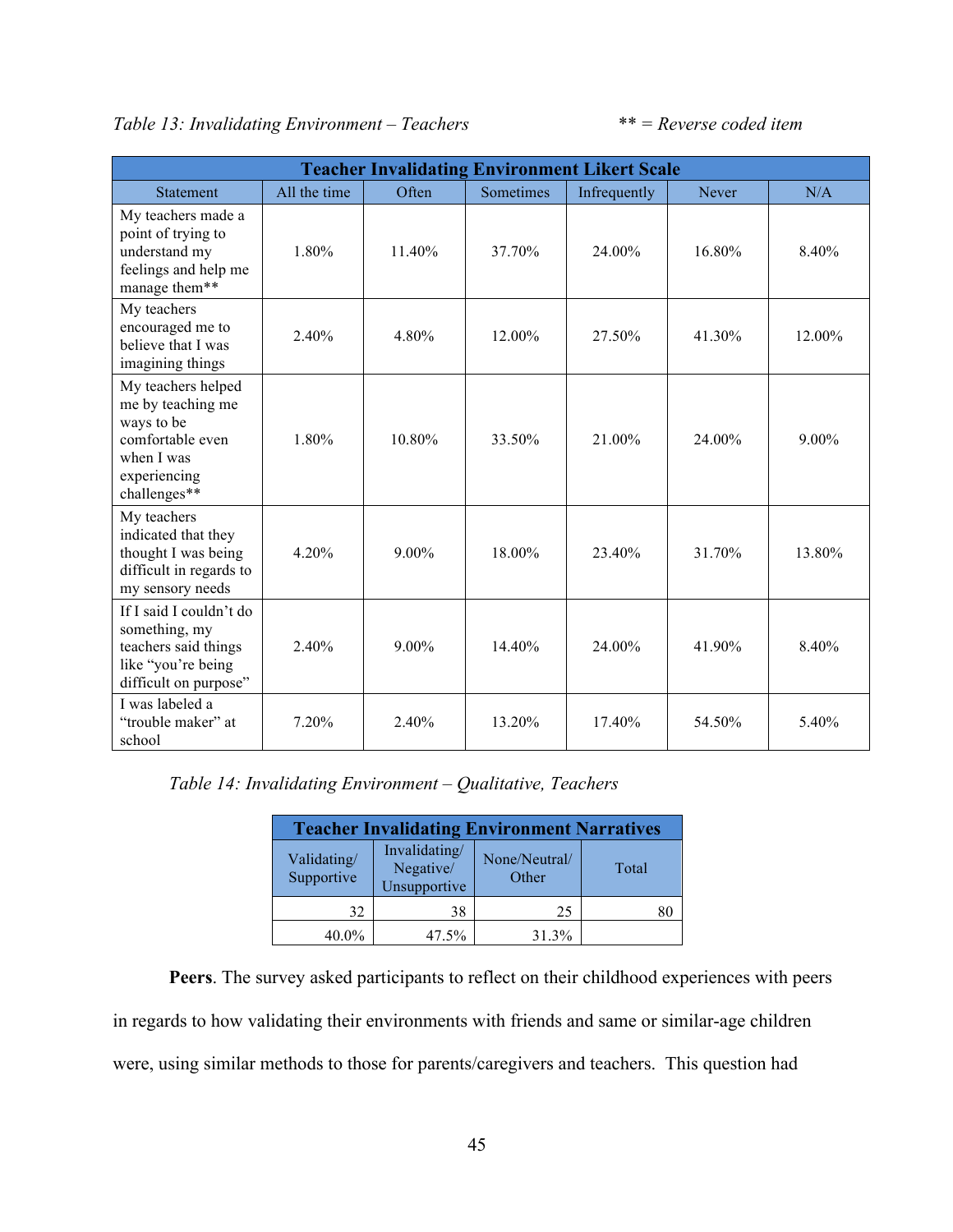*Table 13: Invalidating Environment – Teachers* *** = Reverse coded item*

| Teacher Invalidating Environment Likert Scale | | | | | | |
|---|---|---|---|---|---|---|
| Statement | All the time | Often | Sometimes | Infrequently | Never | N/A |
| My teachers made a point of trying to understand my feelings and help me manage them** | 1.80% | 11.40% | 37.70% | 24.00% | 16.80% | 8.40% |
| My teachers encouraged me to believe that I was imagining things | 2.40% | 4.80% | 12.00% | 27.50% | 41.30% | 12.00% |
| My teachers helped me by teaching me ways to be comfortable even when I was experiencing challenges** | 1.80% | 10.80% | 33.50% | 21.00% | 24.00% | 9.00% |
| My teachers indicated that they thought I was being difficult in regards to my sensory needs | 4.20% | 9.00% | 18.00% | 23.40% | 31.70% | 13.80% |
| If I said I couldn't do something, my teachers said things like "you're being difficult on purpose" | 2.40% | 9.00% | 14.40% | 24.00% | 41.90% | 8.40% |
| I was labeled a "trouble maker" at school | 7.20% | 2.40% | 13.20% | 17.40% | 54.50% | 5.40% |

*Table 14: Invalidating Environment – Qualitative, Teachers*

| Teacher Invalidating Environment Narratives | | | |
|---|---|---|---|
| Validating/ Supportive | Invalidating/ Negative/ Unsupportive | None/Neutral/ Other | Total |
| 32 | 38 | 25 | 80 |
| 40.0% | 47.5% | 31.3% | |

**Peers**. The survey asked participants to reflect on their childhood experiences with peers in regards to how validating their environments with friends and same or similar-age children were, using similar methods to those for parents/caregivers and teachers. This question had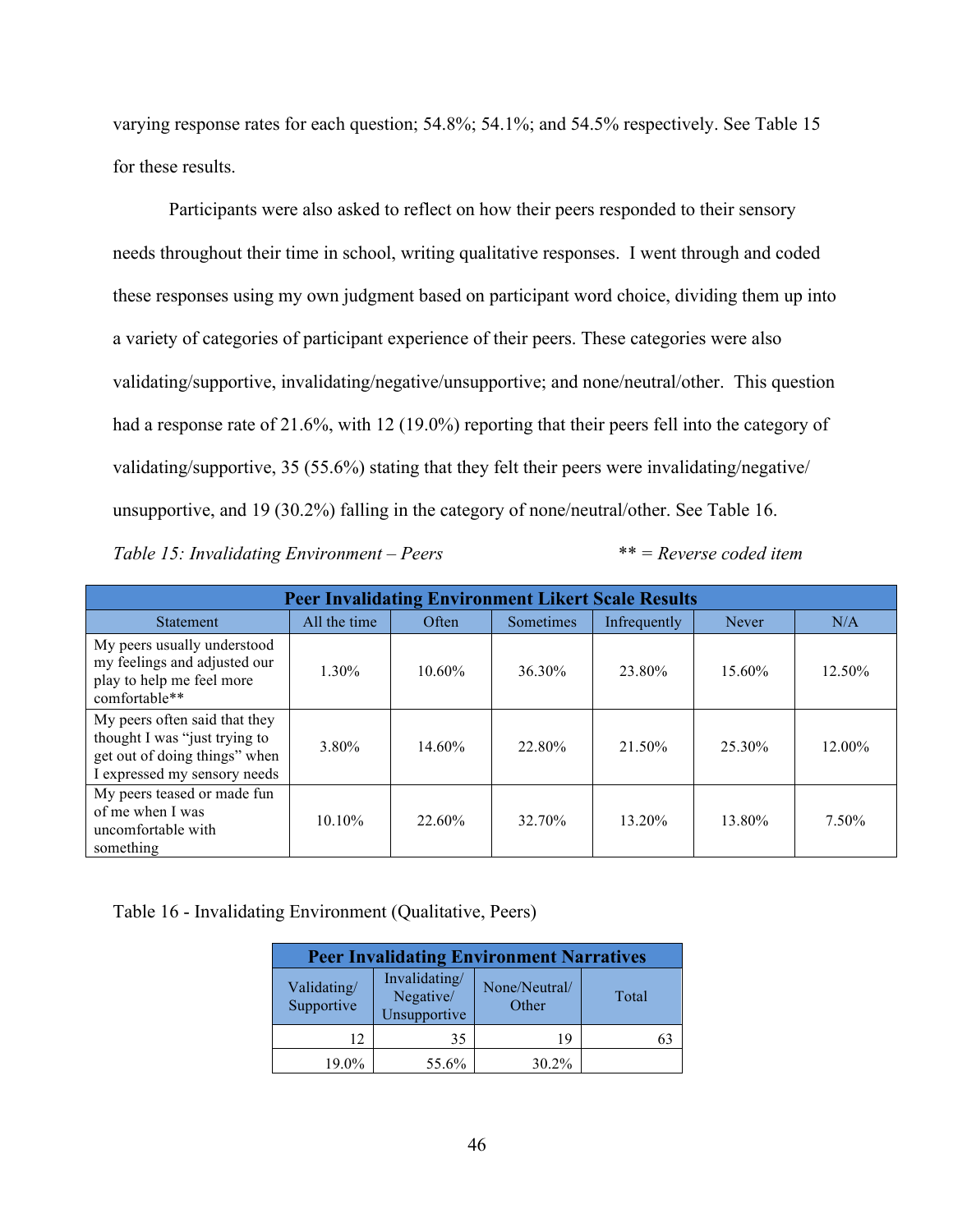varying response rates for each question; 54.8%; 54.1%; and 54.5% respectively. See Table 15 for these results.

Participants were also asked to reflect on how their peers responded to their sensory needs throughout their time in school, writing qualitative responses. I went through and coded these responses using my own judgment based on participant word choice, dividing them up into a variety of categories of participant experience of their peers. These categories were also validating/supportive, invalidating/negative/unsupportive; and none/neutral/other. This question had a response rate of 21.6%, with 12 (19.0%) reporting that their peers fell into the category of validating/supportive, 35 (55.6%) stating that they felt their peers were invalidating/negative/ unsupportive, and 19 (30.2%) falling in the category of none/neutral/other. See Table 16.

*Table 15: Invalidating Environment – Peers* *** = Reverse coded item*

| **Peer Invalidating Environment Likert Scale Results** | | | | | | |
|---|---|---|---|---|---|---|
| Statement | All the time | Often | Sometimes | Infrequently | Never | N/A |
| My peers usually understood my feelings and adjusted our play to help me feel more comfortable** | 1.30% | 10.60% | 36.30% | 23.80% | 15.60% | 12.50% |
| My peers often said that they thought I was "just trying to get out of doing things" when I expressed my sensory needs | 3.80% | 14.60% | 22.80% | 21.50% | 25.30% | 12.00% |
| My peers teased or made fun of me when I was uncomfortable with something | 10.10% | 22.60% | 32.70% | 13.20% | 13.80% | 7.50% |

Table 16 - Invalidating Environment (Qualitative, Peers)

| **Peer Invalidating Environment Narratives** | | | |
|---|---|---|---|
| Validating/ Supportive | Invalidating/ Negative/ Unsupportive | None/Neutral/ Other | Total |
| 12 | 35 | 19 | 63 |
| 19.0% | 55.6% | 30.2% | |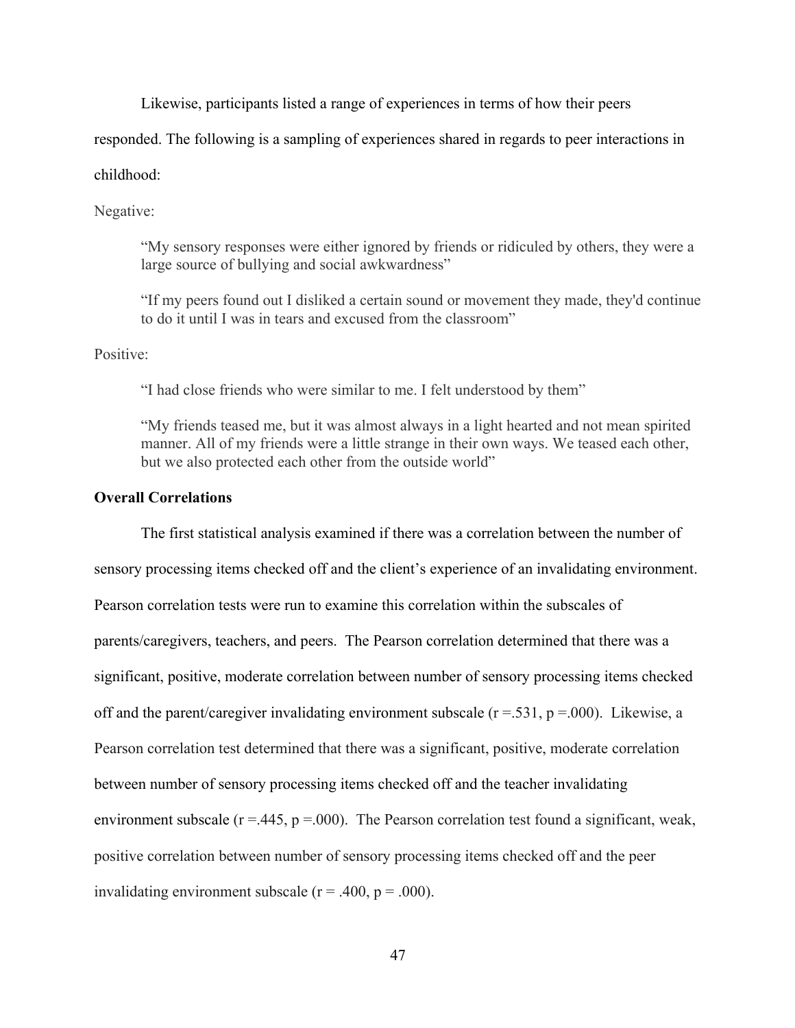Likewise, participants listed a range of experiences in terms of how their peers responded. The following is a sampling of experiences shared in regards to peer interactions in childhood:

Negative:

> "My sensory responses were either ignored by friends or ridiculed by others, they were a large source of bullying and social awkwardness"

> "If my peers found out I disliked a certain sound or movement they made, they'd continue to do it until I was in tears and excused from the classroom"

Positive:

> "I had close friends who were similar to me. I felt understood by them"

> "My friends teased me, but it was almost always in a light hearted and not mean spirited manner. All of my friends were a little strange in their own ways. We teased each other, but we also protected each other from the outside world"

**Overall Correlations**

The first statistical analysis examined if there was a correlation between the number of sensory processing items checked off and the client's experience of an invalidating environment. Pearson correlation tests were run to examine this correlation within the subscales of parents/caregivers, teachers, and peers. The Pearson correlation determined that there was a significant, positive, moderate correlation between number of sensory processing items checked off and the parent/caregiver invalidating environment subscale ($r = .531$, $p = .000$). Likewise, a Pearson correlation test determined that there was a significant, positive, moderate correlation between number of sensory processing items checked off and the teacher invalidating environment subscale ($r = .445$, $p = .000$). The Pearson correlation test found a significant, weak, positive correlation between number of sensory processing items checked off and the peer invalidating environment subscale ($r = .400$, $p = .000$).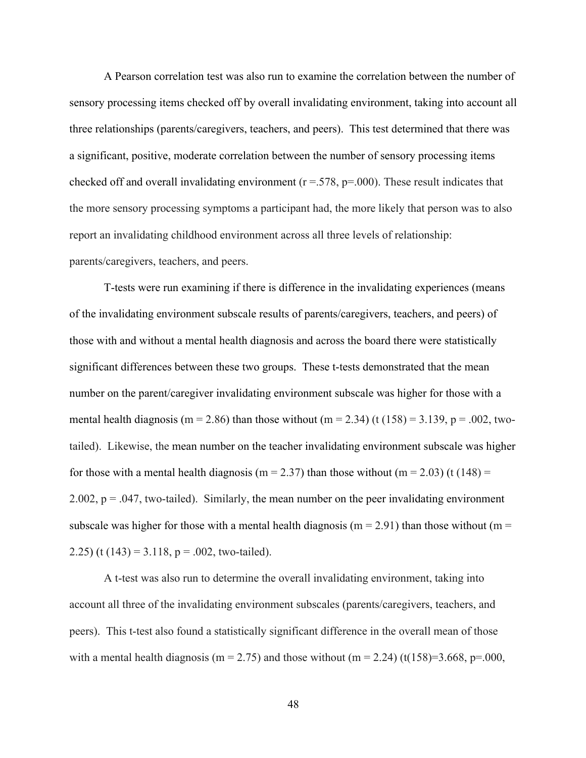A Pearson correlation test was also run to examine the correlation between the number of sensory processing items checked off by overall invalidating environment, taking into account all three relationships (parents/caregivers, teachers, and peers). This test determined that there was a significant, positive, moderate correlation between the number of sensory processing items checked off and overall invalidating environment ($r = .578$, $p = .000$). These result indicates that the more sensory processing symptoms a participant had, the more likely that person was to also report an invalidating childhood environment across all three levels of relationship: parents/caregivers, teachers, and peers.

T-tests were run examining if there is difference in the invalidating experiences (means of the invalidating environment subscale results of parents/caregivers, teachers, and peers) of those with and without a mental health diagnosis and across the board there were statistically significant differences between these two groups. These t-tests demonstrated that the mean number on the parent/caregiver invalidating environment subscale was higher for those with a mental health diagnosis ($m = 2.86$) than those without ($m = 2.34$) ($t(158) = 3.139$, $p = .002$, two-tailed). Likewise, the mean number on the teacher invalidating environment subscale was higher for those with a mental health diagnosis ($m = 2.37$) than those without ($m = 2.03$) ($t(148) = 2.002$, $p = .047$, two-tailed). Similarly, the mean number on the peer invalidating environment subscale was higher for those with a mental health diagnosis ($m = 2.91$) than those without ($m = 2.25$) ($t(143) = 3.118$, $p = .002$, two-tailed).

A t-test was also run to determine the overall invalidating environment, taking into account all three of the invalidating environment subscales (parents/caregivers, teachers, and peers). This t-test also found a statistically significant difference in the overall mean of those with a mental health diagnosis ($m = 2.75$) and those without ($m = 2.24$) ($t(158)=3.668$, $p=.000$,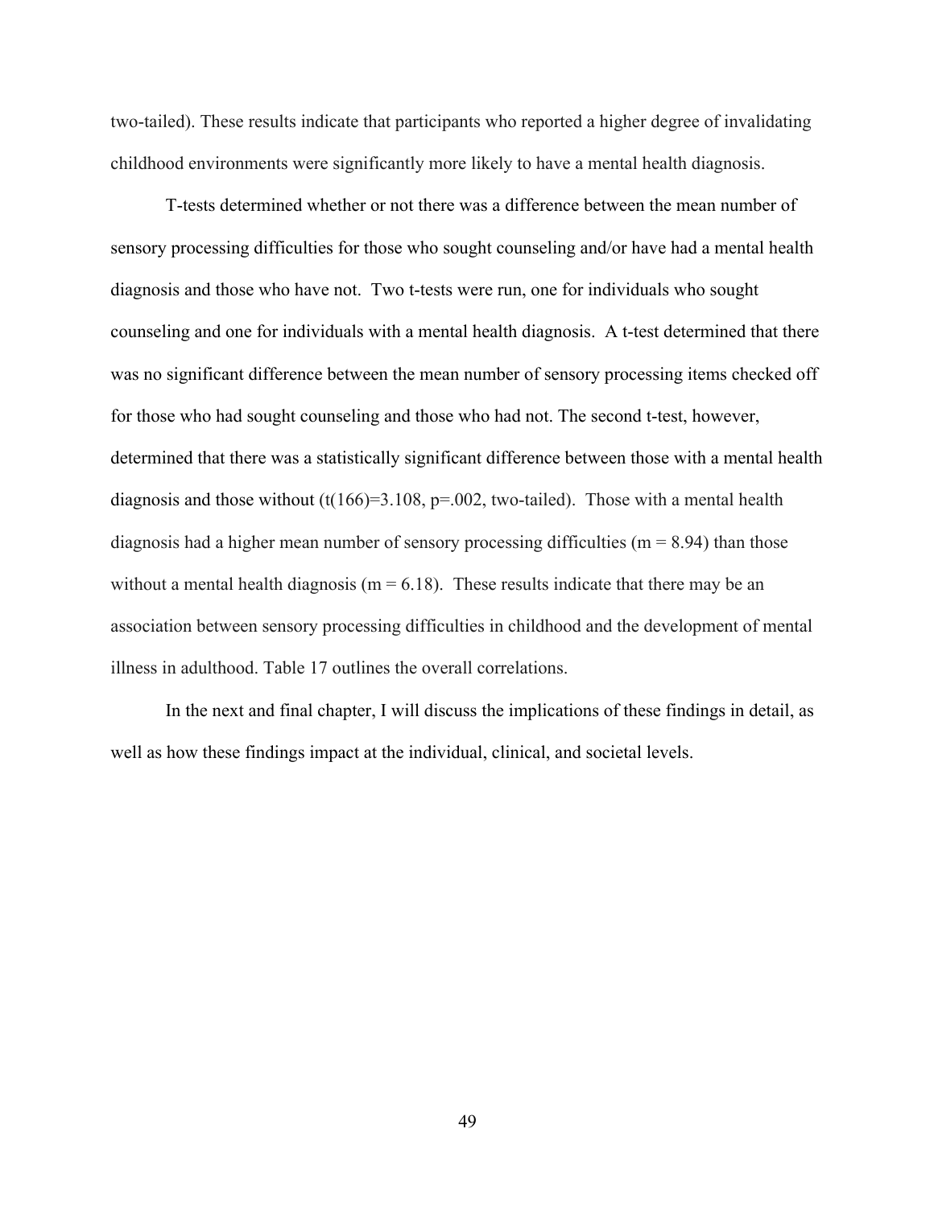two-tailed). These results indicate that participants who reported a higher degree of invalidating childhood environments were significantly more likely to have a mental health diagnosis.

T-tests determined whether or not there was a difference between the mean number of sensory processing difficulties for those who sought counseling and/or have had a mental health diagnosis and those who have not. Two t-tests were run, one for individuals who sought counseling and one for individuals with a mental health diagnosis. A t-test determined that there was no significant difference between the mean number of sensory processing items checked off for those who had sought counseling and those who had not. The second t-test, however, determined that there was a statistically significant difference between those with a mental health diagnosis and those without ($t(166)=3.108$, $p=.002$, two-tailed). Those with a mental health diagnosis had a higher mean number of sensory processing difficulties ($m = 8.94$) than those without a mental health diagnosis ($m = 6.18$). These results indicate that there may be an association between sensory processing difficulties in childhood and the development of mental illness in adulthood. Table 17 outlines the overall correlations.

In the next and final chapter, I will discuss the implications of these findings in detail, as well as how these findings impact at the individual, clinical, and societal levels.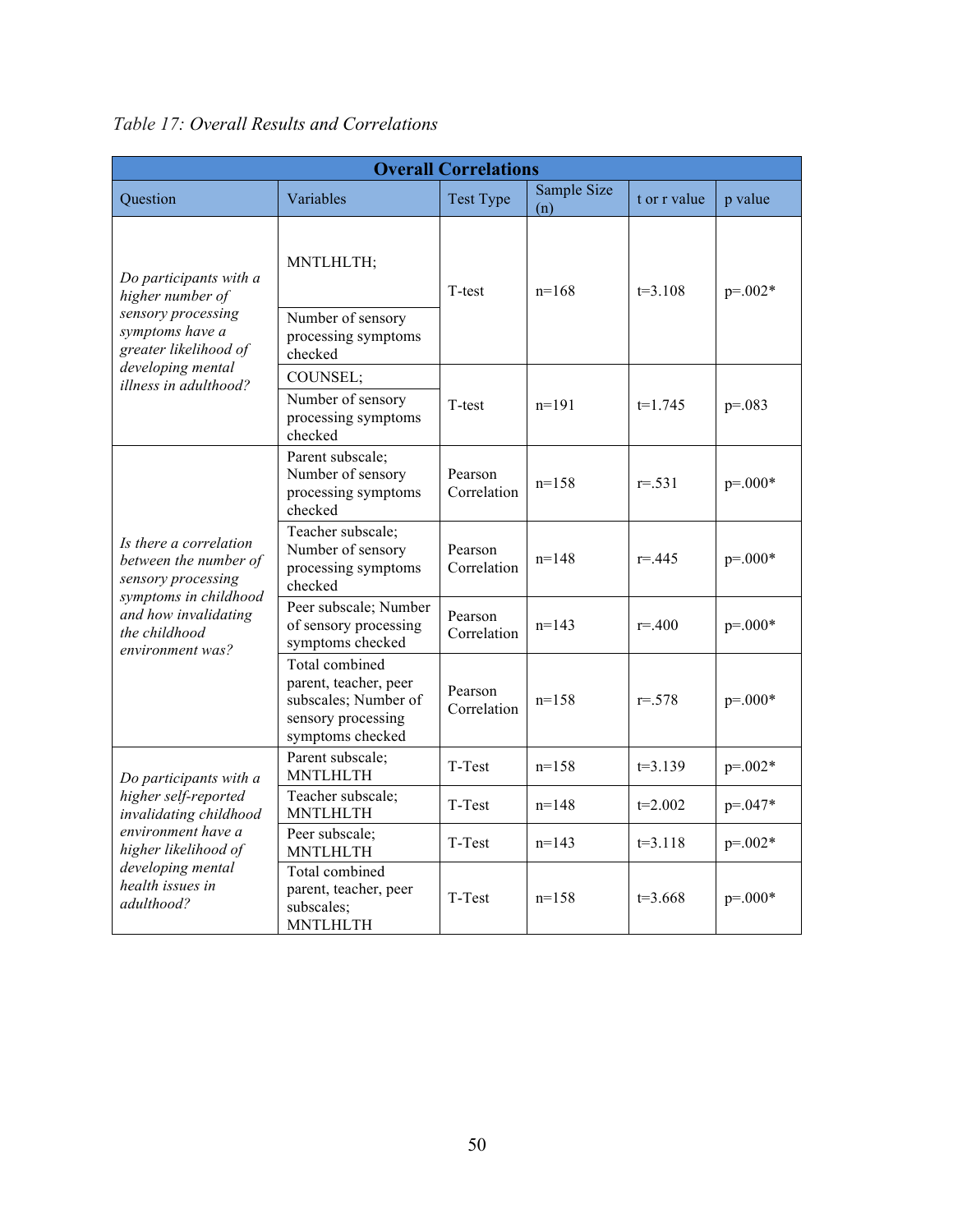*Table 17: Overall Results and Correlations*

| Overall Correlations | | | | | |
|---|---|---|---|---|---|
| Question | Variables | Test Type | Sample Size (n) | t or r value | p value |
| *Do participants with a higher number of sensory processing symptoms have a greater likelihood of developing mental illness in adulthood?* | MNTLHLTH; Number of sensory processing symptoms checked | T-test | n=168 | t=3.108 | p=.002* |
| | COUNSEL; Number of sensory processing symptoms checked | T-test | n=191 | t=1.745 | p=.083 |
| *Is there a correlation between the number of sensory processing symptoms in childhood and how invalidating the childhood environment was?* | Parent subscale; Number of sensory processing symptoms checked | Pearson Correlation | n=158 | r=.531 | p=.000* |
| | Teacher subscale; Number of sensory processing symptoms checked | Pearson Correlation | n=148 | r=.445 | p=.000* |
| | Peer subscale; Number of sensory processing symptoms checked | Pearson Correlation | n=143 | r=.400 | p=.000* |
| | Total combined parent, teacher, peer subscales; Number of sensory processing symptoms checked | Pearson Correlation | n=158 | r=.578 | p=.000* |
| *Do participants with a higher self-reported invalidating childhood environment have a higher likelihood of developing mental health issues in adulthood?* | Parent subscale; MNTLHLTH | T-Test | n=158 | t=3.139 | p=.002* |
| | Teacher subscale; MNTLHLTH | T-Test | n=148 | t=2.002 | p=.047* |
| | Peer subscale; MNTLHLTH | T-Test | n=143 | t=3.118 | p=.002* |
| | Total combined parent, teacher, peer subscales; MNTLHLTH | T-Test | n=158 | t=3.668 | p=.000* |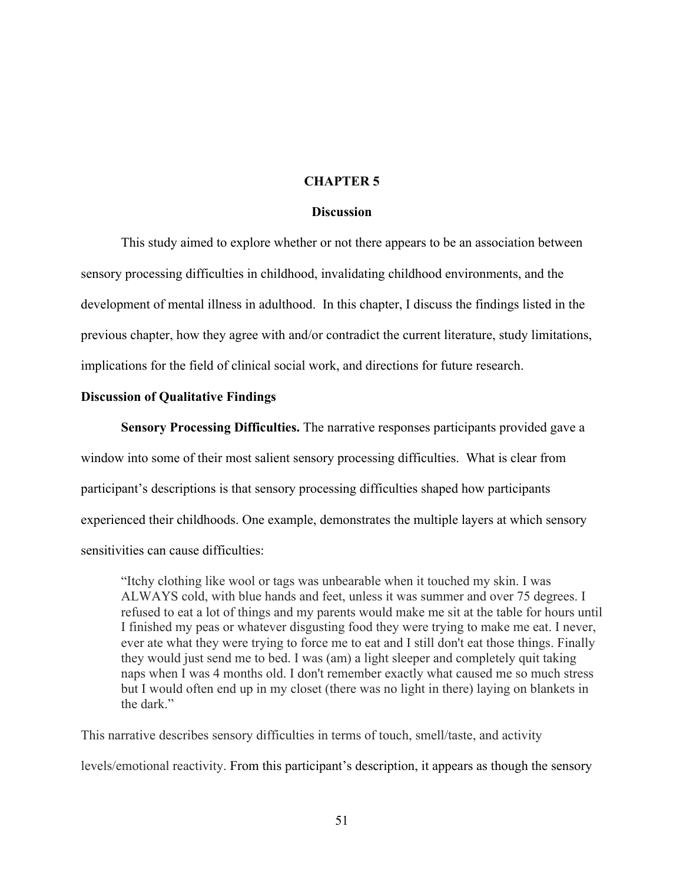# CHAPTER 5

## Discussion

This study aimed to explore whether or not there appears to be an association between sensory processing difficulties in childhood, invalidating childhood environments, and the development of mental illness in adulthood. In this chapter, I discuss the findings listed in the previous chapter, how they agree with and/or contradict the current literature, study limitations, implications for the field of clinical social work, and directions for future research.

### Discussion of Qualitative Findings

**Sensory Processing Difficulties.** The narrative responses participants provided gave a window into some of their most salient sensory processing difficulties. What is clear from participant's descriptions is that sensory processing difficulties shaped how participants experienced their childhoods. One example, demonstrates the multiple layers at which sensory sensitivities can cause difficulties:

> "Itchy clothing like wool or tags was unbearable when it touched my skin. I was ALWAYS cold, with blue hands and feet, unless it was summer and over 75 degrees. I refused to eat a lot of things and my parents would make me sit at the table for hours until I finished my peas or whatever disgusting food they were trying to make me eat. I never, ever ate what they were trying to force me to eat and I still don't eat those things. Finally they would just send me to bed. I was (am) a light sleeper and completely quit taking naps when I was 4 months old. I don't remember exactly what caused me so much stress but I would often end up in my closet (there was no light in there) laying on blankets in the dark."

This narrative describes sensory difficulties in terms of touch, smell/taste, and activity levels/emotional reactivity. From this participant's description, it appears as though the sensory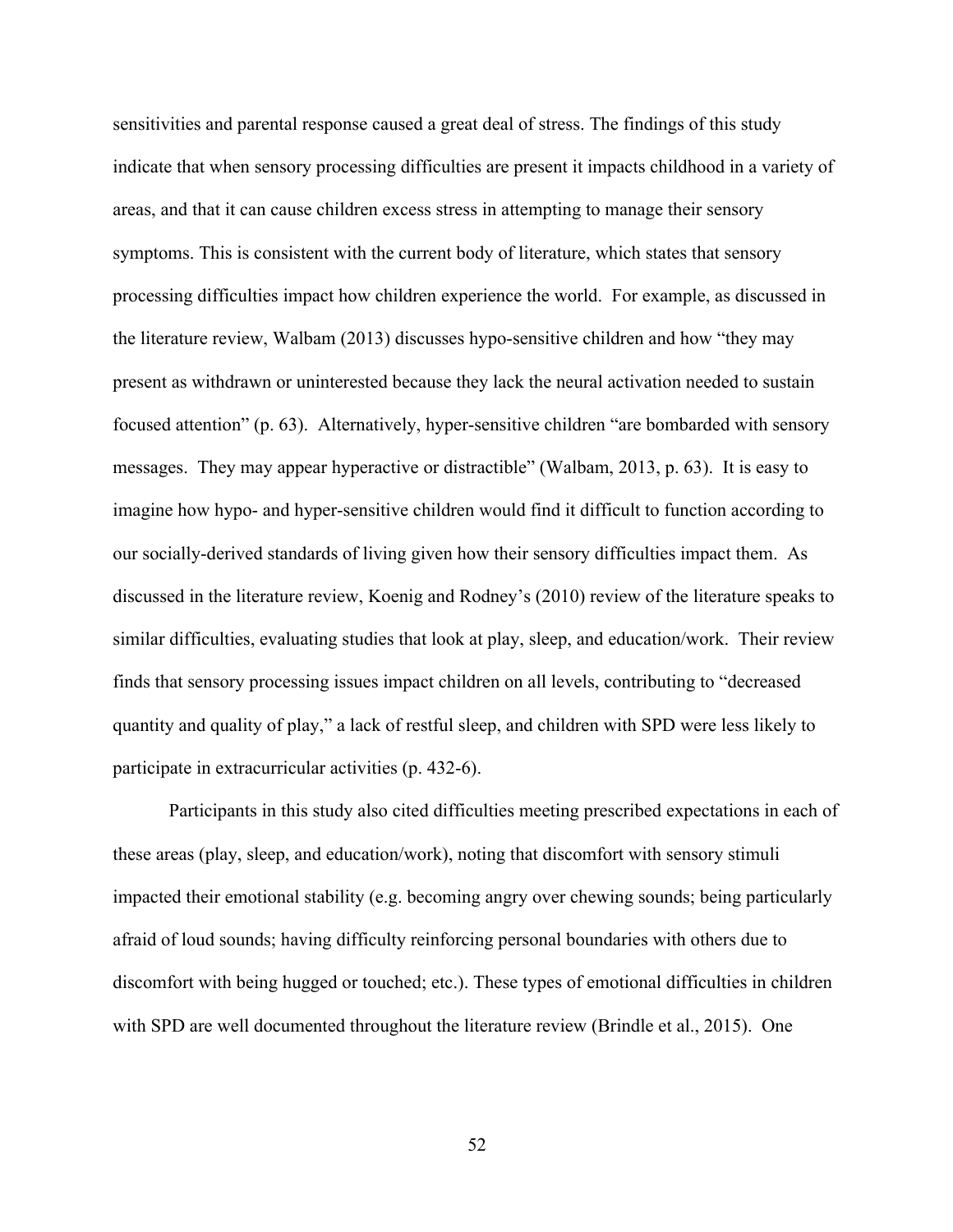sensitivities and parental response caused a great deal of stress. The findings of this study indicate that when sensory processing difficulties are present it impacts childhood in a variety of areas, and that it can cause children excess stress in attempting to manage their sensory symptoms. This is consistent with the current body of literature, which states that sensory processing difficulties impact how children experience the world. For example, as discussed in the literature review, Walbam (2013) discusses hypo-sensitive children and how "they may present as withdrawn or uninterested because they lack the neural activation needed to sustain focused attention" (p. 63). Alternatively, hyper-sensitive children "are bombarded with sensory messages. They may appear hyperactive or distractible" (Walbam, 2013, p. 63). It is easy to imagine how hypo- and hyper-sensitive children would find it difficult to function according to our socially-derived standards of living given how their sensory difficulties impact them. As discussed in the literature review, Koenig and Rodney's (2010) review of the literature speaks to similar difficulties, evaluating studies that look at play, sleep, and education/work. Their review finds that sensory processing issues impact children on all levels, contributing to "decreased quantity and quality of play," a lack of restful sleep, and children with SPD were less likely to participate in extracurricular activities (p. 432-6).

Participants in this study also cited difficulties meeting prescribed expectations in each of these areas (play, sleep, and education/work), noting that discomfort with sensory stimuli impacted their emotional stability (e.g. becoming angry over chewing sounds; being particularly afraid of loud sounds; having difficulty reinforcing personal boundaries with others due to discomfort with being hugged or touched; etc.). These types of emotional difficulties in children with SPD are well documented throughout the literature review (Brindle et al., 2015). One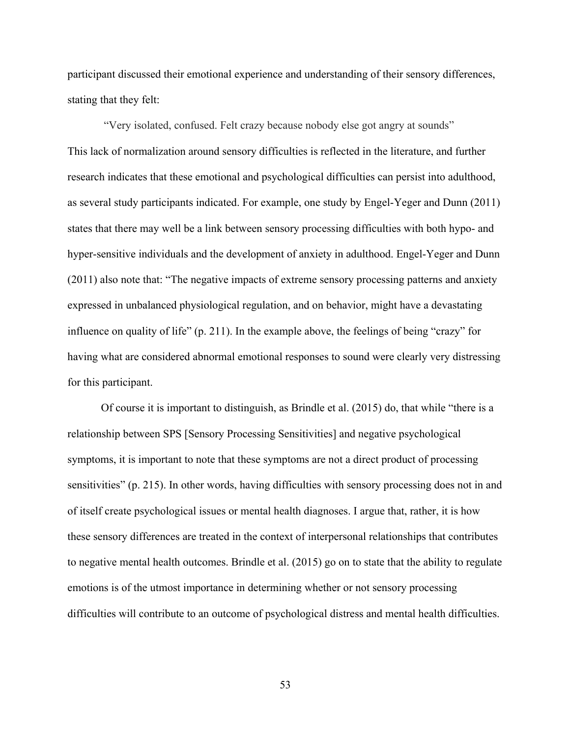participant discussed their emotional experience and understanding of their sensory differences, stating that they felt:

> "Very isolated, confused. Felt crazy because nobody else got angry at sounds"

This lack of normalization around sensory difficulties is reflected in the literature, and further research indicates that these emotional and psychological difficulties can persist into adulthood, as several study participants indicated. For example, one study by Engel-Yeger and Dunn (2011) states that there may well be a link between sensory processing difficulties with both hypo- and hyper-sensitive individuals and the development of anxiety in adulthood. Engel-Yeger and Dunn (2011) also note that: "The negative impacts of extreme sensory processing patterns and anxiety expressed in unbalanced physiological regulation, and on behavior, might have a devastating influence on quality of life" (p. 211). In the example above, the feelings of being "crazy" for having what are considered abnormal emotional responses to sound were clearly very distressing for this participant.

Of course it is important to distinguish, as Brindle et al. (2015) do, that while "there is a relationship between SPS [Sensory Processing Sensitivities] and negative psychological symptoms, it is important to note that these symptoms are not a direct product of processing sensitivities" (p. 215). In other words, having difficulties with sensory processing does not in and of itself create psychological issues or mental health diagnoses. I argue that, rather, it is how these sensory differences are treated in the context of interpersonal relationships that contributes to negative mental health outcomes. Brindle et al. (2015) go on to state that the ability to regulate emotions is of the utmost importance in determining whether or not sensory processing difficulties will contribute to an outcome of psychological distress and mental health difficulties.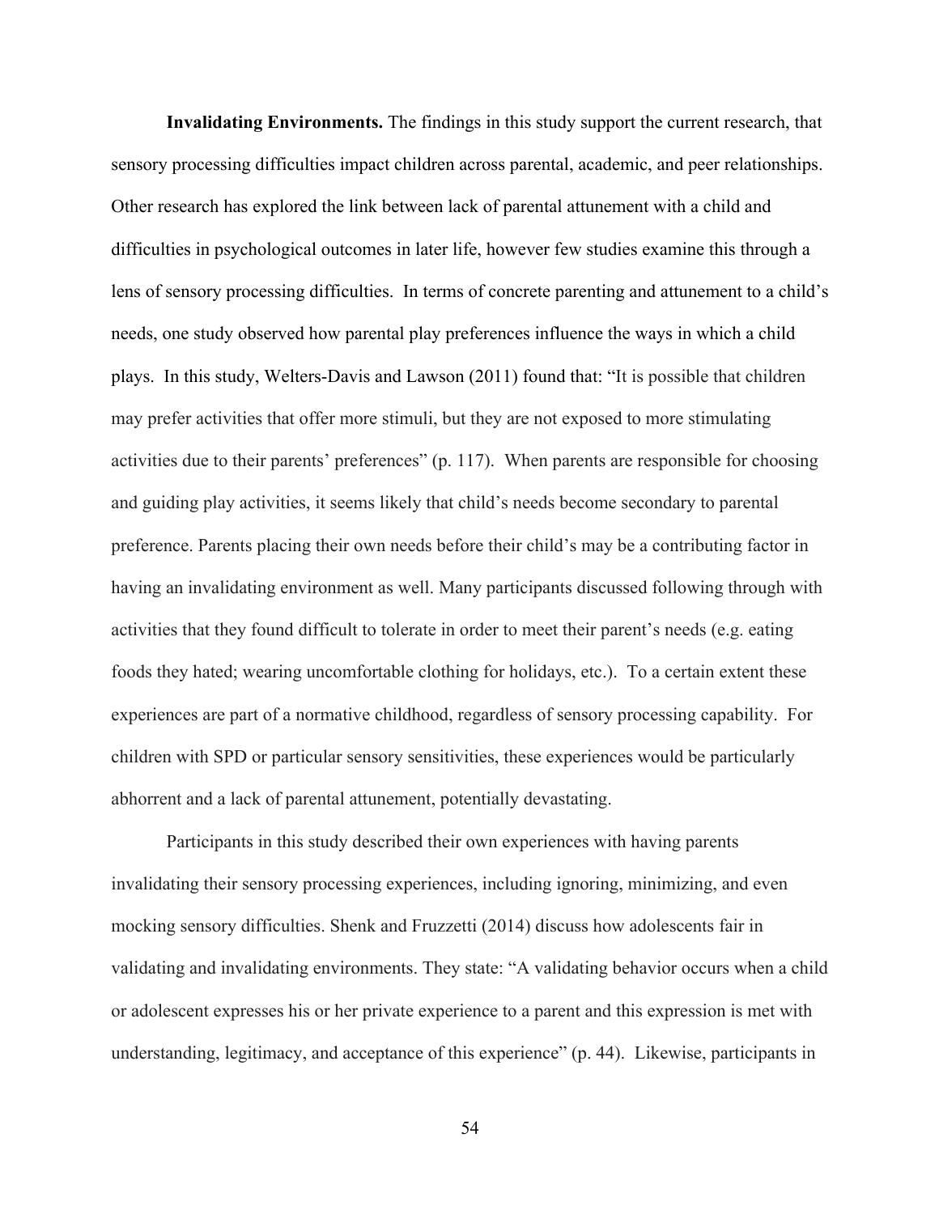**Invalidating Environments.** The findings in this study support the current research, that sensory processing difficulties impact children across parental, academic, and peer relationships. Other research has explored the link between lack of parental attunement with a child and difficulties in psychological outcomes in later life, however few studies examine this through a lens of sensory processing difficulties. In terms of concrete parenting and attunement to a child's needs, one study observed how parental play preferences influence the ways in which a child plays. In this study, Welters-Davis and Lawson (2011) found that: "It is possible that children may prefer activities that offer more stimuli, but they are not exposed to more stimulating activities due to their parents' preferences" (p. 117). When parents are responsible for choosing and guiding play activities, it seems likely that child's needs become secondary to parental preference. Parents placing their own needs before their child's may be a contributing factor in having an invalidating environment as well. Many participants discussed following through with activities that they found difficult to tolerate in order to meet their parent's needs (e.g. eating foods they hated; wearing uncomfortable clothing for holidays, etc.). To a certain extent these experiences are part of a normative childhood, regardless of sensory processing capability. For children with SPD or particular sensory sensitivities, these experiences would be particularly abhorrent and a lack of parental attunement, potentially devastating.

Participants in this study described their own experiences with having parents invalidating their sensory processing experiences, including ignoring, minimizing, and even mocking sensory difficulties. Shenk and Fruzzetti (2014) discuss how adolescents fair in validating and invalidating environments. They state: "A validating behavior occurs when a child or adolescent expresses his or her private experience to a parent and this expression is met with understanding, legitimacy, and acceptance of this experience" (p. 44). Likewise, participants in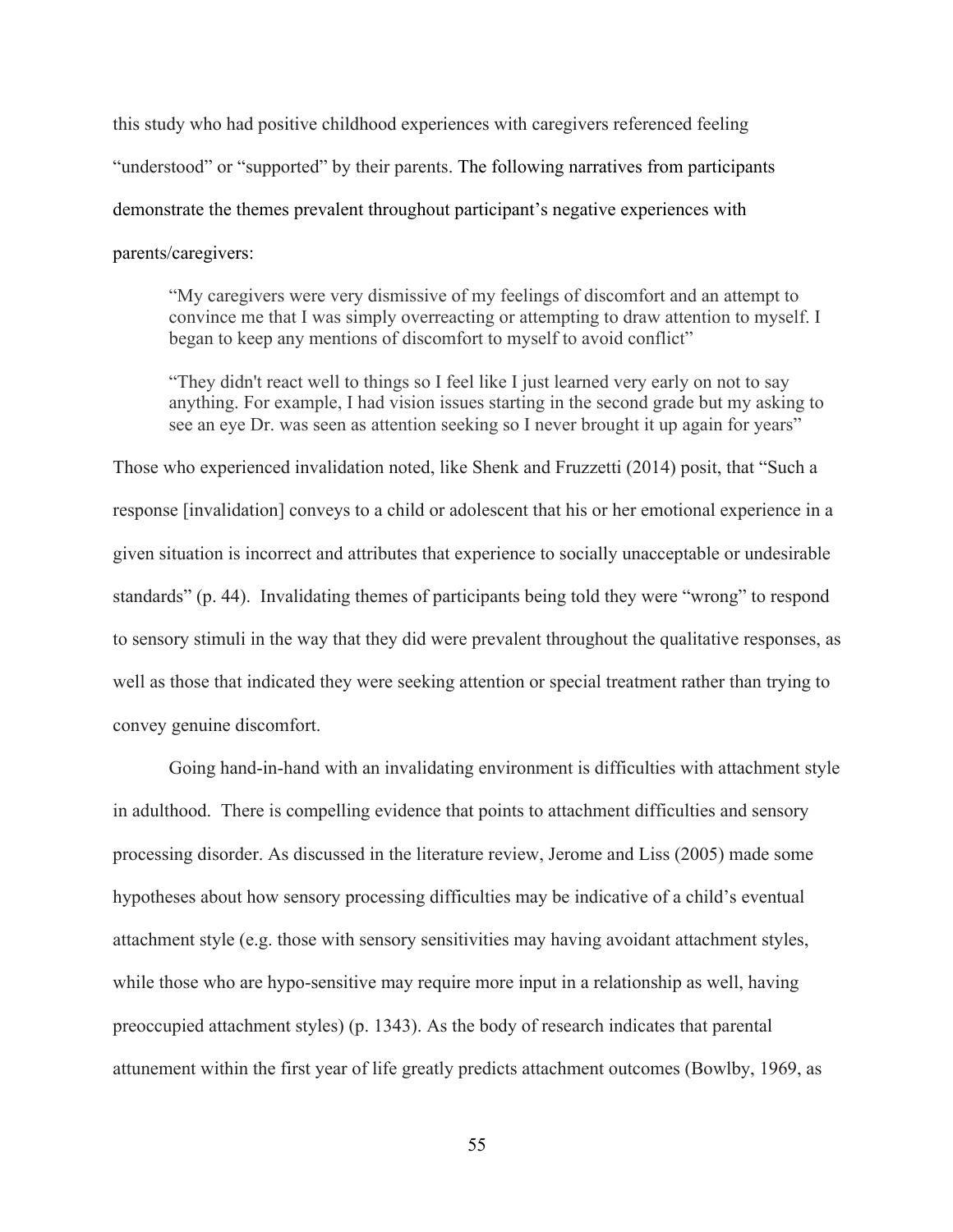this study who had positive childhood experiences with caregivers referenced feeling "understood" or "supported" by their parents. The following narratives from participants demonstrate the themes prevalent throughout participant's negative experiences with parents/caregivers:

> "My caregivers were very dismissive of my feelings of discomfort and an attempt to convince me that I was simply overreacting or attempting to draw attention to myself. I began to keep any mentions of discomfort to myself to avoid conflict"

> "They didn't react well to things so I feel like I just learned very early on not to say anything. For example, I had vision issues starting in the second grade but my asking to see an eye Dr. was seen as attention seeking so I never brought it up again for years"

Those who experienced invalidation noted, like Shenk and Fruzzetti (2014) posit, that "Such a response [invalidation] conveys to a child or adolescent that his or her emotional experience in a given situation is incorrect and attributes that experience to socially unacceptable or undesirable standards" (p. 44). Invalidating themes of participants being told they were "wrong" to respond to sensory stimuli in the way that they did were prevalent throughout the qualitative responses, as well as those that indicated they were seeking attention or special treatment rather than trying to convey genuine discomfort.

Going hand-in-hand with an invalidating environment is difficulties with attachment style in adulthood. There is compelling evidence that points to attachment difficulties and sensory processing disorder. As discussed in the literature review, Jerome and Liss (2005) made some hypotheses about how sensory processing difficulties may be indicative of a child's eventual attachment style (e.g. those with sensory sensitivities may having avoidant attachment styles, while those who are hypo-sensitive may require more input in a relationship as well, having preoccupied attachment styles) (p. 1343). As the body of research indicates that parental attunement within the first year of life greatly predicts attachment outcomes (Bowlby, 1969, as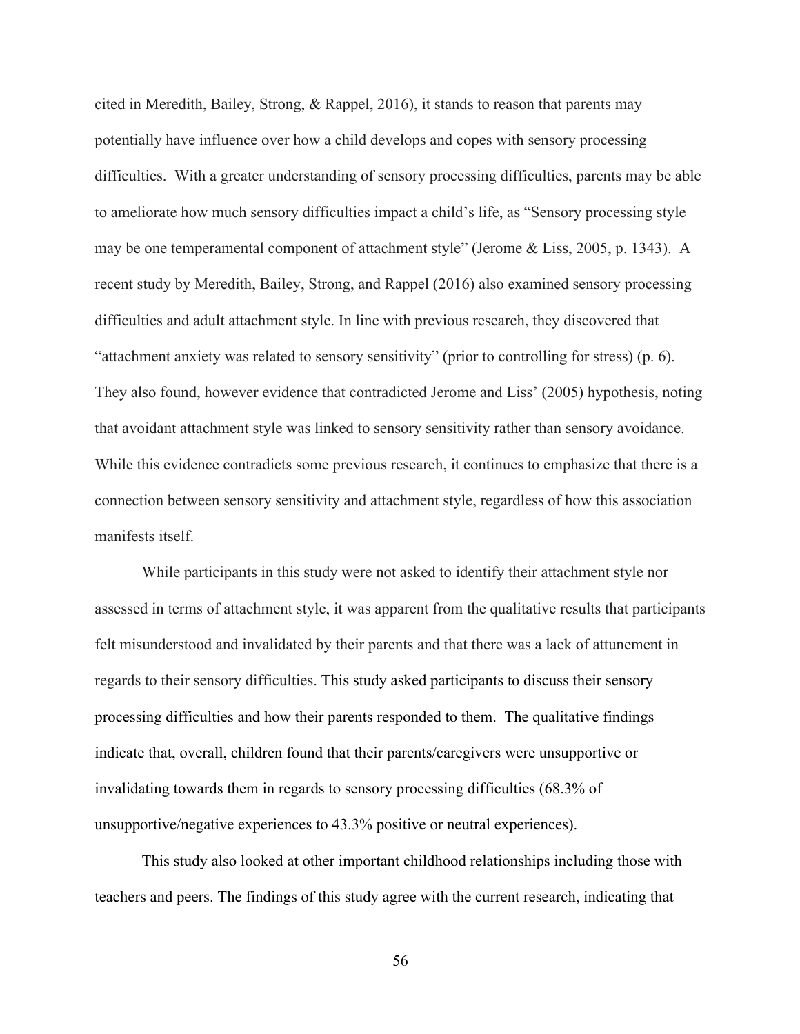cited in Meredith, Bailey, Strong, & Rappel, 2016), it stands to reason that parents may potentially have influence over how a child develops and copes with sensory processing difficulties. With a greater understanding of sensory processing difficulties, parents may be able to ameliorate how much sensory difficulties impact a child's life, as "Sensory processing style may be one temperamental component of attachment style" (Jerome & Liss, 2005, p. 1343). A recent study by Meredith, Bailey, Strong, and Rappel (2016) also examined sensory processing difficulties and adult attachment style. In line with previous research, they discovered that "attachment anxiety was related to sensory sensitivity" (prior to controlling for stress) (p. 6). They also found, however evidence that contradicted Jerome and Liss' (2005) hypothesis, noting that avoidant attachment style was linked to sensory sensitivity rather than sensory avoidance. While this evidence contradicts some previous research, it continues to emphasize that there is a connection between sensory sensitivity and attachment style, regardless of how this association manifests itself.

While participants in this study were not asked to identify their attachment style nor assessed in terms of attachment style, it was apparent from the qualitative results that participants felt misunderstood and invalidated by their parents and that there was a lack of attunement in regards to their sensory difficulties. This study asked participants to discuss their sensory processing difficulties and how their parents responded to them. The qualitative findings indicate that, overall, children found that their parents/caregivers were unsupportive or invalidating towards them in regards to sensory processing difficulties (68.3% of unsupportive/negative experiences to 43.3% positive or neutral experiences).

This study also looked at other important childhood relationships including those with teachers and peers. The findings of this study agree with the current research, indicating that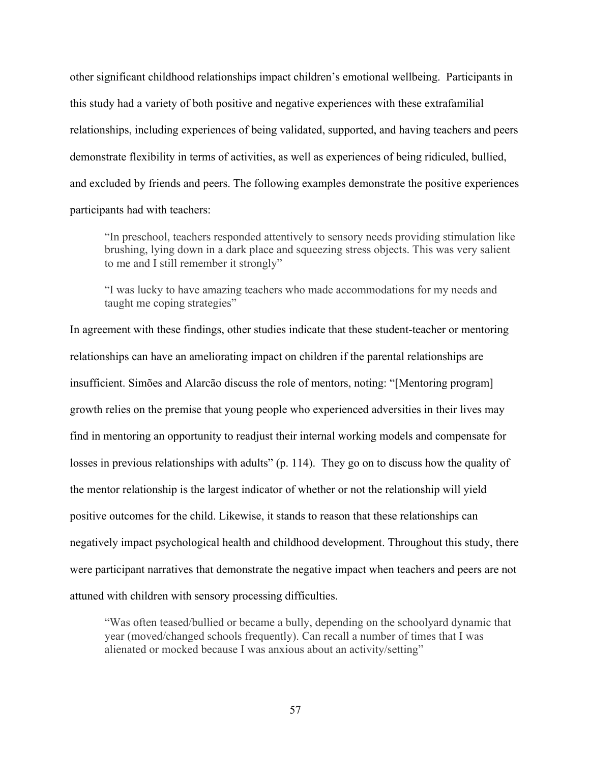other significant childhood relationships impact children's emotional wellbeing. Participants in this study had a variety of both positive and negative experiences with these extrafamilial relationships, including experiences of being validated, supported, and having teachers and peers demonstrate flexibility in terms of activities, as well as experiences of being ridiculed, bullied, and excluded by friends and peers. The following examples demonstrate the positive experiences participants had with teachers:

> "In preschool, teachers responded attentively to sensory needs providing stimulation like brushing, lying down in a dark place and squeezing stress objects. This was very salient to me and I still remember it strongly"

> "I was lucky to have amazing teachers who made accommodations for my needs and taught me coping strategies"

In agreement with these findings, other studies indicate that these student-teacher or mentoring relationships can have an ameliorating impact on children if the parental relationships are insufficient. Simões and Alarcão discuss the role of mentors, noting: "[Mentoring program] growth relies on the premise that young people who experienced adversities in their lives may find in mentoring an opportunity to readjust their internal working models and compensate for losses in previous relationships with adults" (p. 114). They go on to discuss how the quality of the mentor relationship is the largest indicator of whether or not the relationship will yield positive outcomes for the child. Likewise, it stands to reason that these relationships can negatively impact psychological health and childhood development. Throughout this study, there were participant narratives that demonstrate the negative impact when teachers and peers are not attuned with children with sensory processing difficulties.

> "Was often teased/bullied or became a bully, depending on the schoolyard dynamic that year (moved/changed schools frequently). Can recall a number of times that I was alienated or mocked because I was anxious about an activity/setting"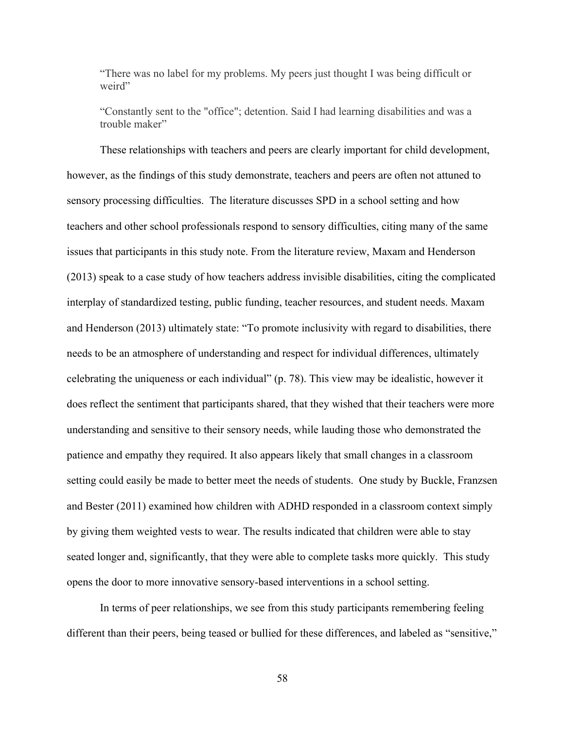> “There was no label for my problems. My peers just thought I was being difficult or weird”
>
> “Constantly sent to the "office"; detention. Said I had learning disabilities and was a trouble maker”

These relationships with teachers and peers are clearly important for child development, however, as the findings of this study demonstrate, teachers and peers are often not attuned to sensory processing difficulties. The literature discusses SPD in a school setting and how teachers and other school professionals respond to sensory difficulties, citing many of the same issues that participants in this study note. From the literature review, Maxam and Henderson (2013) speak to a case study of how teachers address invisible disabilities, citing the complicated interplay of standardized testing, public funding, teacher resources, and student needs. Maxam and Henderson (2013) ultimately state: “To promote inclusivity with regard to disabilities, there needs to be an atmosphere of understanding and respect for individual differences, ultimately celebrating the uniqueness or each individual” (p. 78). This view may be idealistic, however it does reflect the sentiment that participants shared, that they wished that their teachers were more understanding and sensitive to their sensory needs, while lauding those who demonstrated the patience and empathy they required. It also appears likely that small changes in a classroom setting could easily be made to better meet the needs of students. One study by Buckle, Franzsen and Bester (2011) examined how children with ADHD responded in a classroom context simply by giving them weighted vests to wear. The results indicated that children were able to stay seated longer and, significantly, that they were able to complete tasks more quickly. This study opens the door to more innovative sensory-based interventions in a school setting.

In terms of peer relationships, we see from this study participants remembering feeling different than their peers, being teased or bullied for these differences, and labeled as “sensitive,”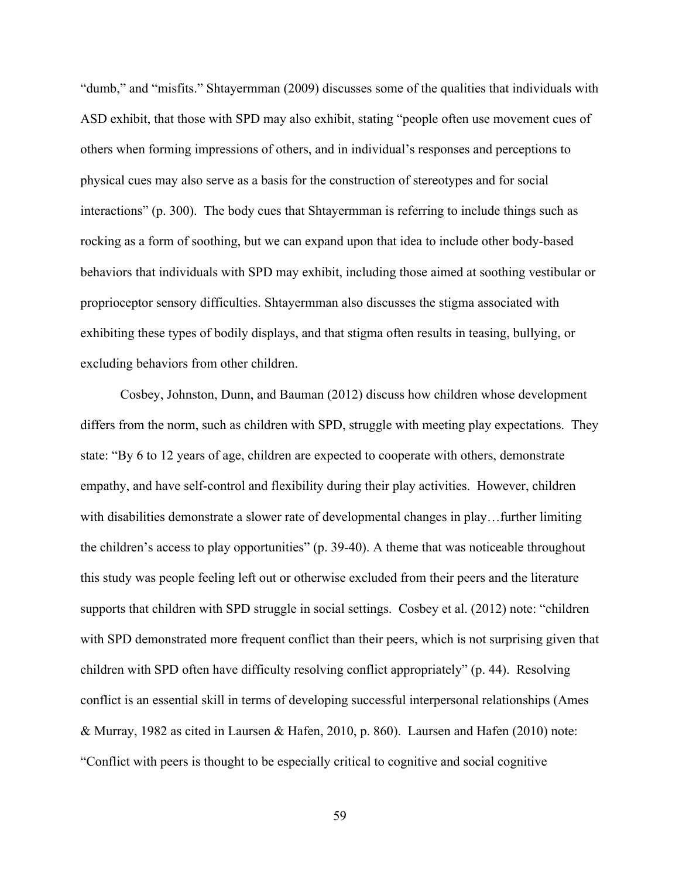"dumb," and "misfits." Shtayermman (2009) discusses some of the qualities that individuals with ASD exhibit, that those with SPD may also exhibit, stating "people often use movement cues of others when forming impressions of others, and in individual's responses and perceptions to physical cues may also serve as a basis for the construction of stereotypes and for social interactions" (p. 300). The body cues that Shtayermman is referring to include things such as rocking as a form of soothing, but we can expand upon that idea to include other body-based behaviors that individuals with SPD may exhibit, including those aimed at soothing vestibular or proprioceptor sensory difficulties. Shtayermman also discusses the stigma associated with exhibiting these types of bodily displays, and that stigma often results in teasing, bullying, or excluding behaviors from other children.

Cosbey, Johnston, Dunn, and Bauman (2012) discuss how children whose development differs from the norm, such as children with SPD, struggle with meeting play expectations. They state: "By 6 to 12 years of age, children are expected to cooperate with others, demonstrate empathy, and have self-control and flexibility during their play activities. However, children with disabilities demonstrate a slower rate of developmental changes in play…further limiting the children's access to play opportunities" (p. 39-40). A theme that was noticeable throughout this study was people feeling left out or otherwise excluded from their peers and the literature supports that children with SPD struggle in social settings. Cosbey et al. (2012) note: "children with SPD demonstrated more frequent conflict than their peers, which is not surprising given that children with SPD often have difficulty resolving conflict appropriately" (p. 44). Resolving conflict is an essential skill in terms of developing successful interpersonal relationships (Ames & Murray, 1982 as cited in Laursen & Hafen, 2010, p. 860). Laursen and Hafen (2010) note: "Conflict with peers is thought to be especially critical to cognitive and social cognitive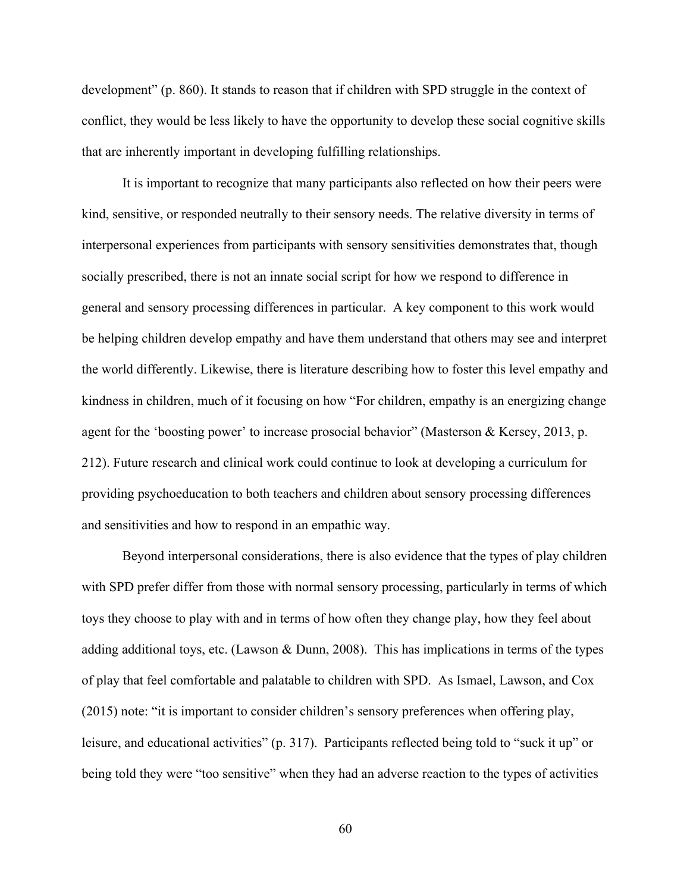development" (p. 860). It stands to reason that if children with SPD struggle in the context of conflict, they would be less likely to have the opportunity to develop these social cognitive skills that are inherently important in developing fulfilling relationships.

It is important to recognize that many participants also reflected on how their peers were kind, sensitive, or responded neutrally to their sensory needs. The relative diversity in terms of interpersonal experiences from participants with sensory sensitivities demonstrates that, though socially prescribed, there is not an innate social script for how we respond to difference in general and sensory processing differences in particular. A key component to this work would be helping children develop empathy and have them understand that others may see and interpret the world differently. Likewise, there is literature describing how to foster this level empathy and kindness in children, much of it focusing on how "For children, empathy is an energizing change agent for the 'boosting power' to increase prosocial behavior" (Masterson & Kersey, 2013, p. 212). Future research and clinical work could continue to look at developing a curriculum for providing psychoeducation to both teachers and children about sensory processing differences and sensitivities and how to respond in an empathic way.

Beyond interpersonal considerations, there is also evidence that the types of play children with SPD prefer differ from those with normal sensory processing, particularly in terms of which toys they choose to play with and in terms of how often they change play, how they feel about adding additional toys, etc. (Lawson & Dunn, 2008). This has implications in terms of the types of play that feel comfortable and palatable to children with SPD. As Ismael, Lawson, and Cox (2015) note: "it is important to consider children's sensory preferences when offering play, leisure, and educational activities" (p. 317). Participants reflected being told to "suck it up" or being told they were "too sensitive" when they had an adverse reaction to the types of activities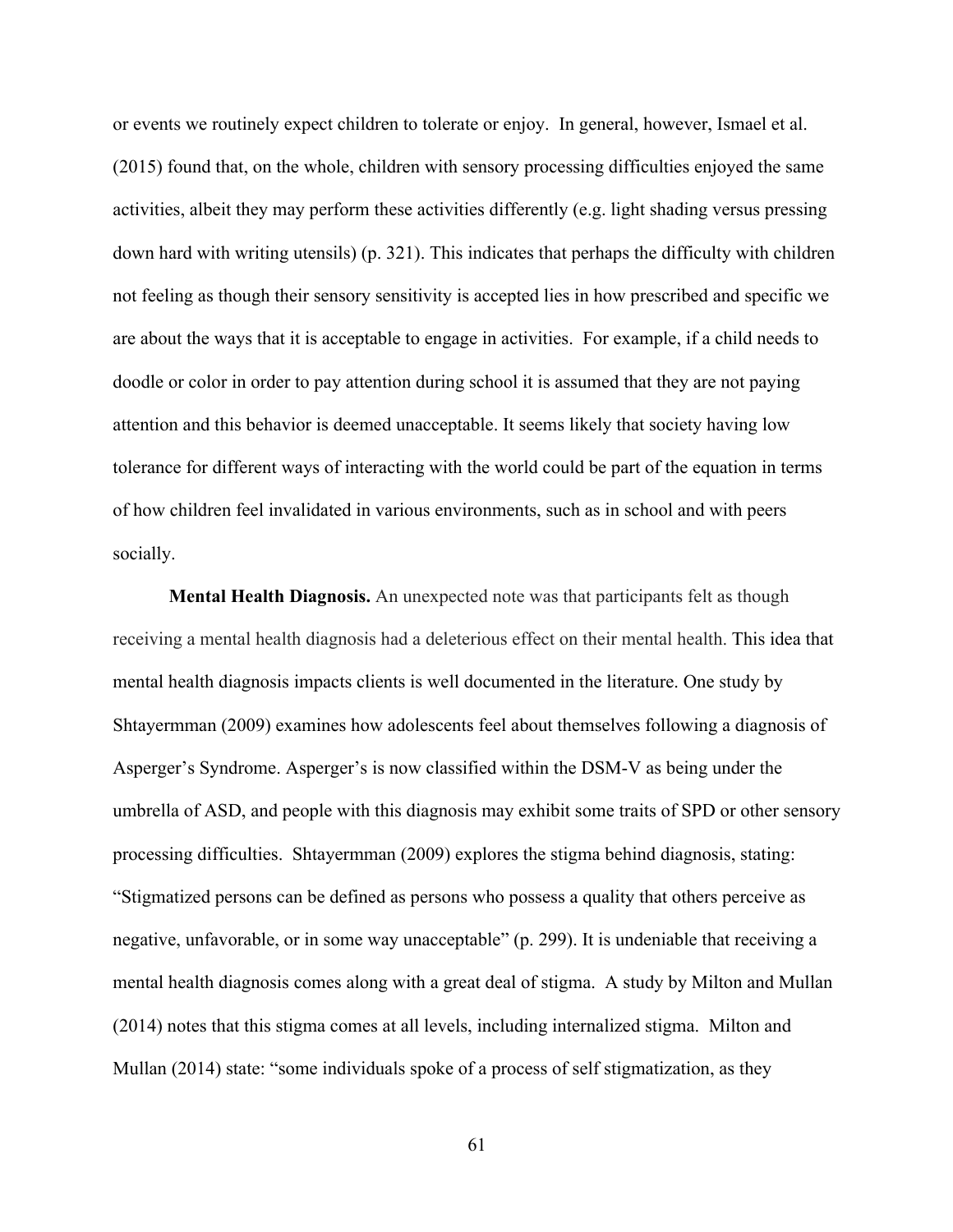or events we routinely expect children to tolerate or enjoy. In general, however, Ismael et al. (2015) found that, on the whole, children with sensory processing difficulties enjoyed the same activities, albeit they may perform these activities differently (e.g. light shading versus pressing down hard with writing utensils) (p. 321). This indicates that perhaps the difficulty with children not feeling as though their sensory sensitivity is accepted lies in how prescribed and specific we are about the ways that it is acceptable to engage in activities. For example, if a child needs to doodle or color in order to pay attention during school it is assumed that they are not paying attention and this behavior is deemed unacceptable. It seems likely that society having low tolerance for different ways of interacting with the world could be part of the equation in terms of how children feel invalidated in various environments, such as in school and with peers socially.

**Mental Health Diagnosis.** An unexpected note was that participants felt as though receiving a mental health diagnosis had a deleterious effect on their mental health. This idea that mental health diagnosis impacts clients is well documented in the literature. One study by Shtayermman (2009) examines how adolescents feel about themselves following a diagnosis of Asperger's Syndrome. Asperger's is now classified within the DSM-V as being under the umbrella of ASD, and people with this diagnosis may exhibit some traits of SPD or other sensory processing difficulties. Shtayermman (2009) explores the stigma behind diagnosis, stating: "Stigmatized persons can be defined as persons who possess a quality that others perceive as negative, unfavorable, or in some way unacceptable" (p. 299). It is undeniable that receiving a mental health diagnosis comes along with a great deal of stigma. A study by Milton and Mullan (2014) notes that this stigma comes at all levels, including internalized stigma. Milton and Mullan (2014) state: "some individuals spoke of a process of self stigmatization, as they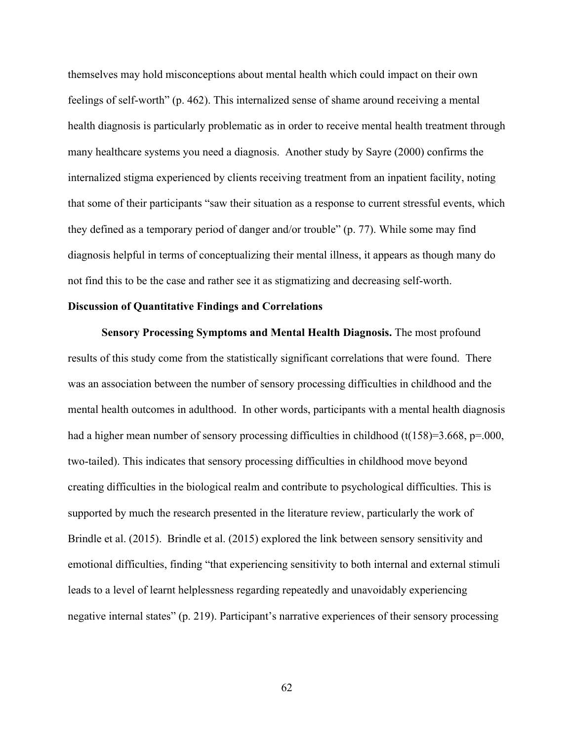themselves may hold misconceptions about mental health which could impact on their own feelings of self-worth" (p. 462). This internalized sense of shame around receiving a mental health diagnosis is particularly problematic as in order to receive mental health treatment through many healthcare systems you need a diagnosis. Another study by Sayre (2000) confirms the internalized stigma experienced by clients receiving treatment from an inpatient facility, noting that some of their participants "saw their situation as a response to current stressful events, which they defined as a temporary period of danger and/or trouble" (p. 77). While some may find diagnosis helpful in terms of conceptualizing their mental illness, it appears as though many do not find this to be the case and rather see it as stigmatizing and decreasing self-worth.

### Discussion of Quantitative Findings and Correlations

**Sensory Processing Symptoms and Mental Health Diagnosis.** The most profound results of this study come from the statistically significant correlations that were found. There was an association between the number of sensory processing difficulties in childhood and the mental health outcomes in adulthood. In other words, participants with a mental health diagnosis had a higher mean number of sensory processing difficulties in childhood ($t(158)=3.668$, $p=.000$, two-tailed). This indicates that sensory processing difficulties in childhood move beyond creating difficulties in the biological realm and contribute to psychological difficulties. This is supported by much the research presented in the literature review, particularly the work of Brindle et al. (2015). Brindle et al. (2015) explored the link between sensory sensitivity and emotional difficulties, finding "that experiencing sensitivity to both internal and external stimuli leads to a level of learnt helplessness regarding repeatedly and unavoidably experiencing negative internal states" (p. 219). Participant's narrative experiences of their sensory processing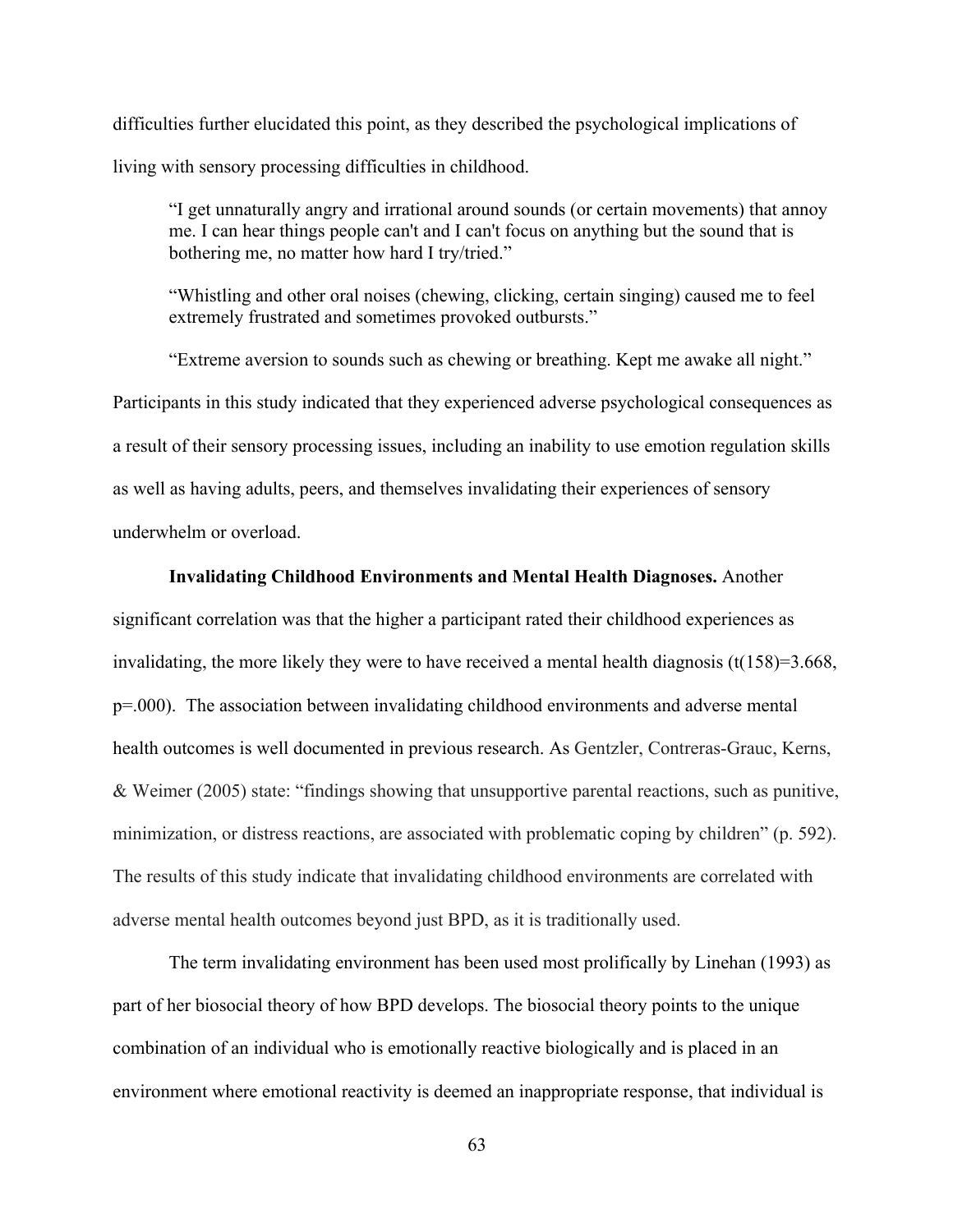difficulties further elucidated this point, as they described the psychological implications of living with sensory processing difficulties in childhood.

> "I get unnaturally angry and irrational around sounds (or certain movements) that annoy me. I can hear things people can't and I can't focus on anything but the sound that is bothering me, no matter how hard I try/tried."
>
> "Whistling and other oral noises (chewing, clicking, certain singing) caused me to feel extremely frustrated and sometimes provoked outbursts."
>
> "Extreme aversion to sounds such as chewing or breathing. Kept me awake all night."

Participants in this study indicated that they experienced adverse psychological consequences as a result of their sensory processing issues, including an inability to use emotion regulation skills as well as having adults, peers, and themselves invalidating their experiences of sensory underwhelm or overload.

**Invalidating Childhood Environments and Mental Health Diagnoses.** Another significant correlation was that the higher a participant rated their childhood experiences as invalidating, the more likely they were to have received a mental health diagnosis ($t(158)=3.668$, $p=.000$). The association between invalidating childhood environments and adverse mental health outcomes is well documented in previous research. As Gentzler, Contreras-Grauc, Kerns, & Weimer (2005) state: "findings showing that unsupportive parental reactions, such as punitive, minimization, or distress reactions, are associated with problematic coping by children" (p. 592). The results of this study indicate that invalidating childhood environments are correlated with adverse mental health outcomes beyond just BPD, as it is traditionally used.

The term invalidating environment has been used most prolifically by Linehan (1993) as part of her biosocial theory of how BPD develops. The biosocial theory points to the unique combination of an individual who is emotionally reactive biologically and is placed in an environment where emotional reactivity is deemed an inappropriate response, that individual is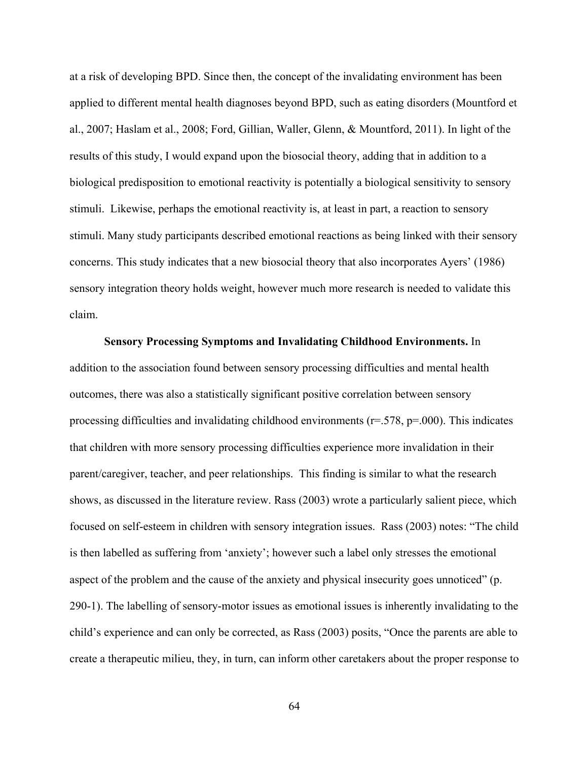at a risk of developing BPD. Since then, the concept of the invalidating environment has been applied to different mental health diagnoses beyond BPD, such as eating disorders (Mountford et al., 2007; Haslam et al., 2008; Ford, Gillian, Waller, Glenn, & Mountford, 2011). In light of the results of this study, I would expand upon the biosocial theory, adding that in addition to a biological predisposition to emotional reactivity is potentially a biological sensitivity to sensory stimuli. Likewise, perhaps the emotional reactivity is, at least in part, a reaction to sensory stimuli. Many study participants described emotional reactions as being linked with their sensory concerns. This study indicates that a new biosocial theory that also incorporates Ayers' (1986) sensory integration theory holds weight, however much more research is needed to validate this claim.

**Sensory Processing Symptoms and Invalidating Childhood Environments.** In addition to the association found between sensory processing difficulties and mental health outcomes, there was also a statistically significant positive correlation between sensory processing difficulties and invalidating childhood environments ($r=.578$, $p=.000$). This indicates that children with more sensory processing difficulties experience more invalidation in their parent/caregiver, teacher, and peer relationships. This finding is similar to what the research shows, as discussed in the literature review. Rass (2003) wrote a particularly salient piece, which focused on self-esteem in children with sensory integration issues. Rass (2003) notes: "The child is then labelled as suffering from 'anxiety'; however such a label only stresses the emotional aspect of the problem and the cause of the anxiety and physical insecurity goes unnoticed" (p. 290-1). The labelling of sensory-motor issues as emotional issues is inherently invalidating to the child's experience and can only be corrected, as Rass (2003) posits, "Once the parents are able to create a therapeutic milieu, they, in turn, can inform other caretakers about the proper response to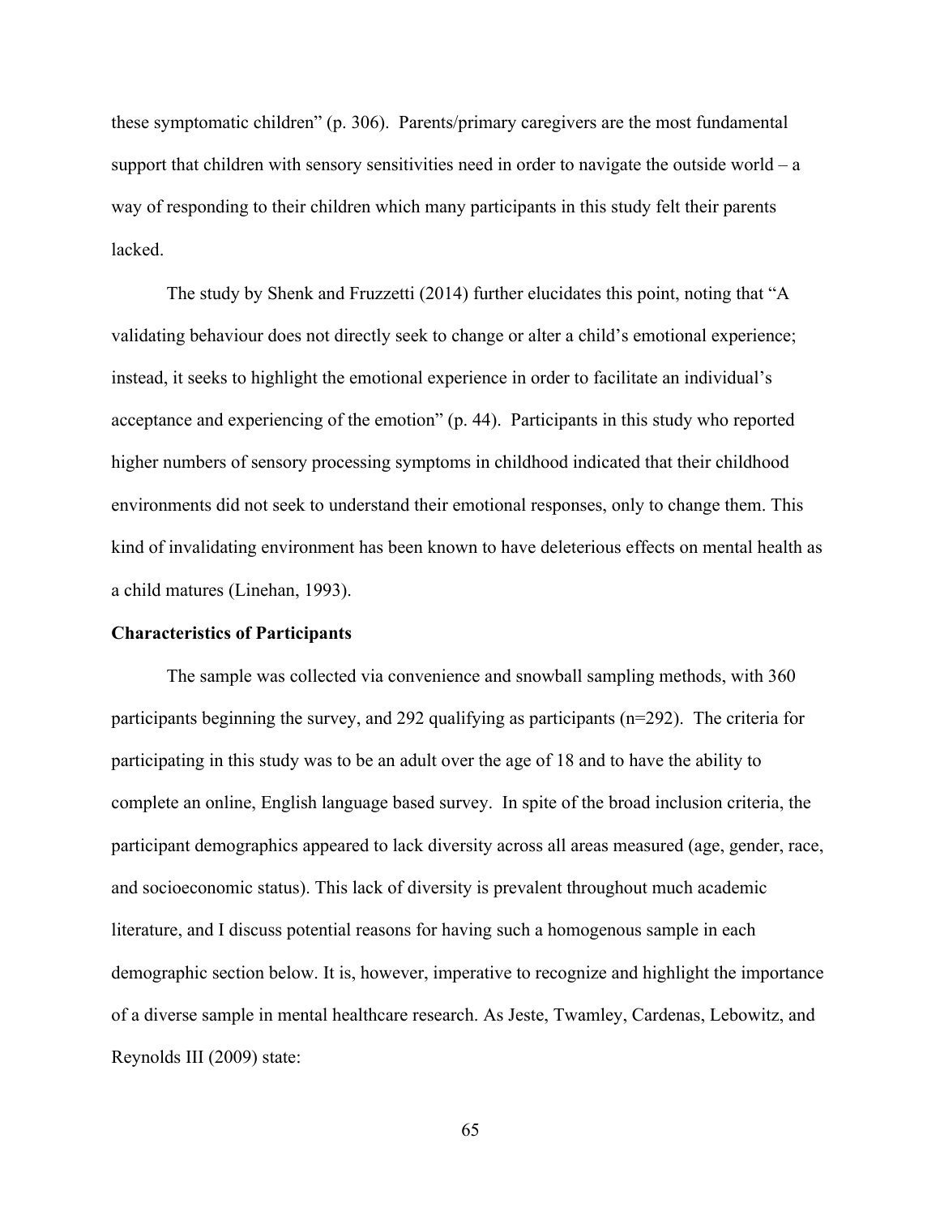these symptomatic children" (p. 306). Parents/primary caregivers are the most fundamental support that children with sensory sensitivities need in order to navigate the outside world – a way of responding to their children which many participants in this study felt their parents lacked.

The study by Shenk and Fruzzetti (2014) further elucidates this point, noting that "A validating behaviour does not directly seek to change or alter a child's emotional experience; instead, it seeks to highlight the emotional experience in order to facilitate an individual's acceptance and experiencing of the emotion" (p. 44). Participants in this study who reported higher numbers of sensory processing symptoms in childhood indicated that their childhood environments did not seek to understand their emotional responses, only to change them. This kind of invalidating environment has been known to have deleterious effects on mental health as a child matures (Linehan, 1993).

**Characteristics of Participants**

The sample was collected via convenience and snowball sampling methods, with 360 participants beginning the survey, and 292 qualifying as participants (n=292). The criteria for participating in this study was to be an adult over the age of 18 and to have the ability to complete an online, English language based survey. In spite of the broad inclusion criteria, the participant demographics appeared to lack diversity across all areas measured (age, gender, race, and socioeconomic status). This lack of diversity is prevalent throughout much academic literature, and I discuss potential reasons for having such a homogenous sample in each demographic section below. It is, however, imperative to recognize and highlight the importance of a diverse sample in mental healthcare research. As Jeste, Twamley, Cardenas, Lebowitz, and Reynolds III (2009) state: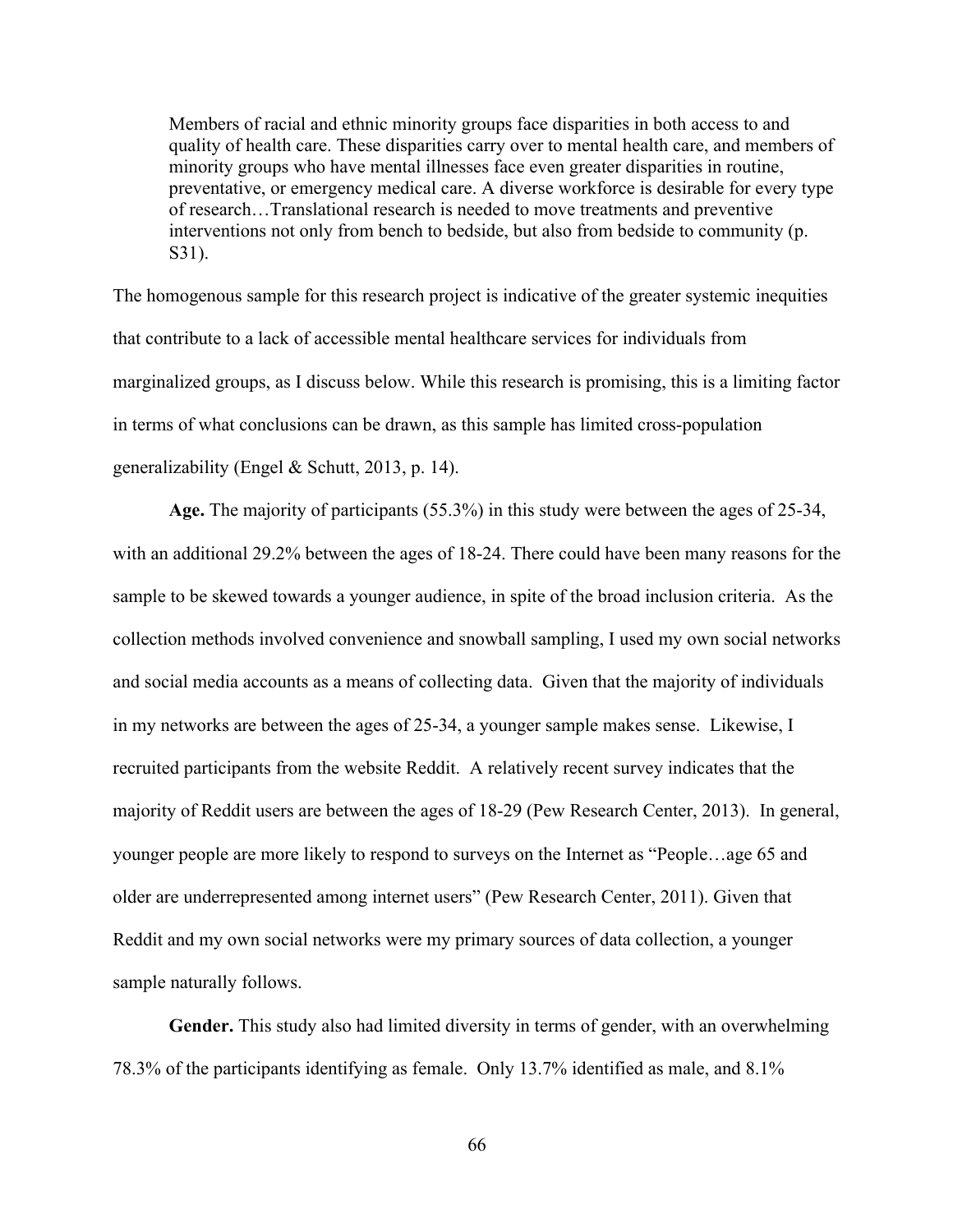> Members of racial and ethnic minority groups face disparities in both access to and quality of health care. These disparities carry over to mental health care, and members of minority groups who have mental illnesses face even greater disparities in routine, preventative, or emergency medical care. A diverse workforce is desirable for every type of research…Translational research is needed to move treatments and preventive interventions not only from bench to bedside, but also from bedside to community (p. S31).

The homogenous sample for this research project is indicative of the greater systemic inequities that contribute to a lack of accessible mental healthcare services for individuals from marginalized groups, as I discuss below. While this research is promising, this is a limiting factor in terms of what conclusions can be drawn, as this sample has limited cross-population generalizability (Engel & Schutt, 2013, p. 14).

**Age.** The majority of participants (55.3%) in this study were between the ages of 25-34, with an additional 29.2% between the ages of 18-24. There could have been many reasons for the sample to be skewed towards a younger audience, in spite of the broad inclusion criteria. As the collection methods involved convenience and snowball sampling, I used my own social networks and social media accounts as a means of collecting data. Given that the majority of individuals in my networks are between the ages of 25-34, a younger sample makes sense. Likewise, I recruited participants from the website Reddit. A relatively recent survey indicates that the majority of Reddit users are between the ages of 18-29 (Pew Research Center, 2013). In general, younger people are more likely to respond to surveys on the Internet as "People…age 65 and older are underrepresented among internet users" (Pew Research Center, 2011). Given that Reddit and my own social networks were my primary sources of data collection, a younger sample naturally follows.

**Gender.** This study also had limited diversity in terms of gender, with an overwhelming 78.3% of the participants identifying as female. Only 13.7% identified as male, and 8.1%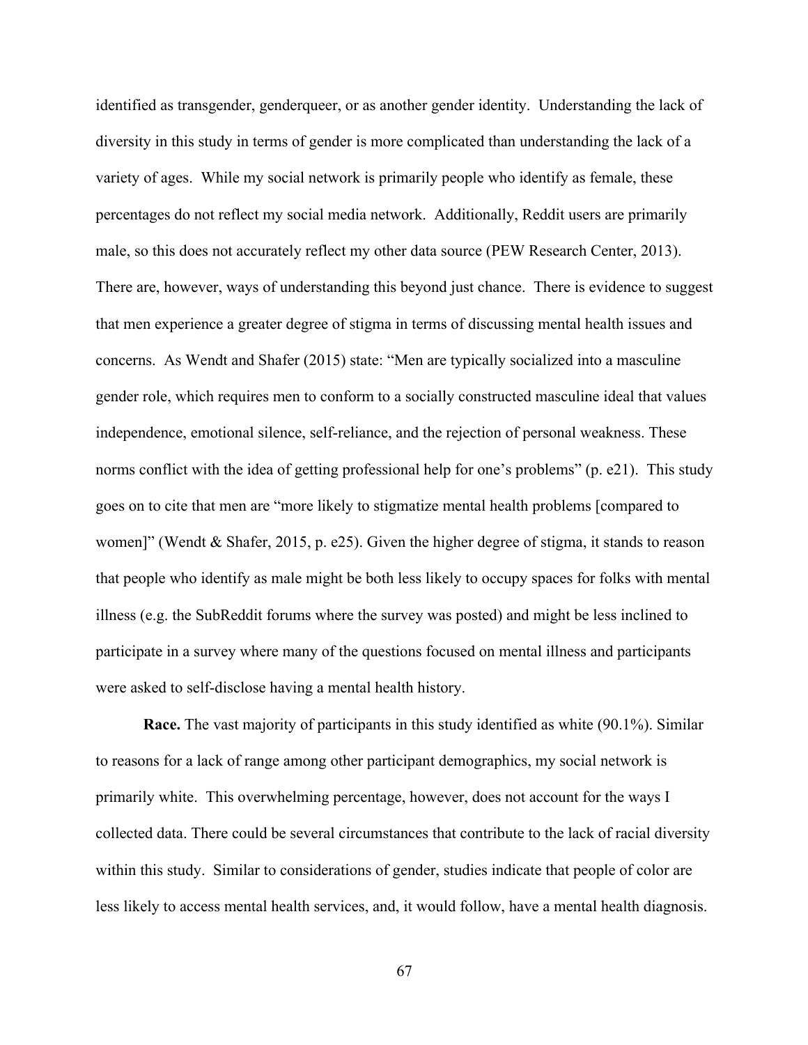identified as transgender, genderqueer, or as another gender identity. Understanding the lack of diversity in this study in terms of gender is more complicated than understanding the lack of a variety of ages. While my social network is primarily people who identify as female, these percentages do not reflect my social media network. Additionally, Reddit users are primarily male, so this does not accurately reflect my other data source (PEW Research Center, 2013). There are, however, ways of understanding this beyond just chance. There is evidence to suggest that men experience a greater degree of stigma in terms of discussing mental health issues and concerns. As Wendt and Shafer (2015) state: "Men are typically socialized into a masculine gender role, which requires men to conform to a socially constructed masculine ideal that values independence, emotional silence, self-reliance, and the rejection of personal weakness. These norms conflict with the idea of getting professional help for one's problems" (p. e21). This study goes on to cite that men are "more likely to stigmatize mental health problems [compared to women]" (Wendt & Shafer, 2015, p. e25). Given the higher degree of stigma, it stands to reason that people who identify as male might be both less likely to occupy spaces for folks with mental illness (e.g. the SubReddit forums where the survey was posted) and might be less inclined to participate in a survey where many of the questions focused on mental illness and participants were asked to self-disclose having a mental health history.

**Race.** The vast majority of participants in this study identified as white (90.1%). Similar to reasons for a lack of range among other participant demographics, my social network is primarily white. This overwhelming percentage, however, does not account for the ways I collected data. There could be several circumstances that contribute to the lack of racial diversity within this study. Similar to considerations of gender, studies indicate that people of color are less likely to access mental health services, and, it would follow, have a mental health diagnosis.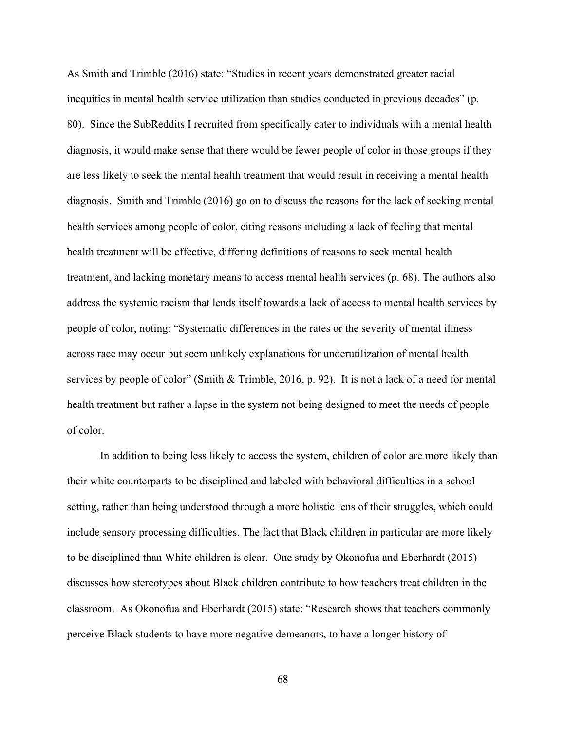As Smith and Trimble (2016) state: "Studies in recent years demonstrated greater racial inequities in mental health service utilization than studies conducted in previous decades" (p. 80). Since the SubReddits I recruited from specifically cater to individuals with a mental health diagnosis, it would make sense that there would be fewer people of color in those groups if they are less likely to seek the mental health treatment that would result in receiving a mental health diagnosis. Smith and Trimble (2016) go on to discuss the reasons for the lack of seeking mental health services among people of color, citing reasons including a lack of feeling that mental health treatment will be effective, differing definitions of reasons to seek mental health treatment, and lacking monetary means to access mental health services (p. 68). The authors also address the systemic racism that lends itself towards a lack of access to mental health services by people of color, noting: "Systematic differences in the rates or the severity of mental illness across race may occur but seem unlikely explanations for underutilization of mental health services by people of color" (Smith & Trimble, 2016, p. 92). It is not a lack of a need for mental health treatment but rather a lapse in the system not being designed to meet the needs of people of color.

In addition to being less likely to access the system, children of color are more likely than their white counterparts to be disciplined and labeled with behavioral difficulties in a school setting, rather than being understood through a more holistic lens of their struggles, which could include sensory processing difficulties. The fact that Black children in particular are more likely to be disciplined than White children is clear. One study by Okonofua and Eberhardt (2015) discusses how stereotypes about Black children contribute to how teachers treat children in the classroom. As Okonofua and Eberhardt (2015) state: "Research shows that teachers commonly perceive Black students to have more negative demeanors, to have a longer history of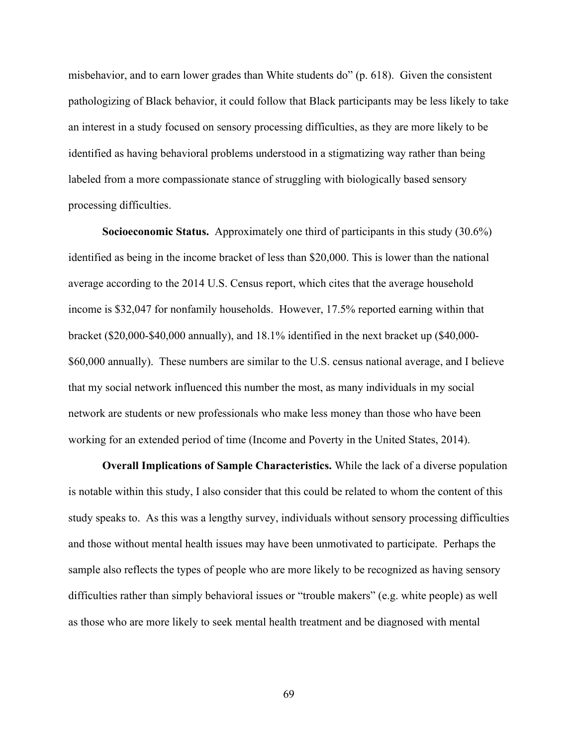misbehavior, and to earn lower grades than White students do" (p. 618). Given the consistent pathologizing of Black behavior, it could follow that Black participants may be less likely to take an interest in a study focused on sensory processing difficulties, as they are more likely to be identified as having behavioral problems understood in a stigmatizing way rather than being labeled from a more compassionate stance of struggling with biologically based sensory processing difficulties.

**Socioeconomic Status.** Approximately one third of participants in this study (30.6%) identified as being in the income bracket of less than $20,000. This is lower than the national average according to the 2014 U.S. Census report, which cites that the average household income is $32,047 for nonfamily households. However, 17.5% reported earning within that bracket ($20,000-$40,000 annually), and 18.1% identified in the next bracket up ($40,000-$60,000 annually). These numbers are similar to the U.S. census national average, and I believe that my social network influenced this number the most, as many individuals in my social network are students or new professionals who make less money than those who have been working for an extended period of time (Income and Poverty in the United States, 2014).

**Overall Implications of Sample Characteristics.** While the lack of a diverse population is notable within this study, I also consider that this could be related to whom the content of this study speaks to. As this was a lengthy survey, individuals without sensory processing difficulties and those without mental health issues may have been unmotivated to participate. Perhaps the sample also reflects the types of people who are more likely to be recognized as having sensory difficulties rather than simply behavioral issues or "trouble makers" (e.g. white people) as well as those who are more likely to seek mental health treatment and be diagnosed with mental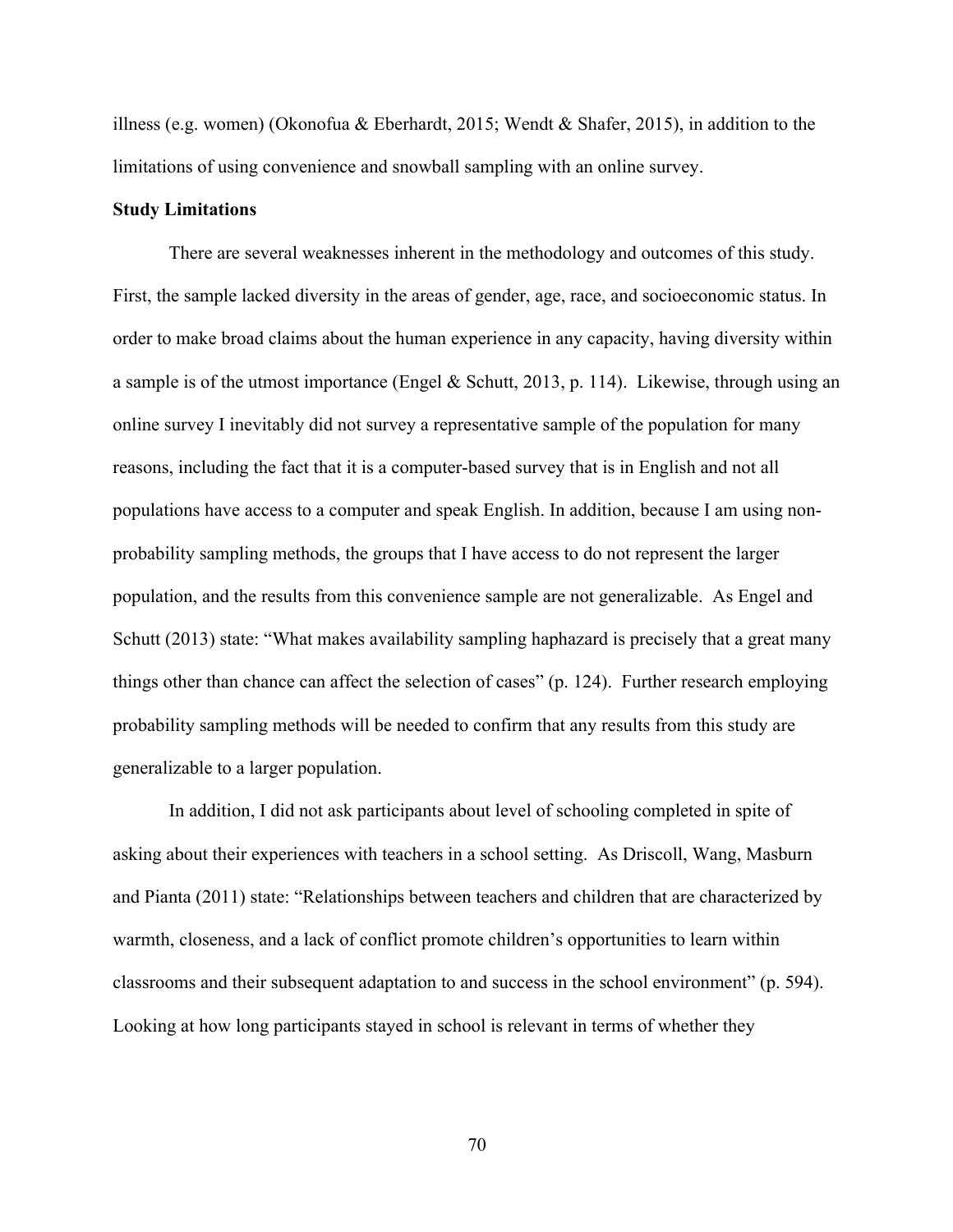illness (e.g. women) (Okonofua & Eberhardt, 2015; Wendt & Shafer, 2015), in addition to the limitations of using convenience and snowball sampling with an online survey.

**Study Limitations**

There are several weaknesses inherent in the methodology and outcomes of this study. First, the sample lacked diversity in the areas of gender, age, race, and socioeconomic status. In order to make broad claims about the human experience in any capacity, having diversity within a sample is of the utmost importance (Engel & Schutt, 2013, p. 114). Likewise, through using an online survey I inevitably did not survey a representative sample of the population for many reasons, including the fact that it is a computer-based survey that is in English and not all populations have access to a computer and speak English. In addition, because I am using non-probability sampling methods, the groups that I have access to do not represent the larger population, and the results from this convenience sample are not generalizable. As Engel and Schutt (2013) state: "What makes availability sampling haphazard is precisely that a great many things other than chance can affect the selection of cases" (p. 124). Further research employing probability sampling methods will be needed to confirm that any results from this study are generalizable to a larger population.

In addition, I did not ask participants about level of schooling completed in spite of asking about their experiences with teachers in a school setting. As Driscoll, Wang, Masburn and Pianta (2011) state: "Relationships between teachers and children that are characterized by warmth, closeness, and a lack of conflict promote children's opportunities to learn within classrooms and their subsequent adaptation to and success in the school environment" (p. 594). Looking at how long participants stayed in school is relevant in terms of whether they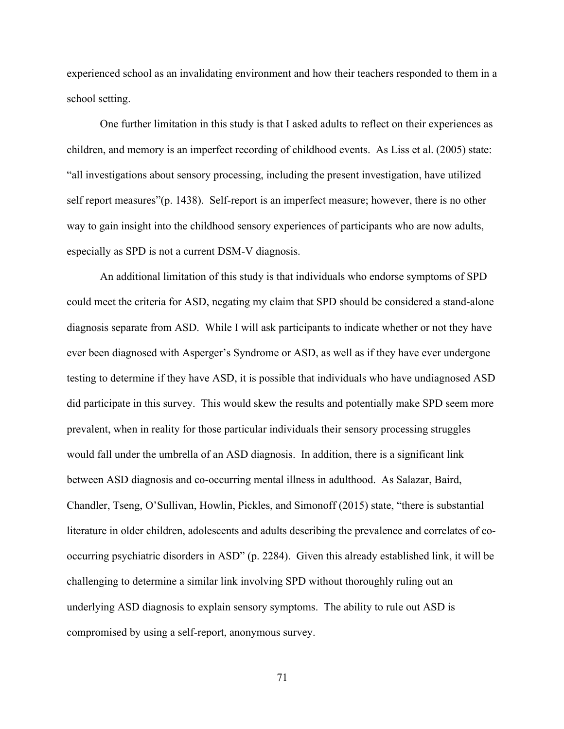experienced school as an invalidating environment and how their teachers responded to them in a school setting.

One further limitation in this study is that I asked adults to reflect on their experiences as children, and memory is an imperfect recording of childhood events. As Liss et al. (2005) state: "all investigations about sensory processing, including the present investigation, have utilized self report measures"(p. 1438). Self-report is an imperfect measure; however, there is no other way to gain insight into the childhood sensory experiences of participants who are now adults, especially as SPD is not a current DSM-V diagnosis.

An additional limitation of this study is that individuals who endorse symptoms of SPD could meet the criteria for ASD, negating my claim that SPD should be considered a stand-alone diagnosis separate from ASD. While I will ask participants to indicate whether or not they have ever been diagnosed with Asperger's Syndrome or ASD, as well as if they have ever undergone testing to determine if they have ASD, it is possible that individuals who have undiagnosed ASD did participate in this survey. This would skew the results and potentially make SPD seem more prevalent, when in reality for those particular individuals their sensory processing struggles would fall under the umbrella of an ASD diagnosis. In addition, there is a significant link between ASD diagnosis and co-occurring mental illness in adulthood. As Salazar, Baird, Chandler, Tseng, O'Sullivan, Howlin, Pickles, and Simonoff (2015) state, "there is substantial literature in older children, adolescents and adults describing the prevalence and correlates of co-occurring psychiatric disorders in ASD" (p. 2284). Given this already established link, it will be challenging to determine a similar link involving SPD without thoroughly ruling out an underlying ASD diagnosis to explain sensory symptoms. The ability to rule out ASD is compromised by using a self-report, anonymous survey.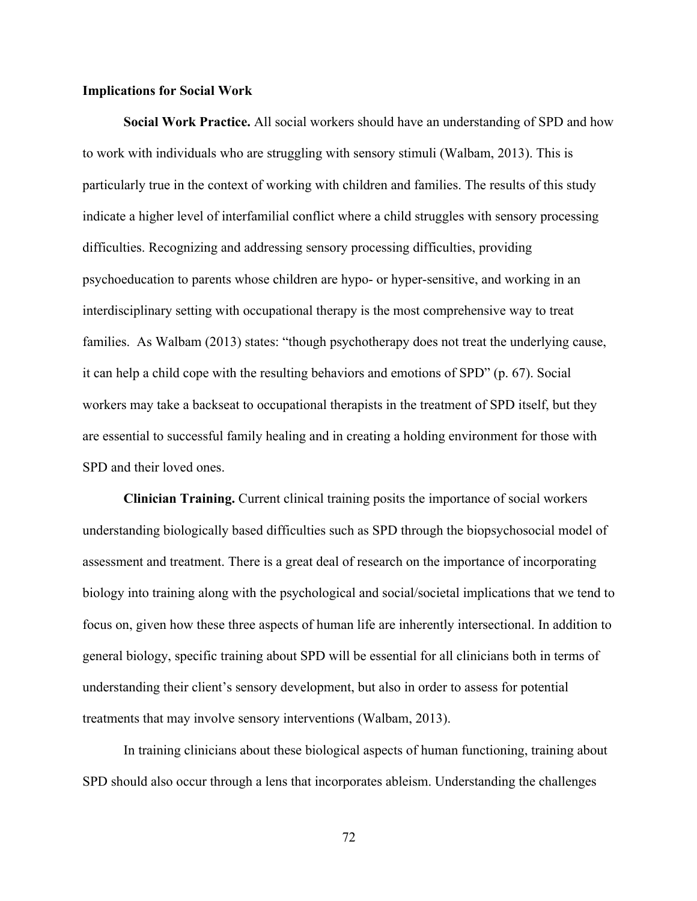**Implications for Social Work**

**Social Work Practice.** All social workers should have an understanding of SPD and how to work with individuals who are struggling with sensory stimuli (Walbam, 2013). This is particularly true in the context of working with children and families. The results of this study indicate a higher level of interfamilial conflict where a child struggles with sensory processing difficulties. Recognizing and addressing sensory processing difficulties, providing psychoeducation to parents whose children are hypo- or hyper-sensitive, and working in an interdisciplinary setting with occupational therapy is the most comprehensive way to treat families. As Walbam (2013) states: "though psychotherapy does not treat the underlying cause, it can help a child cope with the resulting behaviors and emotions of SPD" (p. 67). Social workers may take a backseat to occupational therapists in the treatment of SPD itself, but they are essential to successful family healing and in creating a holding environment for those with SPD and their loved ones.

**Clinician Training.** Current clinical training posits the importance of social workers understanding biologically based difficulties such as SPD through the biopsychosocial model of assessment and treatment. There is a great deal of research on the importance of incorporating biology into training along with the psychological and social/societal implications that we tend to focus on, given how these three aspects of human life are inherently intersectional. In addition to general biology, specific training about SPD will be essential for all clinicians both in terms of understanding their client's sensory development, but also in order to assess for potential treatments that may involve sensory interventions (Walbam, 2013).

In training clinicians about these biological aspects of human functioning, training about SPD should also occur through a lens that incorporates ableism. Understanding the challenges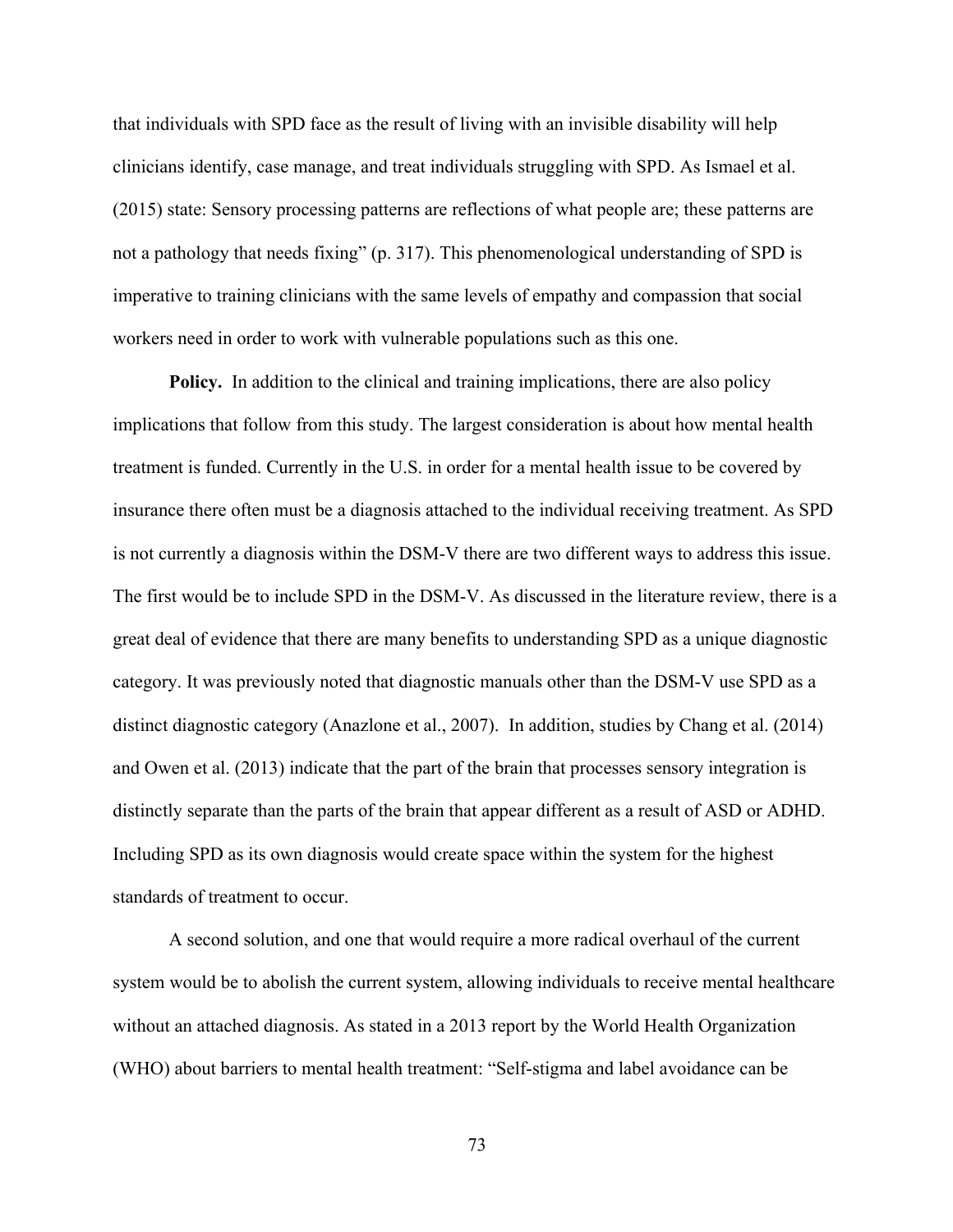that individuals with SPD face as the result of living with an invisible disability will help clinicians identify, case manage, and treat individuals struggling with SPD. As Ismael et al. (2015) state: Sensory processing patterns are reflections of what people are; these patterns are not a pathology that needs fixing" (p. 317). This phenomenological understanding of SPD is imperative to training clinicians with the same levels of empathy and compassion that social workers need in order to work with vulnerable populations such as this one.

**Policy.** In addition to the clinical and training implications, there are also policy implications that follow from this study. The largest consideration is about how mental health treatment is funded. Currently in the U.S. in order for a mental health issue to be covered by insurance there often must be a diagnosis attached to the individual receiving treatment. As SPD is not currently a diagnosis within the DSM-V there are two different ways to address this issue. The first would be to include SPD in the DSM-V. As discussed in the literature review, there is a great deal of evidence that there are many benefits to understanding SPD as a unique diagnostic category. It was previously noted that diagnostic manuals other than the DSM-V use SPD as a distinct diagnostic category (Anazlone et al., 2007). In addition, studies by Chang et al. (2014) and Owen et al. (2013) indicate that the part of the brain that processes sensory integration is distinctly separate than the parts of the brain that appear different as a result of ASD or ADHD. Including SPD as its own diagnosis would create space within the system for the highest standards of treatment to occur.

A second solution, and one that would require a more radical overhaul of the current system would be to abolish the current system, allowing individuals to receive mental healthcare without an attached diagnosis. As stated in a 2013 report by the World Health Organization (WHO) about barriers to mental health treatment: "Self-stigma and label avoidance can be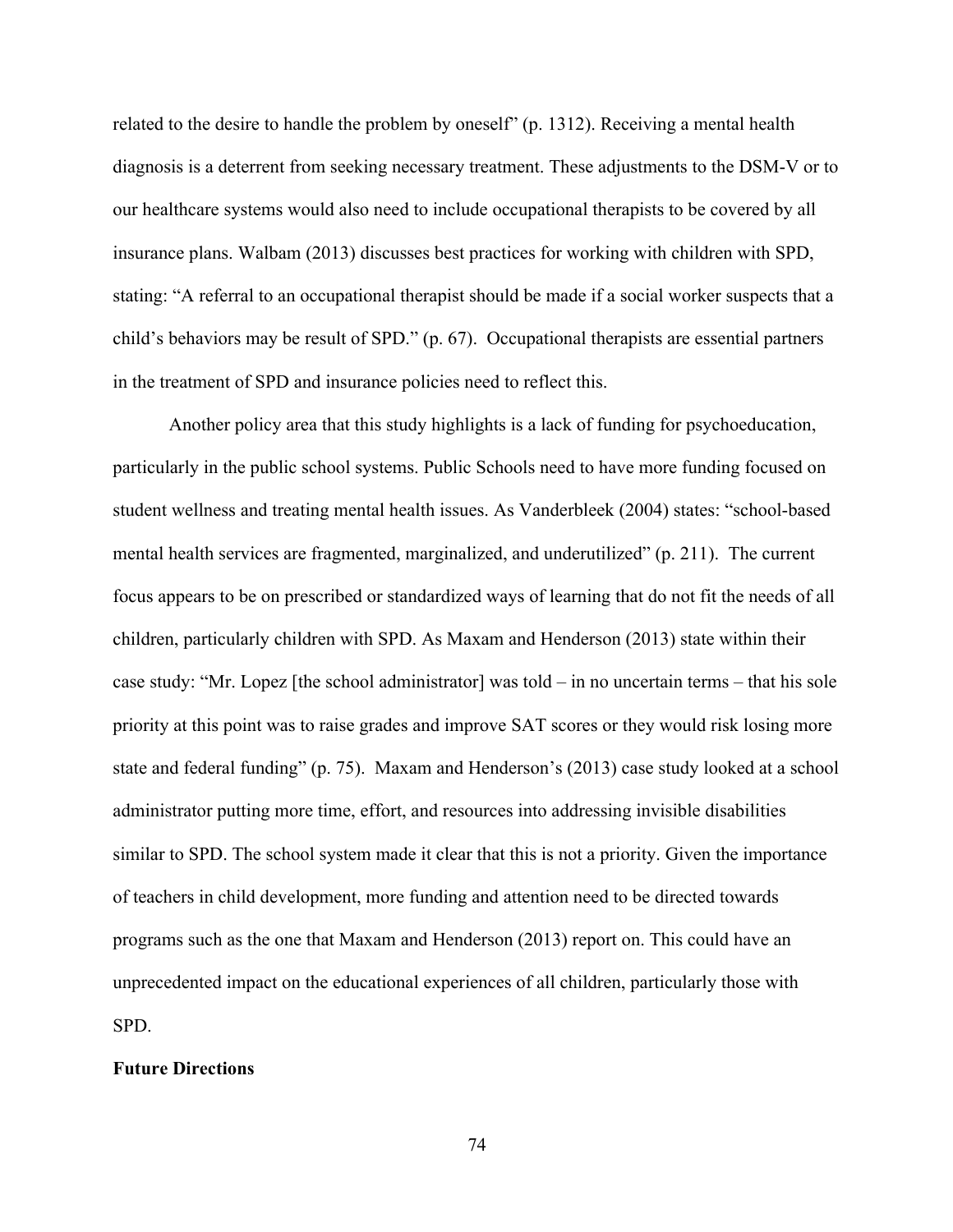related to the desire to handle the problem by oneself" (p. 1312). Receiving a mental health diagnosis is a deterrent from seeking necessary treatment. These adjustments to the DSM-V or to our healthcare systems would also need to include occupational therapists to be covered by all insurance plans. Walbam (2013) discusses best practices for working with children with SPD, stating: "A referral to an occupational therapist should be made if a social worker suspects that a child's behaviors may be result of SPD." (p. 67). Occupational therapists are essential partners in the treatment of SPD and insurance policies need to reflect this.

Another policy area that this study highlights is a lack of funding for psychoeducation, particularly in the public school systems. Public Schools need to have more funding focused on student wellness and treating mental health issues. As Vanderbleek (2004) states: "school-based mental health services are fragmented, marginalized, and underutilized" (p. 211). The current focus appears to be on prescribed or standardized ways of learning that do not fit the needs of all children, particularly children with SPD. As Maxam and Henderson (2013) state within their case study: "Mr. Lopez [the school administrator] was told – in no uncertain terms – that his sole priority at this point was to raise grades and improve SAT scores or they would risk losing more state and federal funding" (p. 75). Maxam and Henderson's (2013) case study looked at a school administrator putting more time, effort, and resources into addressing invisible disabilities similar to SPD. The school system made it clear that this is not a priority. Given the importance of teachers in child development, more funding and attention need to be directed towards programs such as the one that Maxam and Henderson (2013) report on. This could have an unprecedented impact on the educational experiences of all children, particularly those with SPD.

**Future Directions**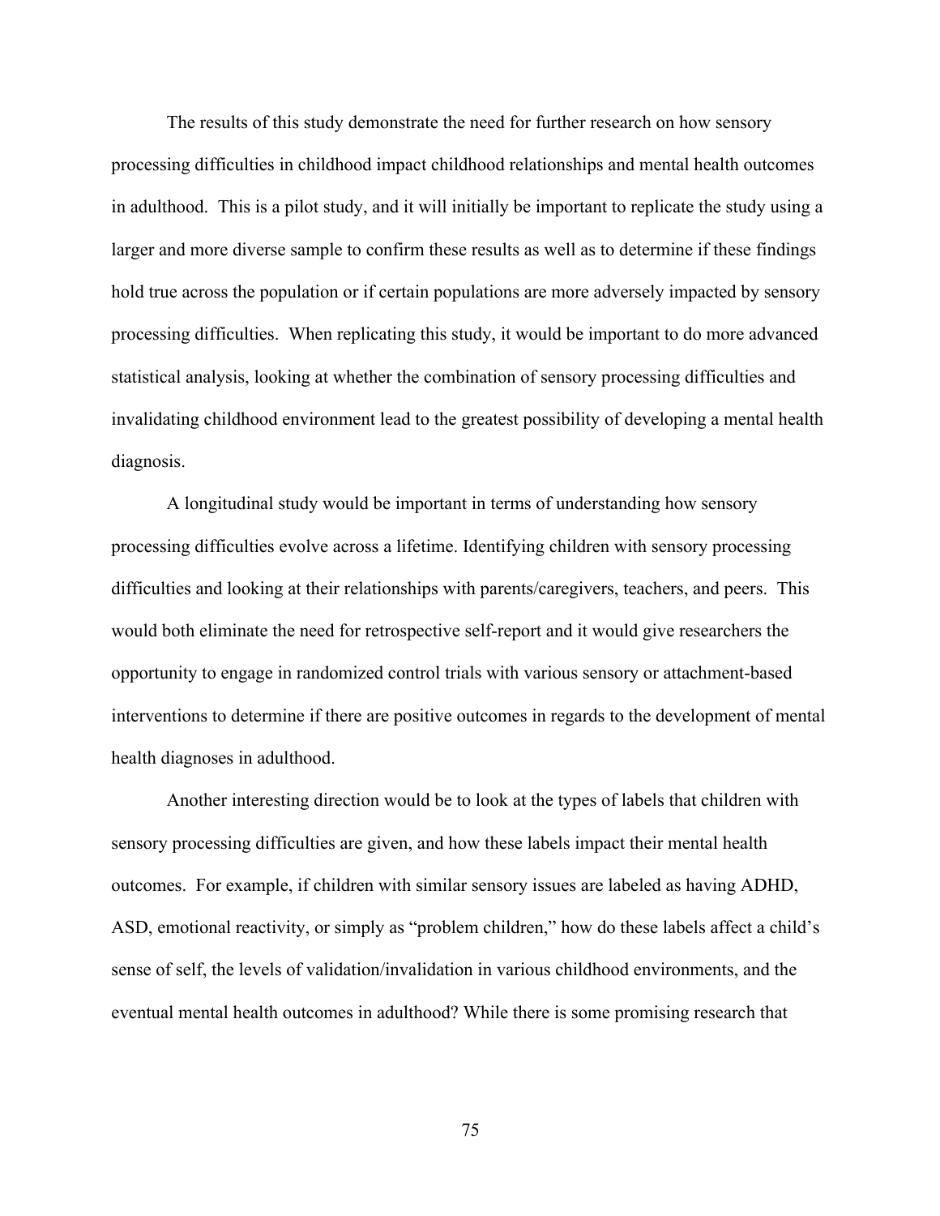The results of this study demonstrate the need for further research on how sensory processing difficulties in childhood impact childhood relationships and mental health outcomes in adulthood. This is a pilot study, and it will initially be important to replicate the study using a larger and more diverse sample to confirm these results as well as to determine if these findings hold true across the population or if certain populations are more adversely impacted by sensory processing difficulties. When replicating this study, it would be important to do more advanced statistical analysis, looking at whether the combination of sensory processing difficulties and invalidating childhood environment lead to the greatest possibility of developing a mental health diagnosis.

A longitudinal study would be important in terms of understanding how sensory processing difficulties evolve across a lifetime. Identifying children with sensory processing difficulties and looking at their relationships with parents/caregivers, teachers, and peers. This would both eliminate the need for retrospective self-report and it would give researchers the opportunity to engage in randomized control trials with various sensory or attachment-based interventions to determine if there are positive outcomes in regards to the development of mental health diagnoses in adulthood.

Another interesting direction would be to look at the types of labels that children with sensory processing difficulties are given, and how these labels impact their mental health outcomes. For example, if children with similar sensory issues are labeled as having ADHD, ASD, emotional reactivity, or simply as "problem children," how do these labels affect a child's sense of self, the levels of validation/invalidation in various childhood environments, and the eventual mental health outcomes in adulthood? While there is some promising research that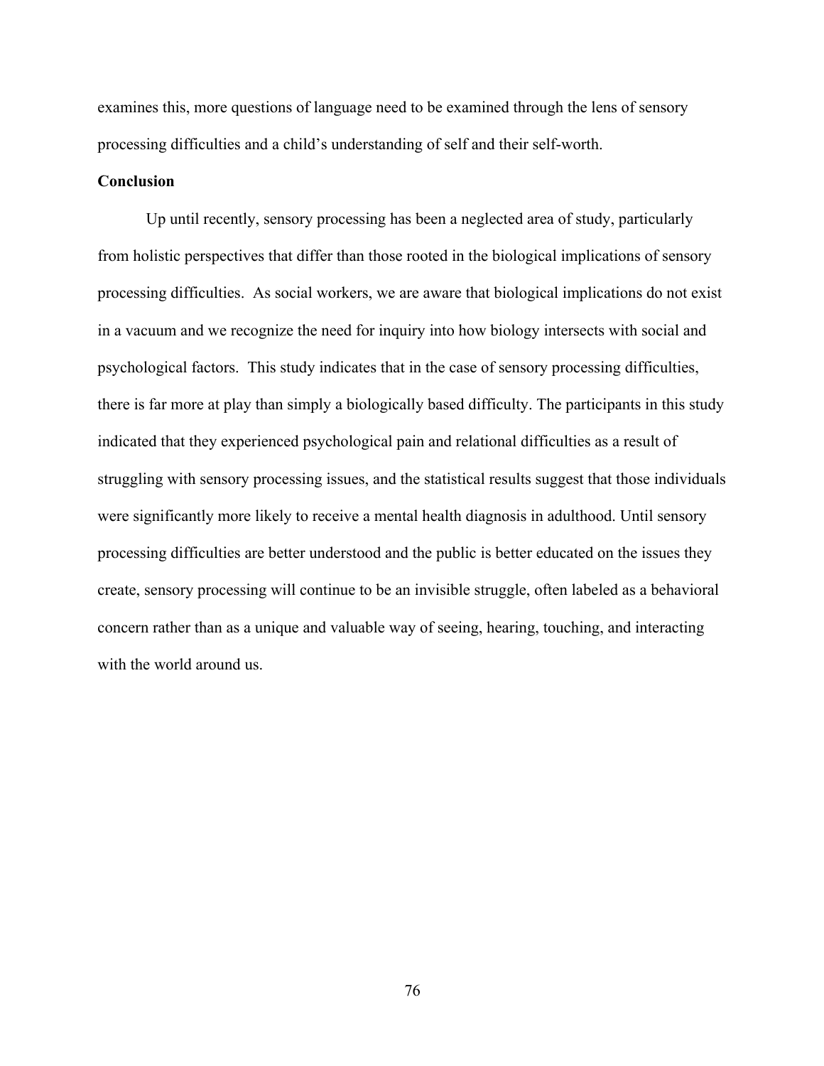examines this, more questions of language need to be examined through the lens of sensory processing difficulties and a child's understanding of self and their self-worth.

## Conclusion

Up until recently, sensory processing has been a neglected area of study, particularly from holistic perspectives that differ than those rooted in the biological implications of sensory processing difficulties. As social workers, we are aware that biological implications do not exist in a vacuum and we recognize the need for inquiry into how biology intersects with social and psychological factors. This study indicates that in the case of sensory processing difficulties, there is far more at play than simply a biologically based difficulty. The participants in this study indicated that they experienced psychological pain and relational difficulties as a result of struggling with sensory processing issues, and the statistical results suggest that those individuals were significantly more likely to receive a mental health diagnosis in adulthood. Until sensory processing difficulties are better understood and the public is better educated on the issues they create, sensory processing will continue to be an invisible struggle, often labeled as a behavioral concern rather than as a unique and valuable way of seeing, hearing, touching, and interacting with the world around us.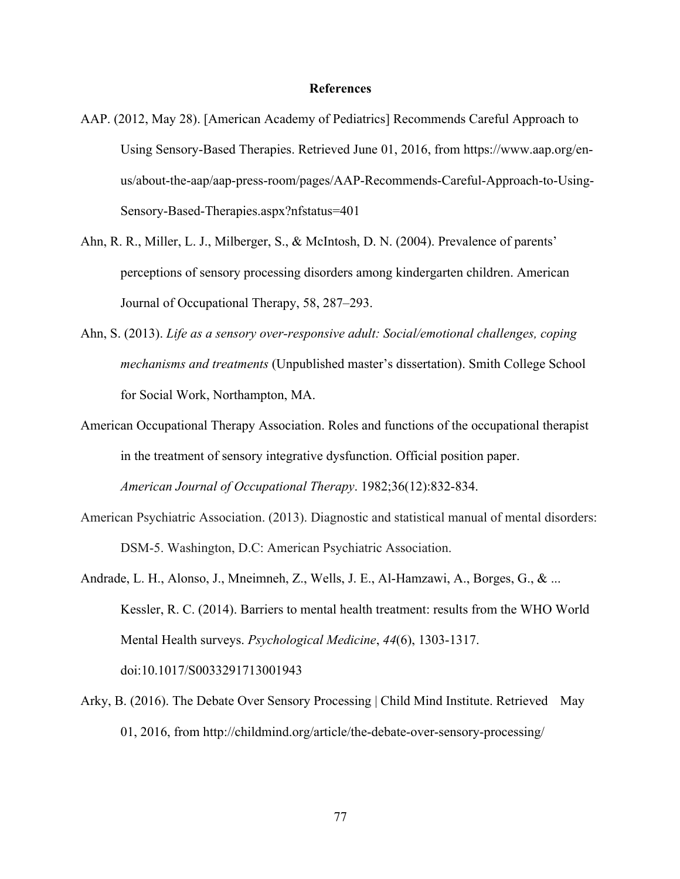# References

AAP. (2012, May 28). [American Academy of Pediatrics] Recommends Careful Approach to Using Sensory-Based Therapies. Retrieved June 01, 2016, from https://www.aap.org/en-us/about-the-aap/aap-press-room/pages/AAP-Recommends-Careful-Approach-to-Using-Sensory-Based-Therapies.aspx?nfstatus=401

Ahn, R. R., Miller, L. J., Milberger, S., & McIntosh, D. N. (2004). Prevalence of parents' perceptions of sensory processing disorders among kindergarten children. American Journal of Occupational Therapy, 58, 287–293.

Ahn, S. (2013). *Life as a sensory over-responsive adult: Social/emotional challenges, coping mechanisms and treatments* (Unpublished master's dissertation). Smith College School for Social Work, Northampton, MA.

American Occupational Therapy Association. Roles and functions of the occupational therapist in the treatment of sensory integrative dysfunction. Official position paper. *American Journal of Occupational Therapy*. 1982;36(12):832-834.

American Psychiatric Association. (2013). Diagnostic and statistical manual of mental disorders: DSM-5. Washington, D.C: American Psychiatric Association.

Andrade, L. H., Alonso, J., Mneimneh, Z., Wells, J. E., Al-Hamzawi, A., Borges, G., & ... Kessler, R. C. (2014). Barriers to mental health treatment: results from the WHO World Mental Health surveys. *Psychological Medicine*, *44*(6), 1303-1317. doi:10.1017/S0033291713001943

Arky, B. (2016). The Debate Over Sensory Processing | Child Mind Institute. Retrieved May 01, 2016, from http://childmind.org/article/the-debate-over-sensory-processing/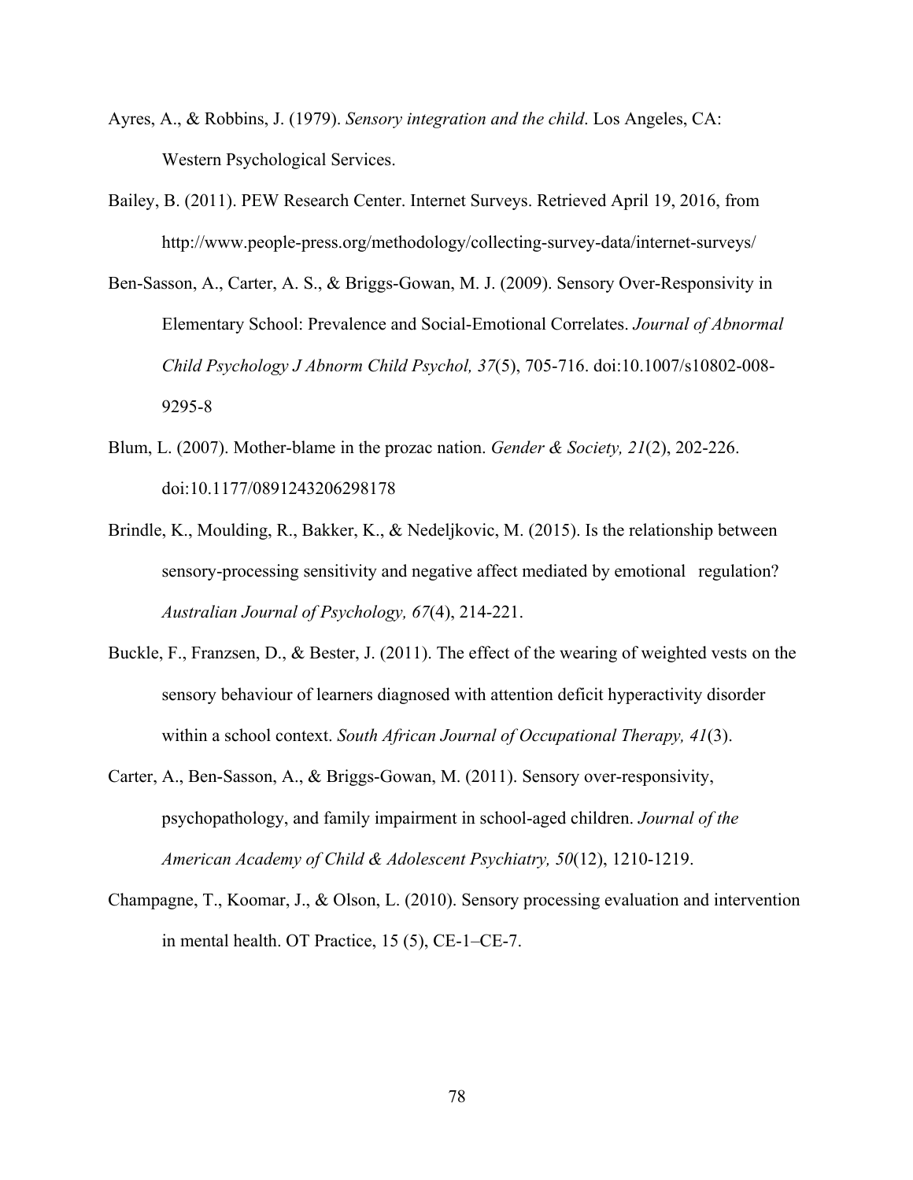Ayres, A., & Robbins, J. (1979). *Sensory integration and the child*. Los Angeles, CA: Western Psychological Services.

Bailey, B. (2011). PEW Research Center. Internet Surveys. Retrieved April 19, 2016, from http://www.people-press.org/methodology/collecting-survey-data/internet-surveys/

Ben-Sasson, A., Carter, A. S., & Briggs-Gowan, M. J. (2009). Sensory Over-Responsivity in Elementary School: Prevalence and Social-Emotional Correlates. *Journal of Abnormal Child Psychology J Abnorm Child Psychol, 37*(5), 705-716. doi:10.1007/s10802-008-9295-8

Blum, L. (2007). Mother-blame in the prozac nation. *Gender & Society, 21*(2), 202-226. doi:10.1177/0891243206298178

Brindle, K., Moulding, R., Bakker, K., & Nedeljkovic, M. (2015). Is the relationship between sensory-processing sensitivity and negative affect mediated by emotional regulation? *Australian Journal of Psychology, 67*(4), 214-221.

Buckle, F., Franzsen, D., & Bester, J. (2011). The effect of the wearing of weighted vests on the sensory behaviour of learners diagnosed with attention deficit hyperactivity disorder within a school context. *South African Journal of Occupational Therapy, 41*(3).

Carter, A., Ben-Sasson, A., & Briggs-Gowan, M. (2011). Sensory over-responsivity, psychopathology, and family impairment in school-aged children. *Journal of the American Academy of Child & Adolescent Psychiatry, 50*(12), 1210-1219.

Champagne, T., Koomar, J., & Olson, L. (2010). Sensory processing evaluation and intervention in mental health. OT Practice, 15 (5), CE-1–CE-7.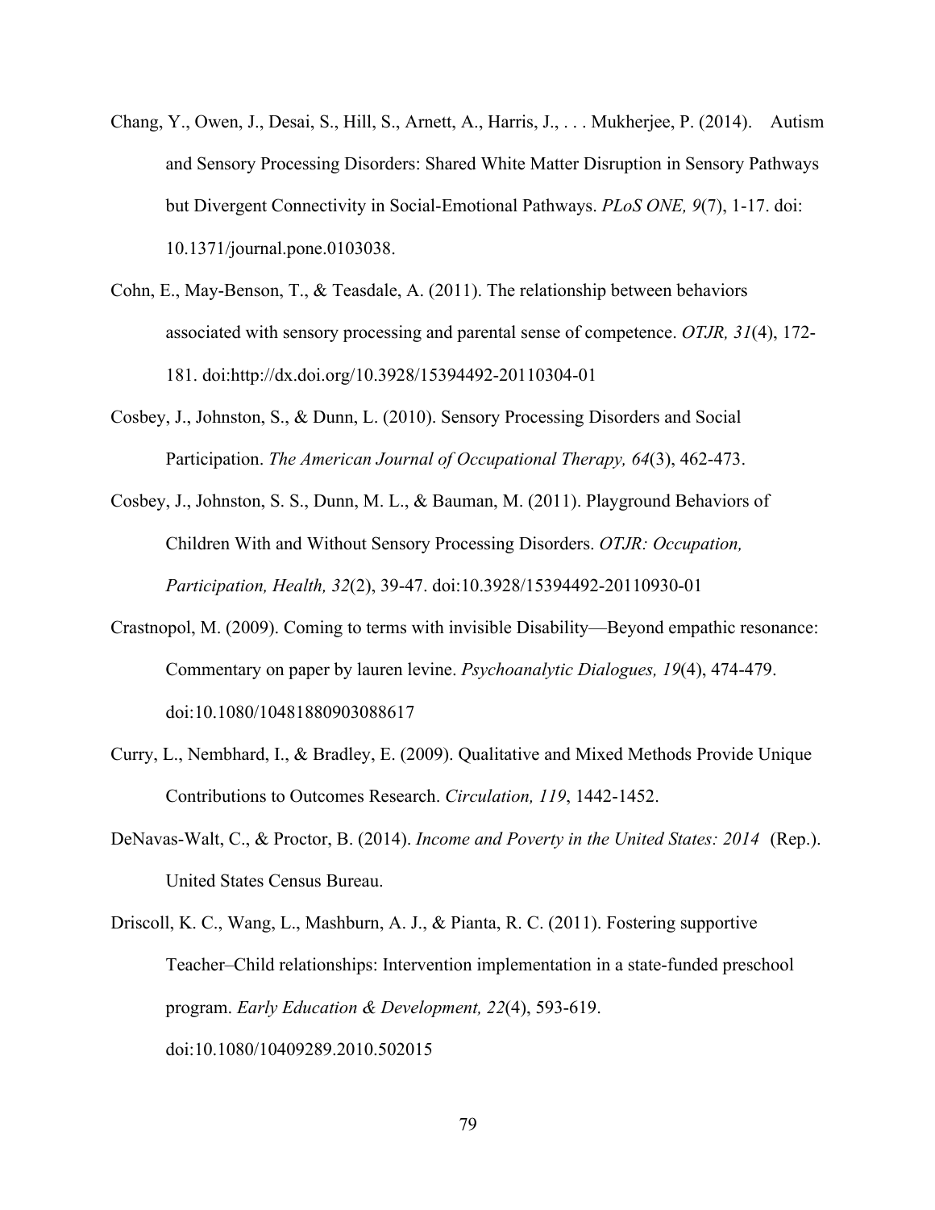Chang, Y., Owen, J., Desai, S., Hill, S., Arnett, A., Harris, J., . . . Mukherjee, P. (2014). Autism and Sensory Processing Disorders: Shared White Matter Disruption in Sensory Pathways but Divergent Connectivity in Social-Emotional Pathways. *PLoS ONE, 9*(7), 1-17. doi: 10.1371/journal.pone.0103038.

Cohn, E., May-Benson, T., & Teasdale, A. (2011). The relationship between behaviors associated with sensory processing and parental sense of competence. *OTJR, 31*(4), 172-181. doi:http://dx.doi.org/10.3928/15394492-20110304-01

Cosbey, J., Johnston, S., & Dunn, L. (2010). Sensory Processing Disorders and Social Participation. *The American Journal of Occupational Therapy, 64*(3), 462-473.

Cosbey, J., Johnston, S. S., Dunn, M. L., & Bauman, M. (2011). Playground Behaviors of Children With and Without Sensory Processing Disorders. *OTJR: Occupation, Participation, Health, 32*(2), 39-47. doi:10.3928/15394492-20110930-01

Crastnopol, M. (2009). Coming to terms with invisible Disability—Beyond empathic resonance: Commentary on paper by lauren levine. *Psychoanalytic Dialogues, 19*(4), 474-479. doi:10.1080/10481880903088617

Curry, L., Nembhard, I., & Bradley, E. (2009). Qualitative and Mixed Methods Provide Unique Contributions to Outcomes Research. *Circulation, 119*, 1442-1452.

DeNavas-Walt, C., & Proctor, B. (2014). *Income and Poverty in the United States: 2014* (Rep.). United States Census Bureau.

Driscoll, K. C., Wang, L., Mashburn, A. J., & Pianta, R. C. (2011). Fostering supportive Teacher–Child relationships: Intervention implementation in a state-funded preschool program. *Early Education & Development, 22*(4), 593-619. doi:10.1080/10409289.2010.502015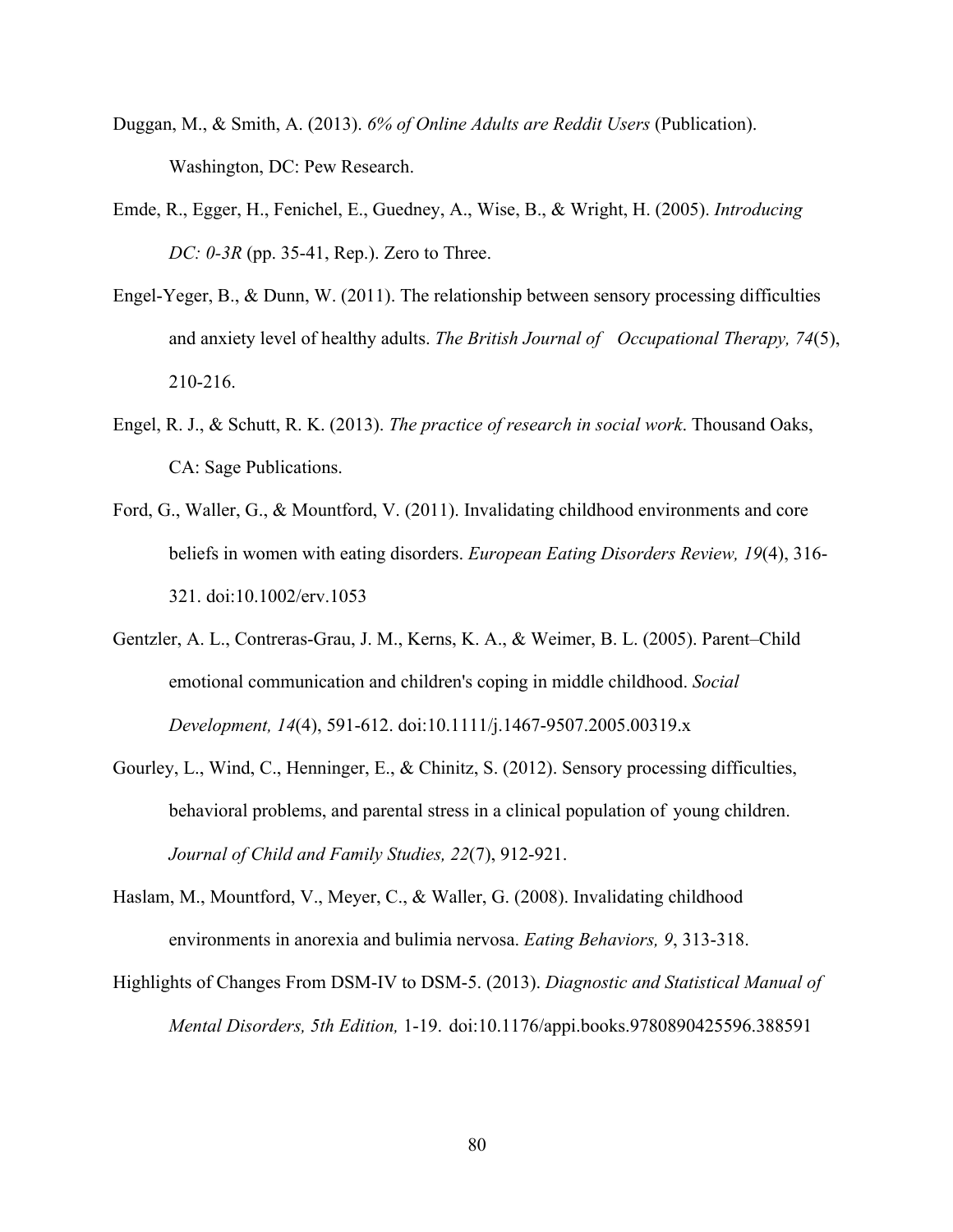Duggan, M., & Smith, A. (2013). *6% of Online Adults are Reddit Users* (Publication). Washington, DC: Pew Research.

Emde, R., Egger, H., Fenichel, E., Guedney, A., Wise, B., & Wright, H. (2005). *Introducing DC: 0-3R* (pp. 35-41, Rep.). Zero to Three.

Engel-Yeger, B., & Dunn, W. (2011). The relationship between sensory processing difficulties and anxiety level of healthy adults. *The British Journal of Occupational Therapy, 74*(5), 210-216.

Engel, R. J., & Schutt, R. K. (2013). *The practice of research in social work*. Thousand Oaks, CA: Sage Publications.

Ford, G., Waller, G., & Mountford, V. (2011). Invalidating childhood environments and core beliefs in women with eating disorders. *European Eating Disorders Review, 19*(4), 316-321. doi:10.1002/erv.1053

Gentzler, A. L., Contreras-Grau, J. M., Kerns, K. A., & Weimer, B. L. (2005). Parent–Child emotional communication and children's coping in middle childhood. *Social Development, 14*(4), 591-612. doi:10.1111/j.1467-9507.2005.00319.x

Gourley, L., Wind, C., Henninger, E., & Chinitz, S. (2012). Sensory processing difficulties, behavioral problems, and parental stress in a clinical population of young children. *Journal of Child and Family Studies, 22*(7), 912-921.

Haslam, M., Mountford, V., Meyer, C., & Waller, G. (2008). Invalidating childhood environments in anorexia and bulimia nervosa. *Eating Behaviors, 9*, 313-318.

Highlights of Changes From DSM-IV to DSM-5. (2013). *Diagnostic and Statistical Manual of Mental Disorders, 5th Edition,* 1-19. doi:10.1176/appi.books.9780890425596.388591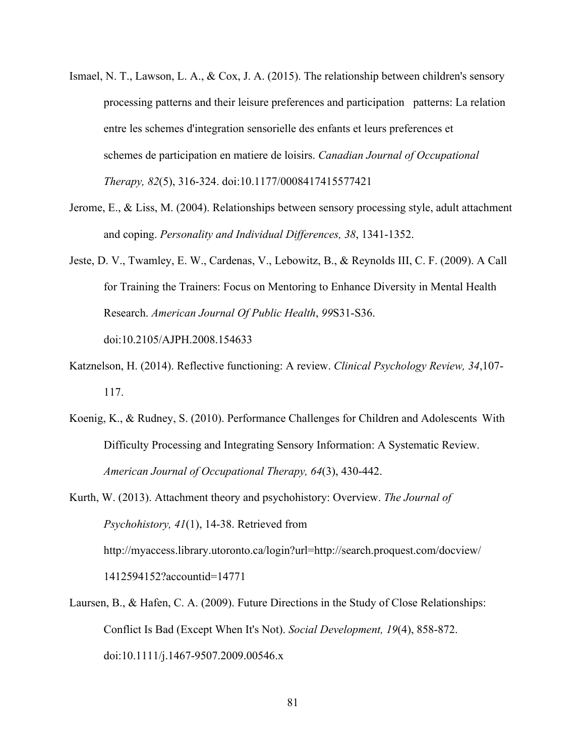Ismael, N. T., Lawson, L. A., & Cox, J. A. (2015). The relationship between children's sensory processing patterns and their leisure preferences and participation patterns: La relation entre les schemes d'integration sensorielle des enfants et leurs preferences et schemes de participation en matiere de loisirs. *Canadian Journal of Occupational Therapy, 82*(5), 316-324. doi:10.1177/0008417415577421

Jerome, E., & Liss, M. (2004). Relationships between sensory processing style, adult attachment and coping. *Personality and Individual Differences, 38*, 1341-1352.

Jeste, D. V., Twamley, E. W., Cardenas, V., Lebowitz, B., & Reynolds III, C. F. (2009). A Call for Training the Trainers: Focus on Mentoring to Enhance Diversity in Mental Health Research. *American Journal Of Public Health*, *99*S31-S36. doi:10.2105/AJPH.2008.154633

Katznelson, H. (2014). Reflective functioning: A review. *Clinical Psychology Review, 34*,107-117.

Koenig, K., & Rudney, S. (2010). Performance Challenges for Children and Adolescents With Difficulty Processing and Integrating Sensory Information: A Systematic Review. *American Journal of Occupational Therapy, 64*(3), 430-442.

Kurth, W. (2013). Attachment theory and psychohistory: Overview. *The Journal of Psychohistory, 41*(1), 14-38. Retrieved from http://myaccess.library.utoronto.ca/login?url=http://search.proquest.com/docview/1412594152?accountid=14771

Laursen, B., & Hafen, C. A. (2009). Future Directions in the Study of Close Relationships: Conflict Is Bad (Except When It's Not). *Social Development, 19*(4), 858-872. doi:10.1111/j.1467-9507.2009.00546.x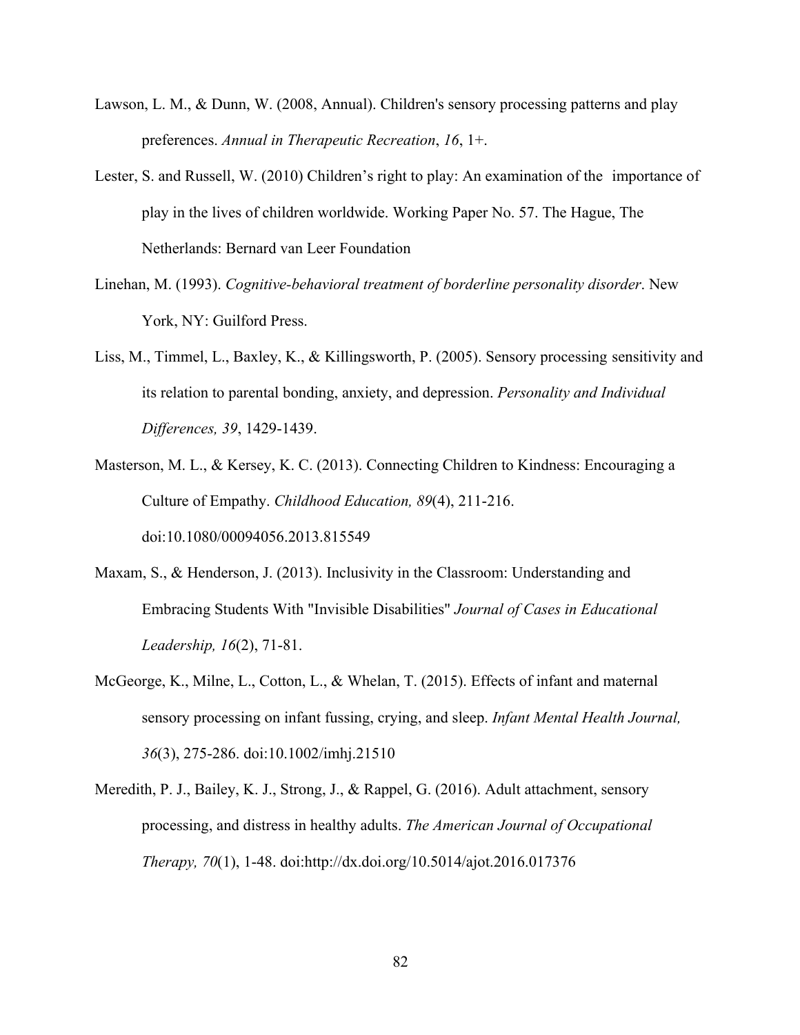Lawson, L. M., & Dunn, W. (2008, Annual). Children's sensory processing patterns and play preferences. *Annual in Therapeutic Recreation*, *16*, 1+.

Lester, S. and Russell, W. (2010) Children's right to play: An examination of the importance of play in the lives of children worldwide. Working Paper No. 57. The Hague, The Netherlands: Bernard van Leer Foundation

Linehan, M. (1993). *Cognitive-behavioral treatment of borderline personality disorder*. New York, NY: Guilford Press.

Liss, M., Timmel, L., Baxley, K., & Killingsworth, P. (2005). Sensory processing sensitivity and its relation to parental bonding, anxiety, and depression. *Personality and Individual Differences, 39*, 1429-1439.

Masterson, M. L., & Kersey, K. C. (2013). Connecting Children to Kindness: Encouraging a Culture of Empathy. *Childhood Education, 89*(4), 211-216. doi:10.1080/00094056.2013.815549

Maxam, S., & Henderson, J. (2013). Inclusivity in the Classroom: Understanding and Embracing Students With "Invisible Disabilities" *Journal of Cases in Educational Leadership, 16*(2), 71-81.

McGeorge, K., Milne, L., Cotton, L., & Whelan, T. (2015). Effects of infant and maternal sensory processing on infant fussing, crying, and sleep. *Infant Mental Health Journal, 36*(3), 275-286. doi:10.1002/imhj.21510

Meredith, P. J., Bailey, K. J., Strong, J., & Rappel, G. (2016). Adult attachment, sensory processing, and distress in healthy adults. *The American Journal of Occupational Therapy, 70*(1), 1-48. doi:http://dx.doi.org/10.5014/ajot.2016.017376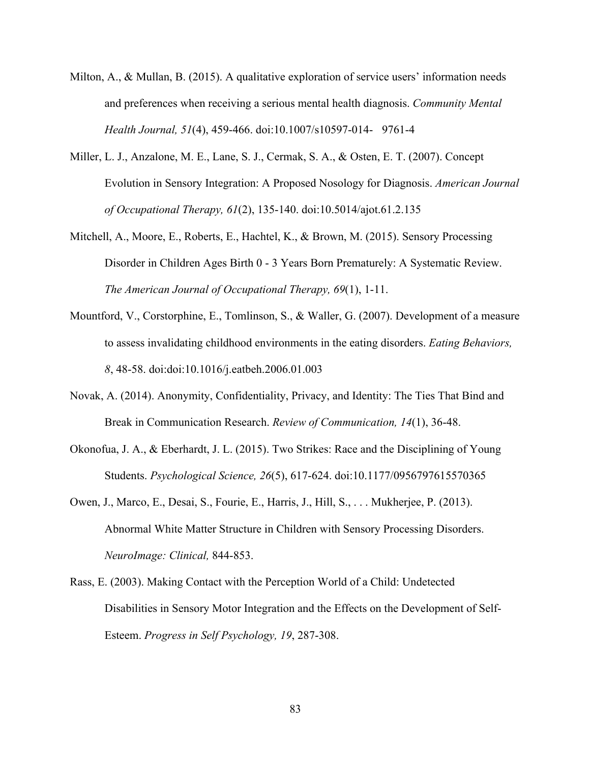Milton, A., & Mullan, B. (2015). A qualitative exploration of service users' information needs and preferences when receiving a serious mental health diagnosis. *Community Mental Health Journal, 51*(4), 459-466. doi:10.1007/s10597-014- 9761-4

Miller, L. J., Anzalone, M. E., Lane, S. J., Cermak, S. A., & Osten, E. T. (2007). Concept Evolution in Sensory Integration: A Proposed Nosology for Diagnosis. *American Journal of Occupational Therapy, 61*(2), 135-140. doi:10.5014/ajot.61.2.135

Mitchell, A., Moore, E., Roberts, E., Hachtel, K., & Brown, M. (2015). Sensory Processing Disorder in Children Ages Birth 0 - 3 Years Born Prematurely: A Systematic Review. *The American Journal of Occupational Therapy, 69*(1), 1-11.

Mountford, V., Corstorphine, E., Tomlinson, S., & Waller, G. (2007). Development of a measure to assess invalidating childhood environments in the eating disorders. *Eating Behaviors, 8*, 48-58. doi:doi:10.1016/j.eatbeh.2006.01.003

Novak, A. (2014). Anonymity, Confidentiality, Privacy, and Identity: The Ties That Bind and Break in Communication Research. *Review of Communication, 14*(1), 36-48.

Okonofua, J. A., & Eberhardt, J. L. (2015). Two Strikes: Race and the Disciplining of Young Students. *Psychological Science, 26*(5), 617-624. doi:10.1177/0956797615570365

Owen, J., Marco, E., Desai, S., Fourie, E., Harris, J., Hill, S., . . . Mukherjee, P. (2013). Abnormal White Matter Structure in Children with Sensory Processing Disorders. *NeuroImage: Clinical,* 844-853.

Rass, E. (2003). Making Contact with the Perception World of a Child: Undetected Disabilities in Sensory Motor Integration and the Effects on the Development of Self-Esteem. *Progress in Self Psychology, 19*, 287-308.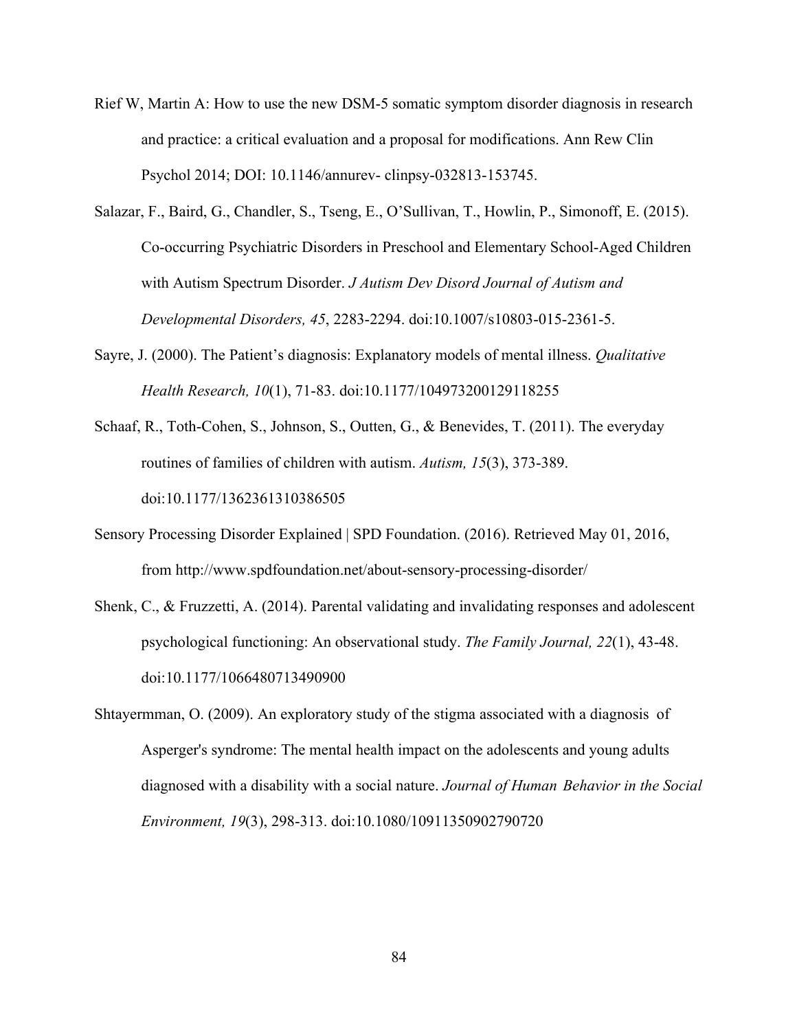Rief W, Martin A: How to use the new DSM-5 somatic symptom disorder diagnosis in research and practice: a critical evaluation and a proposal for modifications. Ann Rew Clin Psychol 2014; DOI: 10.1146/annurev- clinpsy-032813-153745.

Salazar, F., Baird, G., Chandler, S., Tseng, E., O'Sullivan, T., Howlin, P., Simonoff, E. (2015). Co-occurring Psychiatric Disorders in Preschool and Elementary School-Aged Children with Autism Spectrum Disorder. *J Autism Dev Disord Journal of Autism and Developmental Disorders, 45*, 2283-2294. doi:10.1007/s10803-015-2361-5.

Sayre, J. (2000). The Patient's diagnosis: Explanatory models of mental illness. *Qualitative Health Research, 10*(1), 71-83. doi:10.1177/104973200129118255

Schaaf, R., Toth-Cohen, S., Johnson, S., Outten, G., & Benevides, T. (2011). The everyday routines of families of children with autism. *Autism, 15*(3), 373-389. doi:10.1177/1362361310386505

Sensory Processing Disorder Explained | SPD Foundation. (2016). Retrieved May 01, 2016, from http://www.spdfoundation.net/about-sensory-processing-disorder/

Shenk, C., & Fruzzetti, A. (2014). Parental validating and invalidating responses and adolescent psychological functioning: An observational study. *The Family Journal, 22*(1), 43-48. doi:10.1177/1066480713490900

Shtayermman, O. (2009). An exploratory study of the stigma associated with a diagnosis of Asperger's syndrome: The mental health impact on the adolescents and young adults diagnosed with a disability with a social nature. *Journal of Human Behavior in the Social Environment, 19*(3), 298-313. doi:10.1080/10911350902790720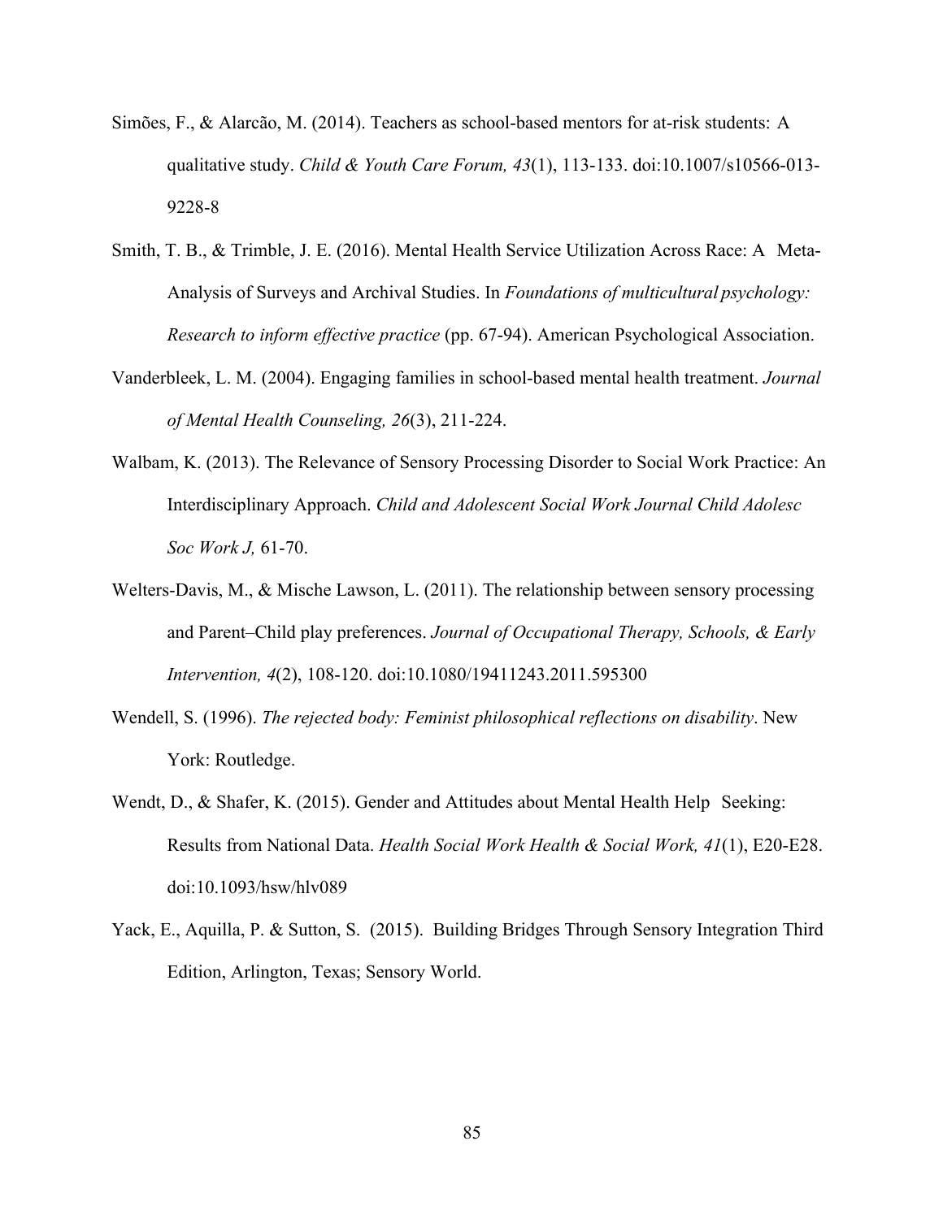Simões, F., & Alarcão, M. (2014). Teachers as school-based mentors for at-risk students: A qualitative study. *Child & Youth Care Forum, 43*(1), 113-133. doi:10.1007/s10566-013-9228-8

Smith, T. B., & Trimble, J. E. (2016). Mental Health Service Utilization Across Race: A Meta-Analysis of Surveys and Archival Studies. In *Foundations of multicultural psychology: Research to inform effective practice* (pp. 67-94). American Psychological Association.

Vanderbleek, L. M. (2004). Engaging families in school-based mental health treatment. *Journal of Mental Health Counseling, 26*(3), 211-224.

Walbam, K. (2013). The Relevance of Sensory Processing Disorder to Social Work Practice: An Interdisciplinary Approach. *Child and Adolescent Social Work Journal Child Adolesc Soc Work J,* 61-70.

Welters-Davis, M., & Mische Lawson, L. (2011). The relationship between sensory processing and Parent–Child play preferences. *Journal of Occupational Therapy, Schools, & Early Intervention, 4*(2), 108-120. doi:10.1080/19411243.2011.595300

Wendell, S. (1996). *The rejected body: Feminist philosophical reflections on disability*. New York: Routledge.

Wendt, D., & Shafer, K. (2015). Gender and Attitudes about Mental Health Help Seeking: Results from National Data. *Health Social Work Health & Social Work, 41*(1), E20-E28. doi:10.1093/hsw/hlv089

Yack, E., Aquilla, P. & Sutton, S. (2015). Building Bridges Through Sensory Integration Third Edition, Arlington, Texas; Sensory World.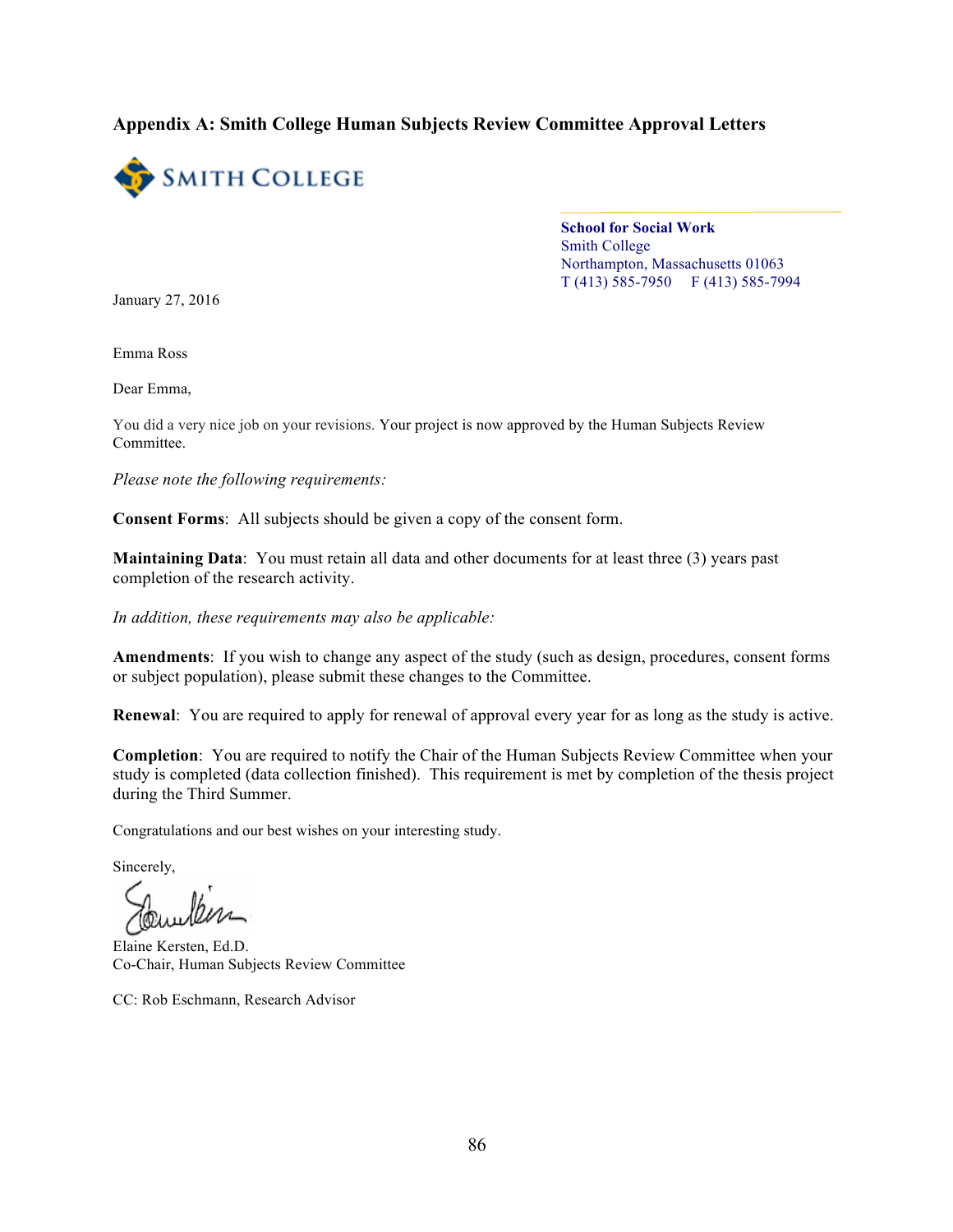## Appendix A: Smith College Human Subjects Review Committee Approval Letters

SMITH COLLEGE

**School for Social Work**
Smith College
Northampton, Massachusetts 01063
T (413) 585-7950 F (413) 585-7994

January 27, 2016

Emma Ross

Dear Emma,

You did a very nice job on your revisions. Your project is now approved by the Human Subjects Review Committee.

*Please note the following requirements:*

**Consent Forms**: All subjects should be given a copy of the consent form.

**Maintaining Data**: You must retain all data and other documents for at least three (3) years past completion of the research activity.

*In addition, these requirements may also be applicable:*

**Amendments**: If you wish to change any aspect of the study (such as design, procedures, consent forms or subject population), please submit these changes to the Committee.

**Renewal**: You are required to apply for renewal of approval every year for as long as the study is active.

**Completion**: You are required to notify the Chair of the Human Subjects Review Committee when your study is completed (data collection finished). This requirement is met by completion of the thesis project during the Third Summer.

Congratulations and our best wishes on your interesting study.

Sincerely,

Elaine Kersten, Ed.D.
Co-Chair, Human Subjects Review Committee

CC: Rob Eschmann, Research Advisor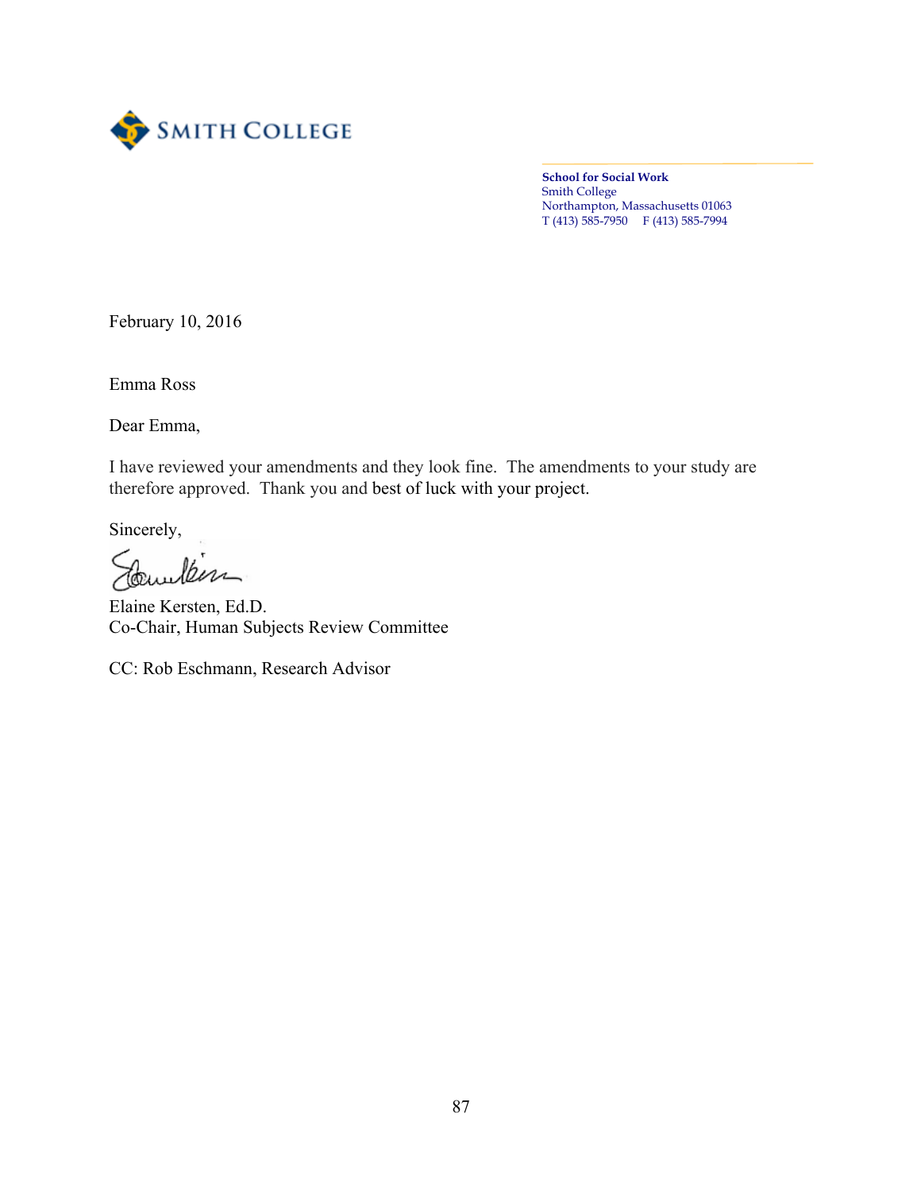**SMITH COLLEGE**

**School for Social Work**
Smith College
Northampton, Massachusetts 01063
T (413) 585-7950 F (413) 585-7994

February 10, 2016

Emma Ross

Dear Emma,

I have reviewed your amendments and they look fine. The amendments to your study are therefore approved. Thank you and best of luck with your project.

Sincerely,

Elaine Kersten, Ed.D.
Co-Chair, Human Subjects Review Committee

CC: Rob Eschmann, Research Advisor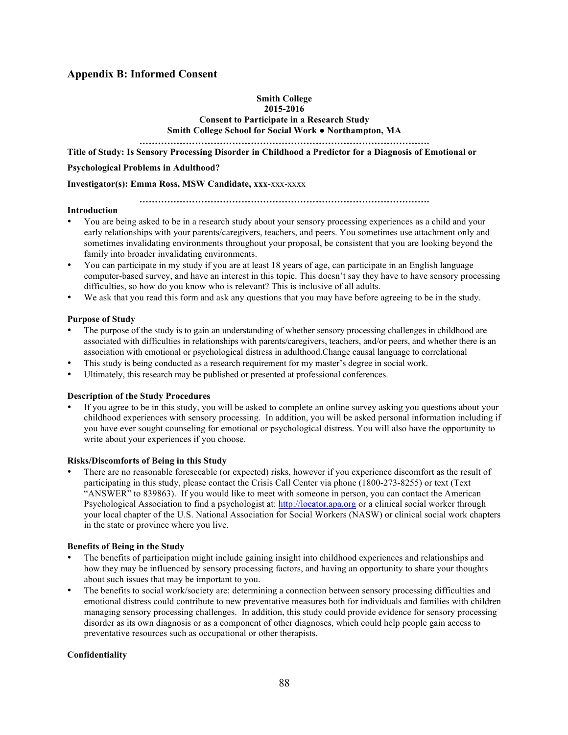## Appendix B: Informed Consent

**Smith College**
**2015-2016**
**Consent to Participate in a Research Study**
**Smith College School for Social Work ● Northampton, MA**

**………………………………………………………………………………….**

**Title of Study: Is Sensory Processing Disorder in Childhood a Predictor for a Diagnosis of Emotional or Psychological Problems in Adulthood?**

**Investigator(s): Emma Ross, MSW Candidate, xxx**-xxx-xxxx

**………………………………………………………………………………….**

**Introduction**

- You are being asked to be in a research study about your sensory processing experiences as a child and your early relationships with your parents/caregivers, teachers, and peers. You sometimes use attachment only and sometimes invalidating environments throughout your proposal, be consistent that you are looking beyond the family into broader invalidating environments.
- You can participate in my study if you are at least 18 years of age, can participate in an English language computer-based survey, and have an interest in this topic. This doesn't say they have to have sensory processing difficulties, so how do you know who is relevant? This is inclusive of all adults.
- We ask that you read this form and ask any questions that you may have before agreeing to be in the study.

**Purpose of Study**

- The purpose of the study is to gain an understanding of whether sensory processing challenges in childhood are associated with difficulties in relationships with parents/caregivers, teachers, and/or peers, and whether there is an association with emotional or psychological distress in adulthood.Change causal language to correlational
- This study is being conducted as a research requirement for my master's degree in social work.
- Ultimately, this research may be published or presented at professional conferences.

**Description of the Study Procedures**

- If you agree to be in this study, you will be asked to complete an online survey asking you questions about your childhood experiences with sensory processing. In addition, you will be asked personal information including if you have ever sought counseling for emotional or psychological distress. You will also have the opportunity to write about your experiences if you choose.

**Risks/Discomforts of Being in this Study**

- There are no reasonable foreseeable (or expected) risks, however if you experience discomfort as the result of participating in this study, please contact the Crisis Call Center via phone (1800-273-8255) or text (Text "ANSWER" to 839863). If you would like to meet with someone in person, you can contact the American Psychological Association to find a psychologist at: http://locator.apa.org or a clinical social worker through your local chapter of the U.S. National Association for Social Workers (NASW) or clinical social work chapters in the state or province where you live.

**Benefits of Being in the Study**

- The benefits of participation might include gaining insight into childhood experiences and relationships and how they may be influenced by sensory processing factors, and having an opportunity to share your thoughts about such issues that may be important to you.
- The benefits to social work/society are: determining a connection between sensory processing difficulties and emotional distress could contribute to new preventative measures both for individuals and families with children managing sensory processing challenges. In addition, this study could provide evidence for sensory processing disorder as its own diagnosis or as a component of other diagnoses, which could help people gain access to preventative resources such as occupational or other therapists.

**Confidentiality**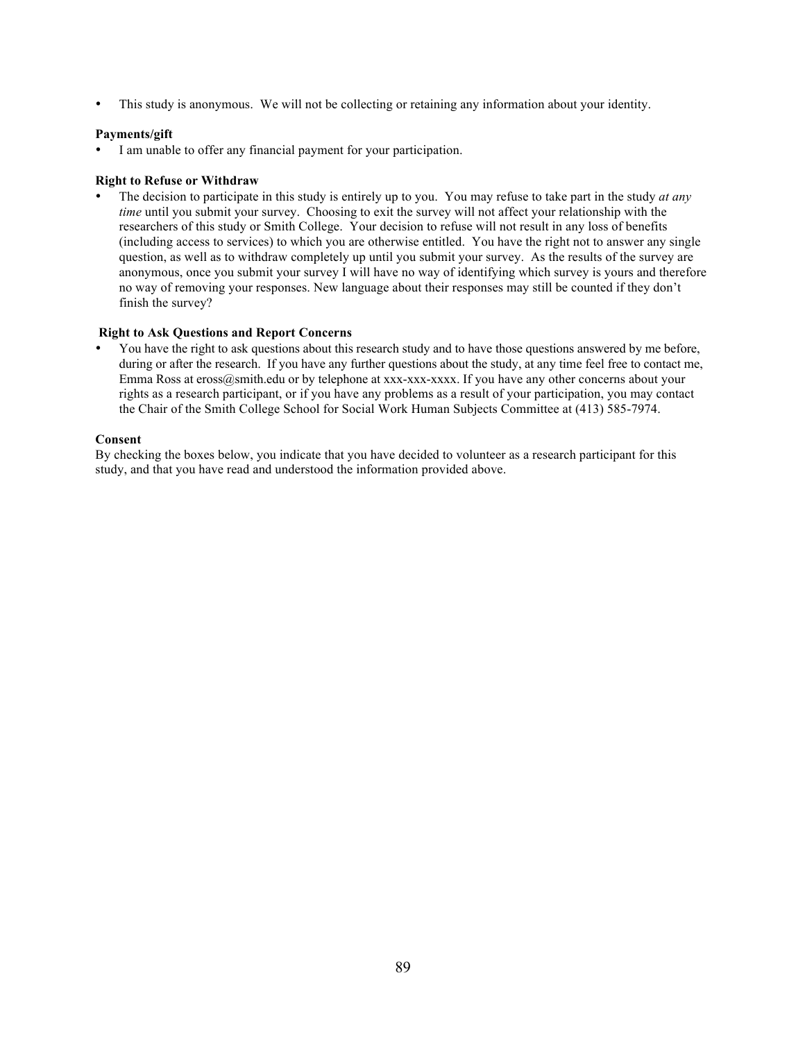- This study is anonymous. We will not be collecting or retaining any information about your identity.

**Payments/gift**

- I am unable to offer any financial payment for your participation.

**Right to Refuse or Withdraw**

- The decision to participate in this study is entirely up to you. You may refuse to take part in the study *at any time* until you submit your survey. Choosing to exit the survey will not affect your relationship with the researchers of this study or Smith College. Your decision to refuse will not result in any loss of benefits (including access to services) to which you are otherwise entitled. You have the right not to answer any single question, as well as to withdraw completely up until you submit your survey. As the results of the survey are anonymous, once you submit your survey I will have no way of identifying which survey is yours and therefore no way of removing your responses. New language about their responses may still be counted if they don't finish the survey?

**Right to Ask Questions and Report Concerns**

- You have the right to ask questions about this research study and to have those questions answered by me before, during or after the research. If you have any further questions about the study, at any time feel free to contact me, Emma Ross at eross@smith.edu or by telephone at xxx-xxx-xxxx. If you have any other concerns about your rights as a research participant, or if you have any problems as a result of your participation, you may contact the Chair of the Smith College School for Social Work Human Subjects Committee at (413) 585-7974.

**Consent**

By checking the boxes below, you indicate that you have decided to volunteer as a research participant for this study, and that you have read and understood the information provided above.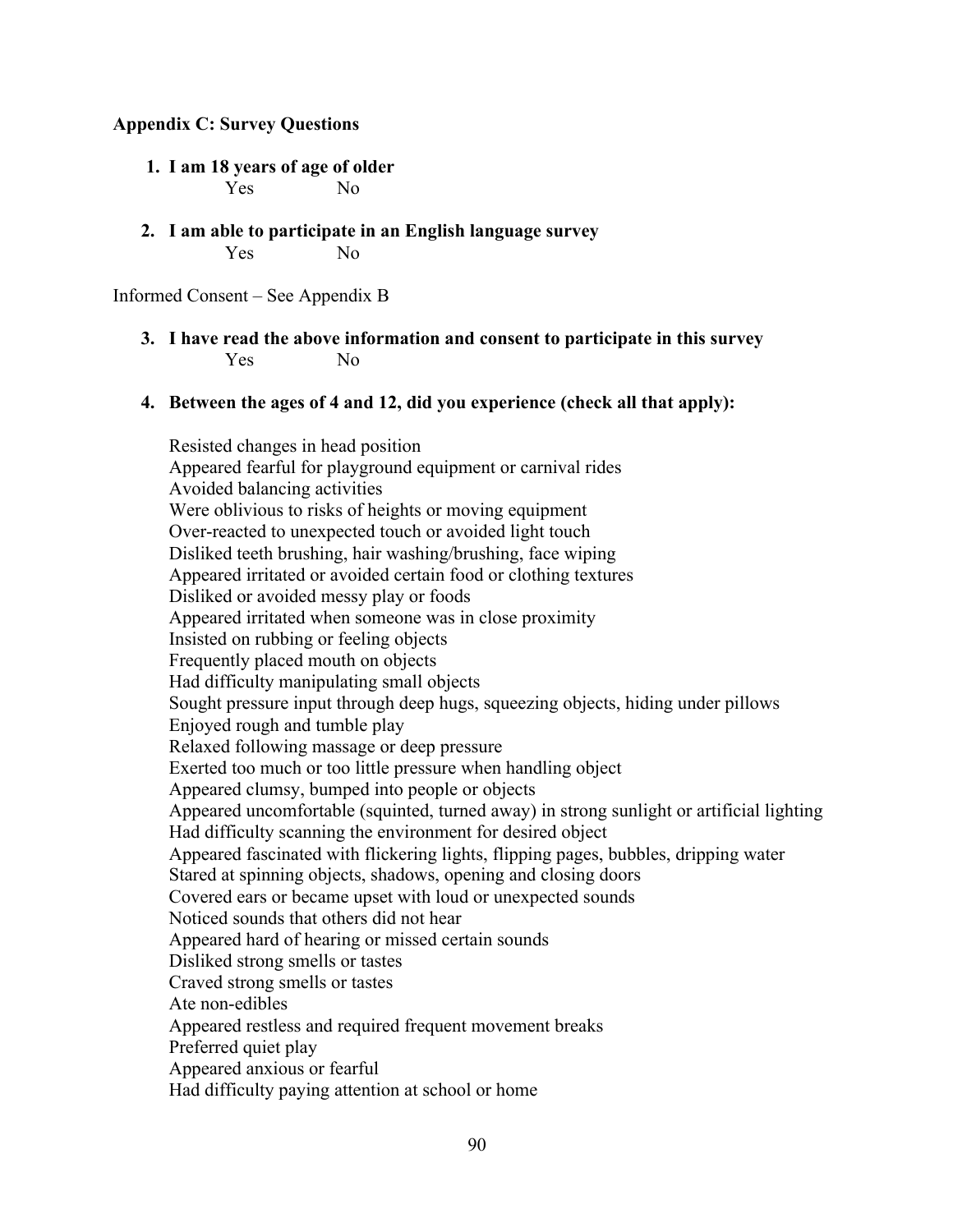**Appendix C: Survey Questions**

1. **I am 18 years of age of older**

    Yes No

2. **I am able to participate in an English language survey**

    Yes No

Informed Consent – See Appendix B

3. **I have read the above information and consent to participate in this survey**

    Yes No

4. **Between the ages of 4 and 12, did you experience (check all that apply):**

    Resisted changes in head position
    Appeared fearful for playground equipment or carnival rides
    Avoided balancing activities
    Were oblivious to risks of heights or moving equipment
    Over-reacted to unexpected touch or avoided light touch
    Disliked teeth brushing, hair washing/brushing, face wiping
    Appeared irritated or avoided certain food or clothing textures
    Disliked or avoided messy play or foods
    Appeared irritated when someone was in close proximity
    Insisted on rubbing or feeling objects
    Frequently placed mouth on objects
    Had difficulty manipulating small objects
    Sought pressure input through deep hugs, squeezing objects, hiding under pillows
    Enjoyed rough and tumble play
    Relaxed following massage or deep pressure
    Exerted too much or too little pressure when handling object
    Appeared clumsy, bumped into people or objects
    Appeared uncomfortable (squinted, turned away) in strong sunlight or artificial lighting
    Had difficulty scanning the environment for desired object
    Appeared fascinated with flickering lights, flipping pages, bubbles, dripping water
    Stared at spinning objects, shadows, opening and closing doors
    Covered ears or became upset with loud or unexpected sounds
    Noticed sounds that others did not hear
    Appeared hard of hearing or missed certain sounds
    Disliked strong smells or tastes
    Craved strong smells or tastes
    Ate non-edibles
    Appeared restless and required frequent movement breaks
    Preferred quiet play
    Appeared anxious or fearful
    Had difficulty paying attention at school or home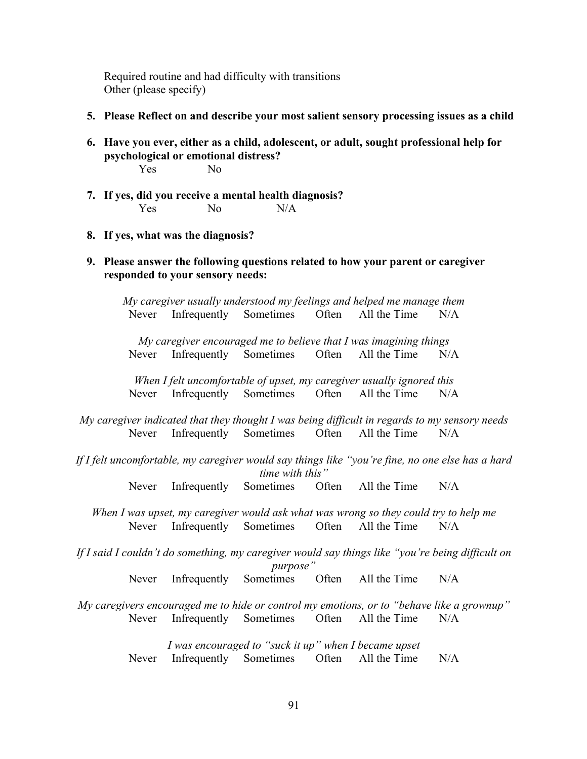Required routine and had difficulty with transitions
Other (please specify)

5. **Please Reflect on and describe your most salient sensory processing issues as a child**

6. **Have you ever, either as a child, adolescent, or adult, sought professional help for psychological or emotional distress?**
   Yes No

7. **If yes, did you receive a mental health diagnosis?**
   Yes No N/A

8. **If yes, what was the diagnosis?**

9. **Please answer the following questions related to how your parent or caregiver responded to your sensory needs:**

*My caregiver usually understood my feelings and helped me manage them*
Never Infrequently Sometimes Often All the Time N/A

*My caregiver encouraged me to believe that I was imagining things*
Never Infrequently Sometimes Often All the Time N/A

*When I felt uncomfortable of upset, my caregiver usually ignored this*
Never Infrequently Sometimes Often All the Time N/A

*My caregiver indicated that they thought I was being difficult in regards to my sensory needs*
Never Infrequently Sometimes Often All the Time N/A

*If I felt uncomfortable, my caregiver would say things like "you're fine, no one else has a hard time with this"*
Never Infrequently Sometimes Often All the Time N/A

*When I was upset, my caregiver would ask what was wrong so they could try to help me*
Never Infrequently Sometimes Often All the Time N/A

*If I said I couldn't do something, my caregiver would say things like "you're being difficult on purpose"*
Never Infrequently Sometimes Often All the Time N/A

*My caregivers encouraged me to hide or control my emotions, or to "behave like a grownup"*
Never Infrequently Sometimes Often All the Time N/A

*I was encouraged to "suck it up" when I became upset*
Never Infrequently Sometimes Often All the Time N/A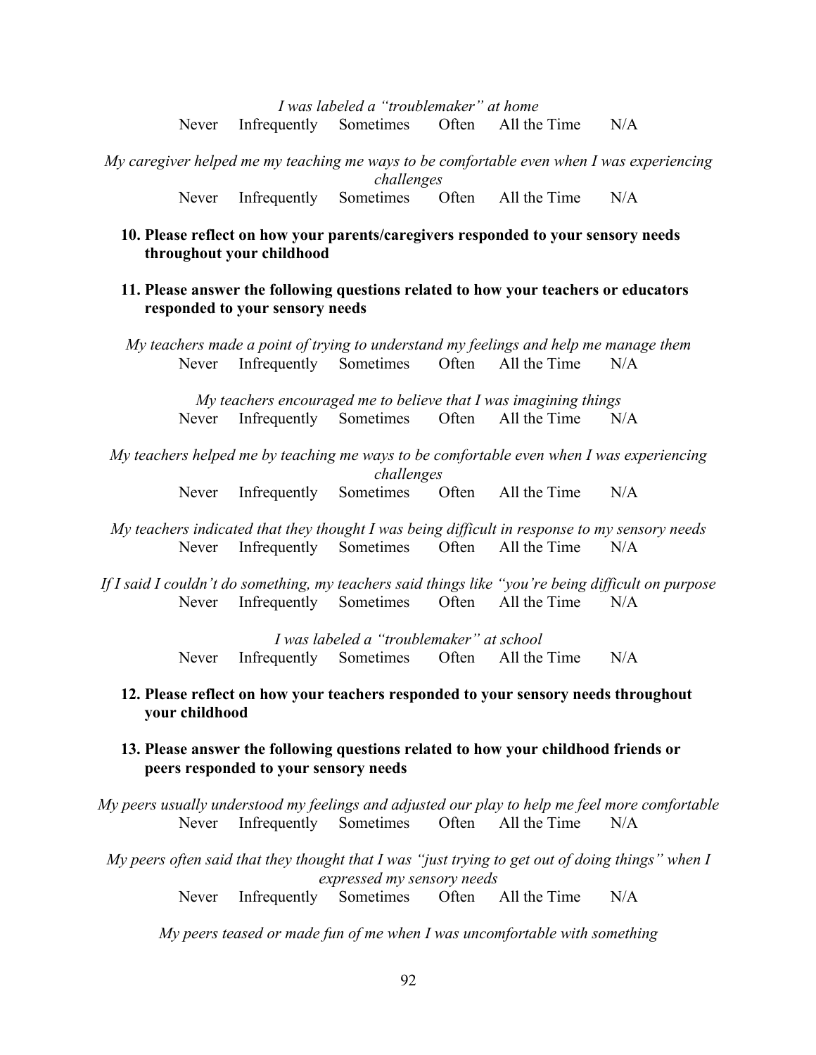*I was labeled a "troublemaker" at home*

Never Infrequently Sometimes Often All the Time N/A

*My caregiver helped me my teaching me ways to be comfortable even when I was experiencing challenges*

Never Infrequently Sometimes Often All the Time N/A

10. **Please reflect on how your parents/caregivers responded to your sensory needs throughout your childhood**

11. **Please answer the following questions related to how your teachers or educators responded to your sensory needs**

*My teachers made a point of trying to understand my feelings and help me manage them*

Never Infrequently Sometimes Often All the Time N/A

*My teachers encouraged me to believe that I was imagining things*

Never Infrequently Sometimes Often All the Time N/A

*My teachers helped me by teaching me ways to be comfortable even when I was experiencing challenges*

Never Infrequently Sometimes Often All the Time N/A

*My teachers indicated that they thought I was being difficult in response to my sensory needs*

Never Infrequently Sometimes Often All the Time N/A

*If I said I couldn't do something, my teachers said things like "you're being difficult on purpose*

Never Infrequently Sometimes Often All the Time N/A

*I was labeled a "troublemaker" at school*

Never Infrequently Sometimes Often All the Time N/A

12. **Please reflect on how your teachers responded to your sensory needs throughout your childhood**

13. **Please answer the following questions related to how your childhood friends or peers responded to your sensory needs**

*My peers usually understood my feelings and adjusted our play to help me feel more comfortable*

Never Infrequently Sometimes Often All the Time N/A

*My peers often said that they thought that I was "just trying to get out of doing things" when I expressed my sensory needs*

Never Infrequently Sometimes Often All the Time N/A

*My peers teased or made fun of me when I was uncomfortable with something*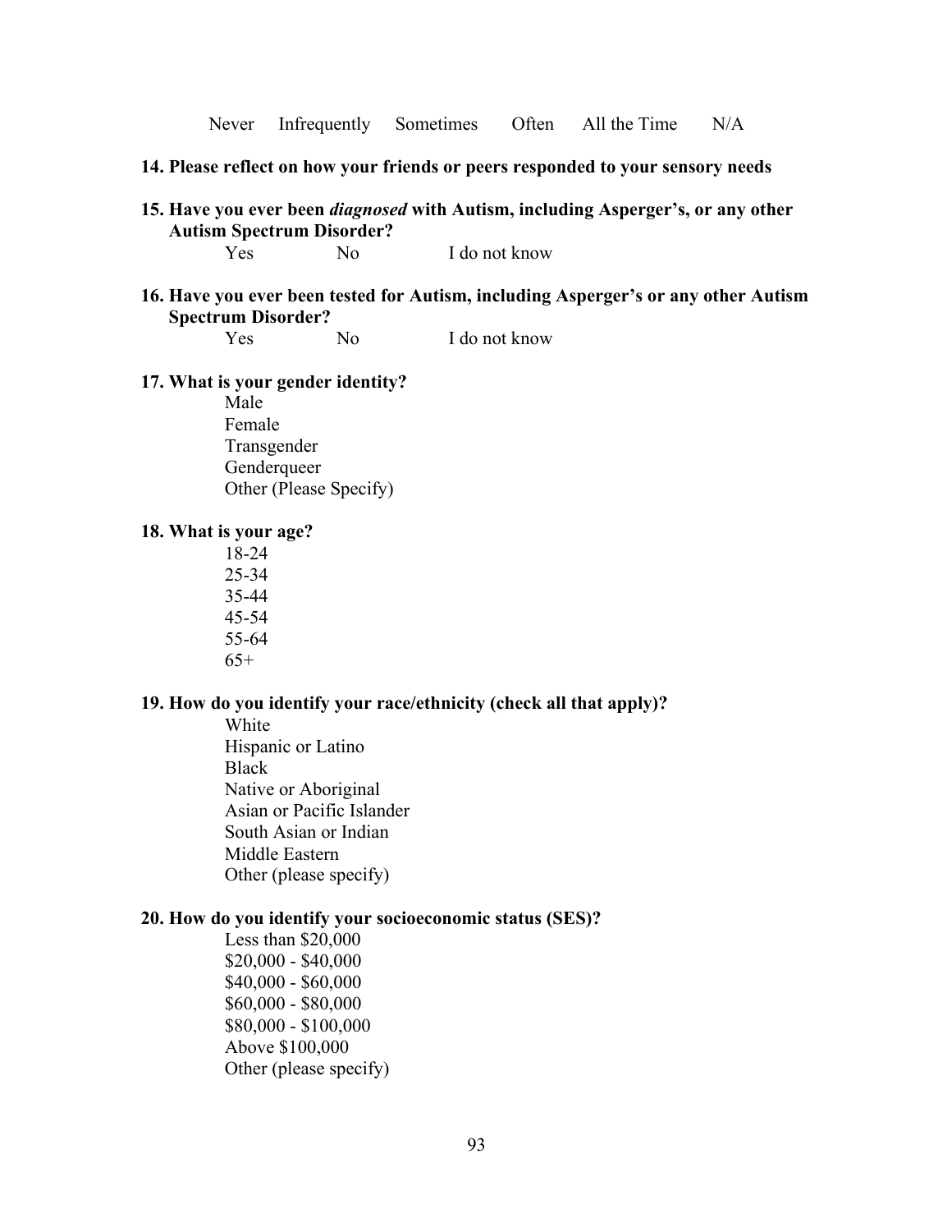Never Infrequently Sometimes Often All the Time N/A

**14. Please reflect on how your friends or peers responded to your sensory needs**

**15. Have you ever been *diagnosed* with Autism, including Asperger's, or any other Autism Spectrum Disorder?**

Yes No I do not know

**16. Have you ever been tested for Autism, including Asperger's or any other Autism Spectrum Disorder?**

Yes No I do not know

**17. What is your gender identity?**

Male
Female
Transgender
Genderqueer
Other (Please Specify)

**18. What is your age?**

18-24
25-34
35-44
45-54
55-64
65+

**19. How do you identify your race/ethnicity (check all that apply)?**

White
Hispanic or Latino
Black
Native or Aboriginal
Asian or Pacific Islander
South Asian or Indian
Middle Eastern
Other (please specify)

**20. How do you identify your socioeconomic status (SES)?**

Less than $20,000
$20,000 - $40,000
$40,000 - $60,000
$60,000 - $80,000
$80,000 - $100,000
Above $100,000
Other (please specify)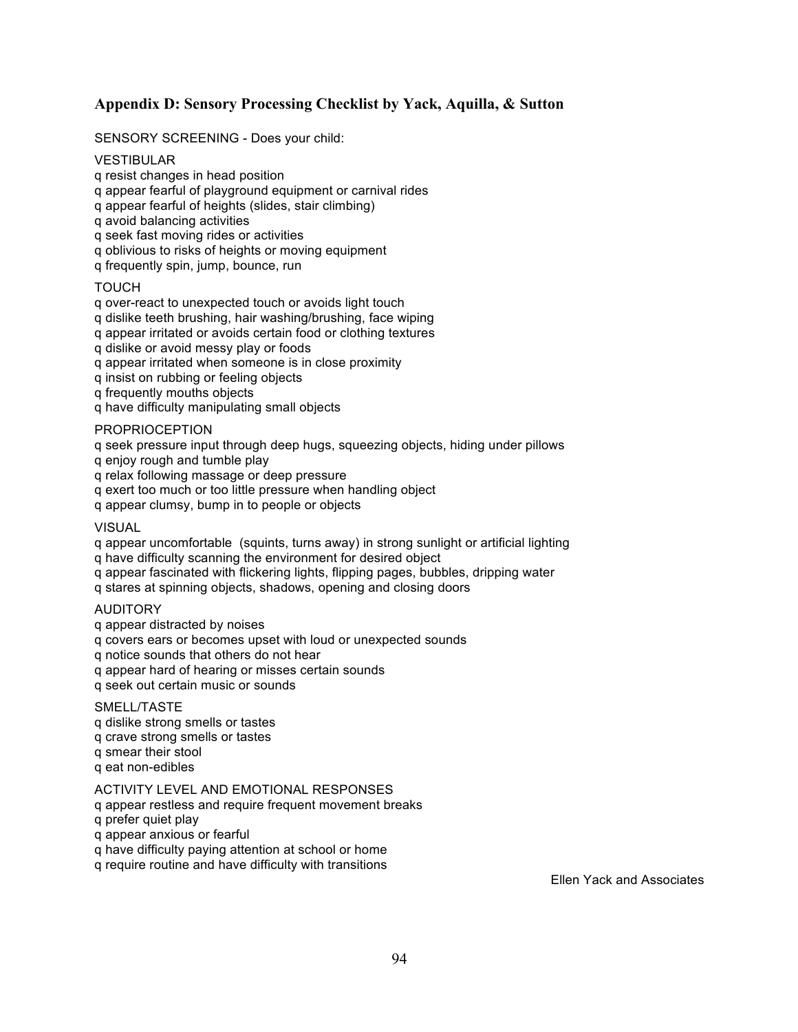## Appendix D: Sensory Processing Checklist by Yack, Aquilla, & Sutton

SENSORY SCREENING - Does your child:

VESTIBULAR

q resist changes in head position
q appear fearful of playground equipment or carnival rides
q appear fearful of heights (slides, stair climbing)
q avoid balancing activities
q seek fast moving rides or activities
q oblivious to risks of heights or moving equipment
q frequently spin, jump, bounce, run

TOUCH

q over-react to unexpected touch or avoids light touch
q dislike teeth brushing, hair washing/brushing, face wiping
q appear irritated or avoids certain food or clothing textures
q dislike or avoid messy play or foods
q appear irritated when someone is in close proximity
q insist on rubbing or feeling objects
q frequently mouths objects
q have difficulty manipulating small objects

PROPRIOCEPTION

q seek pressure input through deep hugs, squeezing objects, hiding under pillows
q enjoy rough and tumble play
q relax following massage or deep pressure
q exert too much or too little pressure when handling object
q appear clumsy, bump in to people or objects

VISUAL

q appear uncomfortable (squints, turns away) in strong sunlight or artificial lighting
q have difficulty scanning the environment for desired object
q appear fascinated with flickering lights, flipping pages, bubbles, dripping water
q stares at spinning objects, shadows, opening and closing doors

AUDITORY

q appear distracted by noises
q covers ears or becomes upset with loud or unexpected sounds
q notice sounds that others do not hear
q appear hard of hearing or misses certain sounds
q seek out certain music or sounds

SMELL/TASTE

q dislike strong smells or tastes
q crave strong smells or tastes
q smear their stool
q eat non-edibles

ACTIVITY LEVEL AND EMOTIONAL RESPONSES

q appear restless and require frequent movement breaks
q prefer quiet play
q appear anxious or fearful
q have difficulty paying attention at school or home
q require routine and have difficulty with transitions

Ellen Yack and Associates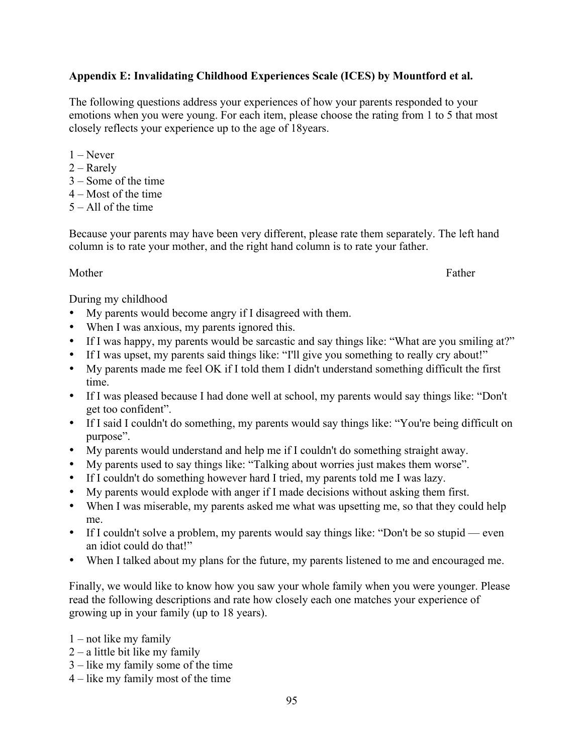**Appendix E: Invalidating Childhood Experiences Scale (ICES) by Mountford et al.**

The following questions address your experiences of how your parents responded to your emotions when you were young. For each item, please choose the rating from 1 to 5 that most closely reflects your experience up to the age of 18years.

1 – Never
2 – Rarely
3 – Some of the time
4 – Most of the time
5 – All of the time

Because your parents may have been very different, please rate them separately. The left hand column is to rate your mother, and the right hand column is to rate your father.

Mother                                                                                                              Father

During my childhood

- My parents would become angry if I disagreed with them.
- When I was anxious, my parents ignored this.
- If I was happy, my parents would be sarcastic and say things like: "What are you smiling at?"
- If I was upset, my parents said things like: "I'll give you something to really cry about!"
- My parents made me feel OK if I told them I didn't understand something difficult the first time.
- If I was pleased because I had done well at school, my parents would say things like: "Don't get too confident".
- If I said I couldn't do something, my parents would say things like: "You're being difficult on purpose".
- My parents would understand and help me if I couldn't do something straight away.
- My parents used to say things like: "Talking about worries just makes them worse".
- If I couldn't do something however hard I tried, my parents told me I was lazy.
- My parents would explode with anger if I made decisions without asking them first.
- When I was miserable, my parents asked me what was upsetting me, so that they could help me.
- If I couldn't solve a problem, my parents would say things like: "Don't be so stupid — even an idiot could do that!"
- When I talked about my plans for the future, my parents listened to me and encouraged me.

Finally, we would like to know how you saw your whole family when you were younger. Please read the following descriptions and rate how closely each one matches your experience of growing up in your family (up to 18 years).

1 – not like my family
2 – a little bit like my family
3 – like my family some of the time
4 – like my family most of the time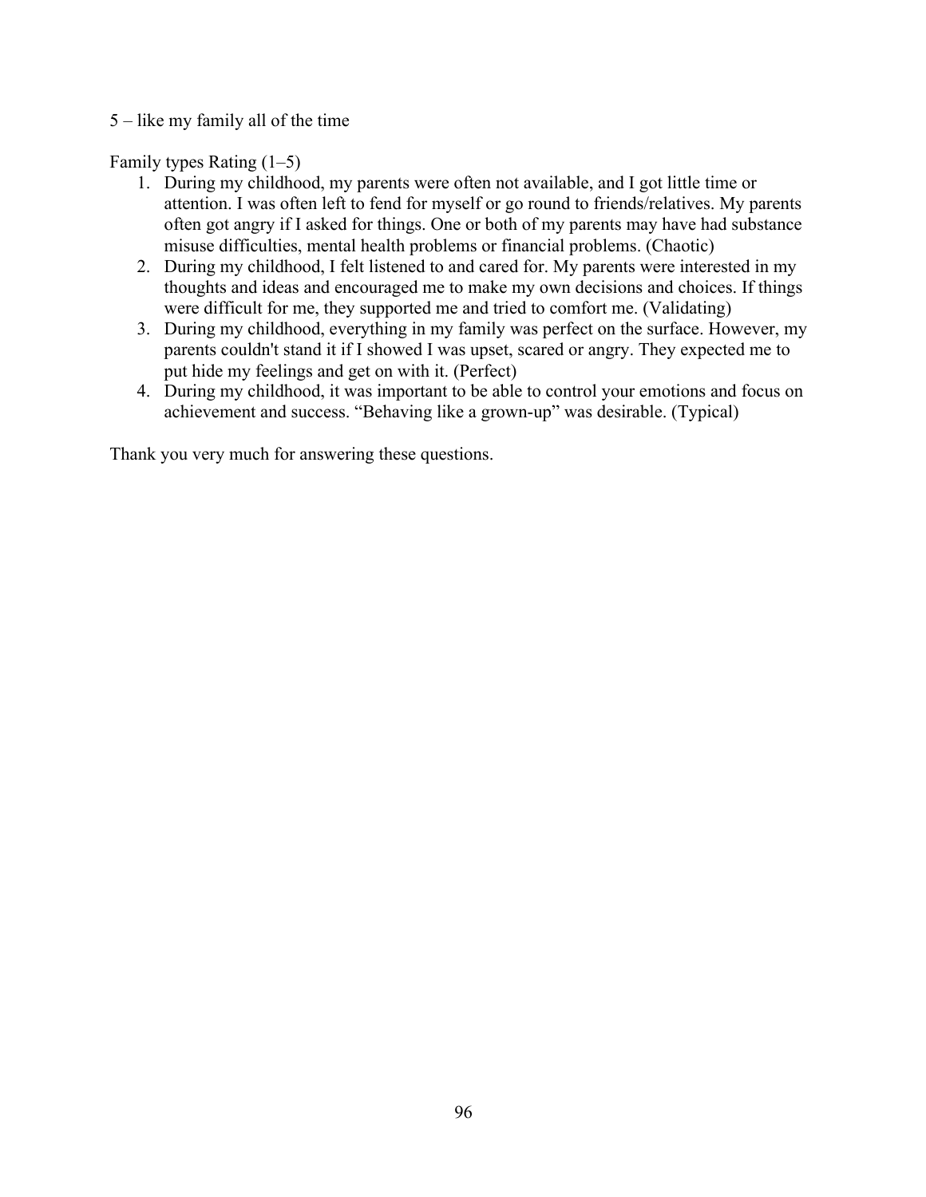5 – like my family all of the time

Family types Rating (1–5)

1. During my childhood, my parents were often not available, and I got little time or attention. I was often left to fend for myself or go round to friends/relatives. My parents often got angry if I asked for things. One or both of my parents may have had substance misuse difficulties, mental health problems or financial problems. (Chaotic)
2. During my childhood, I felt listened to and cared for. My parents were interested in my thoughts and ideas and encouraged me to make my own decisions and choices. If things were difficult for me, they supported me and tried to comfort me. (Validating)
3. During my childhood, everything in my family was perfect on the surface. However, my parents couldn't stand it if I showed I was upset, scared or angry. They expected me to put hide my feelings and get on with it. (Perfect)
4. During my childhood, it was important to be able to control your emotions and focus on achievement and success. "Behaving like a grown-up" was desirable. (Typical)

Thank you very much for answering these questions.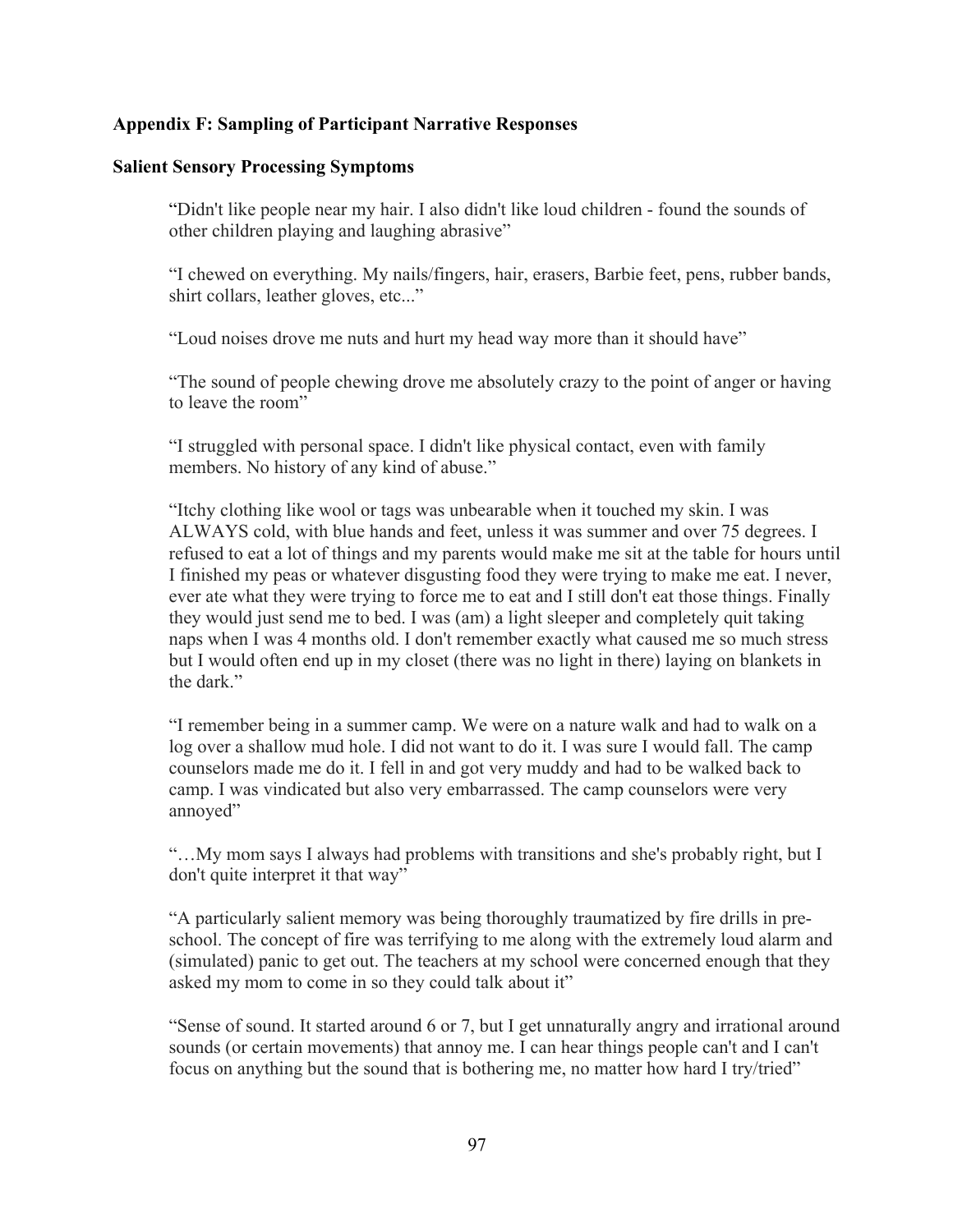**Appendix F: Sampling of Participant Narrative Responses**

**Salient Sensory Processing Symptoms**

> "Didn't like people near my hair. I also didn't like loud children - found the sounds of other children playing and laughing abrasive"
>
> "I chewed on everything. My nails/fingers, hair, erasers, Barbie feet, pens, rubber bands, shirt collars, leather gloves, etc..."
>
> "Loud noises drove me nuts and hurt my head way more than it should have"
>
> "The sound of people chewing drove me absolutely crazy to the point of anger or having to leave the room"
>
> "I struggled with personal space. I didn't like physical contact, even with family members. No history of any kind of abuse."
>
> "Itchy clothing like wool or tags was unbearable when it touched my skin. I was ALWAYS cold, with blue hands and feet, unless it was summer and over 75 degrees. I refused to eat a lot of things and my parents would make me sit at the table for hours until I finished my peas or whatever disgusting food they were trying to make me eat. I never, ever ate what they were trying to force me to eat and I still don't eat those things. Finally they would just send me to bed. I was (am) a light sleeper and completely quit taking naps when I was 4 months old. I don't remember exactly what caused me so much stress but I would often end up in my closet (there was no light in there) laying on blankets in the dark."
>
> "I remember being in a summer camp. We were on a nature walk and had to walk on a log over a shallow mud hole. I did not want to do it. I was sure I would fall. The camp counselors made me do it. I fell in and got very muddy and had to be walked back to camp. I was vindicated but also very embarrassed. The camp counselors were very annoyed"
>
> "…My mom says I always had problems with transitions and she's probably right, but I don't quite interpret it that way"
>
> "A particularly salient memory was being thoroughly traumatized by fire drills in pre-school. The concept of fire was terrifying to me along with the extremely loud alarm and (simulated) panic to get out. The teachers at my school were concerned enough that they asked my mom to come in so they could talk about it"
>
> "Sense of sound. It started around 6 or 7, but I get unnaturally angry and irrational around sounds (or certain movements) that annoy me. I can hear things people can't and I can't focus on anything but the sound that is bothering me, no matter how hard I try/tried"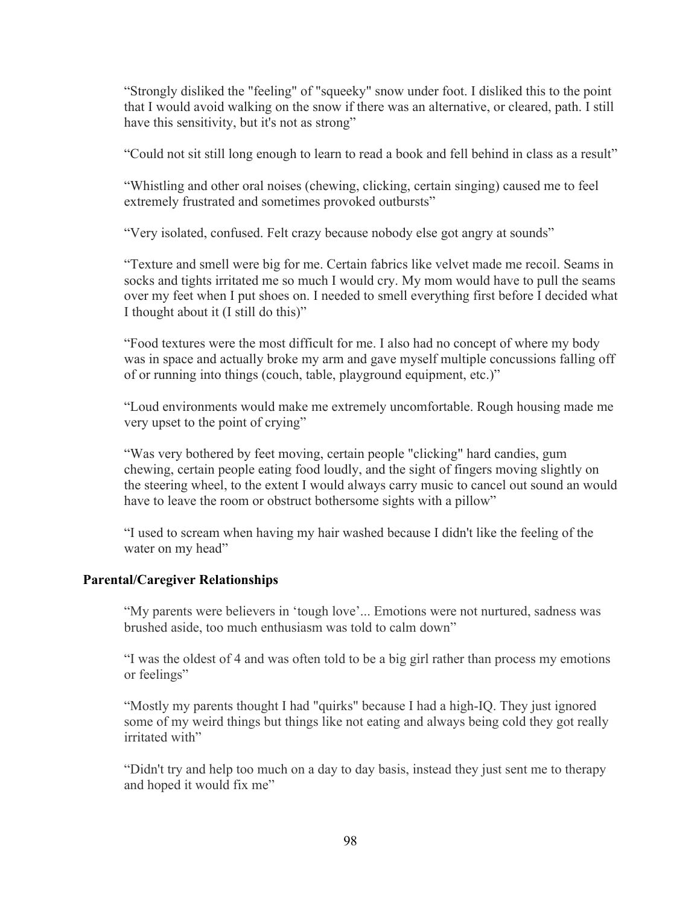> "Strongly disliked the "feeling" of "squeeky" snow under foot. I disliked this to the point that I would avoid walking on the snow if there was an alternative, or cleared, path. I still have this sensitivity, but it's not as strong"

> "Could not sit still long enough to learn to read a book and fell behind in class as a result"

> "Whistling and other oral noises (chewing, clicking, certain singing) caused me to feel extremely frustrated and sometimes provoked outbursts"

> "Very isolated, confused. Felt crazy because nobody else got angry at sounds"

> "Texture and smell were big for me. Certain fabrics like velvet made me recoil. Seams in socks and tights irritated me so much I would cry. My mom would have to pull the seams over my feet when I put shoes on. I needed to smell everything first before I decided what I thought about it (I still do this)"

> "Food textures were the most difficult for me. I also had no concept of where my body was in space and actually broke my arm and gave myself multiple concussions falling off of or running into things (couch, table, playground equipment, etc.)"

> "Loud environments would make me extremely uncomfortable. Rough housing made me very upset to the point of crying"

> "Was very bothered by feet moving, certain people "clicking" hard candies, gum chewing, certain people eating food loudly, and the sight of fingers moving slightly on the steering wheel, to the extent I would always carry music to cancel out sound an would have to leave the room or obstruct bothersome sights with a pillow"

> "I used to scream when having my hair washed because I didn't like the feeling of the water on my head"

**Parental/Caregiver Relationships**

> "My parents were believers in 'tough love'... Emotions were not nurtured, sadness was brushed aside, too much enthusiasm was told to calm down"

> "I was the oldest of 4 and was often told to be a big girl rather than process my emotions or feelings"

> "Mostly my parents thought I had "quirks" because I had a high-IQ. They just ignored some of my weird things but things like not eating and always being cold they got really irritated with"

> "Didn't try and help too much on a day to day basis, instead they just sent me to therapy and hoped it would fix me"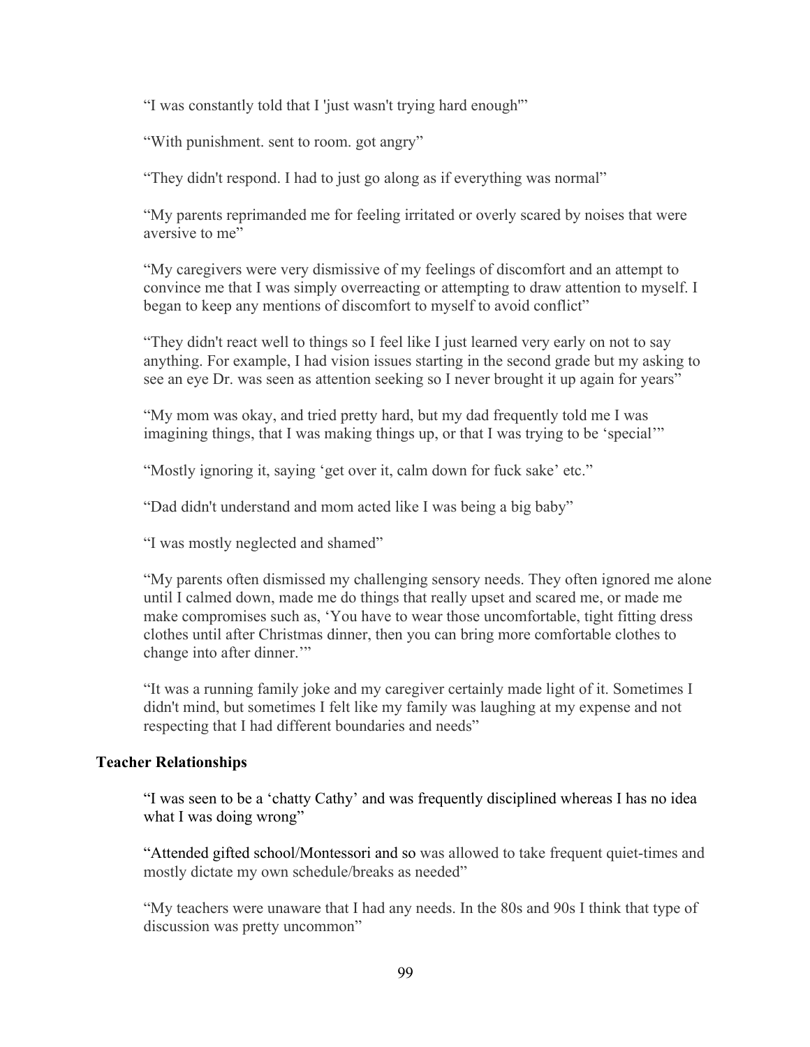"I was constantly told that I 'just wasn't trying hard enough'"

"With punishment. sent to room. got angry"

"They didn't respond. I had to just go along as if everything was normal"

"My parents reprimanded me for feeling irritated or overly scared by noises that were aversive to me"

"My caregivers were very dismissive of my feelings of discomfort and an attempt to convince me that I was simply overreacting or attempting to draw attention to myself. I began to keep any mentions of discomfort to myself to avoid conflict"

"They didn't react well to things so I feel like I just learned very early on not to say anything. For example, I had vision issues starting in the second grade but my asking to see an eye Dr. was seen as attention seeking so I never brought it up again for years"

"My mom was okay, and tried pretty hard, but my dad frequently told me I was imagining things, that I was making things up, or that I was trying to be 'special'"

"Mostly ignoring it, saying 'get over it, calm down for fuck sake' etc."

"Dad didn't understand and mom acted like I was being a big baby"

"I was mostly neglected and shamed"

"My parents often dismissed my challenging sensory needs. They often ignored me alone until I calmed down, made me do things that really upset and scared me, or made me make compromises such as, 'You have to wear those uncomfortable, tight fitting dress clothes until after Christmas dinner, then you can bring more comfortable clothes to change into after dinner.'"

"It was a running family joke and my caregiver certainly made light of it. Sometimes I didn't mind, but sometimes I felt like my family was laughing at my expense and not respecting that I had different boundaries and needs"

**Teacher Relationships**

"I was seen to be a 'chatty Cathy' and was frequently disciplined whereas I has no idea what I was doing wrong"

"Attended gifted school/Montessori and so was allowed to take frequent quiet-times and mostly dictate my own schedule/breaks as needed"

"My teachers were unaware that I had any needs. In the 80s and 90s I think that type of discussion was pretty uncommon"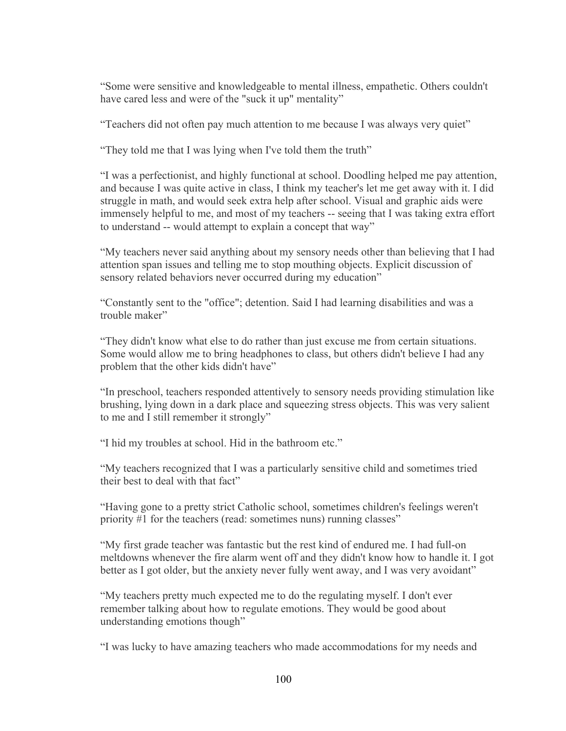“Some were sensitive and knowledgeable to mental illness, empathetic. Others couldn't have cared less and were of the "suck it up" mentality”

“Teachers did not often pay much attention to me because I was always very quiet”

“They told me that I was lying when I've told them the truth”

“I was a perfectionist, and highly functional at school. Doodling helped me pay attention, and because I was quite active in class, I think my teacher's let me get away with it. I did struggle in math, and would seek extra help after school. Visual and graphic aids were immensely helpful to me, and most of my teachers -- seeing that I was taking extra effort to understand -- would attempt to explain a concept that way”

“My teachers never said anything about my sensory needs other than believing that I had attention span issues and telling me to stop mouthing objects. Explicit discussion of sensory related behaviors never occurred during my education”

“Constantly sent to the "office"; detention. Said I had learning disabilities and was a trouble maker”

“They didn't know what else to do rather than just excuse me from certain situations. Some would allow me to bring headphones to class, but others didn't believe I had any problem that the other kids didn't have”

“In preschool, teachers responded attentively to sensory needs providing stimulation like brushing, lying down in a dark place and squeezing stress objects. This was very salient to me and I still remember it strongly”

“I hid my troubles at school. Hid in the bathroom etc.”

“My teachers recognized that I was a particularly sensitive child and sometimes tried their best to deal with that fact”

“Having gone to a pretty strict Catholic school, sometimes children's feelings weren't priority #1 for the teachers (read: sometimes nuns) running classes”

“My first grade teacher was fantastic but the rest kind of endured me. I had full-on meltdowns whenever the fire alarm went off and they didn't know how to handle it. I got better as I got older, but the anxiety never fully went away, and I was very avoidant”

“My teachers pretty much expected me to do the regulating myself. I don't ever remember talking about how to regulate emotions. They would be good about understanding emotions though”

“I was lucky to have amazing teachers who made accommodations for my needs and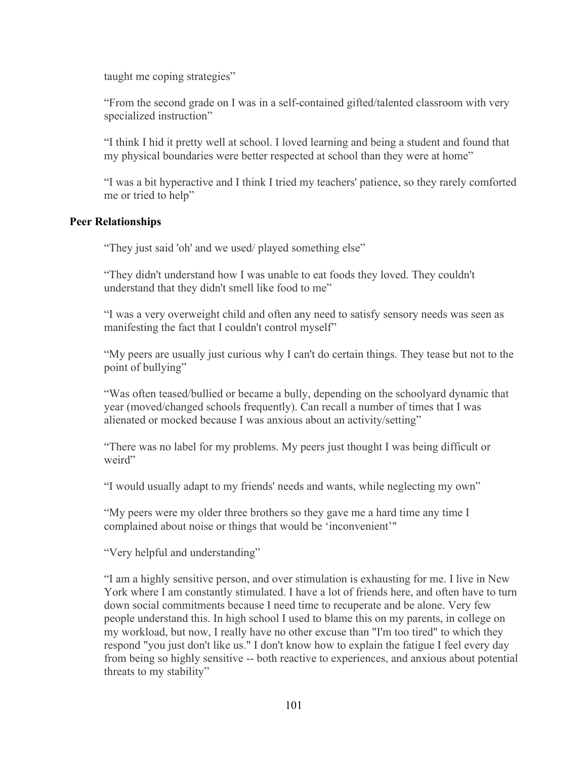taught me coping strategies"

"From the second grade on I was in a self-contained gifted/talented classroom with very specialized instruction"

"I think I hid it pretty well at school. I loved learning and being a student and found that my physical boundaries were better respected at school than they were at home"

"I was a bit hyperactive and I think I tried my teachers' patience, so they rarely comforted me or tried to help"

**Peer Relationships**

"They just said 'oh' and we used/ played something else"

"They didn't understand how I was unable to eat foods they loved. They couldn't understand that they didn't smell like food to me"

"I was a very overweight child and often any need to satisfy sensory needs was seen as manifesting the fact that I couldn't control myself"

"My peers are usually just curious why I can't do certain things. They tease but not to the point of bullying"

"Was often teased/bullied or became a bully, depending on the schoolyard dynamic that year (moved/changed schools frequently). Can recall a number of times that I was alienated or mocked because I was anxious about an activity/setting"

"There was no label for my problems. My peers just thought I was being difficult or weird"

"I would usually adapt to my friends' needs and wants, while neglecting my own"

"My peers were my older three brothers so they gave me a hard time any time I complained about noise or things that would be 'inconvenient'"

"Very helpful and understanding"

"I am a highly sensitive person, and over stimulation is exhausting for me. I live in New York where I am constantly stimulated. I have a lot of friends here, and often have to turn down social commitments because I need time to recuperate and be alone. Very few people understand this. In high school I used to blame this on my parents, in college on my workload, but now, I really have no other excuse than "I'm too tired" to which they respond "you just don't like us." I don't know how to explain the fatigue I feel every day from being so highly sensitive -- both reactive to experiences, and anxious about potential threats to my stability"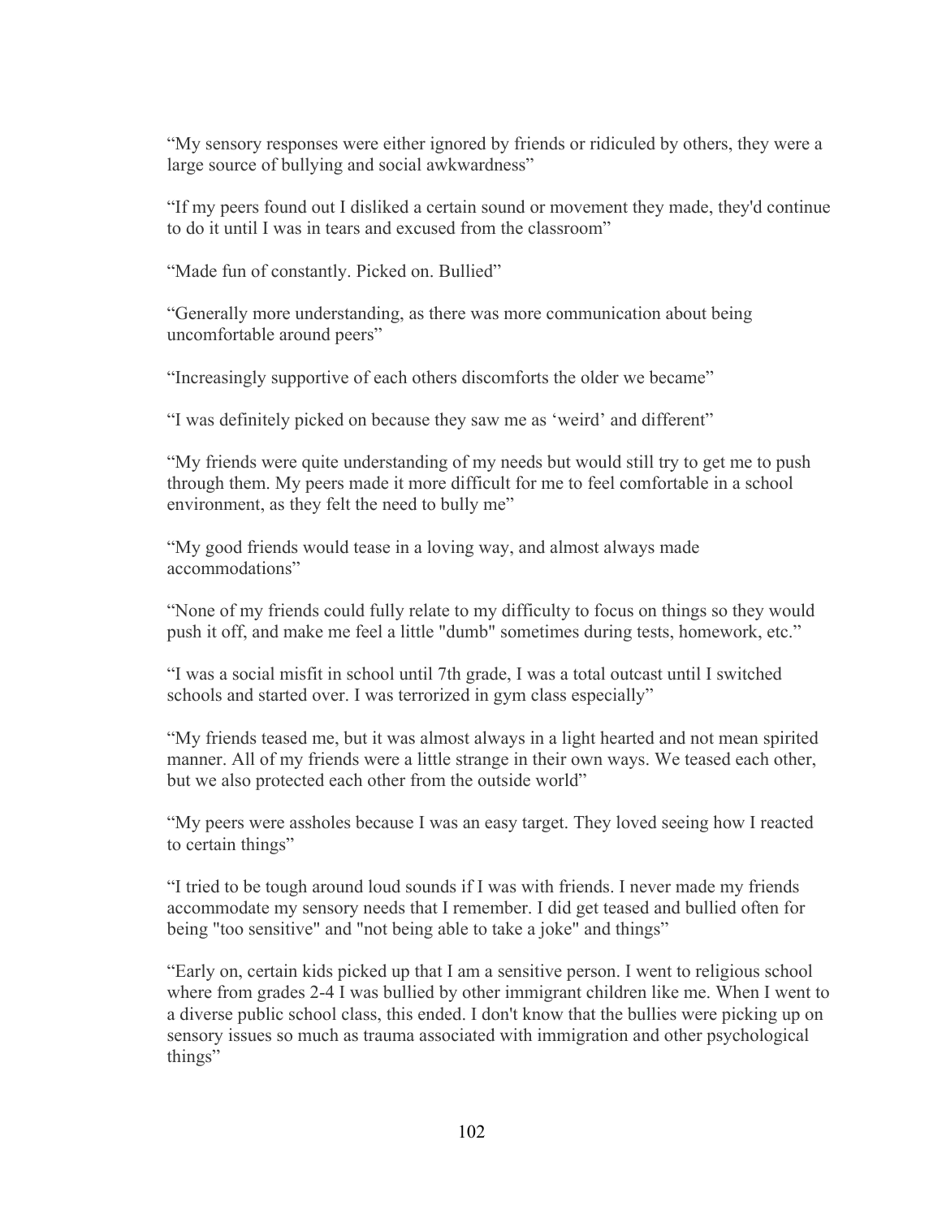"My sensory responses were either ignored by friends or ridiculed by others, they were a large source of bullying and social awkwardness"

"If my peers found out I disliked a certain sound or movement they made, they'd continue to do it until I was in tears and excused from the classroom"

"Made fun of constantly. Picked on. Bullied"

"Generally more understanding, as there was more communication about being uncomfortable around peers"

"Increasingly supportive of each others discomforts the older we became"

"I was definitely picked on because they saw me as 'weird' and different"

"My friends were quite understanding of my needs but would still try to get me to push through them. My peers made it more difficult for me to feel comfortable in a school environment, as they felt the need to bully me"

"My good friends would tease in a loving way, and almost always made accommodations"

"None of my friends could fully relate to my difficulty to focus on things so they would push it off, and make me feel a little "dumb" sometimes during tests, homework, etc."

"I was a social misfit in school until 7th grade, I was a total outcast until I switched schools and started over. I was terrorized in gym class especially"

"My friends teased me, but it was almost always in a light hearted and not mean spirited manner. All of my friends were a little strange in their own ways. We teased each other, but we also protected each other from the outside world"

"My peers were assholes because I was an easy target. They loved seeing how I reacted to certain things"

"I tried to be tough around loud sounds if I was with friends. I never made my friends accommodate my sensory needs that I remember. I did get teased and bullied often for being "too sensitive" and "not being able to take a joke" and things"

"Early on, certain kids picked up that I am a sensitive person. I went to religious school where from grades 2-4 I was bullied by other immigrant children like me. When I went to a diverse public school class, this ended. I don't know that the bullies were picking up on sensory issues so much as trauma associated with immigration and other psychological things"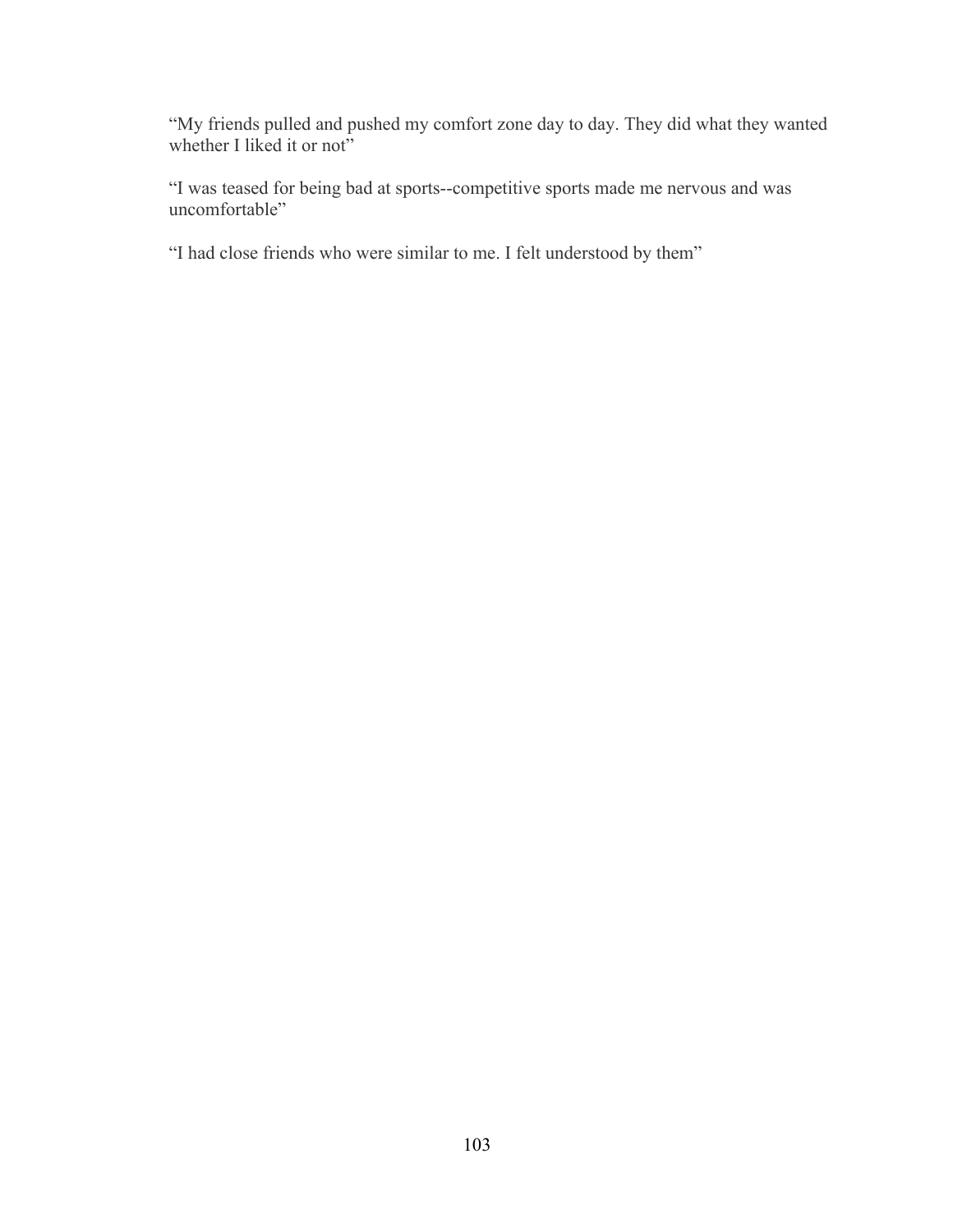“My friends pulled and pushed my comfort zone day to day. They did what they wanted whether I liked it or not”

“I was teased for being bad at sports--competitive sports made me nervous and was uncomfortable”

“I had close friends who were similar to me. I felt understood by them”